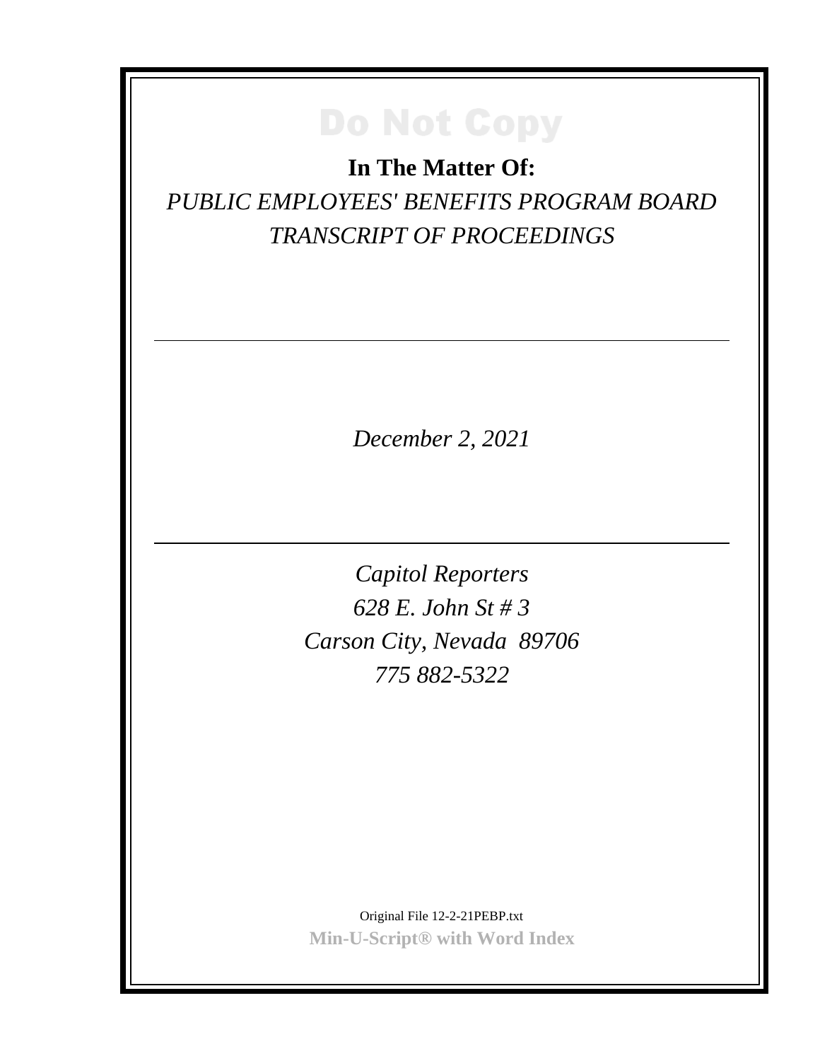Do Not Copy

**In The Matter Of:**

*PUBLIC EMPLOYEES' BENEFITS PROGRAM BOARD*

*TRANSCRIPT OF PROCEEDINGS*

---

*December 2, 2021*

---

*Capitol Reporters*

*628 E. John St # 3*

*Carson City, Nevada 89706*

*775 882-5322*

Original File 12-2-21PEBP.txt

**Min-U-Script® with Word Index**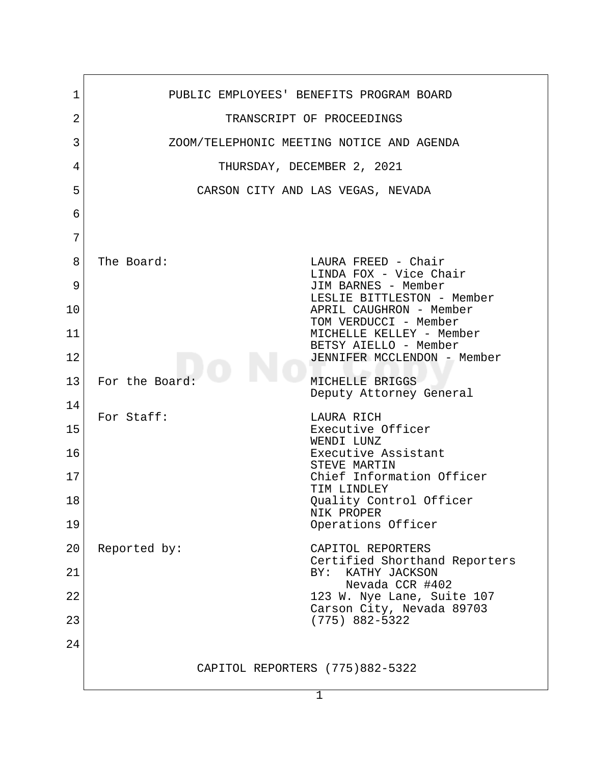PUBLIC EMPLOYEES' BENEFITS PROGRAM BOARD

TRANSCRIPT OF PROCEEDINGS

ZOOM/TELEPHONIC MEETING NOTICE AND AGENDA

THURSDAY, DECEMBER 2, 2021

CARSON CITY AND LAS VEGAS, NEVADA

| | |
|---|---|
| The Board: | LAURA FREED - Chair<br>LINDA FOX - Vice Chair<br>JIM BARNES - Member<br>LESLIE BITTLESTON - Member<br>APRIL CAUGHRON - Member<br>TOM VERDUCCI - Member<br>MICHELLE KELLEY - Member<br>BETSY AIELLO - Member<br>JENNIFER MCCLENDON - Member |
| For the Board: | MICHELLE BRIGGS<br>Deputy Attorney General |
| For Staff: | LAURA RICH<br>Executive Officer<br>WENDI LUNZ<br>Executive Assistant<br>STEVE MARTIN<br>Chief Information Officer<br>TIM LINDLEY<br>Quality Control Officer<br>NIK PROPER<br>Operations Officer |
| Reported by: | CAPITOL REPORTERS<br>Certified Shorthand Reporters<br>BY: KATHY JACKSON<br>Nevada CCR #402<br>123 W. Nye Lane, Suite 107<br>Carson City, Nevada 89703<br>(775) 882-5322 |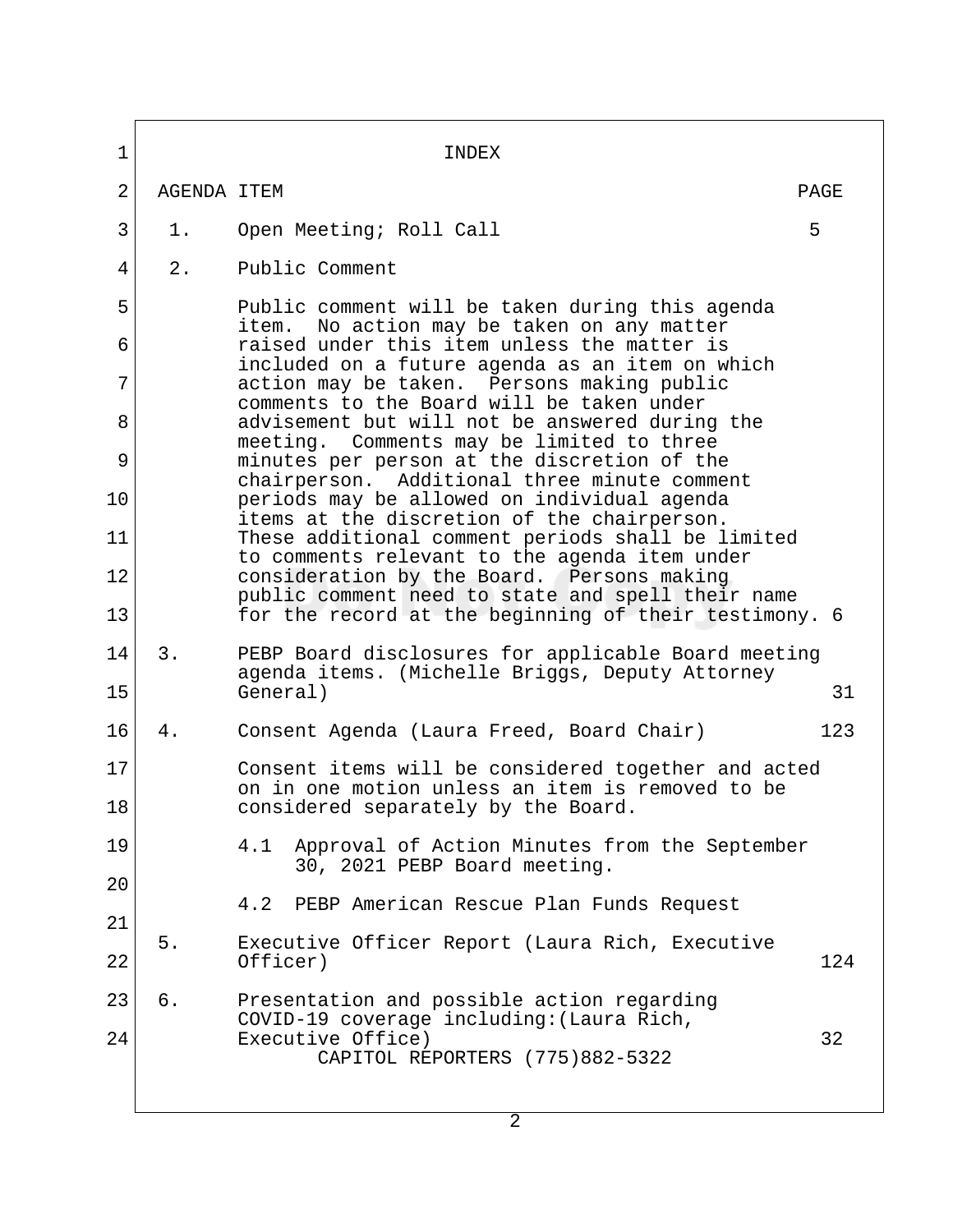# INDEX

| AGENDA ITEM | | PAGE |
|---|---|---|
| 1. | Open Meeting; Roll Call | 5 |
| 2. | Public Comment<br><br>Public comment will be taken during this agenda item. No action may be taken on any matter raised under this item unless the matter is included on a future agenda as an item on which action may be taken. Persons making public comments to the Board will be taken under advisement but will not be answered during the meeting. Comments may be limited to three minutes per person at the discretion of the chairperson. Additional three minute comment periods may be allowed on individual agenda items at the discretion of the chairperson. These additional comment periods shall be limited to comments relevant to the agenda item under consideration by the Board. Persons making public comment need to state and spell their name for the record at the beginning of their testimony. | 6 |
| 3. | PEBP Board disclosures for applicable Board meeting agenda items. (Michelle Briggs, Deputy Attorney General) | 31 |
| 4. | Consent Agenda (Laura Freed, Board Chair)<br><br>Consent items will be considered together and acted on in one motion unless an item is removed to be considered separately by the Board.<br><br>4.1 Approval of Action Minutes from the September 30, 2021 PEBP Board meeting.<br><br>4.2 PEBP American Rescue Plan Funds Request | 123 |
| 5. | Executive Officer Report (Laura Rich, Executive Officer) | 124 |
| 6. | Presentation and possible action regarding COVID-19 coverage including:(Laura Rich, Executive Office) | 32 |

CAPITOL REPORTERS (775)882-5322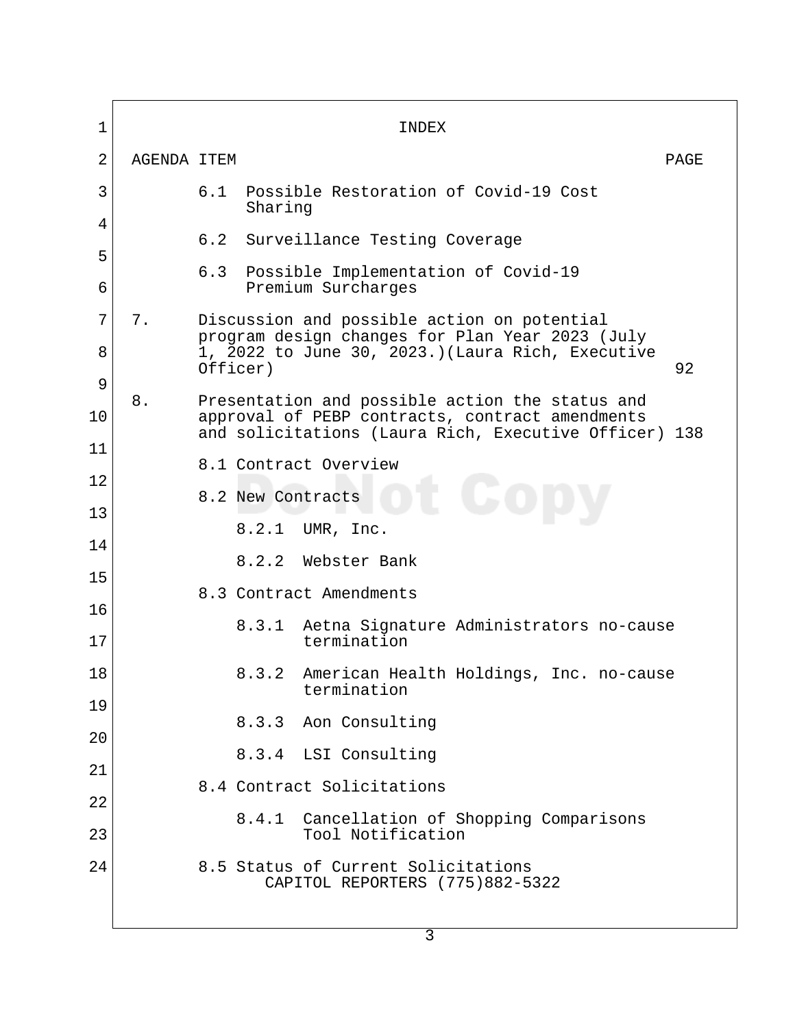# INDEX

| AGENDA ITEM | PAGE |
|---|---|
| 6.1 Possible Restoration of Covid-19 Cost Sharing | |
| 6.2 Surveillance Testing Coverage | |
| 6.3 Possible Implementation of Covid-19 Premium Surcharges | |
| 7. Discussion and possible action on potential program design changes for Plan Year 2023 (July 1, 2022 to June 30, 2023.)(Laura Rich, Executive Officer) | 92 |
| 8. Presentation and possible action the status and approval of PEBP contracts, contract amendments and solicitations (Laura Rich, Executive Officer) | 138 |
| 8.1 Contract Overview | |
| 8.2 New Contracts | |
| 8.2.1 UMR, Inc. | |
| 8.2.2 Webster Bank | |
| 8.3 Contract Amendments | |
| 8.3.1 Aetna Signature Administrators no-cause termination | |
| 8.3.2 American Health Holdings, Inc. no-cause termination | |
| 8.3.3 Aon Consulting | |
| 8.3.4 LSI Consulting | |
| 8.4 Contract Solicitations | |
| 8.4.1 Cancellation of Shopping Comparisons Tool Notification | |
| 8.5 Status of Current Solicitations | |

CAPITOL REPORTERS (775)882-5322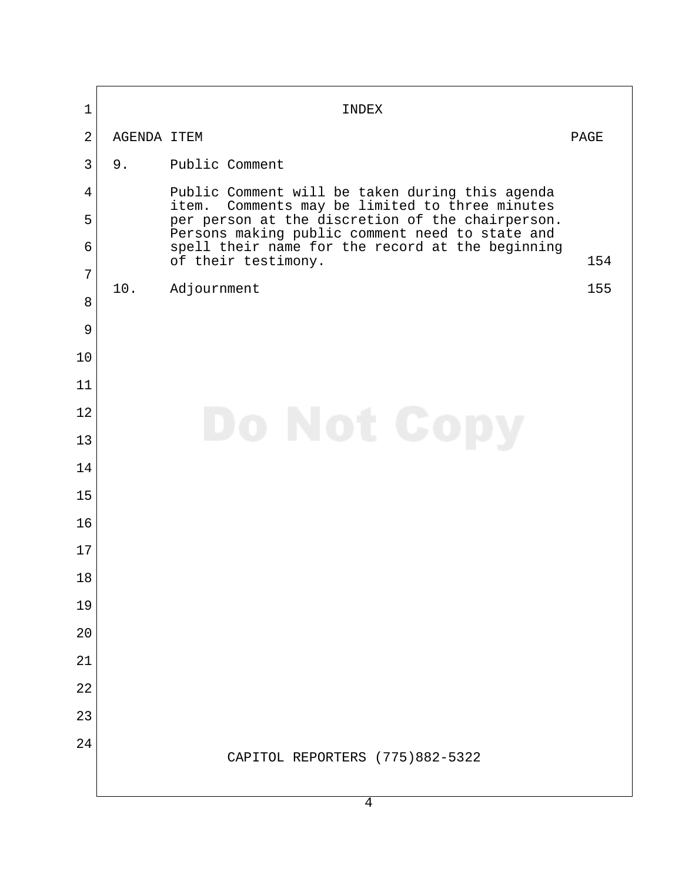# INDEX

| AGENDA ITEM | | PAGE |
|---|---|---|
| 9. | Public Comment | |
| | Public Comment will be taken during this agenda item. Comments may be limited to three minutes per person at the discretion of the chairperson. Persons making public comment need to state and spell their name for the record at the beginning of their testimony. | 154 |
| 10. | Adjournment | 155 |

CAPITOL REPORTERS (775)882-5322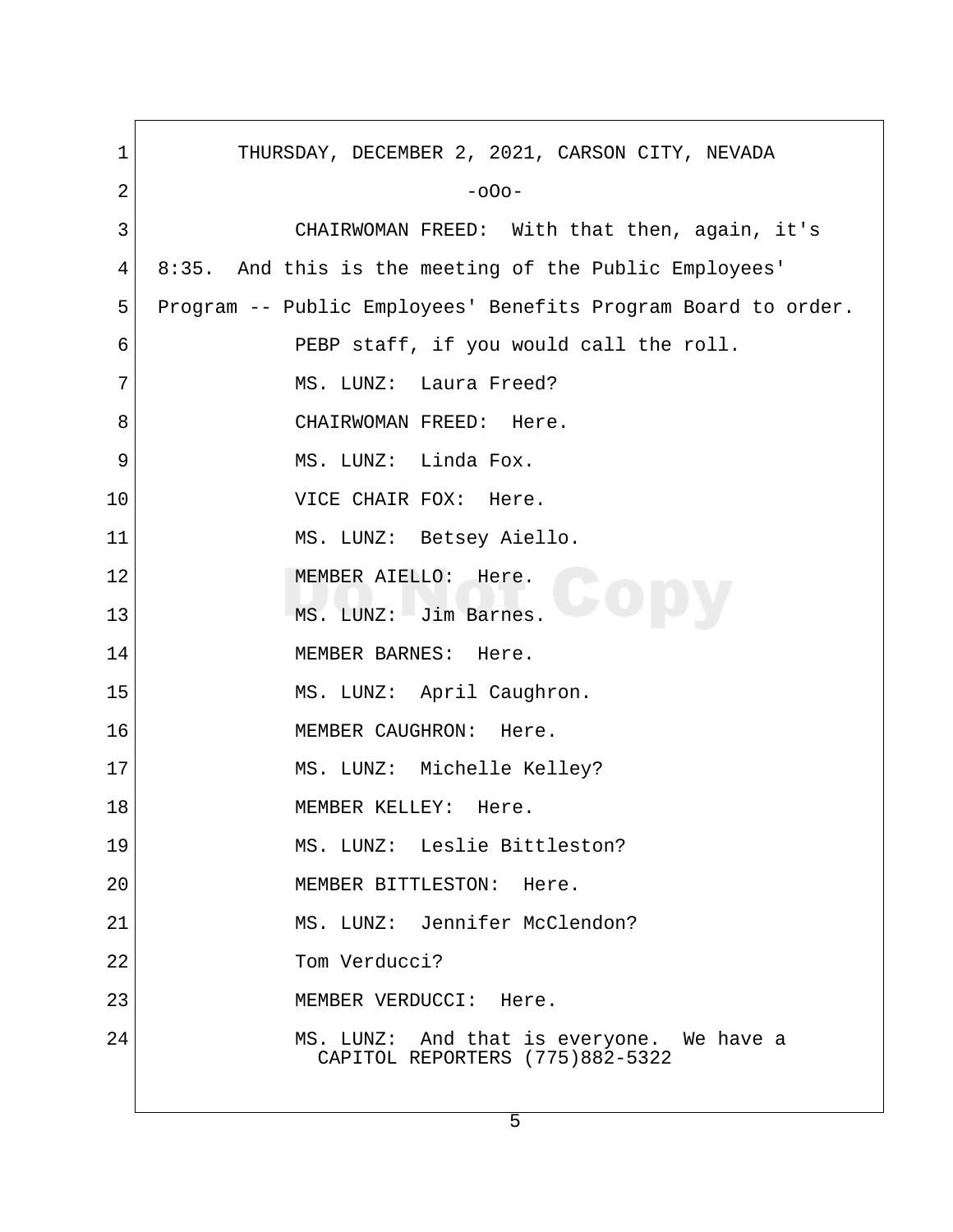THURSDAY, DECEMBER 2, 2021, CARSON CITY, NEVADA

-oOo-

CHAIRWOMAN FREED: With that then, again, it's 8:35. And this is the meeting of the Public Employees' Program -- Public Employees' Benefits Program Board to order.

PEBP staff, if you would call the roll.

MS. LUNZ: Laura Freed?

CHAIRWOMAN FREED: Here.

MS. LUNZ: Linda Fox.

VICE CHAIR FOX: Here.

MS. LUNZ: Betsey Aiello.

MEMBER AIELLO: Here.

MS. LUNZ: Jim Barnes.

MEMBER BARNES: Here.

MS. LUNZ: April Caughron.

MEMBER CAUGHRON: Here.

MS. LUNZ: Michelle Kelley?

MEMBER KELLEY: Here.

MS. LUNZ: Leslie Bittleston?

MEMBER BITTLESTON: Here.

MS. LUNZ: Jennifer McClendon?

Tom Verducci?

MEMBER VERDUCCI: Here.

MS. LUNZ: And that is everyone. We have a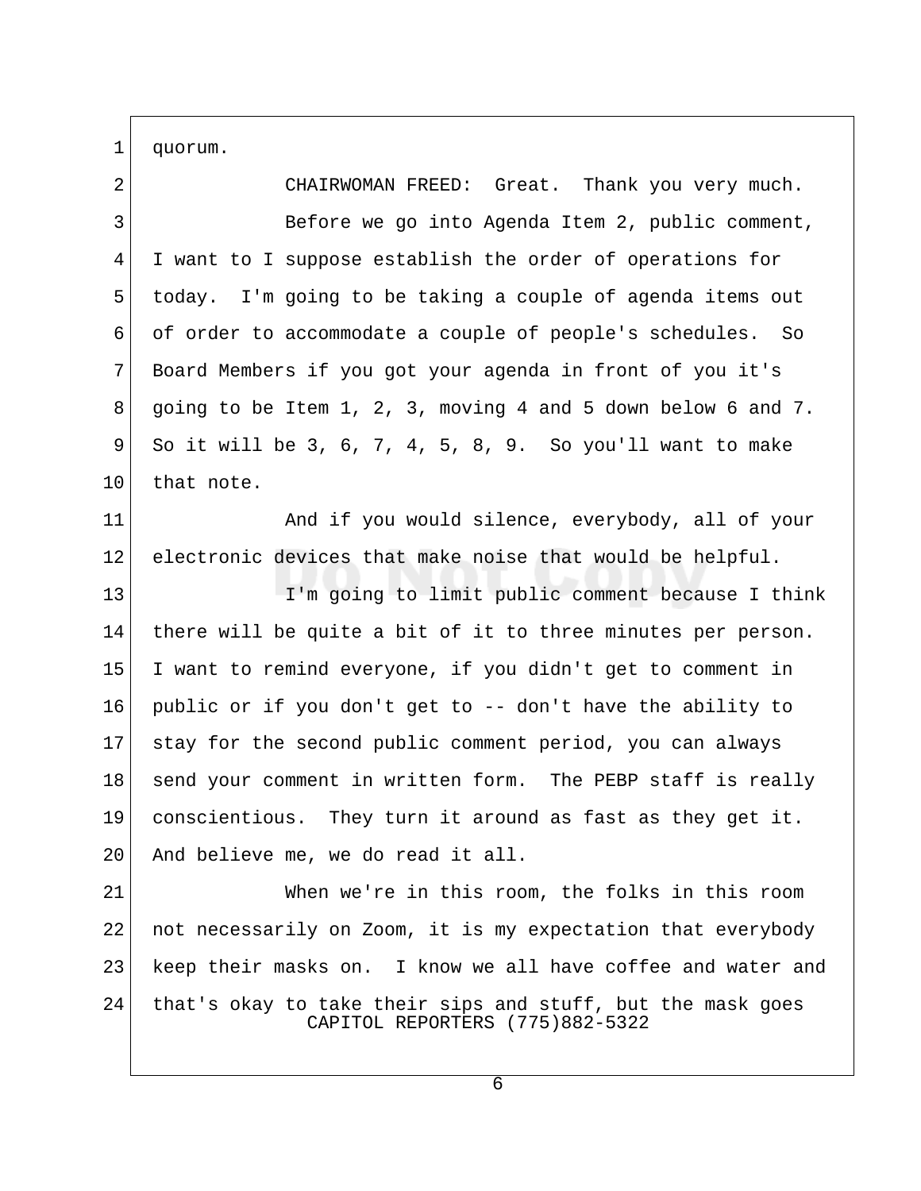quorum.

CHAIRWOMAN FREED: Great. Thank you very much.

Before we go into Agenda Item 2, public comment, I want to I suppose establish the order of operations for today. I'm going to be taking a couple of agenda items out of order to accommodate a couple of people's schedules. So Board Members if you got your agenda in front of you it's going to be Item 1, 2, 3, moving 4 and 5 down below 6 and 7. So it will be 3, 6, 7, 4, 5, 8, 9. So you'll want to make that note.

And if you would silence, everybody, all of your electronic devices that make noise that would be helpful.

I'm going to limit public comment because I think there will be quite a bit of it to three minutes per person. I want to remind everyone, if you didn't get to comment in public or if you don't get to -- don't have the ability to stay for the second public comment period, you can always send your comment in written form. The PEBP staff is really conscientious. They turn it around as fast as they get it. And believe me, we do read it all.

When we're in this room, the folks in this room not necessarily on Zoom, it is my expectation that everybody keep their masks on. I know we all have coffee and water and that's okay to take their sips and stuff, but the mask goes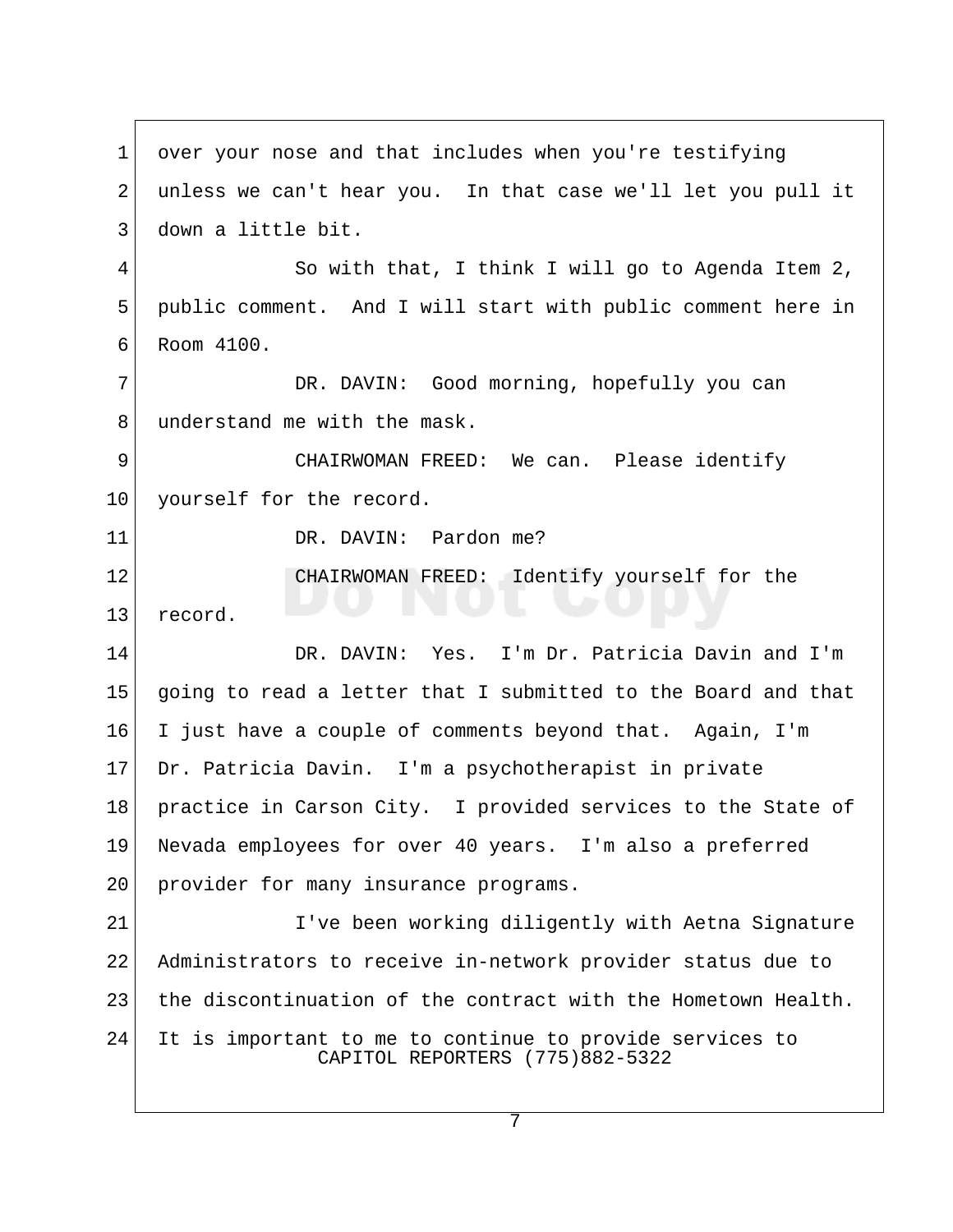over your nose and that includes when you're testifying unless we can't hear you. In that case we'll let you pull it down a little bit.

So with that, I think I will go to Agenda Item 2, public comment. And I will start with public comment here in Room 4100.

DR. DAVIN: Good morning, hopefully you can understand me with the mask.

CHAIRWOMAN FREED: We can. Please identify yourself for the record.

DR. DAVIN: Pardon me?

CHAIRWOMAN FREED: Identify yourself for the record.

DR. DAVIN: Yes. I'm Dr. Patricia Davin and I'm going to read a letter that I submitted to the Board and that I just have a couple of comments beyond that. Again, I'm Dr. Patricia Davin. I'm a psychotherapist in private practice in Carson City. I provided services to the State of Nevada employees for over 40 years. I'm also a preferred provider for many insurance programs.

I've been working diligently with Aetna Signature Administrators to receive in-network provider status due to the discontinuation of the contract with the Hometown Health. It is important to me to continue to provide services to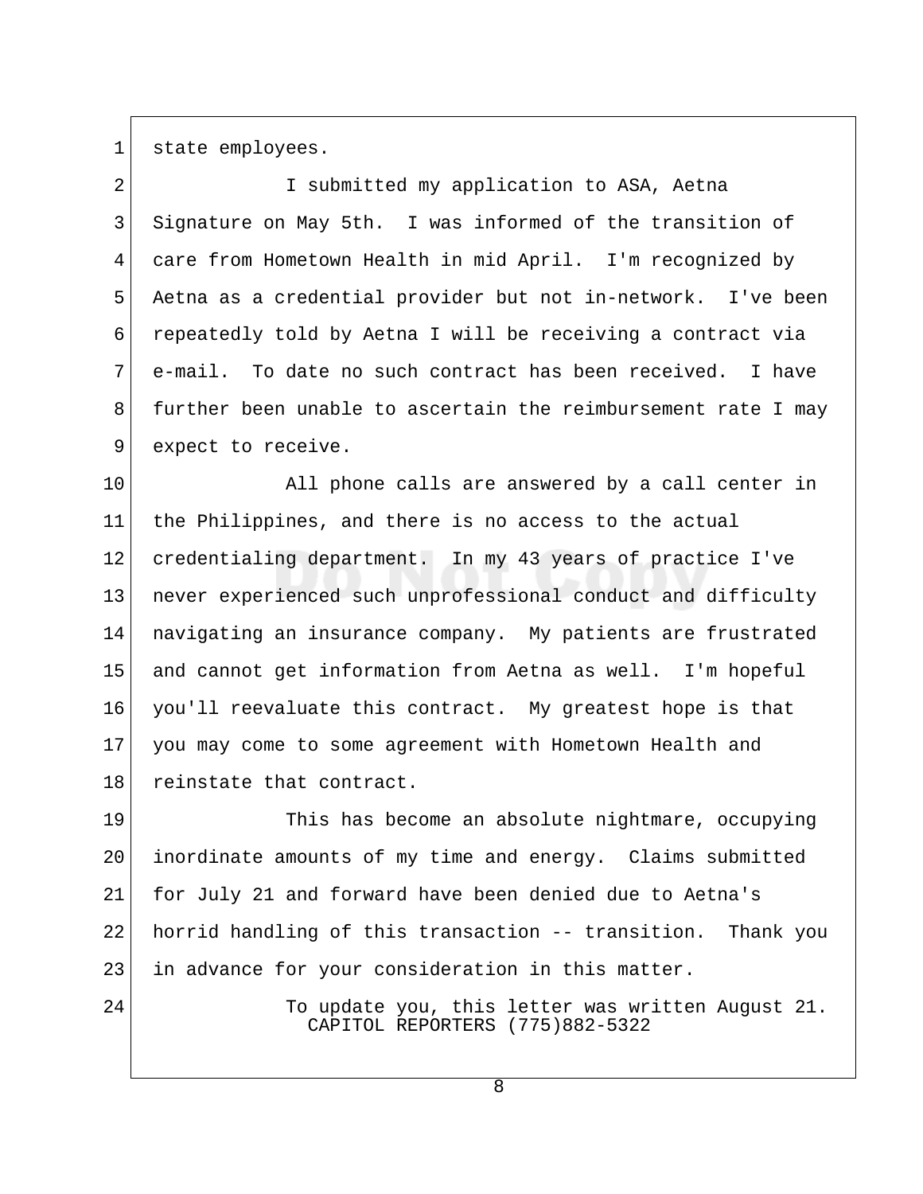state employees.

I submitted my application to ASA, Aetna Signature on May 5th. I was informed of the transition of care from Hometown Health in mid April. I'm recognized by Aetna as a credential provider but not in-network. I've been repeatedly told by Aetna I will be receiving a contract via e-mail. To date no such contract has been received. I have further been unable to ascertain the reimbursement rate I may expect to receive.

All phone calls are answered by a call center in the Philippines, and there is no access to the actual credentialing department. In my 43 years of practice I've never experienced such unprofessional conduct and difficulty navigating an insurance company. My patients are frustrated and cannot get information from Aetna as well. I'm hopeful you'll reevaluate this contract. My greatest hope is that you may come to some agreement with Hometown Health and reinstate that contract.

This has become an absolute nightmare, occupying inordinate amounts of my time and energy. Claims submitted for July 21 and forward have been denied due to Aetna's horrid handling of this transaction -- transition. Thank you in advance for your consideration in this matter.

To update you, this letter was written August 21.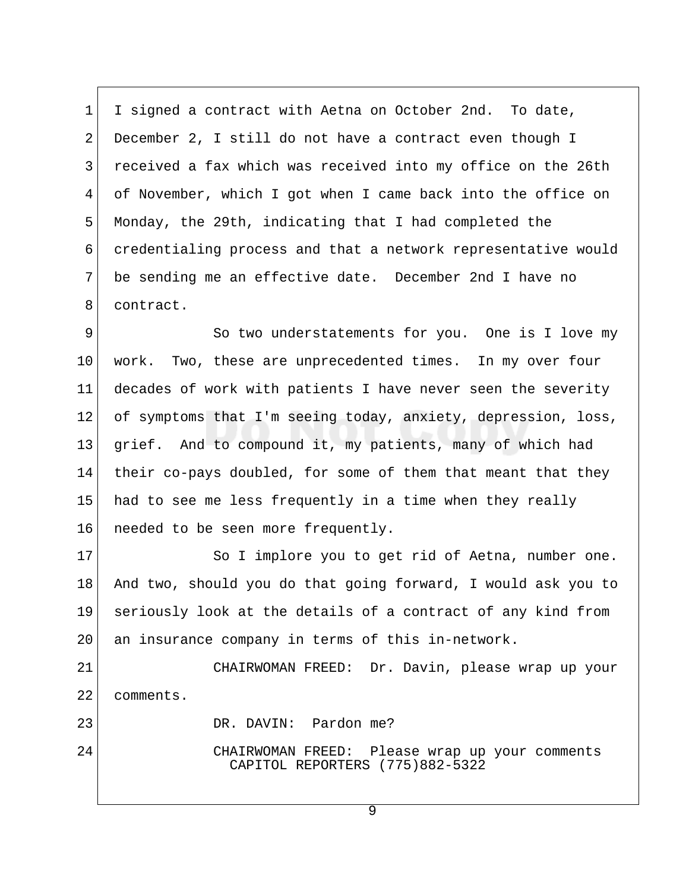I signed a contract with Aetna on October 2nd. To date, December 2, I still do not have a contract even though I received a fax which was received into my office on the 26th of November, which I got when I came back into the office on Monday, the 29th, indicating that I had completed the credentialing process and that a network representative would be sending me an effective date. December 2nd I have no contract.

So two understatements for you. One is I love my work. Two, these are unprecedented times. In my over four decades of work with patients I have never seen the severity of symptoms that I'm seeing today, anxiety, depression, loss, grief. And to compound it, my patients, many of which had their co-pays doubled, for some of them that meant that they had to see me less frequently in a time when they really needed to be seen more frequently.

So I implore you to get rid of Aetna, number one. And two, should you do that going forward, I would ask you to seriously look at the details of a contract of any kind from an insurance company in terms of this in-network.

CHAIRWOMAN FREED: Dr. Davin, please wrap up your comments.

DR. DAVIN: Pardon me?

CHAIRWOMAN FREED: Please wrap up your comments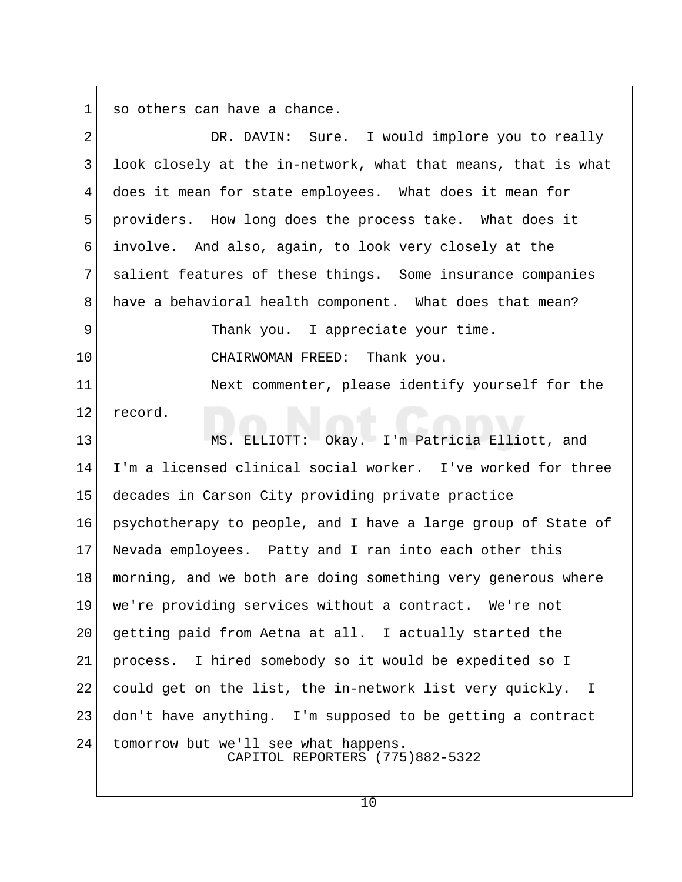so others can have a chance.

DR. DAVIN: Sure. I would implore you to really look closely at the in-network, what that means, that is what does it mean for state employees. What does it mean for providers. How long does the process take. What does it involve. And also, again, to look very closely at the salient features of these things. Some insurance companies have a behavioral health component. What does that mean?

Thank you. I appreciate your time.

CHAIRWOMAN FREED: Thank you.

Next commenter, please identify yourself for the record.

MS. ELLIOTT: Okay. I'm Patricia Elliott, and I'm a licensed clinical social worker. I've worked for three decades in Carson City providing private practice psychotherapy to people, and I have a large group of State of Nevada employees. Patty and I ran into each other this morning, and we both are doing something very generous where we're providing services without a contract. We're not getting paid from Aetna at all. I actually started the process. I hired somebody so it would be expedited so I could get on the list, the in-network list very quickly. I don't have anything. I'm supposed to be getting a contract tomorrow but we'll see what happens.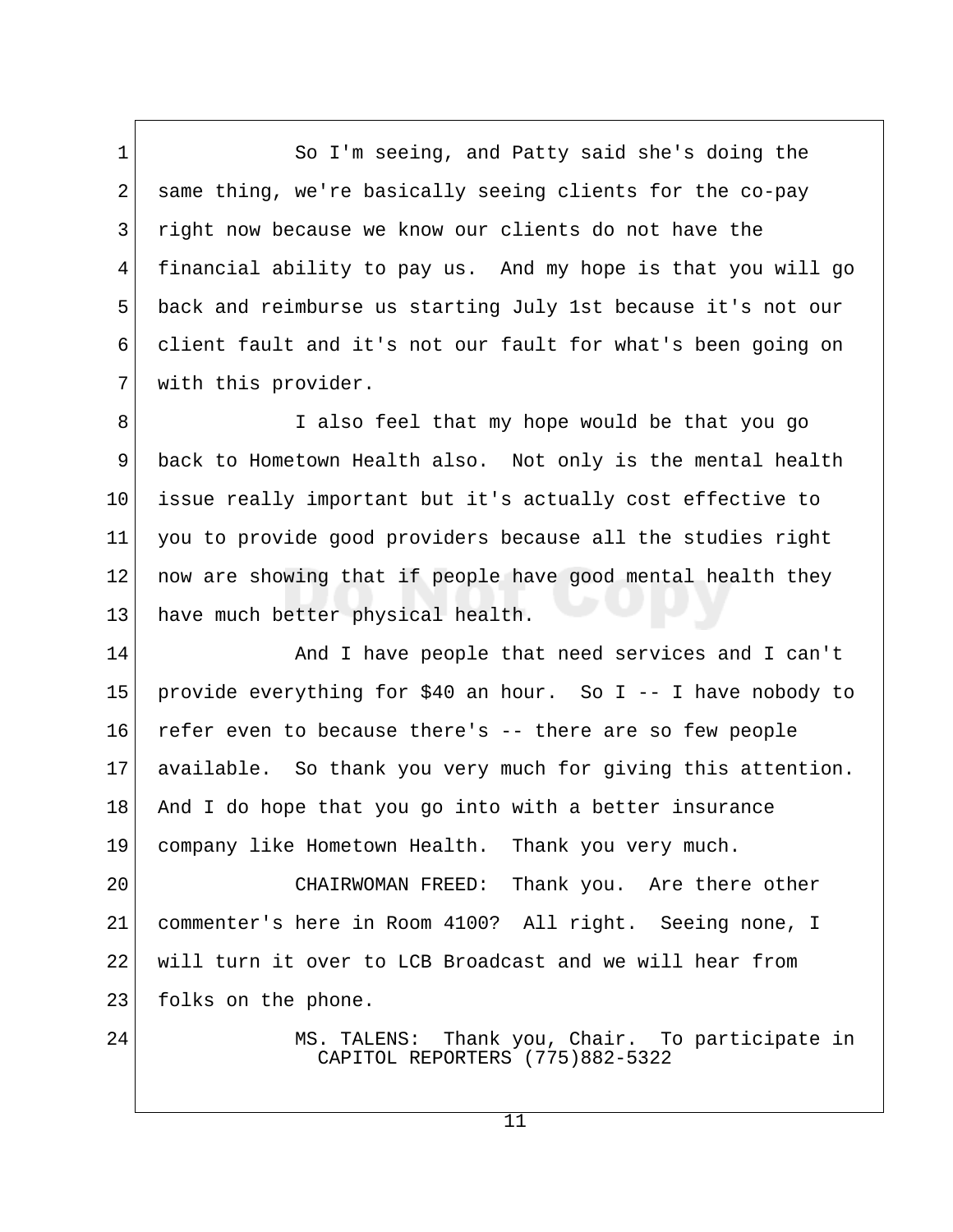So I'm seeing, and Patty said she's doing the same thing, we're basically seeing clients for the co-pay right now because we know our clients do not have the financial ability to pay us. And my hope is that you will go back and reimburse us starting July 1st because it's not our client fault and it's not our fault for what's been going on with this provider.

I also feel that my hope would be that you go back to Hometown Health also. Not only is the mental health issue really important but it's actually cost effective to you to provide good providers because all the studies right now are showing that if people have good mental health they have much better physical health.

And I have people that need services and I can't provide everything for $40 an hour. So I -- I have nobody to refer even to because there's -- there are so few people available. So thank you very much for giving this attention. And I do hope that you go into with a better insurance company like Hometown Health. Thank you very much.

CHAIRWOMAN FREED: Thank you. Are there other commenter's here in Room 4100? All right. Seeing none, I will turn it over to LCB Broadcast and we will hear from folks on the phone.

MS. TALENS: Thank you, Chair. To participate in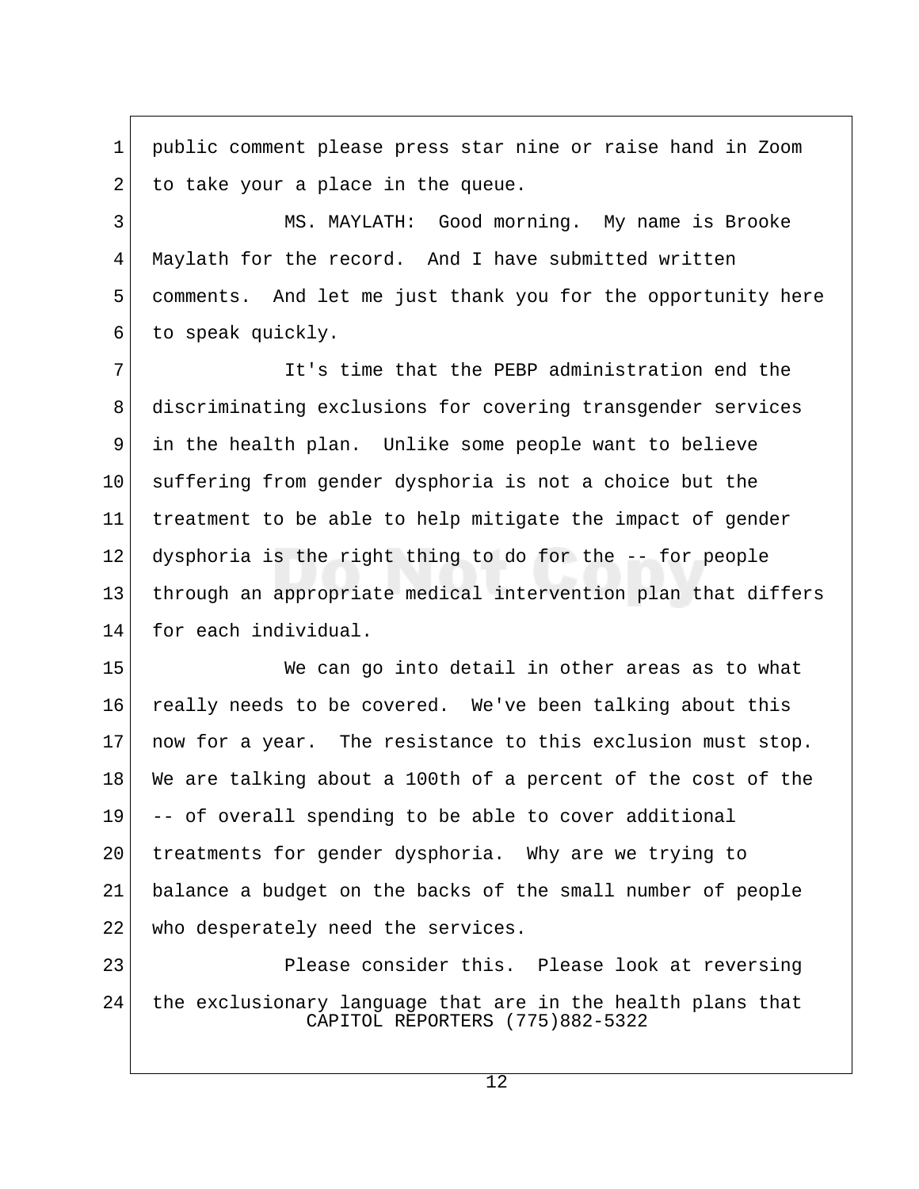public comment please press star nine or raise hand in Zoom to take your a place in the queue.

MS. MAYLATH: Good morning. My name is Brooke Maylath for the record. And I have submitted written comments. And let me just thank you for the opportunity here to speak quickly.

It's time that the PEBP administration end the discriminating exclusions for covering transgender services in the health plan. Unlike some people want to believe suffering from gender dysphoria is not a choice but the treatment to be able to help mitigate the impact of gender dysphoria is the right thing to do for the -- for people through an appropriate medical intervention plan that differs for each individual.

We can go into detail in other areas as to what really needs to be covered. We've been talking about this now for a year. The resistance to this exclusion must stop. We are talking about a 100th of a percent of the cost of the -- of overall spending to be able to cover additional treatments for gender dysphoria. Why are we trying to balance a budget on the backs of the small number of people who desperately need the services.

Please consider this. Please look at reversing the exclusionary language that are in the health plans that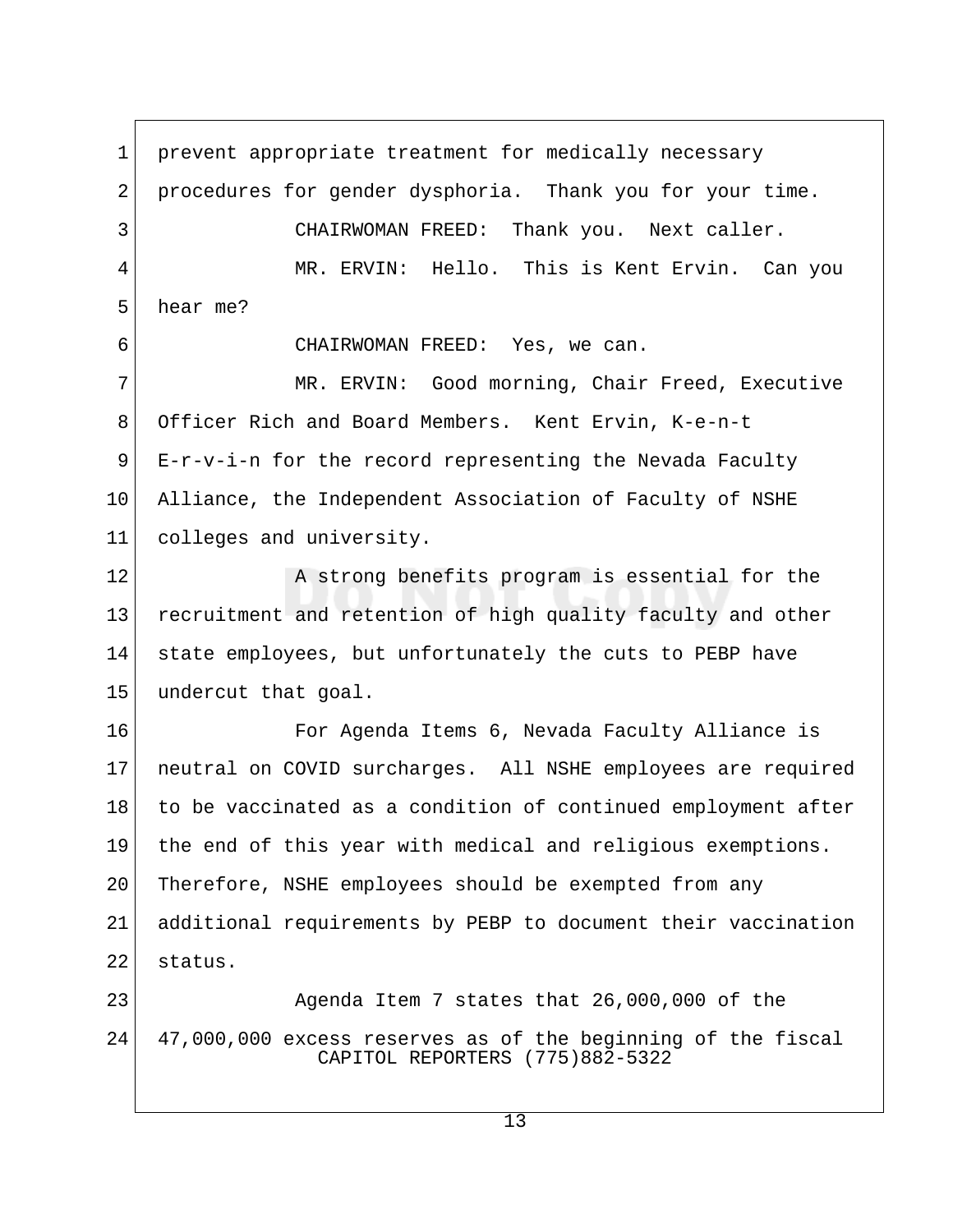prevent appropriate treatment for medically necessary procedures for gender dysphoria. Thank you for your time.

CHAIRWOMAN FREED: Thank you. Next caller.

MR. ERVIN: Hello. This is Kent Ervin. Can you hear me?

CHAIRWOMAN FREED: Yes, we can.

MR. ERVIN: Good morning, Chair Freed, Executive Officer Rich and Board Members. Kent Ervin, K-e-n-t E-r-v-i-n for the record representing the Nevada Faculty Alliance, the Independent Association of Faculty of NSHE colleges and university.

A strong benefits program is essential for the recruitment and retention of high quality faculty and other state employees, but unfortunately the cuts to PEBP have undercut that goal.

For Agenda Items 6, Nevada Faculty Alliance is neutral on COVID surcharges. All NSHE employees are required to be vaccinated as a condition of continued employment after the end of this year with medical and religious exemptions. Therefore, NSHE employees should be exempted from any additional requirements by PEBP to document their vaccination status.

Agenda Item 7 states that 26,000,000 of the 47,000,000 excess reserves as of the beginning of the fiscal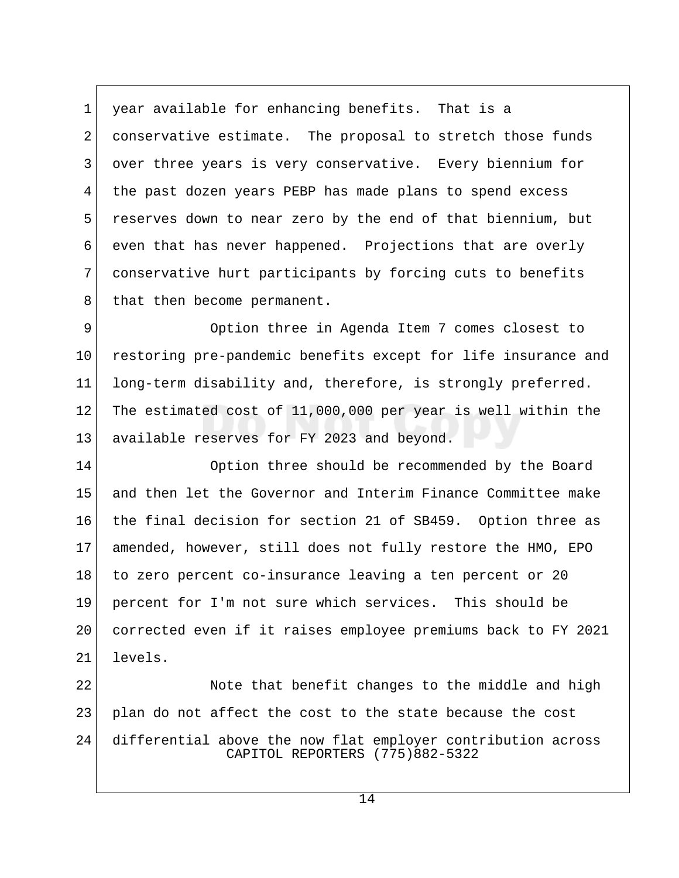year available for enhancing benefits. That is a conservative estimate. The proposal to stretch those funds over three years is very conservative. Every biennium for the past dozen years PEBP has made plans to spend excess reserves down to near zero by the end of that biennium, but even that has never happened. Projections that are overly conservative hurt participants by forcing cuts to benefits that then become permanent.

Option three in Agenda Item 7 comes closest to restoring pre-pandemic benefits except for life insurance and long-term disability and, therefore, is strongly preferred. The estimated cost of 11,000,000 per year is well within the available reserves for FY 2023 and beyond.

Option three should be recommended by the Board and then let the Governor and Interim Finance Committee make the final decision for section 21 of SB459. Option three as amended, however, still does not fully restore the HMO, EPO to zero percent co-insurance leaving a ten percent or 20 percent for I'm not sure which services. This should be corrected even if it raises employee premiums back to FY 2021 levels.

Note that benefit changes to the middle and high plan do not affect the cost to the state because the cost differential above the now flat employer contribution across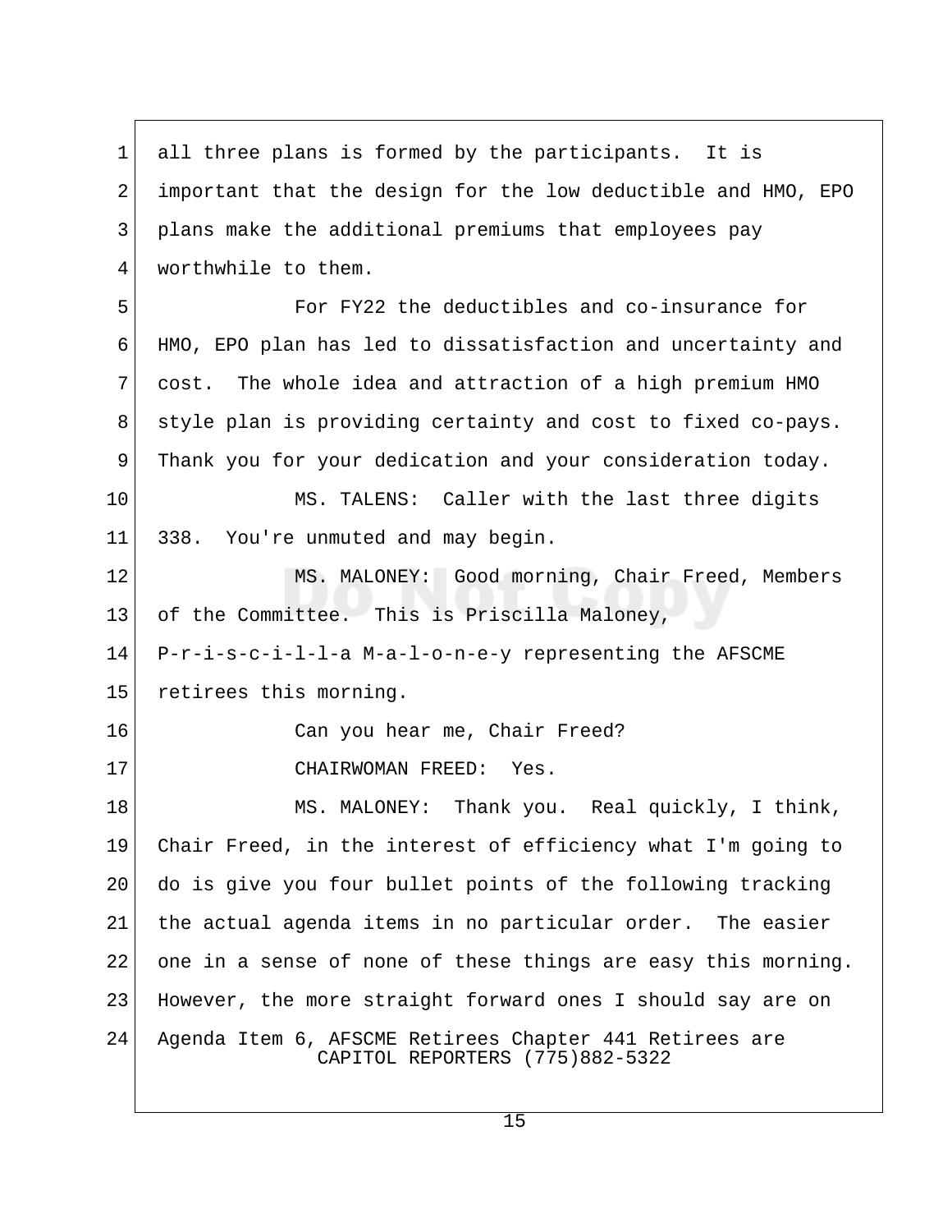all three plans is formed by the participants. It is important that the design for the low deductible and HMO, EPO plans make the additional premiums that employees pay worthwhile to them.

For FY22 the deductibles and co-insurance for HMO, EPO plan has led to dissatisfaction and uncertainty and cost. The whole idea and attraction of a high premium HMO style plan is providing certainty and cost to fixed co-pays. Thank you for your dedication and your consideration today.

MS. TALENS: Caller with the last three digits 338. You're unmuted and may begin.

MS. MALONEY: Good morning, Chair Freed, Members of the Committee. This is Priscilla Maloney, P-r-i-s-c-i-l-l-a M-a-l-o-n-e-y representing the AFSCME retirees this morning.

Can you hear me, Chair Freed?

CHAIRWOMAN FREED: Yes.

MS. MALONEY: Thank you. Real quickly, I think, Chair Freed, in the interest of efficiency what I'm going to do is give you four bullet points of the following tracking the actual agenda items in no particular order. The easier one in a sense of none of these things are easy this morning. However, the more straight forward ones I should say are on Agenda Item 6, AFSCME Retirees Chapter 441 Retirees are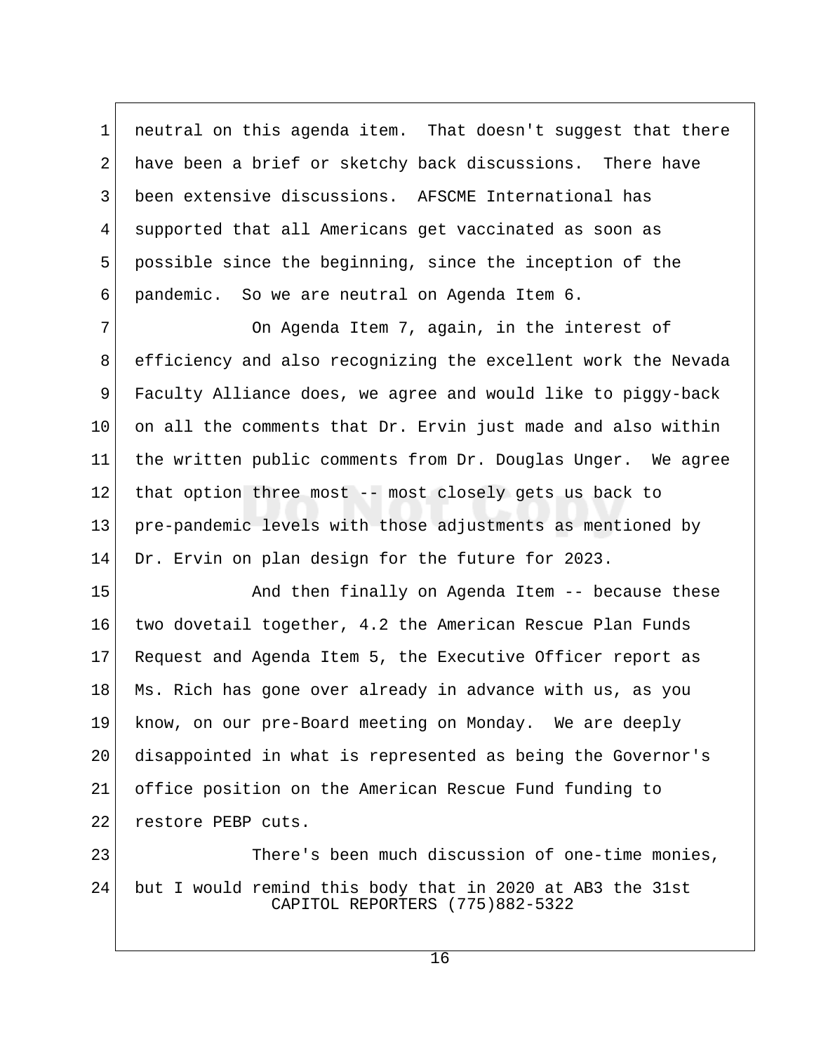neutral on this agenda item. That doesn't suggest that there have been a brief or sketchy back discussions. There have been extensive discussions. AFSCME International has supported that all Americans get vaccinated as soon as possible since the beginning, since the inception of the pandemic. So we are neutral on Agenda Item 6.

On Agenda Item 7, again, in the interest of efficiency and also recognizing the excellent work the Nevada Faculty Alliance does, we agree and would like to piggy-back on all the comments that Dr. Ervin just made and also within the written public comments from Dr. Douglas Unger. We agree that option three most -- most closely gets us back to pre-pandemic levels with those adjustments as mentioned by Dr. Ervin on plan design for the future for 2023.

And then finally on Agenda Item -- because these two dovetail together, 4.2 the American Rescue Plan Funds Request and Agenda Item 5, the Executive Officer report as Ms. Rich has gone over already in advance with us, as you know, on our pre-Board meeting on Monday. We are deeply disappointed in what is represented as being the Governor's office position on the American Rescue Fund funding to restore PEBP cuts.

There's been much discussion of one-time monies, but I would remind this body that in 2020 at AB3 the 31st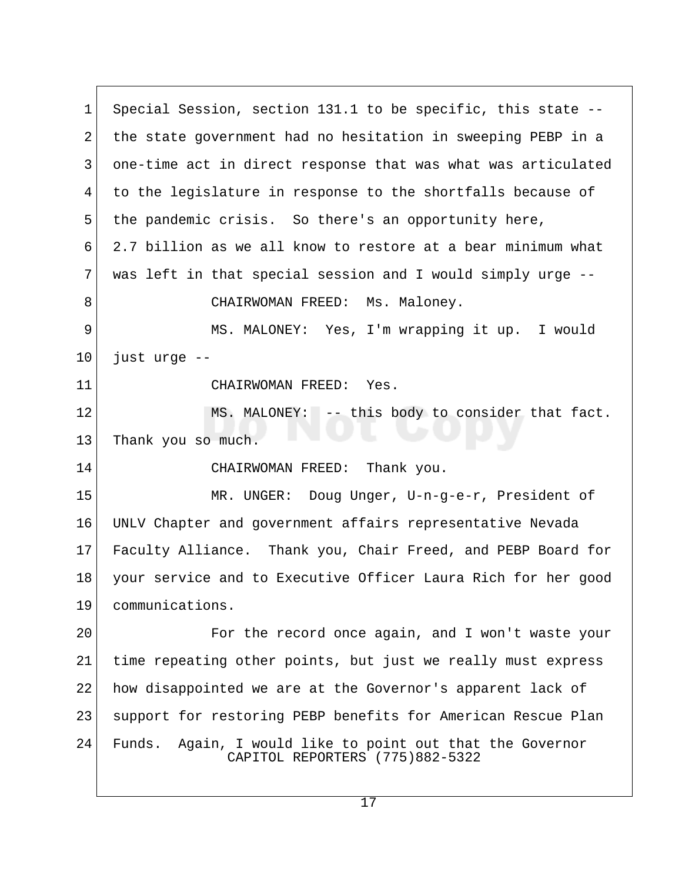Special Session, section 131.1 to be specific, this state -- the state government had no hesitation in sweeping PEBP in a one-time act in direct response that was what was articulated to the legislature in response to the shortfalls because of the pandemic crisis. So there's an opportunity here, 2.7 billion as we all know to restore at a bear minimum what was left in that special session and I would simply urge --

CHAIRWOMAN FREED: Ms. Maloney.

MS. MALONEY: Yes, I'm wrapping it up. I would just urge --

CHAIRWOMAN FREED: Yes.

MS. MALONEY: -- this body to consider that fact. Thank you so much.

CHAIRWOMAN FREED: Thank you.

MR. UNGER: Doug Unger, U-n-g-e-r, President of UNLV Chapter and government affairs representative Nevada Faculty Alliance. Thank you, Chair Freed, and PEBP Board for your service and to Executive Officer Laura Rich for her good communications.

For the record once again, and I won't waste your time repeating other points, but just we really must express how disappointed we are at the Governor's apparent lack of support for restoring PEBP benefits for American Rescue Plan Funds. Again, I would like to point out that the Governor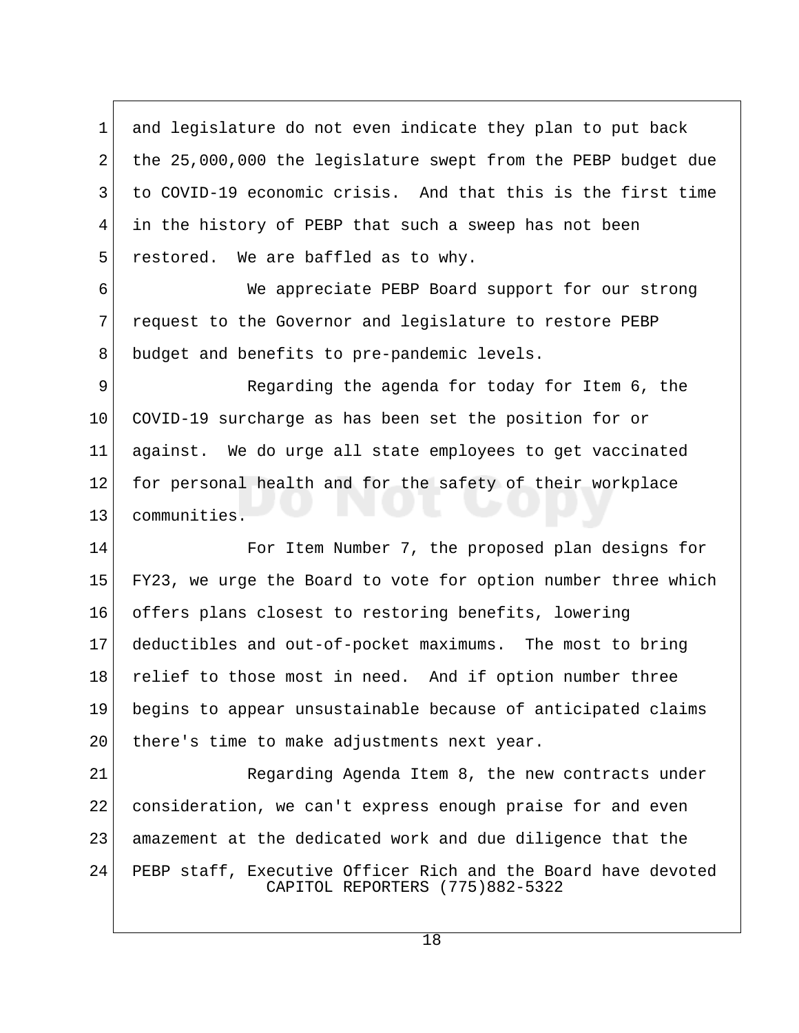and legislature do not even indicate they plan to put back the 25,000,000 the legislature swept from the PEBP budget due to COVID-19 economic crisis. And that this is the first time in the history of PEBP that such a sweep has not been restored. We are baffled as to why.

We appreciate PEBP Board support for our strong request to the Governor and legislature to restore PEBP budget and benefits to pre-pandemic levels.

Regarding the agenda for today for Item 6, the COVID-19 surcharge as has been set the position for or against. We do urge all state employees to get vaccinated for personal health and for the safety of their workplace communities.

For Item Number 7, the proposed plan designs for FY23, we urge the Board to vote for option number three which offers plans closest to restoring benefits, lowering deductibles and out-of-pocket maximums. The most to bring relief to those most in need. And if option number three begins to appear unsustainable because of anticipated claims there's time to make adjustments next year.

Regarding Agenda Item 8, the new contracts under consideration, we can't express enough praise for and even amazement at the dedicated work and due diligence that the PEBP staff, Executive Officer Rich and the Board have devoted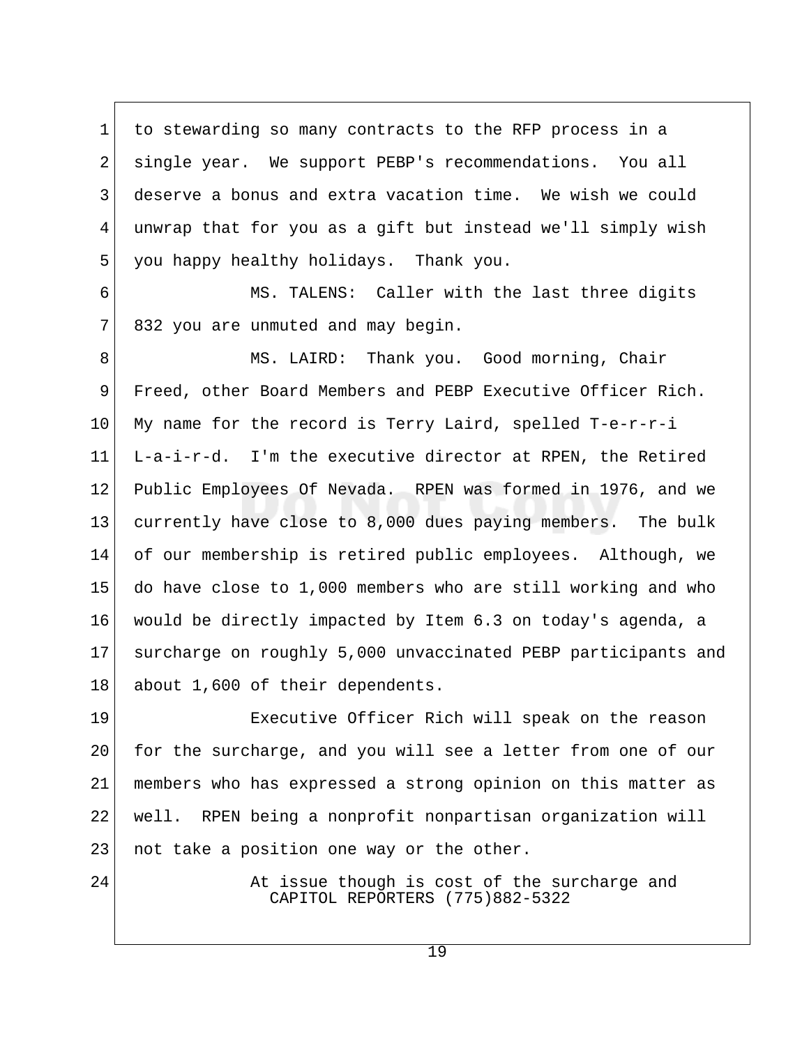to stewarding so many contracts to the RFP process in a single year. We support PEBP's recommendations. You all deserve a bonus and extra vacation time. We wish we could unwrap that for you as a gift but instead we'll simply wish you happy healthy holidays. Thank you.

MS. TALENS: Caller with the last three digits 832 you are unmuted and may begin.

MS. LAIRD: Thank you. Good morning, Chair Freed, other Board Members and PEBP Executive Officer Rich. My name for the record is Terry Laird, spelled T-e-r-r-i L-a-i-r-d. I'm the executive director at RPEN, the Retired Public Employees Of Nevada. RPEN was formed in 1976, and we currently have close to 8,000 dues paying members. The bulk of our membership is retired public employees. Although, we do have close to 1,000 members who are still working and who would be directly impacted by Item 6.3 on today's agenda, a surcharge on roughly 5,000 unvaccinated PEBP participants and about 1,600 of their dependents.

Executive Officer Rich will speak on the reason for the surcharge, and you will see a letter from one of our members who has expressed a strong opinion on this matter as well. RPEN being a nonprofit nonpartisan organization will not take a position one way or the other.

At issue though is cost of the surcharge and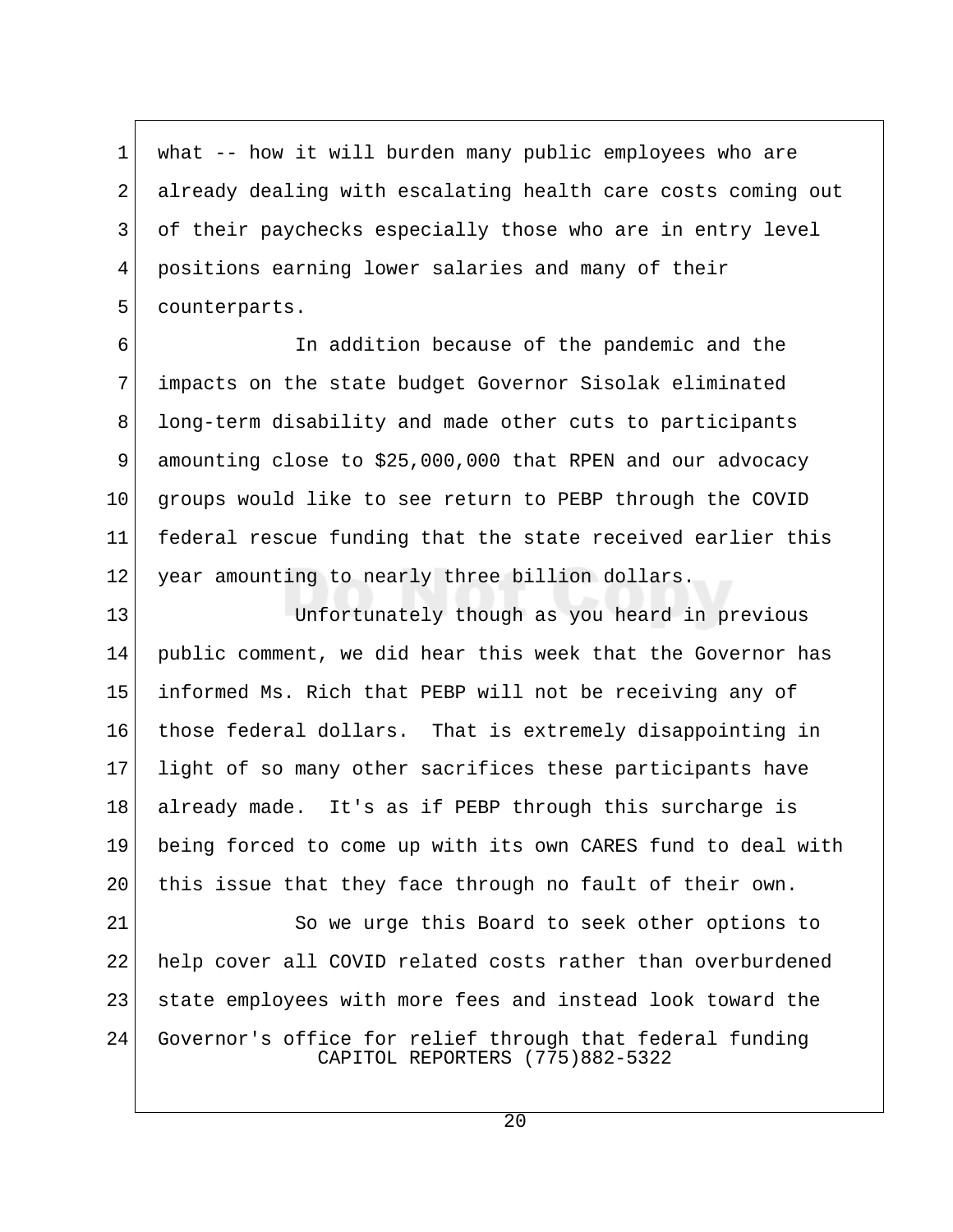what -- how it will burden many public employees who are already dealing with escalating health care costs coming out of their paychecks especially those who are in entry level positions earning lower salaries and many of their counterparts.

In addition because of the pandemic and the impacts on the state budget Governor Sisolak eliminated long-term disability and made other cuts to participants amounting close to $25,000,000 that RPEN and our advocacy groups would like to see return to PEBP through the COVID federal rescue funding that the state received earlier this year amounting to nearly three billion dollars.

Unfortunately though as you heard in previous public comment, we did hear this week that the Governor has informed Ms. Rich that PEBP will not be receiving any of those federal dollars. That is extremely disappointing in light of so many other sacrifices these participants have already made. It's as if PEBP through this surcharge is being forced to come up with its own CARES fund to deal with this issue that they face through no fault of their own.

So we urge this Board to seek other options to help cover all COVID related costs rather than overburdened state employees with more fees and instead look toward the Governor's office for relief through that federal funding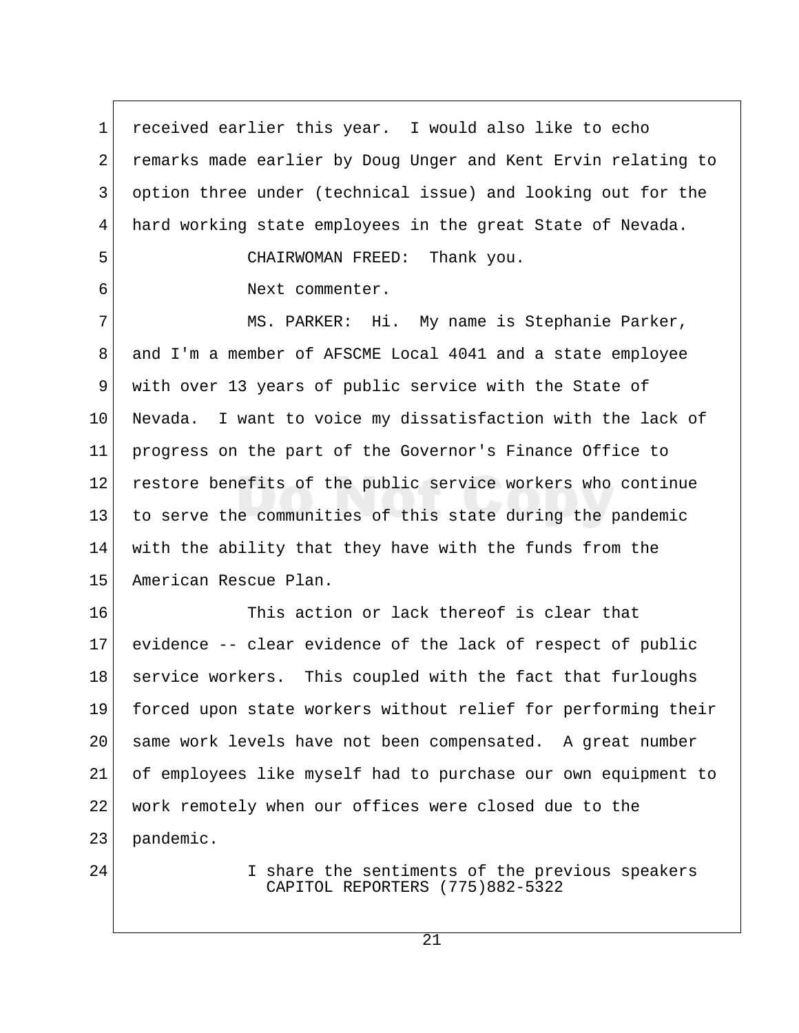received earlier this year. I would also like to echo remarks made earlier by Doug Unger and Kent Ervin relating to option three under (technical issue) and looking out for the hard working state employees in the great State of Nevada.

CHAIRWOMAN FREED: Thank you.

Next commenter.

MS. PARKER: Hi. My name is Stephanie Parker, and I'm a member of AFSCME Local 4041 and a state employee with over 13 years of public service with the State of Nevada. I want to voice my dissatisfaction with the lack of progress on the part of the Governor's Finance Office to restore benefits of the public service workers who continue to serve the communities of this state during the pandemic with the ability that they have with the funds from the American Rescue Plan.

This action or lack thereof is clear that evidence -- clear evidence of the lack of respect of public service workers. This coupled with the fact that furloughs forced upon state workers without relief for performing their same work levels have not been compensated. A great number of employees like myself had to purchase our own equipment to work remotely when our offices were closed due to the pandemic.

I share the sentiments of the previous speakers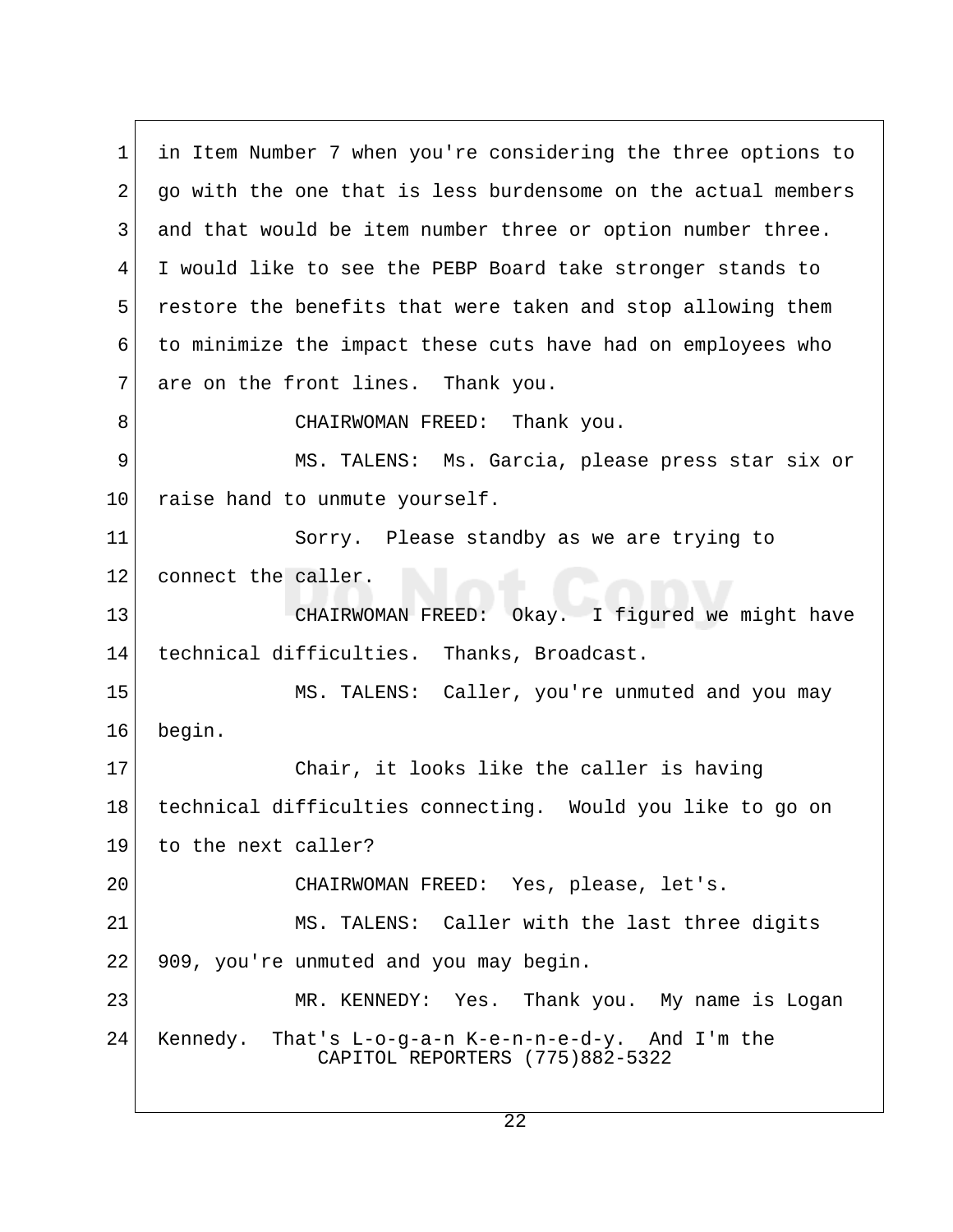in Item Number 7 when you're considering the three options to go with the one that is less burdensome on the actual members and that would be item number three or option number three. I would like to see the PEBP Board take stronger stands to restore the benefits that were taken and stop allowing them to minimize the impact these cuts have had on employees who are on the front lines. Thank you.

CHAIRWOMAN FREED: Thank you.

MS. TALENS: Ms. Garcia, please press star six or raise hand to unmute yourself.

Sorry. Please standby as we are trying to connect the caller.

CHAIRWOMAN FREED: Okay. I figured we might have technical difficulties. Thanks, Broadcast.

MS. TALENS: Caller, you're unmuted and you may begin.

Chair, it looks like the caller is having technical difficulties connecting. Would you like to go on to the next caller?

CHAIRWOMAN FREED: Yes, please, let's.

MS. TALENS: Caller with the last three digits 909, you're unmuted and you may begin.

MR. KENNEDY: Yes. Thank you. My name is Logan Kennedy. That's L-o-g-a-n K-e-n-n-e-d-y. And I'm the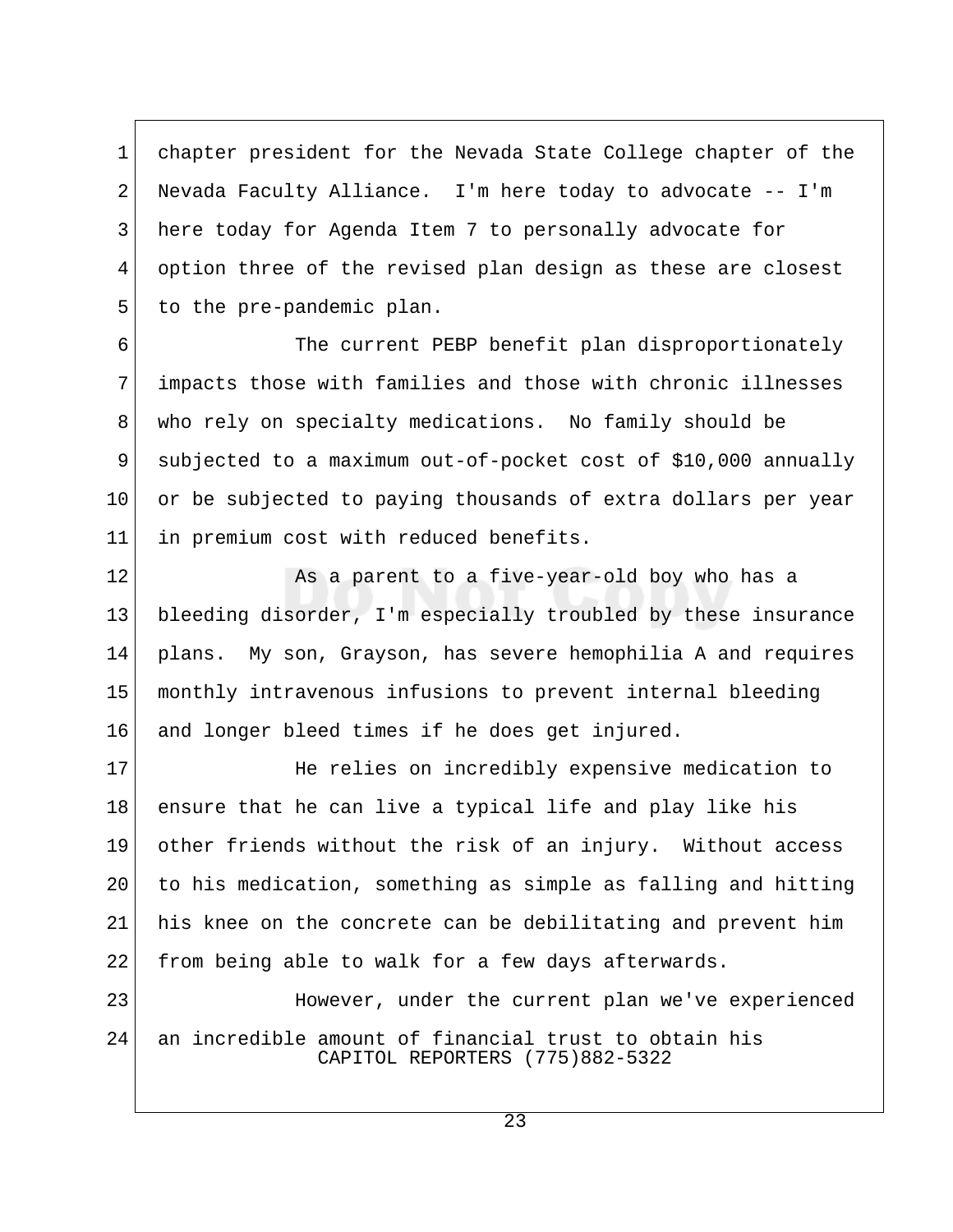chapter president for the Nevada State College chapter of the Nevada Faculty Alliance. I'm here today to advocate -- I'm here today for Agenda Item 7 to personally advocate for option three of the revised plan design as these are closest to the pre-pandemic plan.

The current PEBP benefit plan disproportionately impacts those with families and those with chronic illnesses who rely on specialty medications. No family should be subjected to a maximum out-of-pocket cost of $10,000 annually or be subjected to paying thousands of extra dollars per year in premium cost with reduced benefits.

As a parent to a five-year-old boy who has a bleeding disorder, I'm especially troubled by these insurance plans. My son, Grayson, has severe hemophilia A and requires monthly intravenous infusions to prevent internal bleeding and longer bleed times if he does get injured.

He relies on incredibly expensive medication to ensure that he can live a typical life and play like his other friends without the risk of an injury. Without access to his medication, something as simple as falling and hitting his knee on the concrete can be debilitating and prevent him from being able to walk for a few days afterwards.

However, under the current plan we've experienced an incredible amount of financial trust to obtain his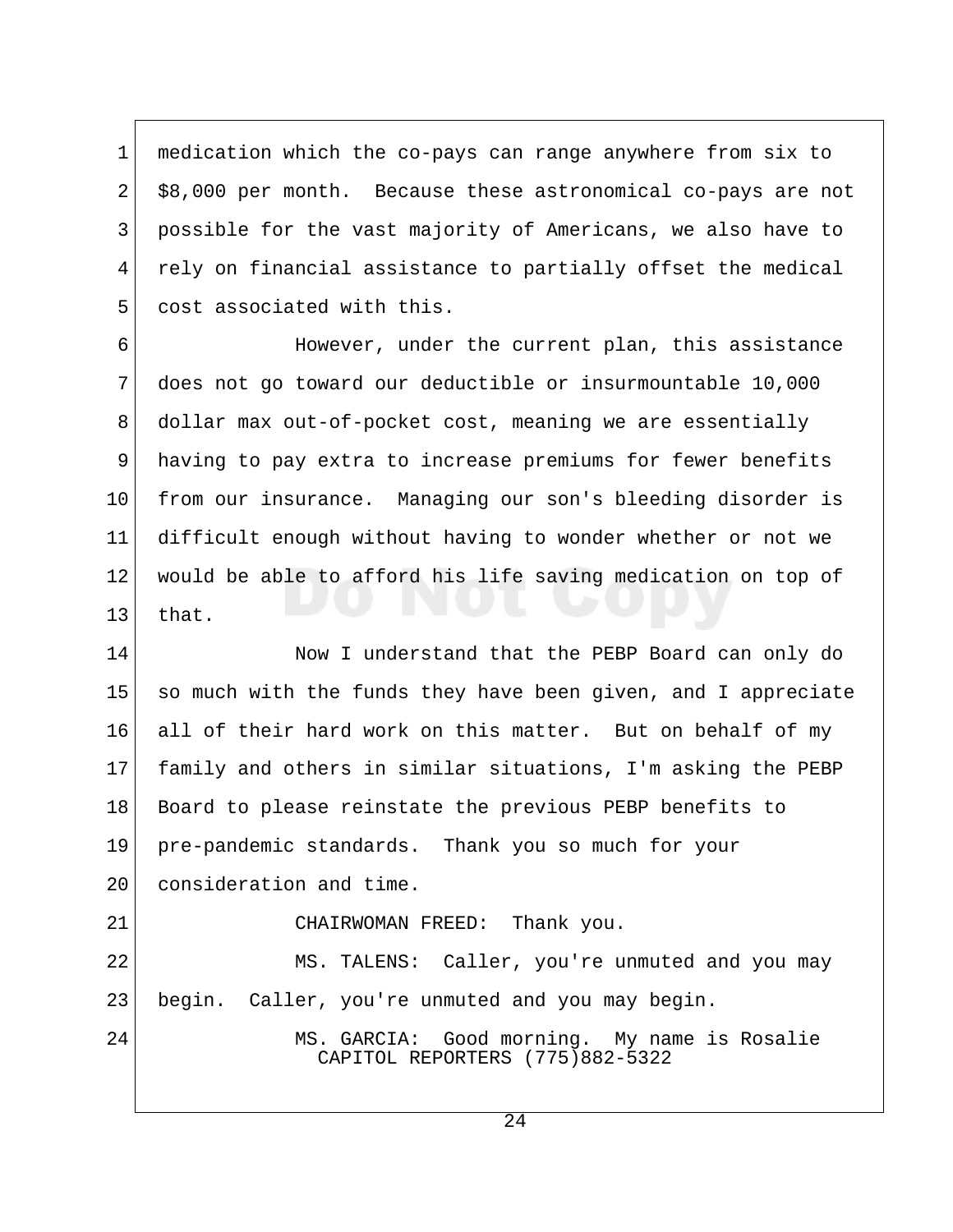medication which the co-pays can range anywhere from six to $8,000 per month. Because these astronomical co-pays are not possible for the vast majority of Americans, we also have to rely on financial assistance to partially offset the medical cost associated with this.

However, under the current plan, this assistance does not go toward our deductible or insurmountable 10,000 dollar max out-of-pocket cost, meaning we are essentially having to pay extra to increase premiums for fewer benefits from our insurance. Managing our son's bleeding disorder is difficult enough without having to wonder whether or not we would be able to afford his life saving medication on top of that.

Now I understand that the PEBP Board can only do so much with the funds they have been given, and I appreciate all of their hard work on this matter. But on behalf of my family and others in similar situations, I'm asking the PEBP Board to please reinstate the previous PEBP benefits to pre-pandemic standards. Thank you so much for your consideration and time.

CHAIRWOMAN FREED: Thank you.

MS. TALENS: Caller, you're unmuted and you may begin. Caller, you're unmuted and you may begin.

MS. GARCIA: Good morning. My name is Rosalie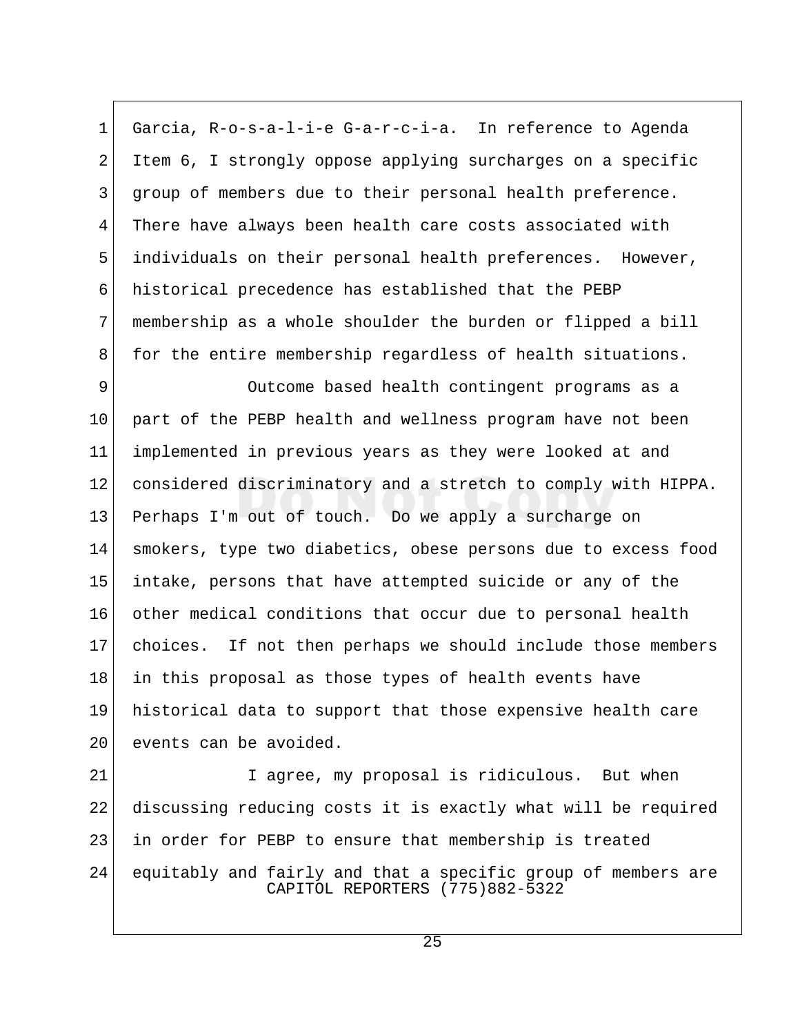Garcia, R-o-s-a-l-i-e G-a-r-c-i-a. In reference to Agenda Item 6, I strongly oppose applying surcharges on a specific group of members due to their personal health preference. There have always been health care costs associated with individuals on their personal health preferences. However, historical precedence has established that the PEBP membership as a whole shoulder the burden or flipped a bill for the entire membership regardless of health situations.

Outcome based health contingent programs as a part of the PEBP health and wellness program have not been implemented in previous years as they were looked at and considered discriminatory and a stretch to comply with HIPPA. Perhaps I'm out of touch. Do we apply a surcharge on smokers, type two diabetics, obese persons due to excess food intake, persons that have attempted suicide or any of the other medical conditions that occur due to personal health choices. If not then perhaps we should include those members in this proposal as those types of health events have historical data to support that those expensive health care events can be avoided.

I agree, my proposal is ridiculous. But when discussing reducing costs it is exactly what will be required in order for PEBP to ensure that membership is treated equitably and fairly and that a specific group of members are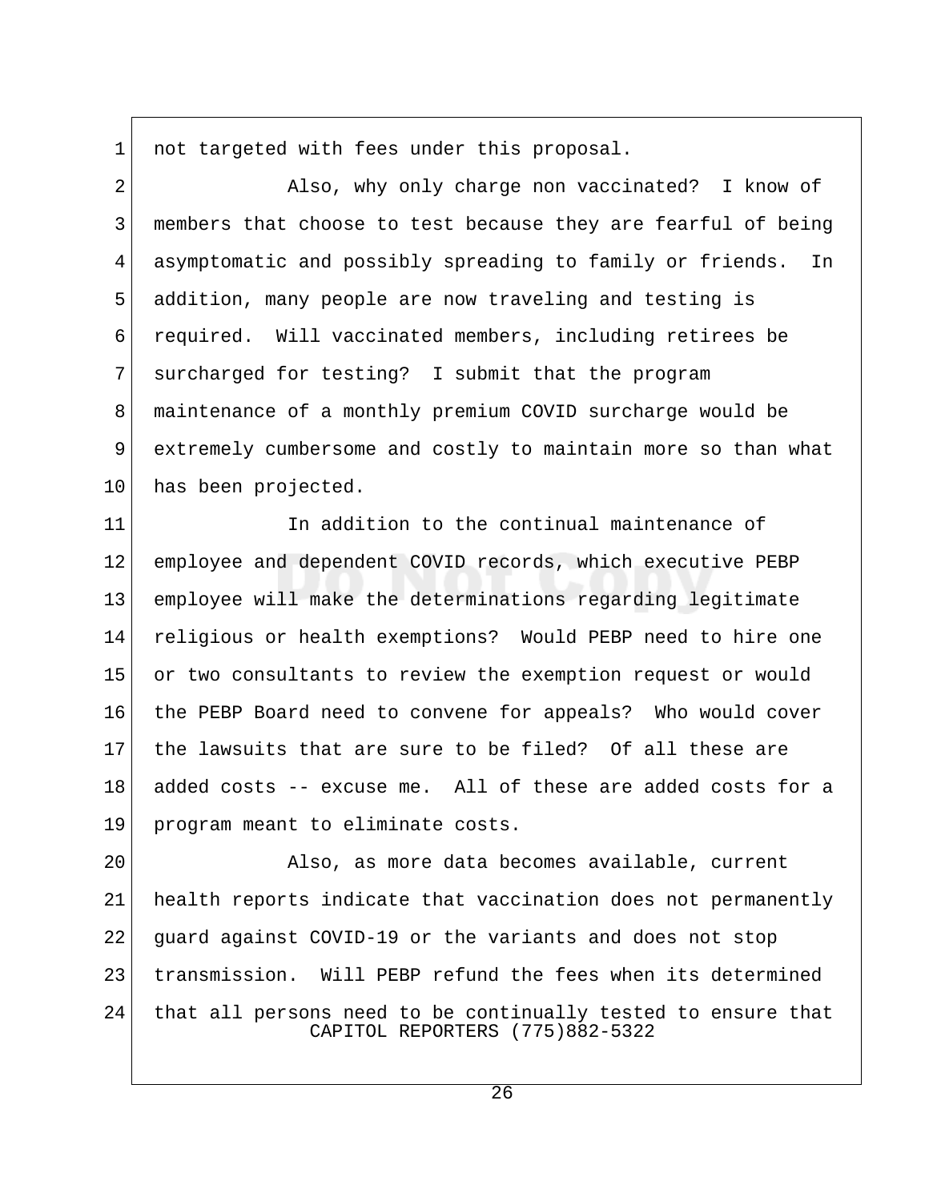not targeted with fees under this proposal.

Also, why only charge non vaccinated? I know of members that choose to test because they are fearful of being asymptomatic and possibly spreading to family or friends. In addition, many people are now traveling and testing is required. Will vaccinated members, including retirees be surcharged for testing? I submit that the program maintenance of a monthly premium COVID surcharge would be extremely cumbersome and costly to maintain more so than what has been projected.

In addition to the continual maintenance of employee and dependent COVID records, which executive PEBP employee will make the determinations regarding legitimate religious or health exemptions? Would PEBP need to hire one or two consultants to review the exemption request or would the PEBP Board need to convene for appeals? Who would cover the lawsuits that are sure to be filed? Of all these are added costs -- excuse me. All of these are added costs for a program meant to eliminate costs.

Also, as more data becomes available, current health reports indicate that vaccination does not permanently guard against COVID-19 or the variants and does not stop transmission. Will PEBP refund the fees when its determined that all persons need to be continually tested to ensure that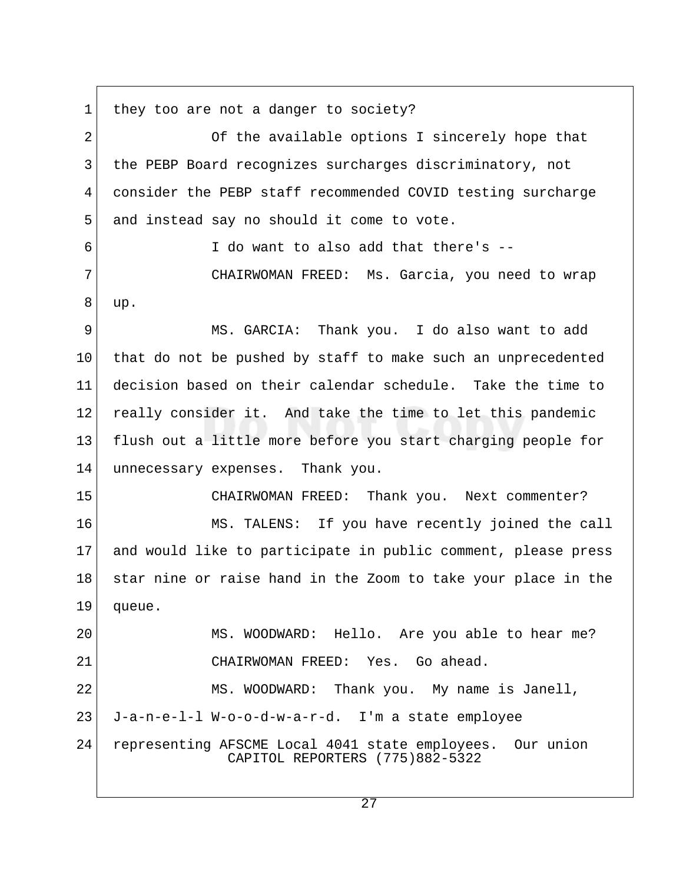1 they too are not a danger to society?

2 Of the available options I sincerely hope that
3 the PEBP Board recognizes surcharges discriminatory, not
4 consider the PEBP staff recommended COVID testing surcharge
5 and instead say no should it come to vote.

6 I do want to also add that there's --

7 CHAIRWOMAN FREED: Ms. Garcia, you need to wrap
8 up.

9 MS. GARCIA: Thank you. I do also want to add
10 that do not be pushed by staff to make such an unprecedented
11 decision based on their calendar schedule. Take the time to
12 really consider it. And take the time to let this pandemic
13 flush out a little more before you start charging people for
14 unnecessary expenses. Thank you.

15 CHAIRWOMAN FREED: Thank you. Next commenter?

16 MS. TALENS: If you have recently joined the call
17 and would like to participate in public comment, please press
18 star nine or raise hand in the Zoom to take your place in the
19 queue.

20 MS. WOODWARD: Hello. Are you able to hear me?

21 CHAIRWOMAN FREED: Yes. Go ahead.

22 MS. WOODWARD: Thank you. My name is Janell,
23 J-a-n-e-l-l W-o-o-d-w-a-r-d. I'm a state employee
24 representing AFSCME Local 4041 state employees. Our union

CAPITOL REPORTERS (775)882-5322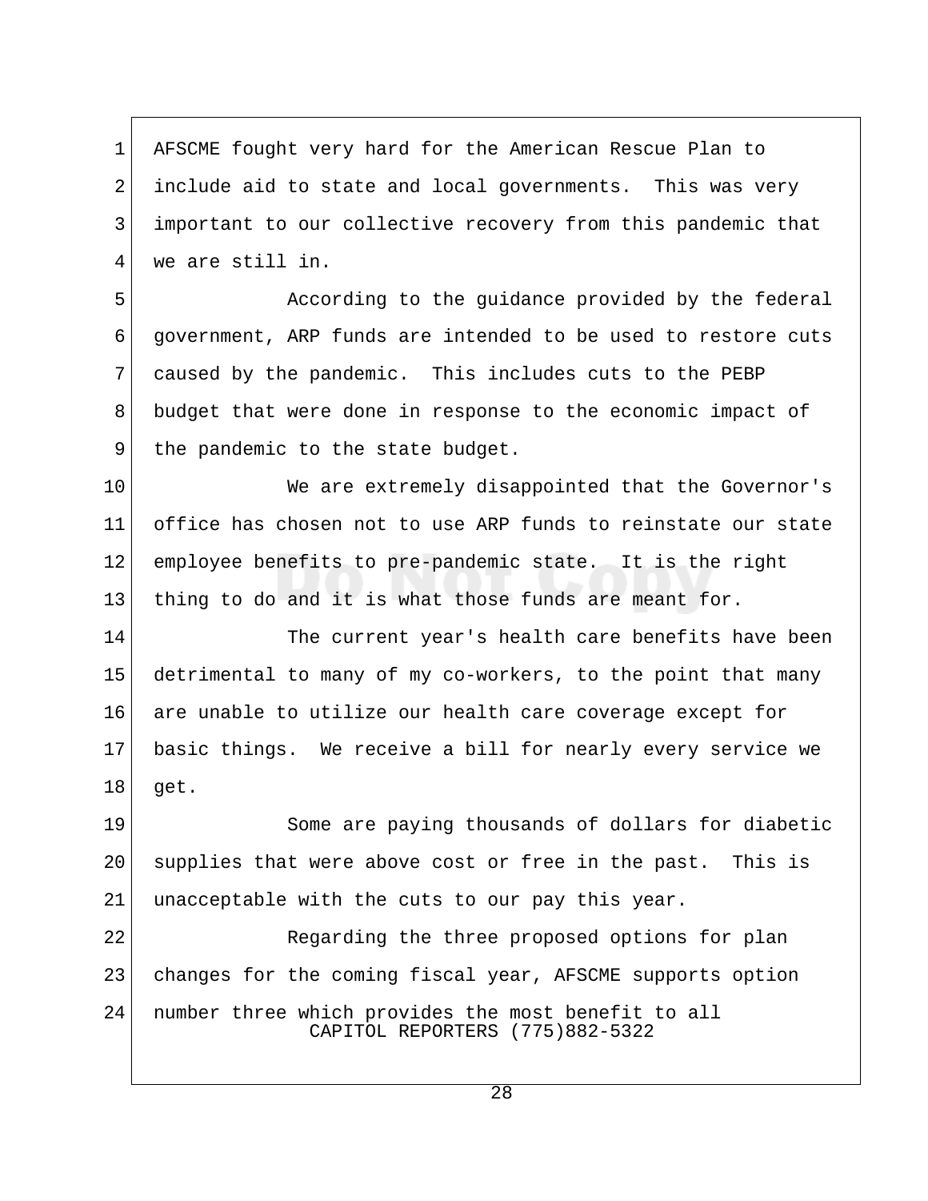AFSCME fought very hard for the American Rescue Plan to include aid to state and local governments. This was very important to our collective recovery from this pandemic that we are still in.

According to the guidance provided by the federal government, ARP funds are intended to be used to restore cuts caused by the pandemic. This includes cuts to the PEBP budget that were done in response to the economic impact of the pandemic to the state budget.

We are extremely disappointed that the Governor's office has chosen not to use ARP funds to reinstate our state employee benefits to pre-pandemic state. It is the right thing to do and it is what those funds are meant for.

The current year's health care benefits have been detrimental to many of my co-workers, to the point that many are unable to utilize our health care coverage except for basic things. We receive a bill for nearly every service we get.

Some are paying thousands of dollars for diabetic supplies that were above cost or free in the past. This is unacceptable with the cuts to our pay this year.

Regarding the three proposed options for plan changes for the coming fiscal year, AFSCME supports option number three which provides the most benefit to all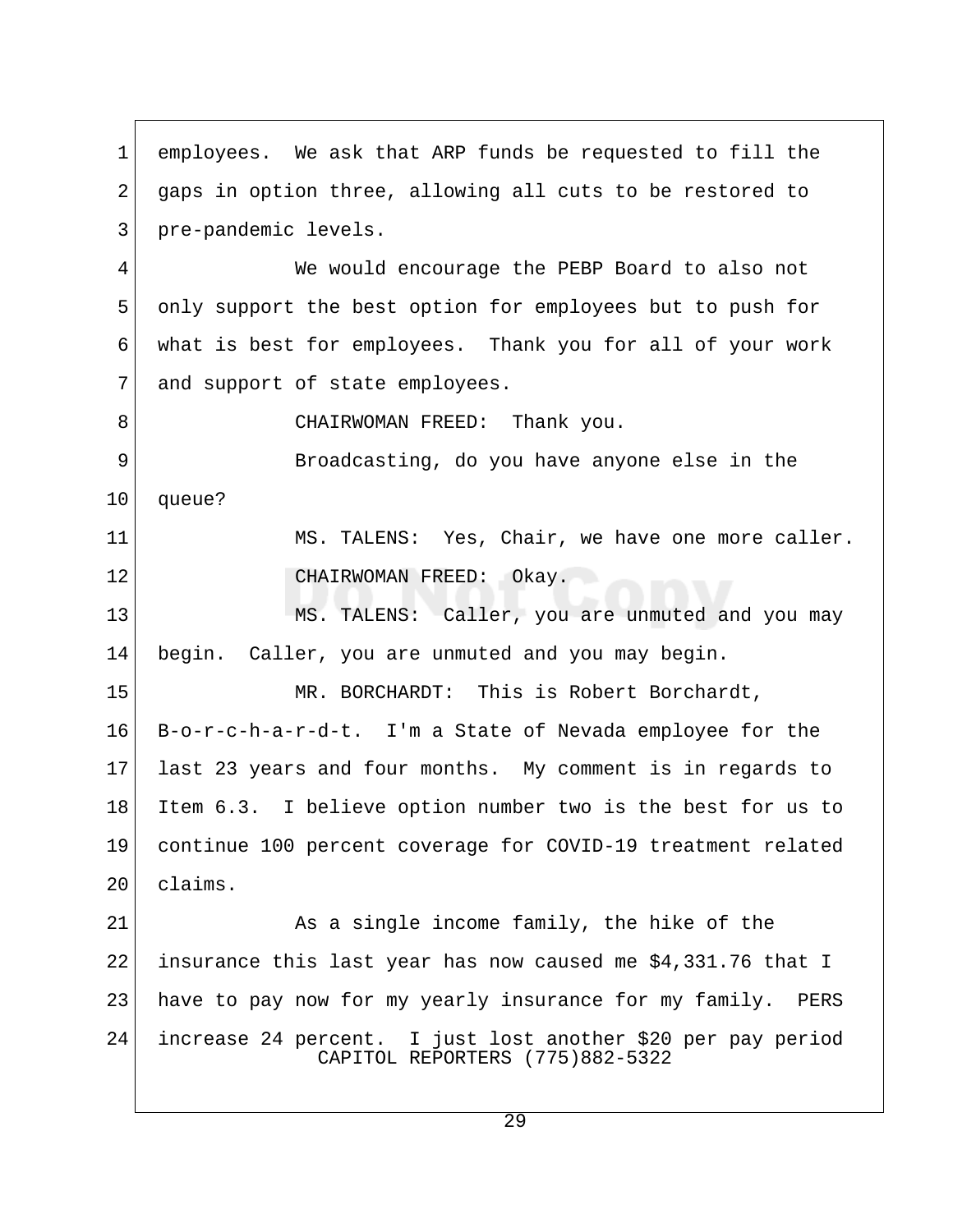employees. We ask that ARP funds be requested to fill the gaps in option three, allowing all cuts to be restored to pre-pandemic levels.

We would encourage the PEBP Board to also not only support the best option for employees but to push for what is best for employees. Thank you for all of your work and support of state employees.

CHAIRWOMAN FREED: Thank you.

Broadcasting, do you have anyone else in the queue?

MS. TALENS: Yes, Chair, we have one more caller.

CHAIRWOMAN FREED: Okay.

MS. TALENS: Caller, you are unmuted and you may begin. Caller, you are unmuted and you may begin.

MR. BORCHARDT: This is Robert Borchardt, B-o-r-c-h-a-r-d-t. I'm a State of Nevada employee for the last 23 years and four months. My comment is in regards to Item 6.3. I believe option number two is the best for us to continue 100 percent coverage for COVID-19 treatment related claims.

As a single income family, the hike of the insurance this last year has now caused me $4,331.76 that I have to pay now for my yearly insurance for my family. PERS increase 24 percent. I just lost another $20 per pay period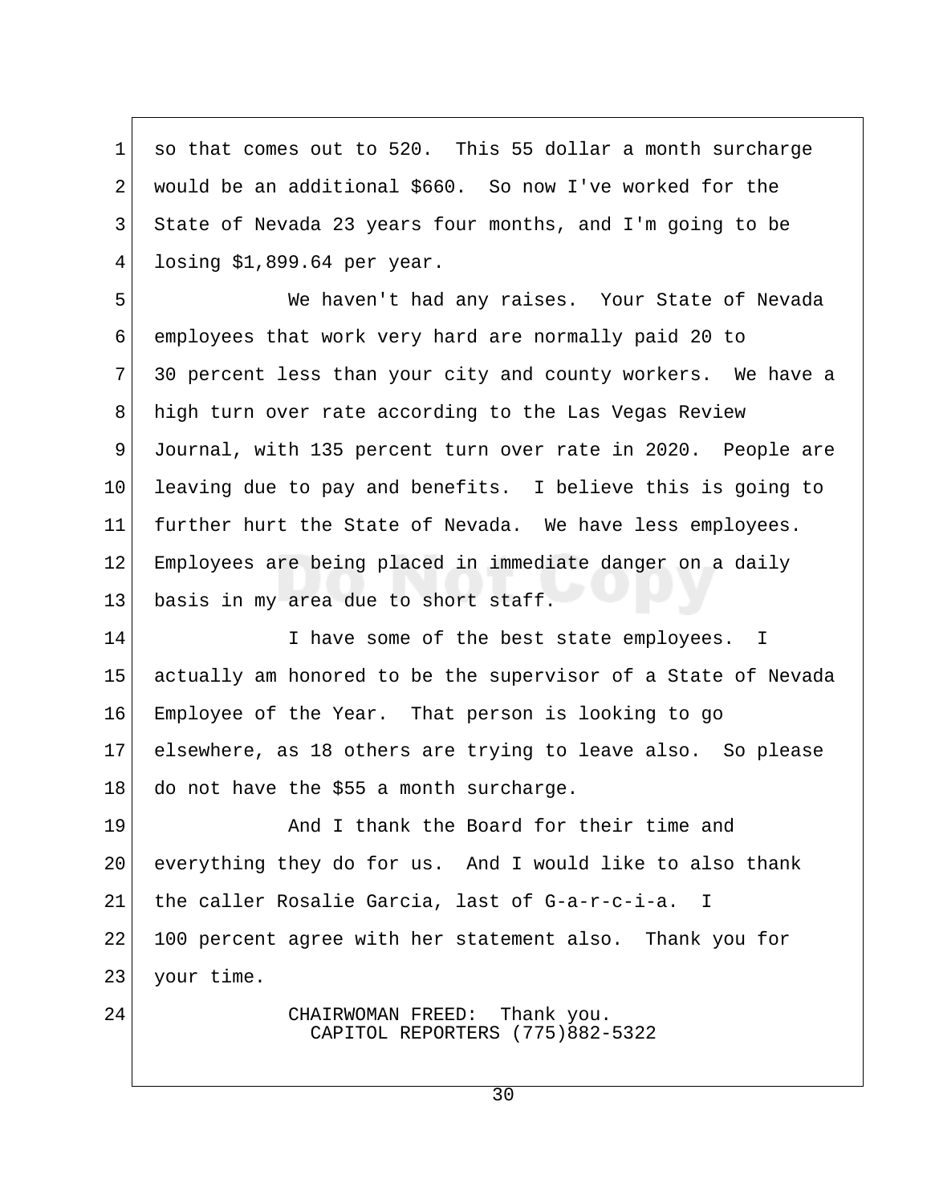so that comes out to 520. This 55 dollar a month surcharge would be an additional $660. So now I've worked for the State of Nevada 23 years four months, and I'm going to be losing $1,899.64 per year.

We haven't had any raises. Your State of Nevada employees that work very hard are normally paid 20 to 30 percent less than your city and county workers. We have a high turn over rate according to the Las Vegas Review Journal, with 135 percent turn over rate in 2020. People are leaving due to pay and benefits. I believe this is going to further hurt the State of Nevada. We have less employees. Employees are being placed in immediate danger on a daily basis in my area due to short staff.

I have some of the best state employees. I actually am honored to be the supervisor of a State of Nevada Employee of the Year. That person is looking to go elsewhere, as 18 others are trying to leave also. So please do not have the $55 a month surcharge.

And I thank the Board for their time and everything they do for us. And I would like to also thank the caller Rosalie Garcia, last of G-a-r-c-i-a. I 100 percent agree with her statement also. Thank you for your time.

CHAIRWOMAN FREED: Thank you.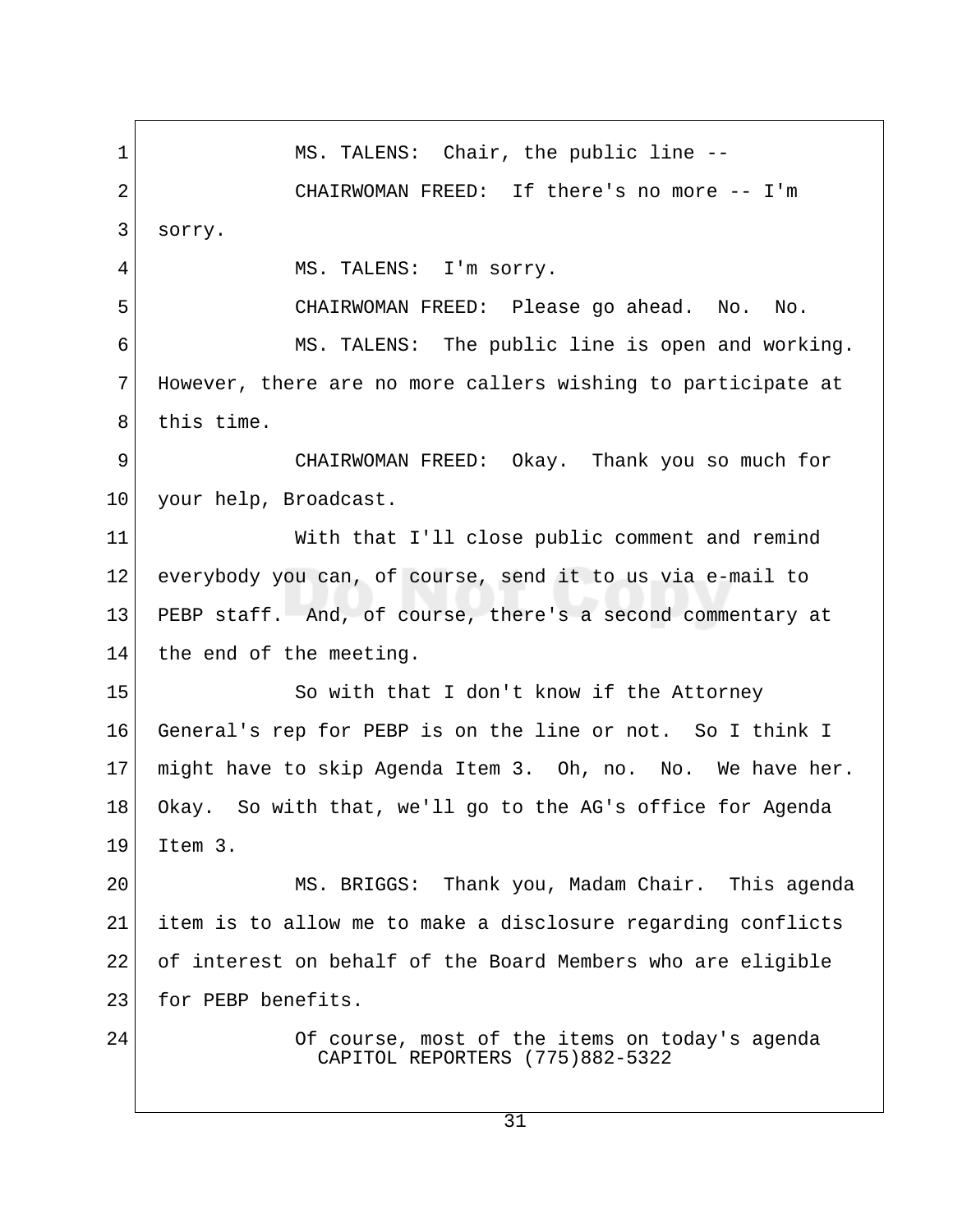MS. TALENS: Chair, the public line --

CHAIRWOMAN FREED: If there's no more -- I'm sorry.

MS. TALENS: I'm sorry.

CHAIRWOMAN FREED: Please go ahead. No. No.

MS. TALENS: The public line is open and working. However, there are no more callers wishing to participate at this time.

CHAIRWOMAN FREED: Okay. Thank you so much for your help, Broadcast.

With that I'll close public comment and remind everybody you can, of course, send it to us via e-mail to PEBP staff. And, of course, there's a second commentary at the end of the meeting.

So with that I don't know if the Attorney General's rep for PEBP is on the line or not. So I think I might have to skip Agenda Item 3. Oh, no. No. We have her. Okay. So with that, we'll go to the AG's office for Agenda Item 3.

MS. BRIGGS: Thank you, Madam Chair. This agenda item is to allow me to make a disclosure regarding conflicts of interest on behalf of the Board Members who are eligible for PEBP benefits.

Of course, most of the items on today's agenda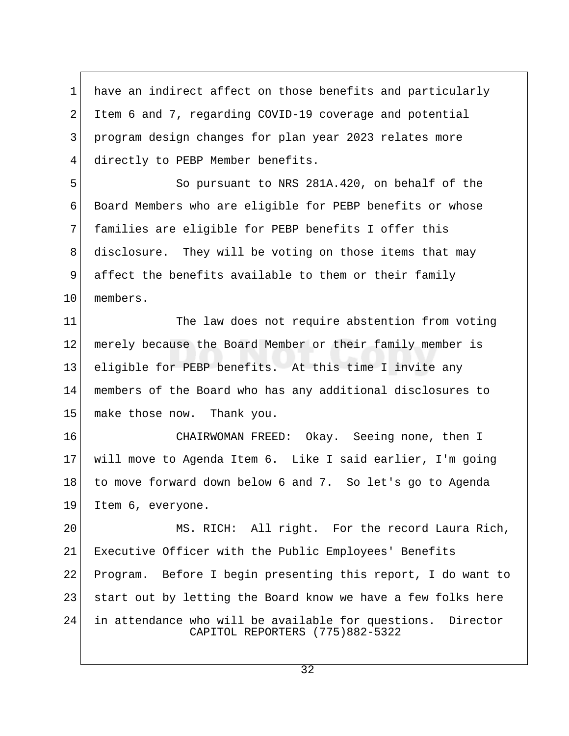have an indirect affect on those benefits and particularly Item 6 and 7, regarding COVID-19 coverage and potential program design changes for plan year 2023 relates more directly to PEBP Member benefits.

So pursuant to NRS 281A.420, on behalf of the Board Members who are eligible for PEBP benefits or whose families are eligible for PEBP benefits I offer this disclosure. They will be voting on those items that may affect the benefits available to them or their family members.

The law does not require abstention from voting merely because the Board Member or their family member is eligible for PEBP benefits. At this time I invite any members of the Board who has any additional disclosures to make those now. Thank you.

CHAIRWOMAN FREED: Okay. Seeing none, then I will move to Agenda Item 6. Like I said earlier, I'm going to move forward down below 6 and 7. So let's go to Agenda Item 6, everyone.

MS. RICH: All right. For the record Laura Rich, Executive Officer with the Public Employees' Benefits Program. Before I begin presenting this report, I do want to start out by letting the Board know we have a few folks here in attendance who will be available for questions. Director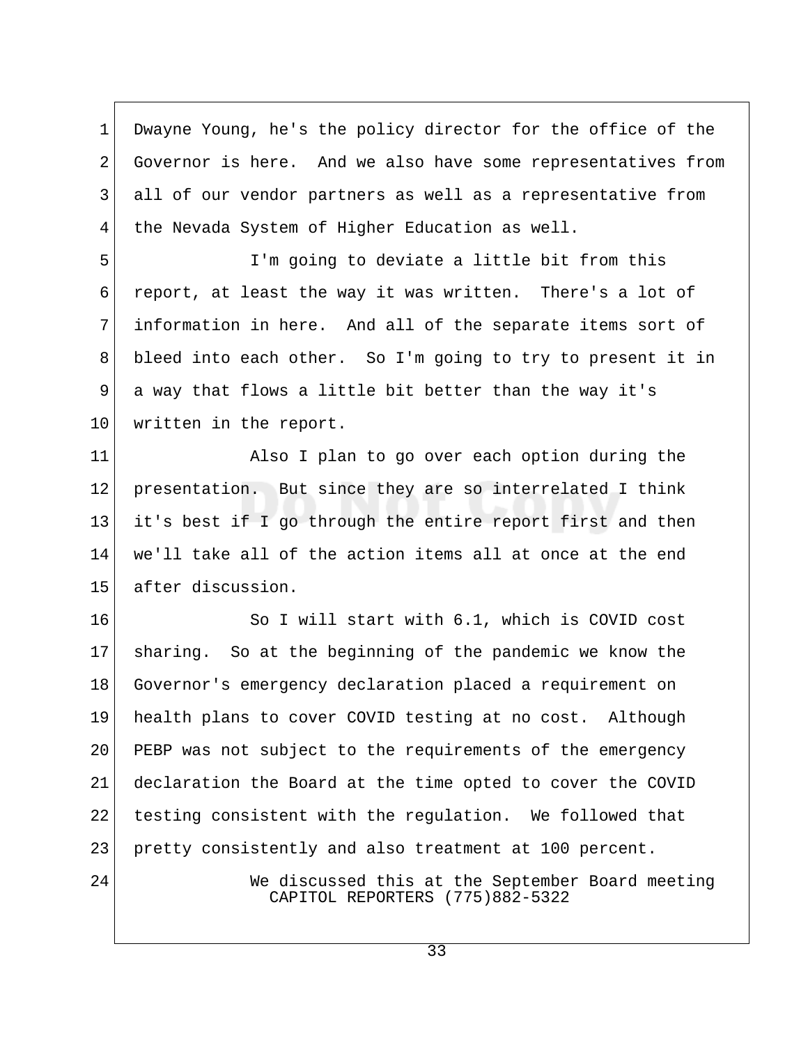Dwayne Young, he's the policy director for the office of the Governor is here. And we also have some representatives from all of our vendor partners as well as a representative from the Nevada System of Higher Education as well.

I'm going to deviate a little bit from this report, at least the way it was written. There's a lot of information in here. And all of the separate items sort of bleed into each other. So I'm going to try to present it in a way that flows a little bit better than the way it's written in the report.

Also I plan to go over each option during the presentation. But since they are so interrelated I think it's best if I go through the entire report first and then we'll take all of the action items all at once at the end after discussion.

So I will start with 6.1, which is COVID cost sharing. So at the beginning of the pandemic we know the Governor's emergency declaration placed a requirement on health plans to cover COVID testing at no cost. Although PEBP was not subject to the requirements of the emergency declaration the Board at the time opted to cover the COVID testing consistent with the regulation. We followed that pretty consistently and also treatment at 100 percent.

We discussed this at the September Board meeting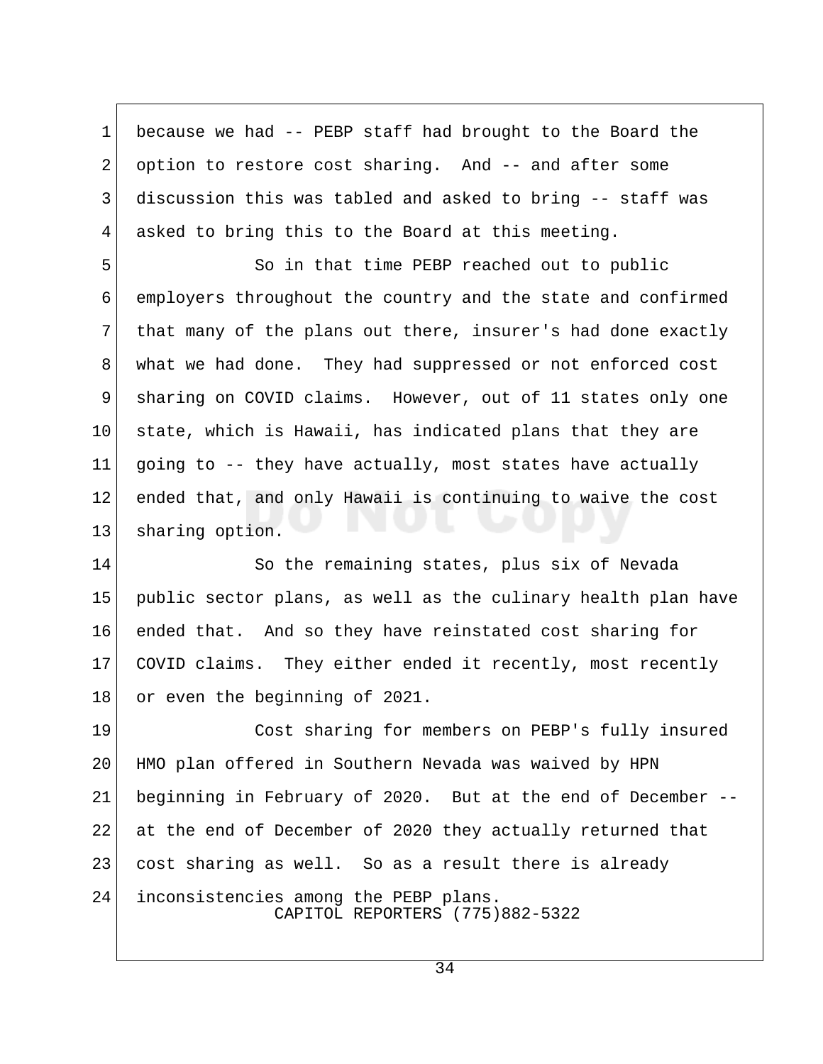because we had -- PEBP staff had brought to the Board the option to restore cost sharing. And -- and after some discussion this was tabled and asked to bring -- staff was asked to bring this to the Board at this meeting.

So in that time PEBP reached out to public employers throughout the country and the state and confirmed that many of the plans out there, insurer's had done exactly what we had done. They had suppressed or not enforced cost sharing on COVID claims. However, out of 11 states only one state, which is Hawaii, has indicated plans that they are going to -- they have actually, most states have actually ended that, and only Hawaii is continuing to waive the cost sharing option.

So the remaining states, plus six of Nevada public sector plans, as well as the culinary health plan have ended that. And so they have reinstated cost sharing for COVID claims. They either ended it recently, most recently or even the beginning of 2021.

Cost sharing for members on PEBP's fully insured HMO plan offered in Southern Nevada was waived by HPN beginning in February of 2020. But at the end of December -- at the end of December of 2020 they actually returned that cost sharing as well. So as a result there is already inconsistencies among the PEBP plans.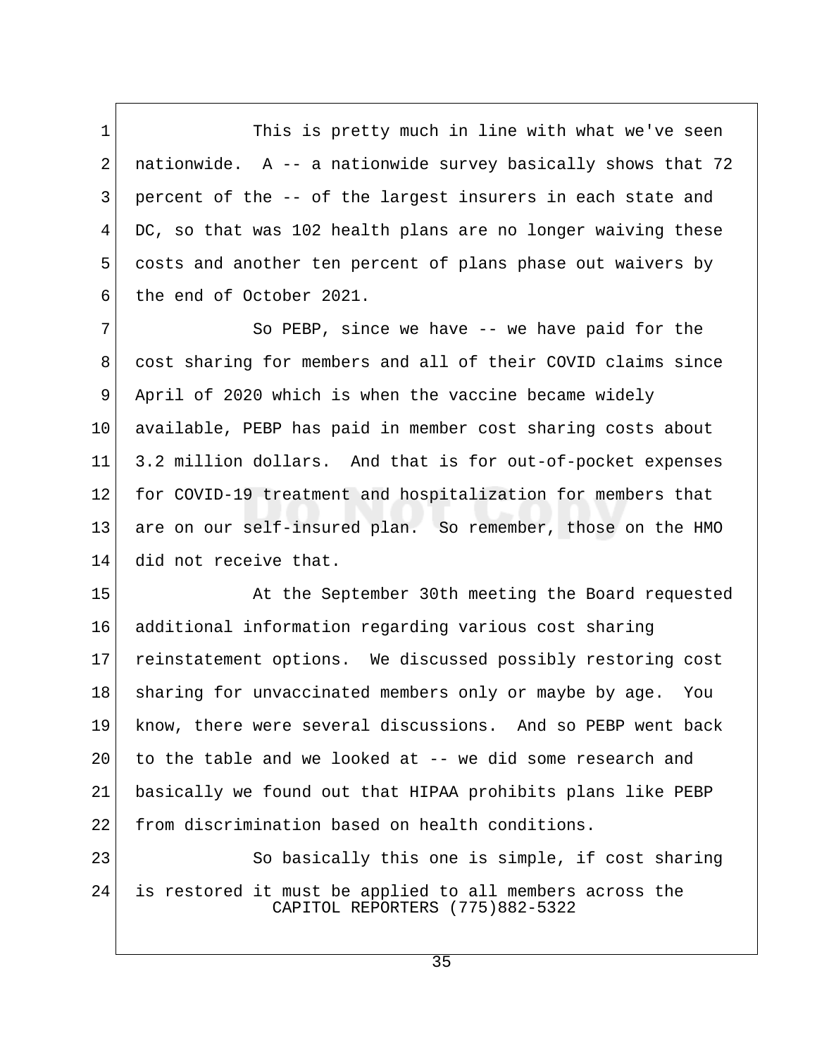This is pretty much in line with what we've seen nationwide. A -- a nationwide survey basically shows that 72 percent of the -- of the largest insurers in each state and DC, so that was 102 health plans are no longer waiving these costs and another ten percent of plans phase out waivers by the end of October 2021.

So PEBP, since we have -- we have paid for the cost sharing for members and all of their COVID claims since April of 2020 which is when the vaccine became widely available, PEBP has paid in member cost sharing costs about 3.2 million dollars. And that is for out-of-pocket expenses for COVID-19 treatment and hospitalization for members that are on our self-insured plan. So remember, those on the HMO did not receive that.

At the September 30th meeting the Board requested additional information regarding various cost sharing reinstatement options. We discussed possibly restoring cost sharing for unvaccinated members only or maybe by age. You know, there were several discussions. And so PEBP went back to the table and we looked at -- we did some research and basically we found out that HIPAA prohibits plans like PEBP from discrimination based on health conditions.

So basically this one is simple, if cost sharing is restored it must be applied to all members across the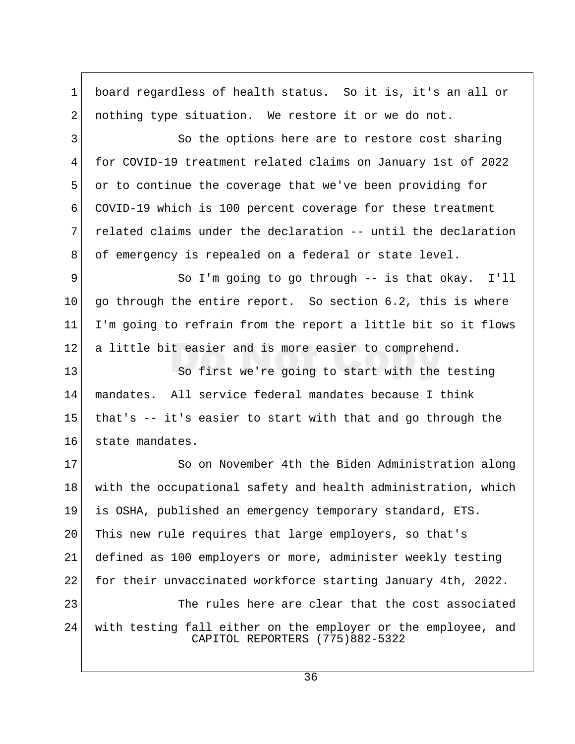board regardless of health status. So it is, it's an all or nothing type situation. We restore it or we do not.

So the options here are to restore cost sharing for COVID-19 treatment related claims on January 1st of 2022 or to continue the coverage that we've been providing for COVID-19 which is 100 percent coverage for these treatment related claims under the declaration -- until the declaration of emergency is repealed on a federal or state level.

So I'm going to go through -- is that okay. I'll go through the entire report. So section 6.2, this is where I'm going to refrain from the report a little bit so it flows a little bit easier and is more easier to comprehend.

So first we're going to start with the testing mandates. All service federal mandates because I think that's -- it's easier to start with that and go through the state mandates.

So on November 4th the Biden Administration along with the occupational safety and health administration, which is OSHA, published an emergency temporary standard, ETS. This new rule requires that large employers, so that's defined as 100 employers or more, administer weekly testing for their unvaccinated workforce starting January 4th, 2022.

The rules here are clear that the cost associated with testing fall either on the employer or the employee, and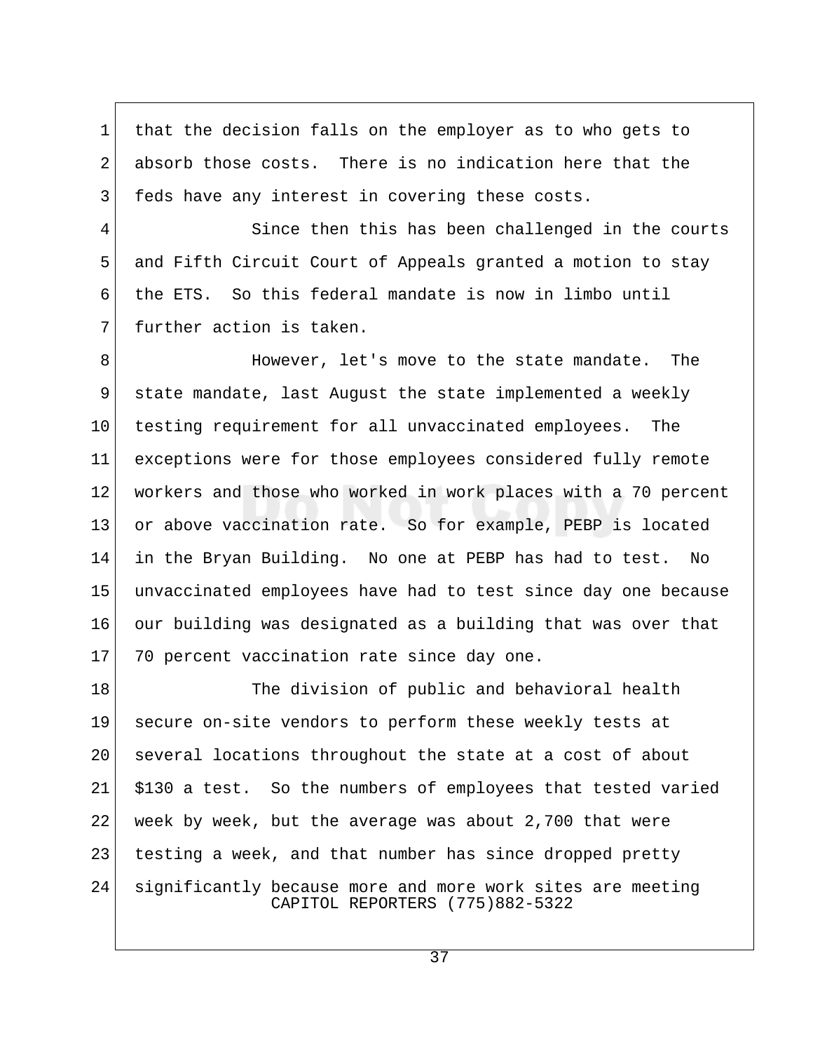that the decision falls on the employer as to who gets to absorb those costs. There is no indication here that the feds have any interest in covering these costs.

Since then this has been challenged in the courts and Fifth Circuit Court of Appeals granted a motion to stay the ETS. So this federal mandate is now in limbo until further action is taken.

However, let's move to the state mandate. The state mandate, last August the state implemented a weekly testing requirement for all unvaccinated employees. The exceptions were for those employees considered fully remote workers and those who worked in work places with a 70 percent or above vaccination rate. So for example, PEBP is located in the Bryan Building. No one at PEBP has had to test. No unvaccinated employees have had to test since day one because our building was designated as a building that was over that 70 percent vaccination rate since day one.

The division of public and behavioral health secure on-site vendors to perform these weekly tests at several locations throughout the state at a cost of about $130 a test. So the numbers of employees that tested varied week by week, but the average was about 2,700 that were testing a week, and that number has since dropped pretty significantly because more and more work sites are meeting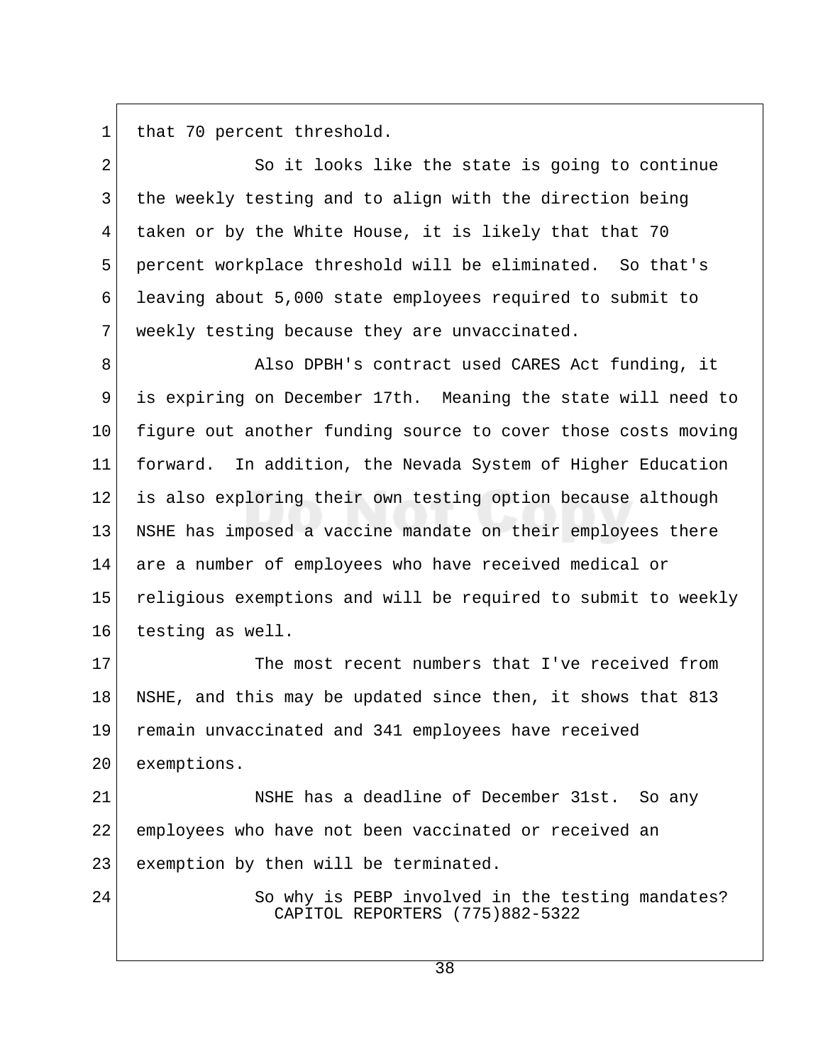that 70 percent threshold.

So it looks like the state is going to continue the weekly testing and to align with the direction being taken or by the White House, it is likely that that 70 percent workplace threshold will be eliminated. So that's leaving about 5,000 state employees required to submit to weekly testing because they are unvaccinated.

Also DPBH's contract used CARES Act funding, it is expiring on December 17th. Meaning the state will need to figure out another funding source to cover those costs moving forward. In addition, the Nevada System of Higher Education is also exploring their own testing option because although NSHE has imposed a vaccine mandate on their employees there are a number of employees who have received medical or religious exemptions and will be required to submit to weekly testing as well.

The most recent numbers that I've received from NSHE, and this may be updated since then, it shows that 813 remain unvaccinated and 341 employees have received exemptions.

NSHE has a deadline of December 31st. So any employees who have not been vaccinated or received an exemption by then will be terminated.

So why is PEBP involved in the testing mandates?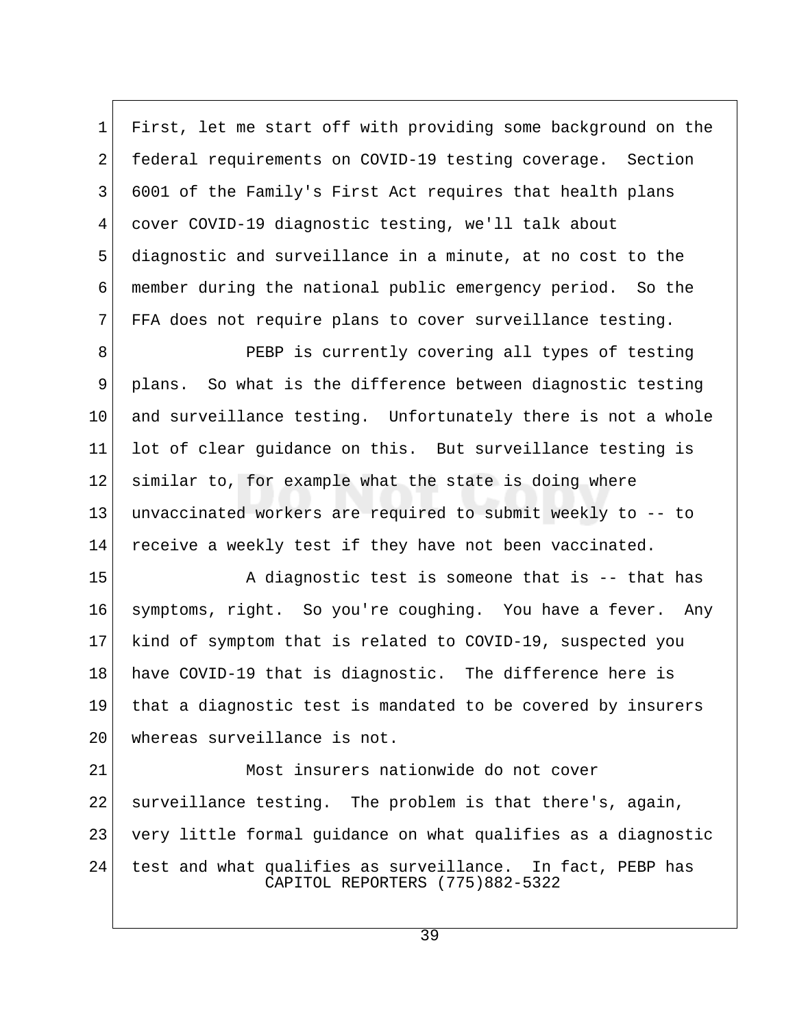First, let me start off with providing some background on the federal requirements on COVID-19 testing coverage. Section 6001 of the Family's First Act requires that health plans cover COVID-19 diagnostic testing, we'll talk about diagnostic and surveillance in a minute, at no cost to the member during the national public emergency period. So the FFA does not require plans to cover surveillance testing.

PEBP is currently covering all types of testing plans. So what is the difference between diagnostic testing and surveillance testing. Unfortunately there is not a whole lot of clear guidance on this. But surveillance testing is similar to, for example what the state is doing where unvaccinated workers are required to submit weekly to -- to receive a weekly test if they have not been vaccinated.

A diagnostic test is someone that is -- that has symptoms, right. So you're coughing. You have a fever. Any kind of symptom that is related to COVID-19, suspected you have COVID-19 that is diagnostic. The difference here is that a diagnostic test is mandated to be covered by insurers whereas surveillance is not.

Most insurers nationwide do not cover surveillance testing. The problem is that there's, again, very little formal guidance on what qualifies as a diagnostic test and what qualifies as surveillance. In fact, PEBP has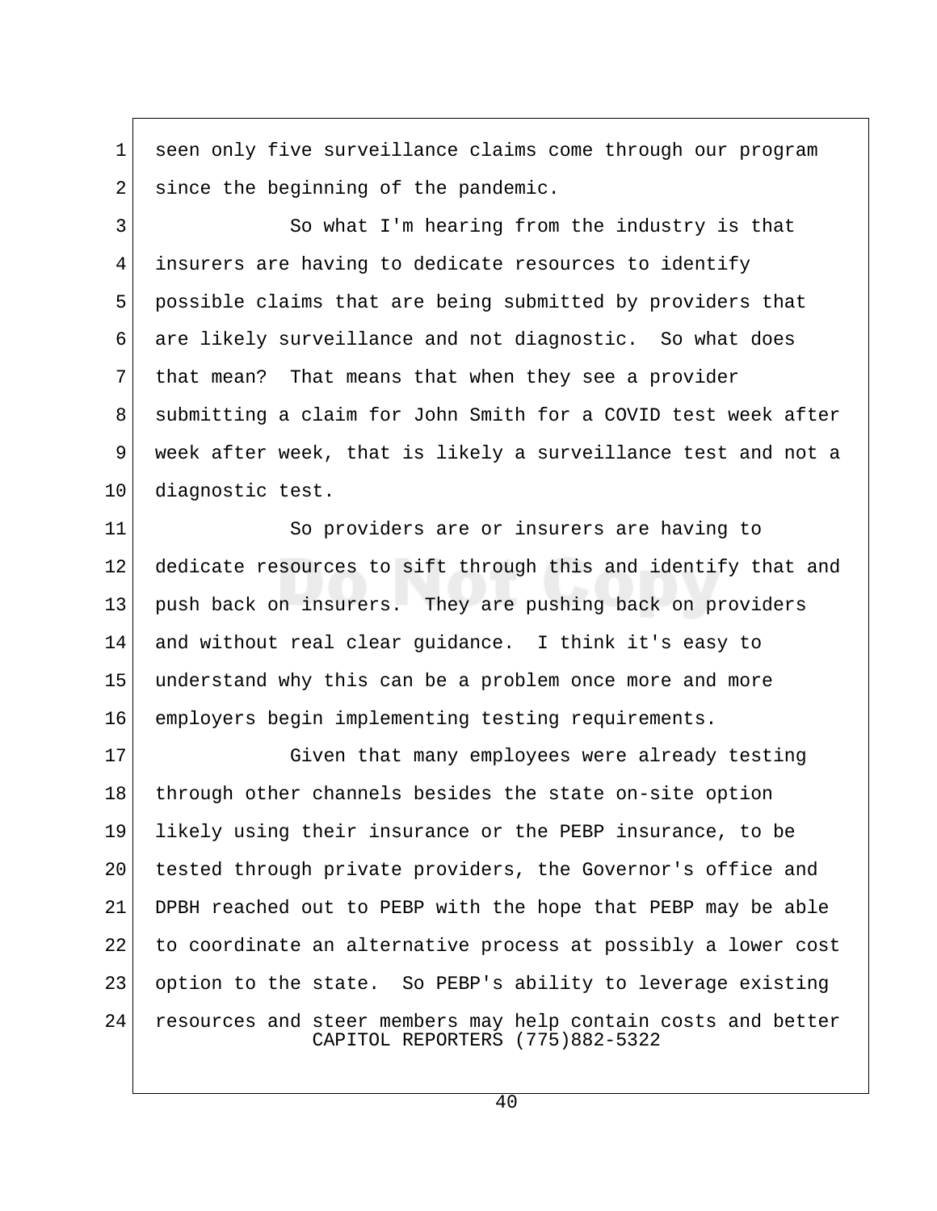seen only five surveillance claims come through our program since the beginning of the pandemic.

So what I'm hearing from the industry is that insurers are having to dedicate resources to identify possible claims that are being submitted by providers that are likely surveillance and not diagnostic. So what does that mean? That means that when they see a provider submitting a claim for John Smith for a COVID test week after week after week, that is likely a surveillance test and not a diagnostic test.

So providers are or insurers are having to dedicate resources to sift through this and identify that and push back on insurers. They are pushing back on providers and without real clear guidance. I think it's easy to understand why this can be a problem once more and more employers begin implementing testing requirements.

Given that many employees were already testing through other channels besides the state on-site option likely using their insurance or the PEBP insurance, to be tested through private providers, the Governor's office and DPBH reached out to PEBP with the hope that PEBP may be able to coordinate an alternative process at possibly a lower cost option to the state. So PEBP's ability to leverage existing resources and steer members may help contain costs and better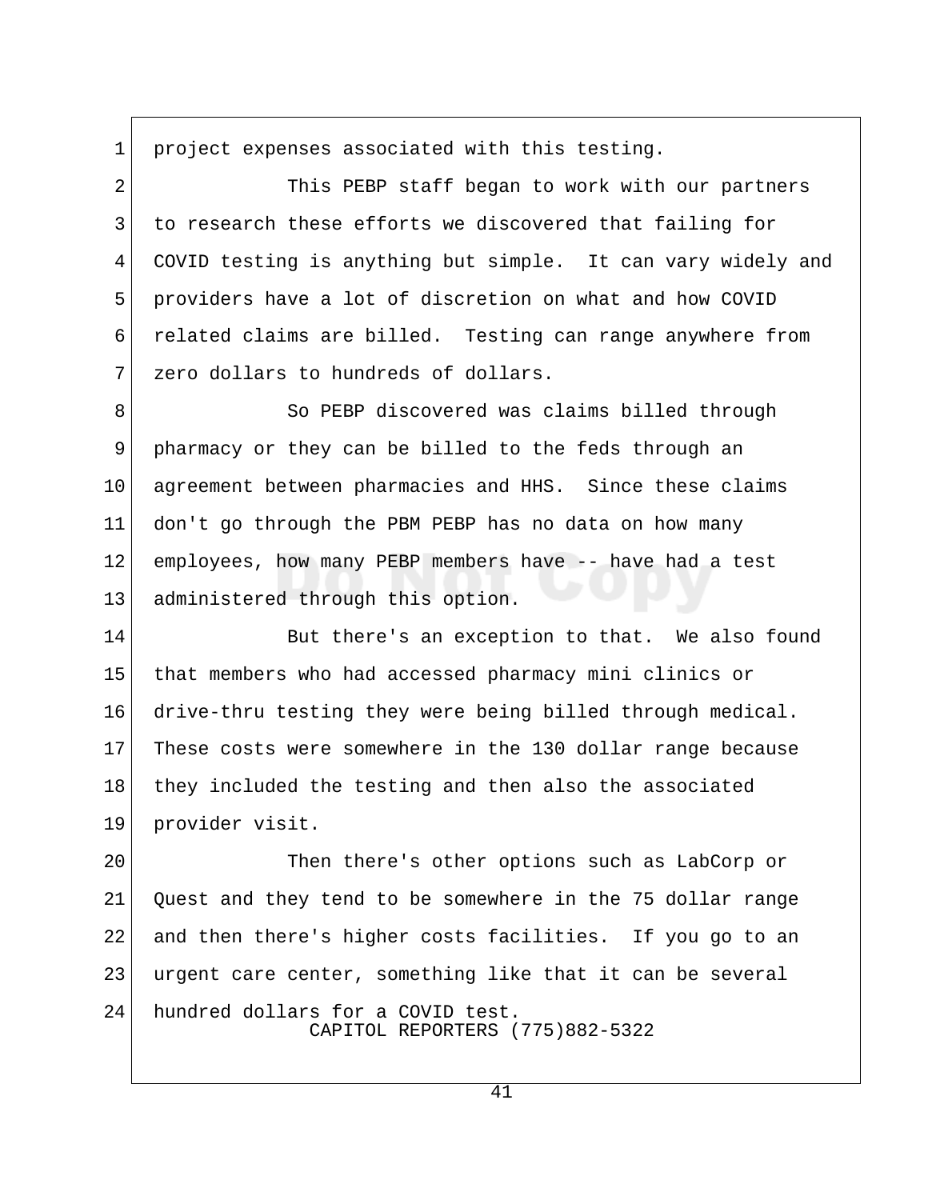project expenses associated with this testing.

This PEBP staff began to work with our partners to research these efforts we discovered that failing for COVID testing is anything but simple. It can vary widely and providers have a lot of discretion on what and how COVID related claims are billed. Testing can range anywhere from zero dollars to hundreds of dollars.

So PEBP discovered was claims billed through pharmacy or they can be billed to the feds through an agreement between pharmacies and HHS. Since these claims don't go through the PBM PEBP has no data on how many employees, how many PEBP members have -- have had a test administered through this option.

But there's an exception to that. We also found that members who had accessed pharmacy mini clinics or drive-thru testing they were being billed through medical. These costs were somewhere in the 130 dollar range because they included the testing and then also the associated provider visit.

Then there's other options such as LabCorp or Quest and they tend to be somewhere in the 75 dollar range and then there's higher costs facilities. If you go to an urgent care center, something like that it can be several hundred dollars for a COVID test.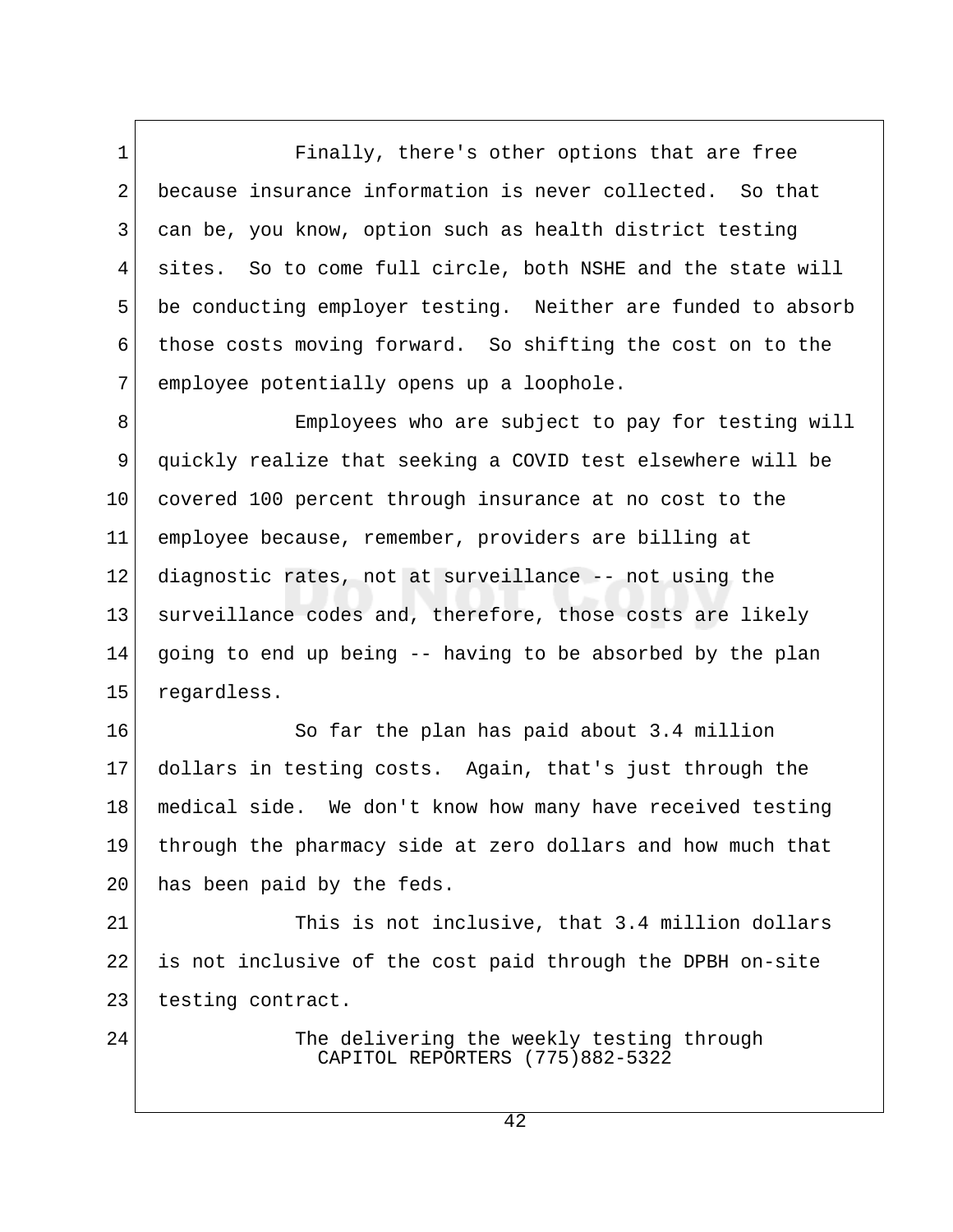Finally, there's other options that are free because insurance information is never collected. So that can be, you know, option such as health district testing sites. So to come full circle, both NSHE and the state will be conducting employer testing. Neither are funded to absorb those costs moving forward. So shifting the cost on to the employee potentially opens up a loophole.

Employees who are subject to pay for testing will quickly realize that seeking a COVID test elsewhere will be covered 100 percent through insurance at no cost to the employee because, remember, providers are billing at diagnostic rates, not at surveillance -- not using the surveillance codes and, therefore, those costs are likely going to end up being -- having to be absorbed by the plan regardless.

So far the plan has paid about 3.4 million dollars in testing costs. Again, that's just through the medical side. We don't know how many have received testing through the pharmacy side at zero dollars and how much that has been paid by the feds.

This is not inclusive, that 3.4 million dollars is not inclusive of the cost paid through the DPBH on-site testing contract.

The delivering the weekly testing through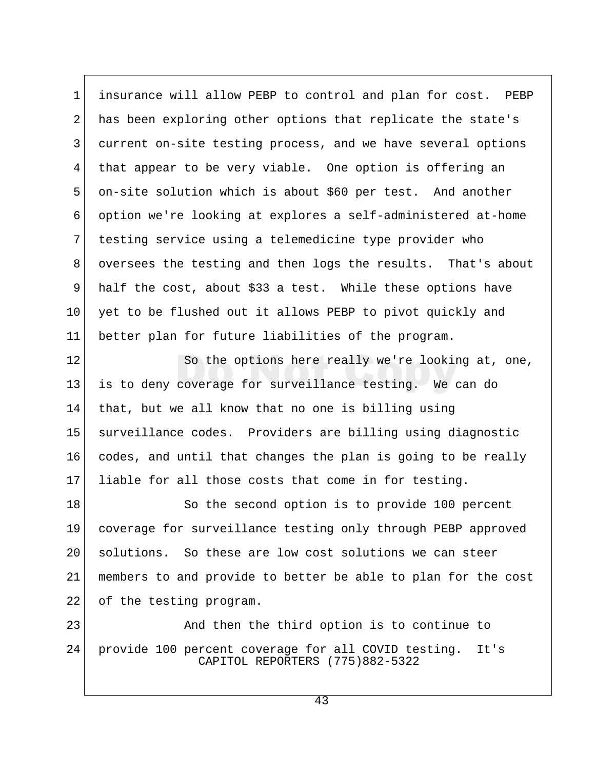insurance will allow PEBP to control and plan for cost. PEBP has been exploring other options that replicate the state's current on-site testing process, and we have several options that appear to be very viable. One option is offering an on-site solution which is about $60 per test. And another option we're looking at explores a self-administered at-home testing service using a telemedicine type provider who oversees the testing and then logs the results. That's about half the cost, about $33 a test. While these options have yet to be flushed out it allows PEBP to pivot quickly and better plan for future liabilities of the program.

So the options here really we're looking at, one, is to deny coverage for surveillance testing. We can do that, but we all know that no one is billing using surveillance codes. Providers are billing using diagnostic codes, and until that changes the plan is going to be really liable for all those costs that come in for testing.

So the second option is to provide 100 percent coverage for surveillance testing only through PEBP approved solutions. So these are low cost solutions we can steer members to and provide to better be able to plan for the cost of the testing program.

And then the third option is to continue to provide 100 percent coverage for all COVID testing. It's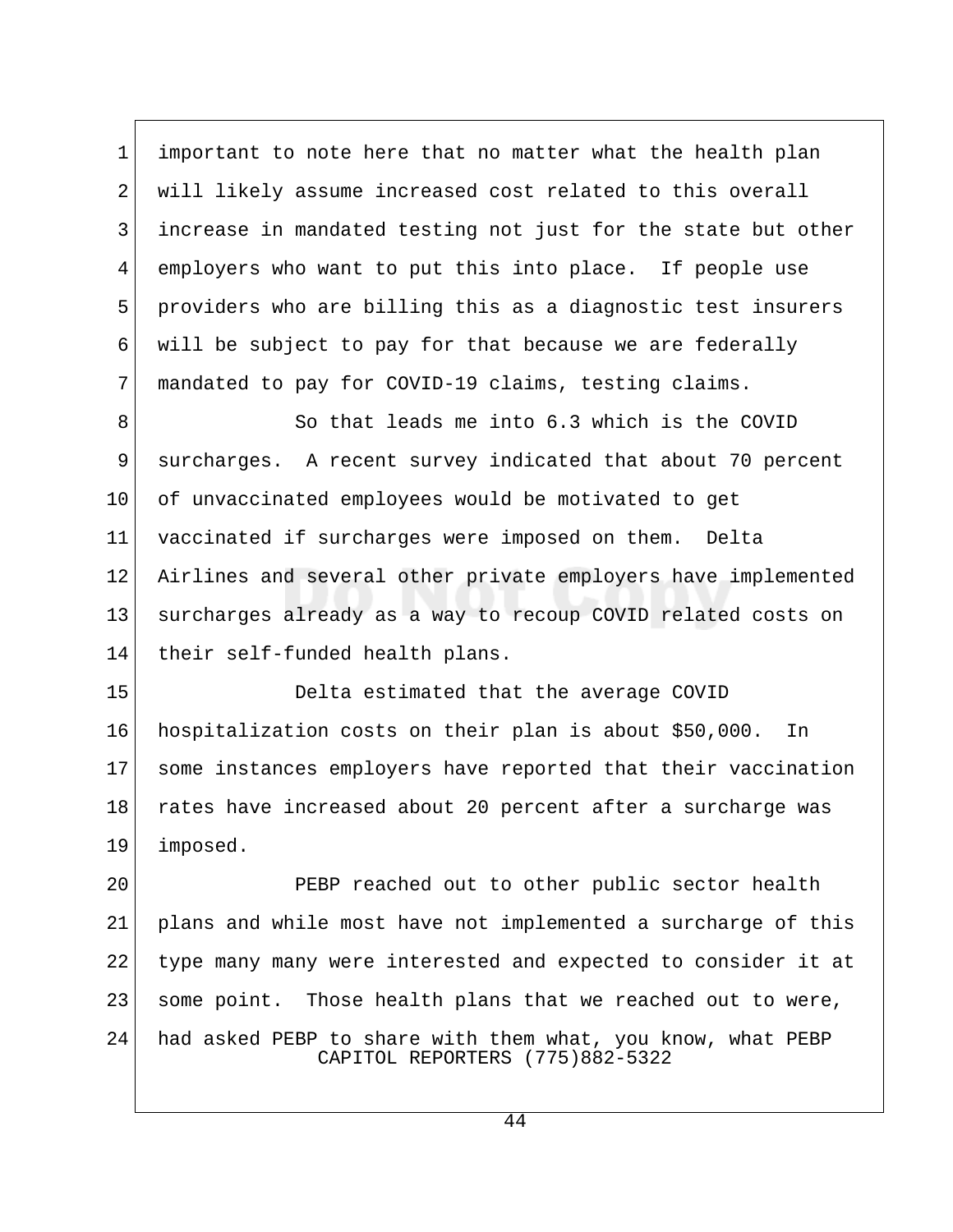important to note here that no matter what the health plan will likely assume increased cost related to this overall increase in mandated testing not just for the state but other employers who want to put this into place. If people use providers who are billing this as a diagnostic test insurers will be subject to pay for that because we are federally mandated to pay for COVID-19 claims, testing claims.

So that leads me into 6.3 which is the COVID surcharges. A recent survey indicated that about 70 percent of unvaccinated employees would be motivated to get vaccinated if surcharges were imposed on them. Delta Airlines and several other private employers have implemented surcharges already as a way to recoup COVID related costs on their self-funded health plans.

Delta estimated that the average COVID hospitalization costs on their plan is about $50,000. In some instances employers have reported that their vaccination rates have increased about 20 percent after a surcharge was imposed.

PEBP reached out to other public sector health plans and while most have not implemented a surcharge of this type many many were interested and expected to consider it at some point. Those health plans that we reached out to were, had asked PEBP to share with them what, you know, what PEBP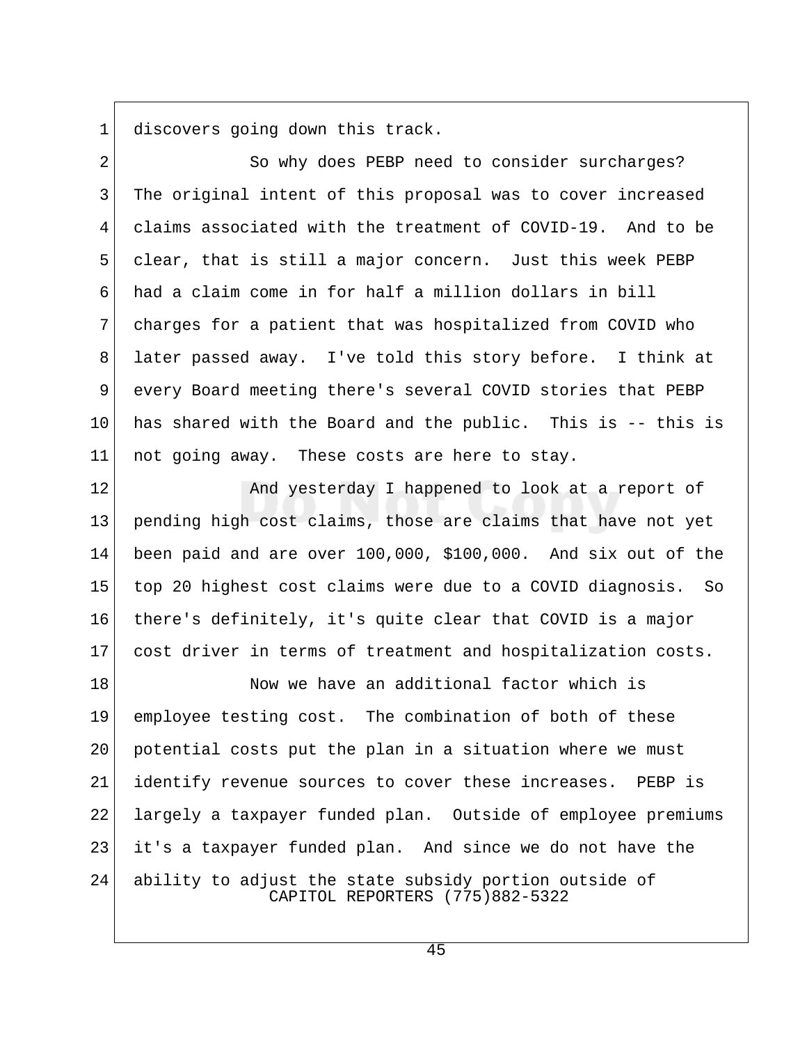discovers going down this track.

So why does PEBP need to consider surcharges? The original intent of this proposal was to cover increased claims associated with the treatment of COVID-19. And to be clear, that is still a major concern. Just this week PEBP had a claim come in for half a million dollars in bill charges for a patient that was hospitalized from COVID who later passed away. I've told this story before. I think at every Board meeting there's several COVID stories that PEBP has shared with the Board and the public. This is -- this is not going away. These costs are here to stay.

And yesterday I happened to look at a report of pending high cost claims, those are claims that have not yet been paid and are over 100,000, $100,000. And six out of the top 20 highest cost claims were due to a COVID diagnosis. So there's definitely, it's quite clear that COVID is a major cost driver in terms of treatment and hospitalization costs.

Now we have an additional factor which is employee testing cost. The combination of both of these potential costs put the plan in a situation where we must identify revenue sources to cover these increases. PEBP is largely a taxpayer funded plan. Outside of employee premiums it's a taxpayer funded plan. And since we do not have the ability to adjust the state subsidy portion outside of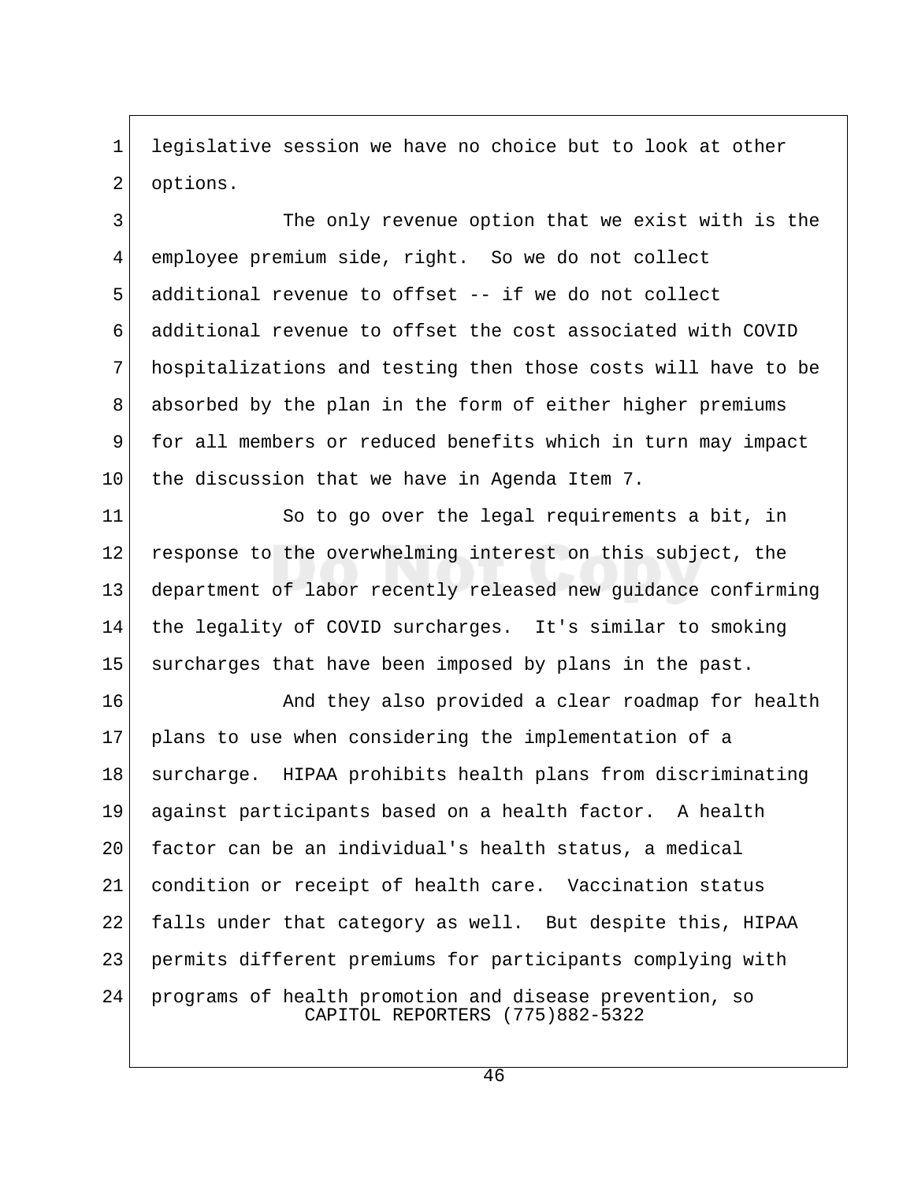legislative session we have no choice but to look at other options.

The only revenue option that we exist with is the employee premium side, right. So we do not collect additional revenue to offset -- if we do not collect additional revenue to offset the cost associated with COVID hospitalizations and testing then those costs will have to be absorbed by the plan in the form of either higher premiums for all members or reduced benefits which in turn may impact the discussion that we have in Agenda Item 7.

So to go over the legal requirements a bit, in response to the overwhelming interest on this subject, the department of labor recently released new guidance confirming the legality of COVID surcharges. It's similar to smoking surcharges that have been imposed by plans in the past.

And they also provided a clear roadmap for health plans to use when considering the implementation of a surcharge. HIPAA prohibits health plans from discriminating against participants based on a health factor. A health factor can be an individual's health status, a medical condition or receipt of health care. Vaccination status falls under that category as well. But despite this, HIPAA permits different premiums for participants complying with programs of health promotion and disease prevention, so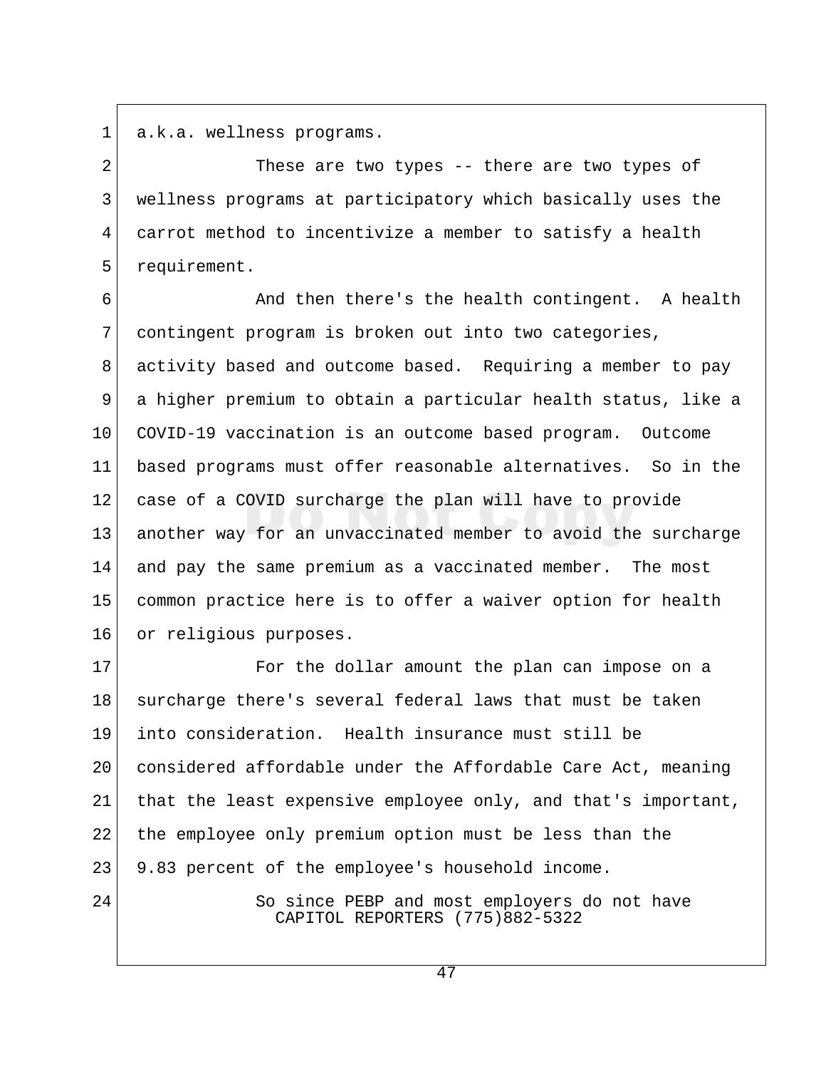a.k.a. wellness programs.

These are two types -- there are two types of wellness programs at participatory which basically uses the carrot method to incentivize a member to satisfy a health requirement.

And then there's the health contingent. A health contingent program is broken out into two categories, activity based and outcome based. Requiring a member to pay a higher premium to obtain a particular health status, like a COVID-19 vaccination is an outcome based program. Outcome based programs must offer reasonable alternatives. So in the case of a COVID surcharge the plan will have to provide another way for an unvaccinated member to avoid the surcharge and pay the same premium as a vaccinated member. The most common practice here is to offer a waiver option for health or religious purposes.

For the dollar amount the plan can impose on a surcharge there's several federal laws that must be taken into consideration. Health insurance must still be considered affordable under the Affordable Care Act, meaning that the least expensive employee only, and that's important, the employee only premium option must be less than the 9.83 percent of the employee's household income.

So since PEBP and most employers do not have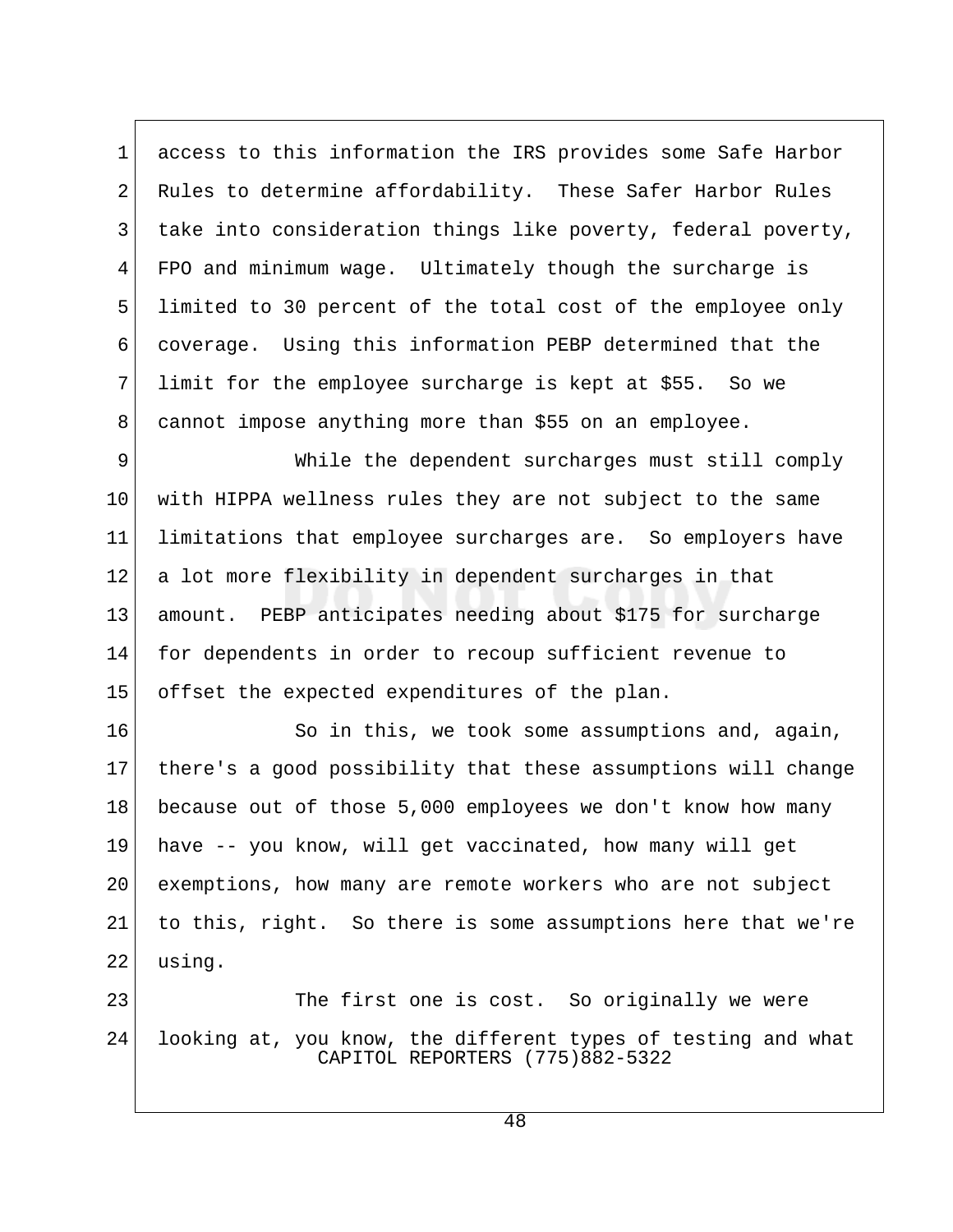access to this information the IRS provides some Safe Harbor Rules to determine affordability. These Safer Harbor Rules take into consideration things like poverty, federal poverty, FPO and minimum wage. Ultimately though the surcharge is limited to 30 percent of the total cost of the employee only coverage. Using this information PEBP determined that the limit for the employee surcharge is kept at $55. So we cannot impose anything more than $55 on an employee.

While the dependent surcharges must still comply with HIPPA wellness rules they are not subject to the same limitations that employee surcharges are. So employers have a lot more flexibility in dependent surcharges in that amount. PEBP anticipates needing about $175 for surcharge for dependents in order to recoup sufficient revenue to offset the expected expenditures of the plan.

So in this, we took some assumptions and, again, there's a good possibility that these assumptions will change because out of those 5,000 employees we don't know how many have -- you know, will get vaccinated, how many will get exemptions, how many are remote workers who are not subject to this, right. So there is some assumptions here that we're using.

The first one is cost. So originally we were looking at, you know, the different types of testing and what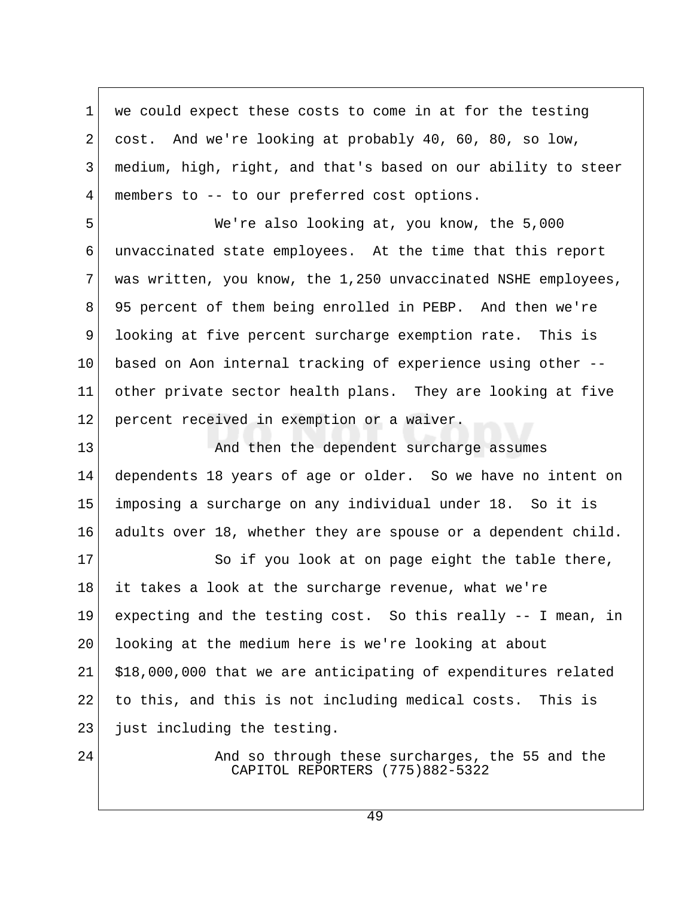we could expect these costs to come in at for the testing cost. And we're looking at probably 40, 60, 80, so low, medium, high, right, and that's based on our ability to steer members to -- to our preferred cost options.

We're also looking at, you know, the 5,000 unvaccinated state employees. At the time that this report was written, you know, the 1,250 unvaccinated NSHE employees, 95 percent of them being enrolled in PEBP. And then we're looking at five percent surcharge exemption rate. This is based on Aon internal tracking of experience using other -- other private sector health plans. They are looking at five percent received in exemption or a waiver.

And then the dependent surcharge assumes dependents 18 years of age or older. So we have no intent on imposing a surcharge on any individual under 18. So it is adults over 18, whether they are spouse or a dependent child.

So if you look at on page eight the table there, it takes a look at the surcharge revenue, what we're expecting and the testing cost. So this really -- I mean, in looking at the medium here is we're looking at about $18,000,000 that we are anticipating of expenditures related to this, and this is not including medical costs. This is just including the testing.

And so through these surcharges, the 55 and the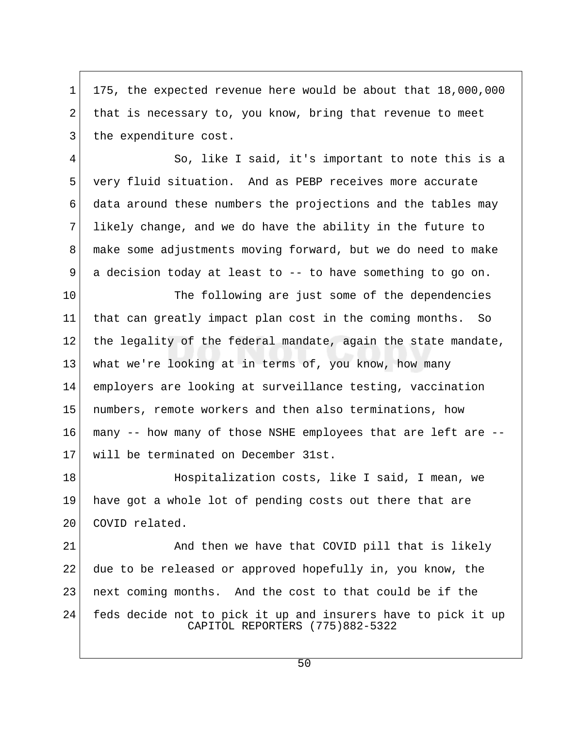175, the expected revenue here would be about that 18,000,000 that is necessary to, you know, bring that revenue to meet the expenditure cost.

So, like I said, it's important to note this is a very fluid situation. And as PEBP receives more accurate data around these numbers the projections and the tables may likely change, and we do have the ability in the future to make some adjustments moving forward, but we do need to make a decision today at least to -- to have something to go on.

The following are just some of the dependencies that can greatly impact plan cost in the coming months. So the legality of the federal mandate, again the state mandate, what we're looking at in terms of, you know, how many employers are looking at surveillance testing, vaccination numbers, remote workers and then also terminations, how many -- how many of those NSHE employees that are left are -- will be terminated on December 31st.

Hospitalization costs, like I said, I mean, we have got a whole lot of pending costs out there that are COVID related.

And then we have that COVID pill that is likely due to be released or approved hopefully in, you know, the next coming months. And the cost to that could be if the feds decide not to pick it up and insurers have to pick it up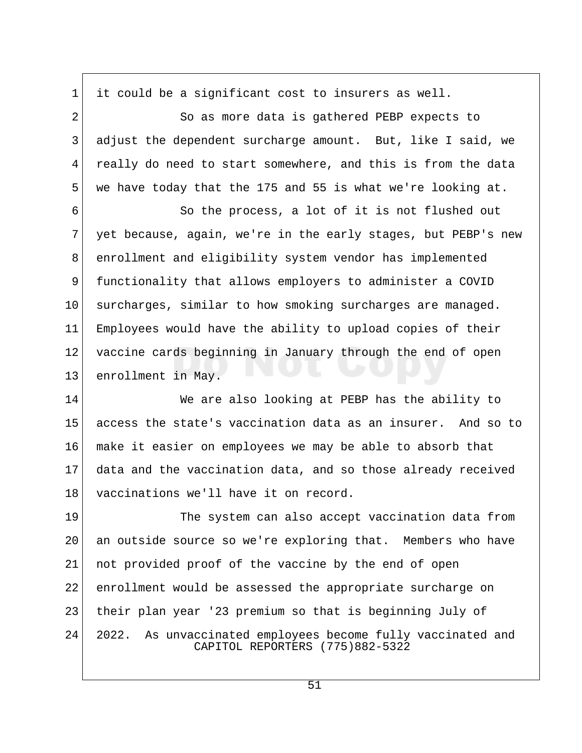it could be a significant cost to insurers as well.

So as more data is gathered PEBP expects to adjust the dependent surcharge amount. But, like I said, we really do need to start somewhere, and this is from the data we have today that the 175 and 55 is what we're looking at.

So the process, a lot of it is not flushed out yet because, again, we're in the early stages, but PEBP's new enrollment and eligibility system vendor has implemented functionality that allows employers to administer a COVID surcharges, similar to how smoking surcharges are managed. Employees would have the ability to upload copies of their vaccine cards beginning in January through the end of open enrollment in May.

We are also looking at PEBP has the ability to access the state's vaccination data as an insurer. And so to make it easier on employees we may be able to absorb that data and the vaccination data, and so those already received vaccinations we'll have it on record.

The system can also accept vaccination data from an outside source so we're exploring that. Members who have not provided proof of the vaccine by the end of open enrollment would be assessed the appropriate surcharge on their plan year '23 premium so that is beginning July of 2022. As unvaccinated employees become fully vaccinated and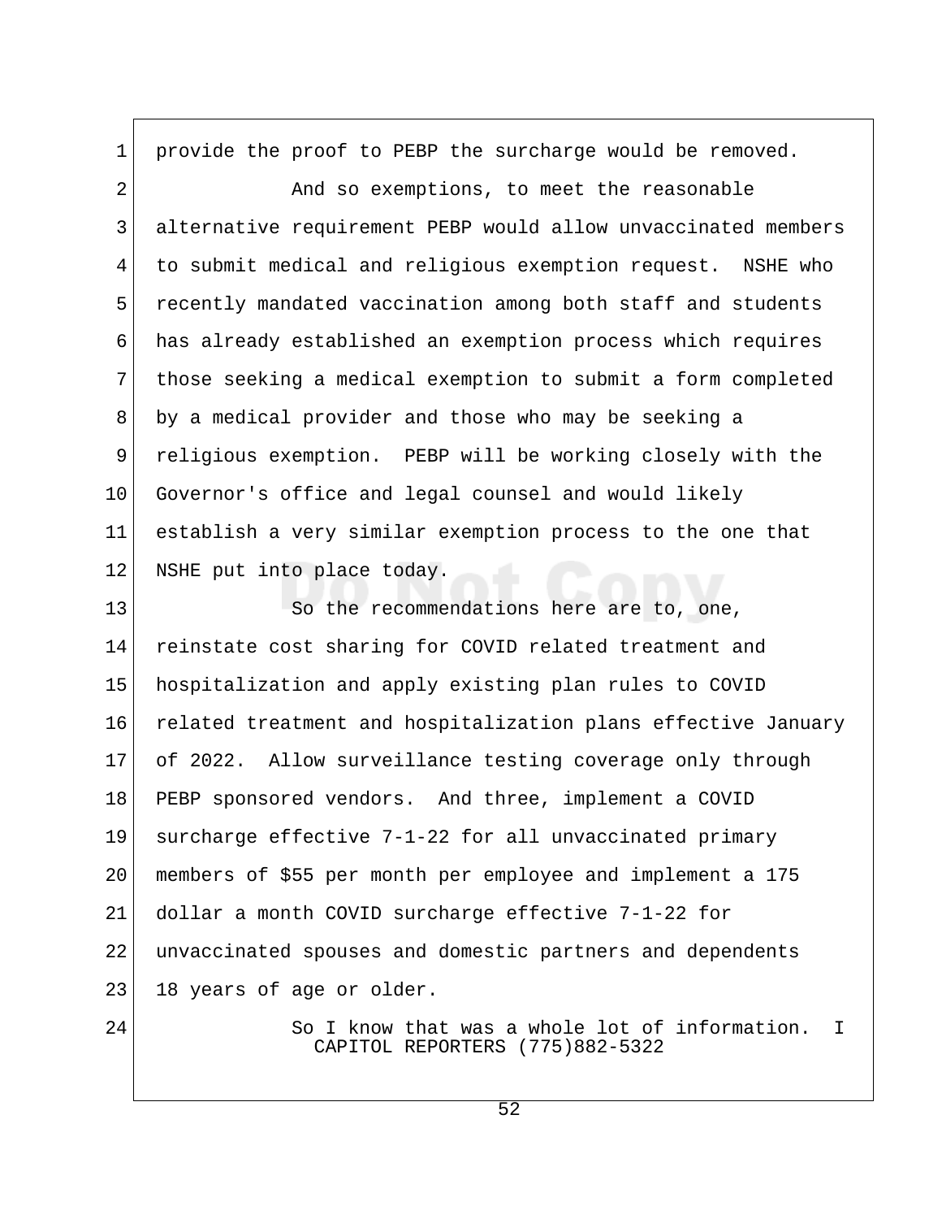provide the proof to PEBP the surcharge would be removed.

And so exemptions, to meet the reasonable alternative requirement PEBP would allow unvaccinated members to submit medical and religious exemption request. NSHE who recently mandated vaccination among both staff and students has already established an exemption process which requires those seeking a medical exemption to submit a form completed by a medical provider and those who may be seeking a religious exemption. PEBP will be working closely with the Governor's office and legal counsel and would likely establish a very similar exemption process to the one that NSHE put into place today.

So the recommendations here are to, one, reinstate cost sharing for COVID related treatment and hospitalization and apply existing plan rules to COVID related treatment and hospitalization plans effective January of 2022. Allow surveillance testing coverage only through PEBP sponsored vendors. And three, implement a COVID surcharge effective 7-1-22 for all unvaccinated primary members of $55 per month per employee and implement a 175 dollar a month COVID surcharge effective 7-1-22 for unvaccinated spouses and domestic partners and dependents 18 years of age or older.

So I know that was a whole lot of information. I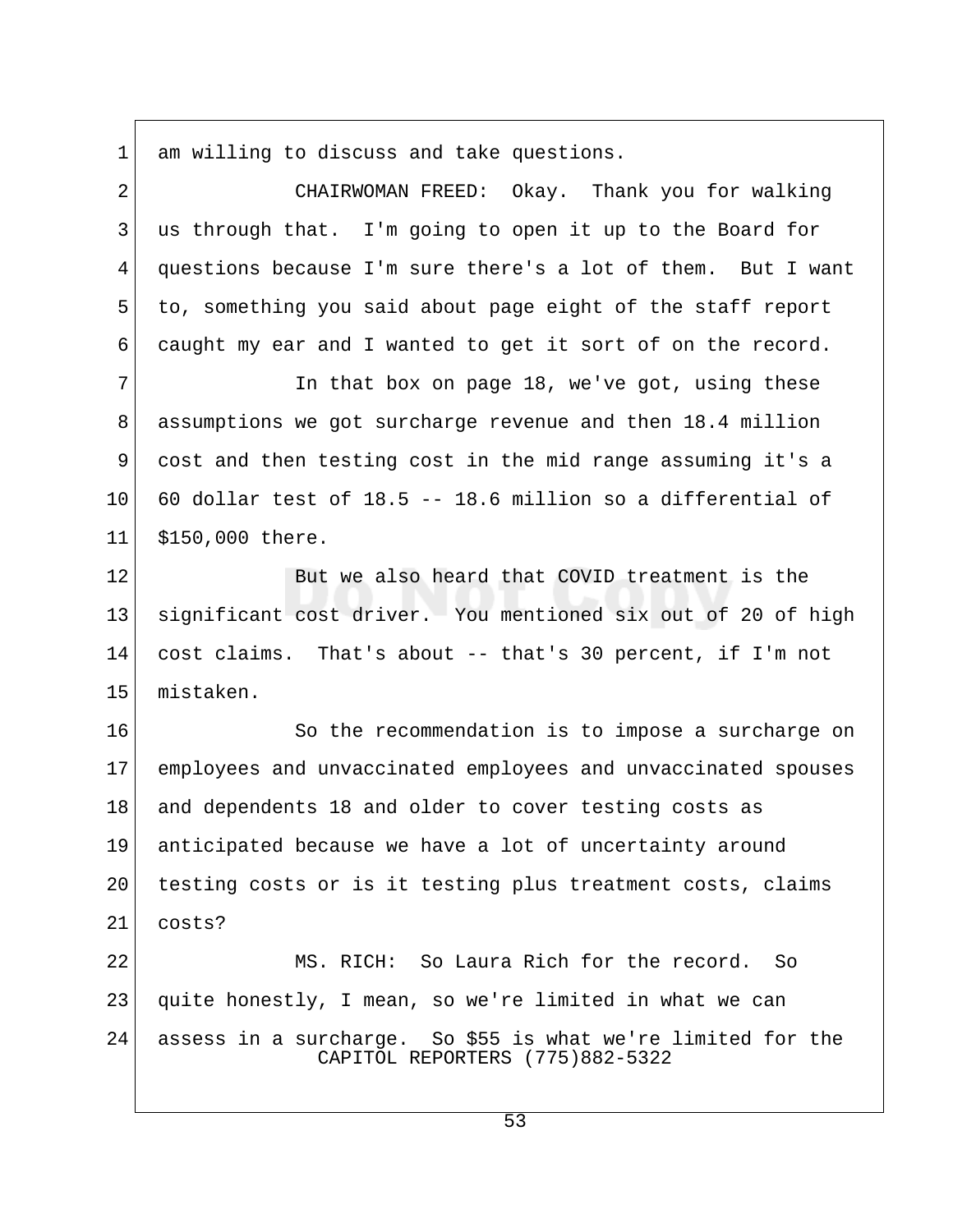am willing to discuss and take questions.

CHAIRWOMAN FREED: Okay. Thank you for walking us through that. I'm going to open it up to the Board for questions because I'm sure there's a lot of them. But I want to, something you said about page eight of the staff report caught my ear and I wanted to get it sort of on the record.

In that box on page 18, we've got, using these assumptions we got surcharge revenue and then 18.4 million cost and then testing cost in the mid range assuming it's a 60 dollar test of 18.5 -- 18.6 million so a differential of $150,000 there.

But we also heard that COVID treatment is the significant cost driver. You mentioned six out of 20 of high cost claims. That's about -- that's 30 percent, if I'm not mistaken.

So the recommendation is to impose a surcharge on employees and unvaccinated employees and unvaccinated spouses and dependents 18 and older to cover testing costs as anticipated because we have a lot of uncertainty around testing costs or is it testing plus treatment costs, claims costs?

MS. RICH: So Laura Rich for the record. So quite honestly, I mean, so we're limited in what we can assess in a surcharge. So $55 is what we're limited for the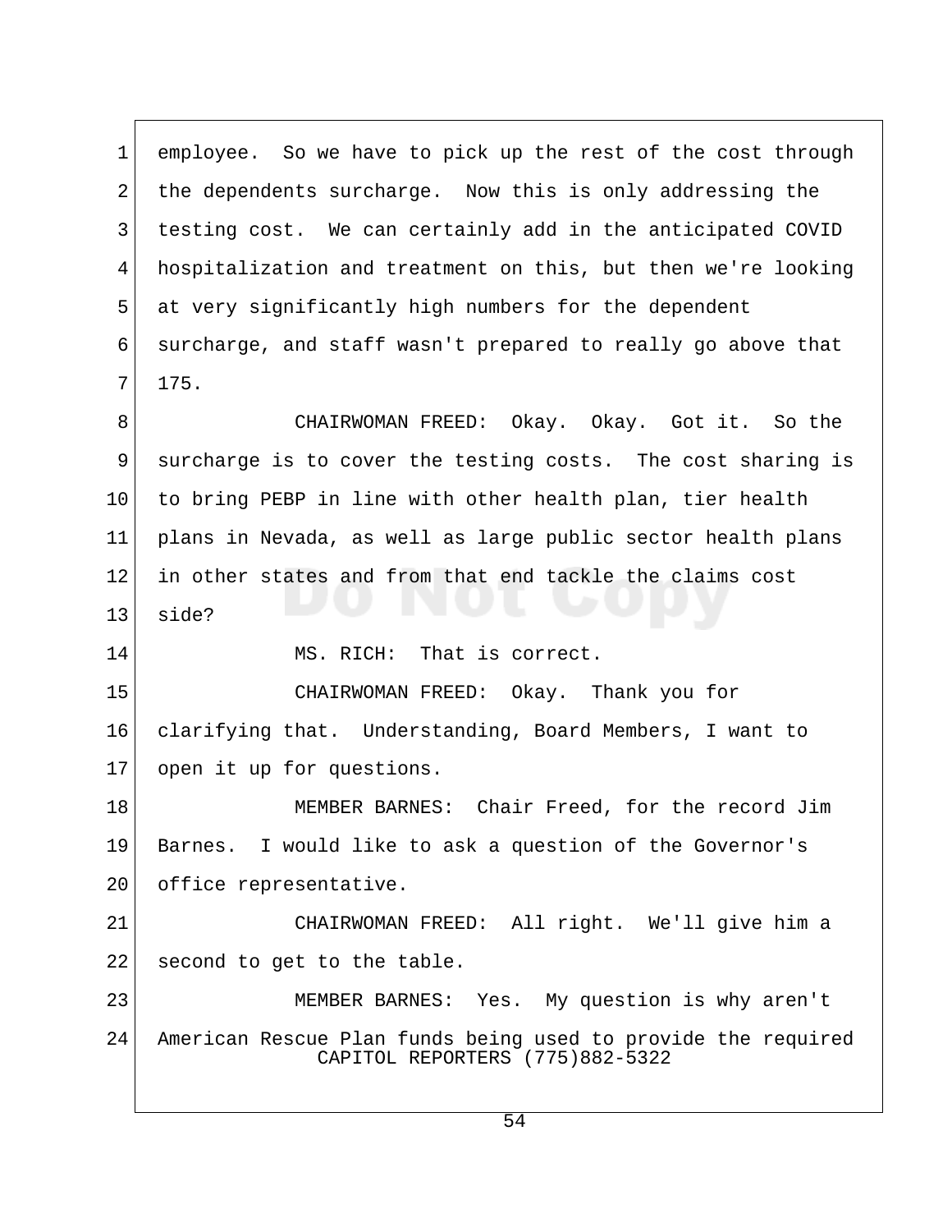employee. So we have to pick up the rest of the cost through the dependents surcharge. Now this is only addressing the testing cost. We can certainly add in the anticipated COVID hospitalization and treatment on this, but then we're looking at very significantly high numbers for the dependent surcharge, and staff wasn't prepared to really go above that 175.

CHAIRWOMAN FREED: Okay. Okay. Got it. So the surcharge is to cover the testing costs. The cost sharing is to bring PEBP in line with other health plan, tier health plans in Nevada, as well as large public sector health plans in other states and from that end tackle the claims cost side?

MS. RICH: That is correct.

CHAIRWOMAN FREED: Okay. Thank you for clarifying that. Understanding, Board Members, I want to open it up for questions.

MEMBER BARNES: Chair Freed, for the record Jim Barnes. I would like to ask a question of the Governor's office representative.

CHAIRWOMAN FREED: All right. We'll give him a second to get to the table.

MEMBER BARNES: Yes. My question is why aren't American Rescue Plan funds being used to provide the required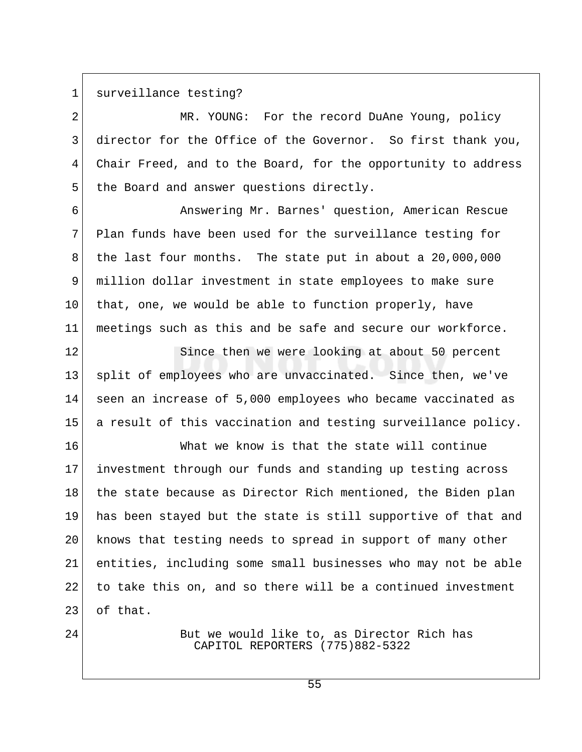surveillance testing?

MR. YOUNG: For the record DuAne Young, policy director for the Office of the Governor. So first thank you, Chair Freed, and to the Board, for the opportunity to address the Board and answer questions directly.

Answering Mr. Barnes' question, American Rescue Plan funds have been used for the surveillance testing for the last four months. The state put in about a 20,000,000 million dollar investment in state employees to make sure that, one, we would be able to function properly, have meetings such as this and be safe and secure our workforce.

Since then we were looking at about 50 percent split of employees who are unvaccinated. Since then, we've seen an increase of 5,000 employees who became vaccinated as a result of this vaccination and testing surveillance policy.

What we know is that the state will continue investment through our funds and standing up testing across the state because as Director Rich mentioned, the Biden plan has been stayed but the state is still supportive of that and knows that testing needs to spread in support of many other entities, including some small businesses who may not be able to take this on, and so there will be a continued investment of that.

But we would like to, as Director Rich has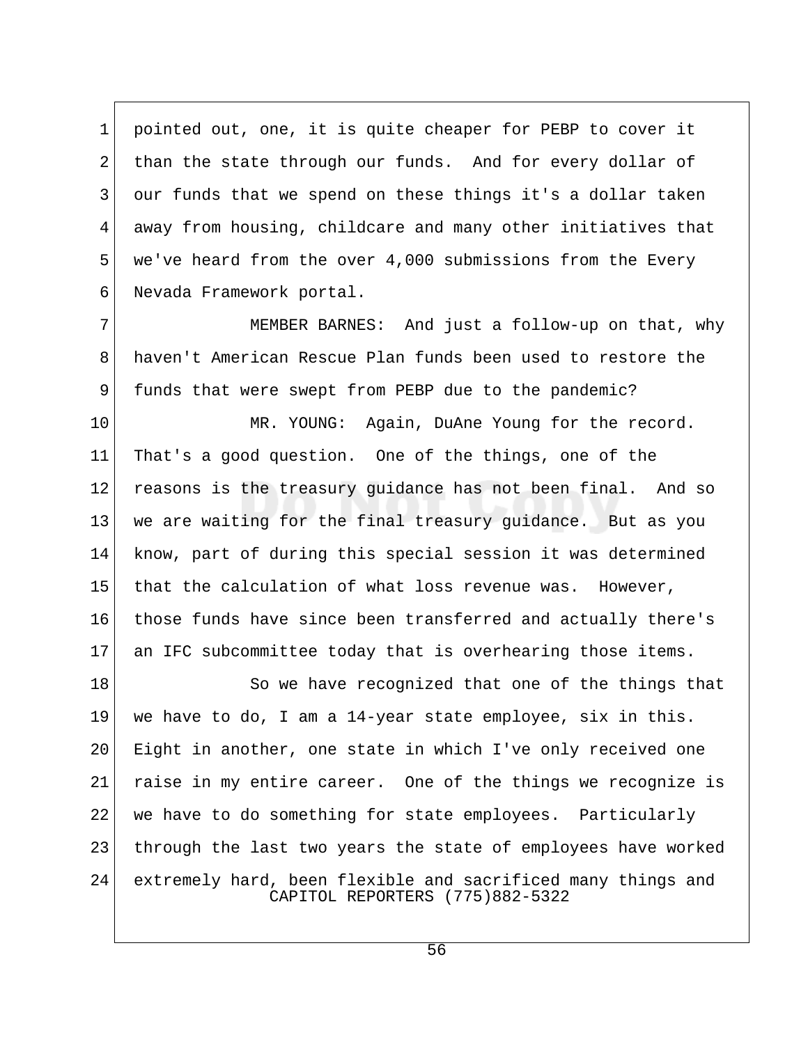pointed out, one, it is quite cheaper for PEBP to cover it than the state through our funds. And for every dollar of our funds that we spend on these things it's a dollar taken away from housing, childcare and many other initiatives that we've heard from the over 4,000 submissions from the Every Nevada Framework portal.

MEMBER BARNES: And just a follow-up on that, why haven't American Rescue Plan funds been used to restore the funds that were swept from PEBP due to the pandemic?

MR. YOUNG: Again, DuAne Young for the record. That's a good question. One of the things, one of the reasons is the treasury guidance has not been final. And so we are waiting for the final treasury guidance. But as you know, part of during this special session it was determined that the calculation of what loss revenue was. However, those funds have since been transferred and actually there's an IFC subcommittee today that is overhearing those items.

So we have recognized that one of the things that we have to do, I am a 14-year state employee, six in this. Eight in another, one state in which I've only received one raise in my entire career. One of the things we recognize is we have to do something for state employees. Particularly through the last two years the state of employees have worked extremely hard, been flexible and sacrificed many things and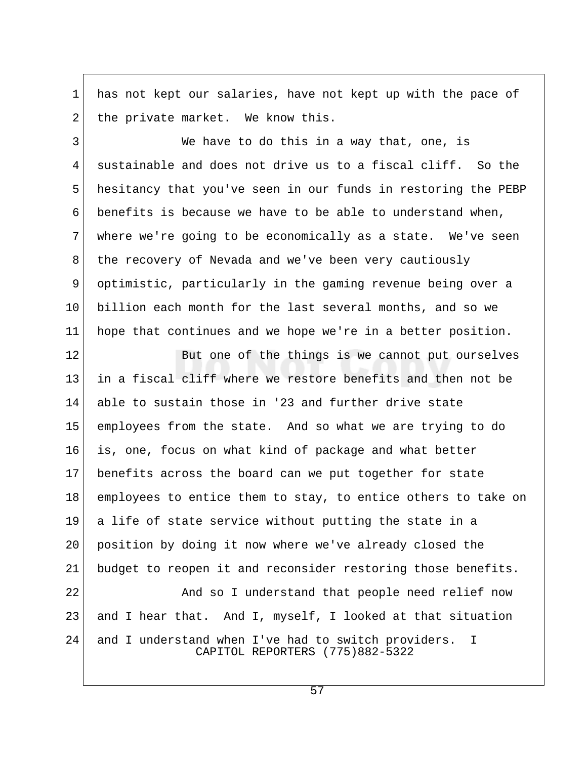has not kept our salaries, have not kept up with the pace of the private market. We know this.

We have to do this in a way that, one, is sustainable and does not drive us to a fiscal cliff. So the hesitancy that you've seen in our funds in restoring the PEBP benefits is because we have to be able to understand when, where we're going to be economically as a state. We've seen the recovery of Nevada and we've been very cautiously optimistic, particularly in the gaming revenue being over a billion each month for the last several months, and so we hope that continues and we hope we're in a better position.

But one of the things is we cannot put ourselves in a fiscal cliff where we restore benefits and then not be able to sustain those in '23 and further drive state employees from the state. And so what we are trying to do is, one, focus on what kind of package and what better benefits across the board can we put together for state employees to entice them to stay, to entice others to take on a life of state service without putting the state in a position by doing it now where we've already closed the budget to reopen it and reconsider restoring those benefits.

And so I understand that people need relief now and I hear that. And I, myself, I looked at that situation and I understand when I've had to switch providers. I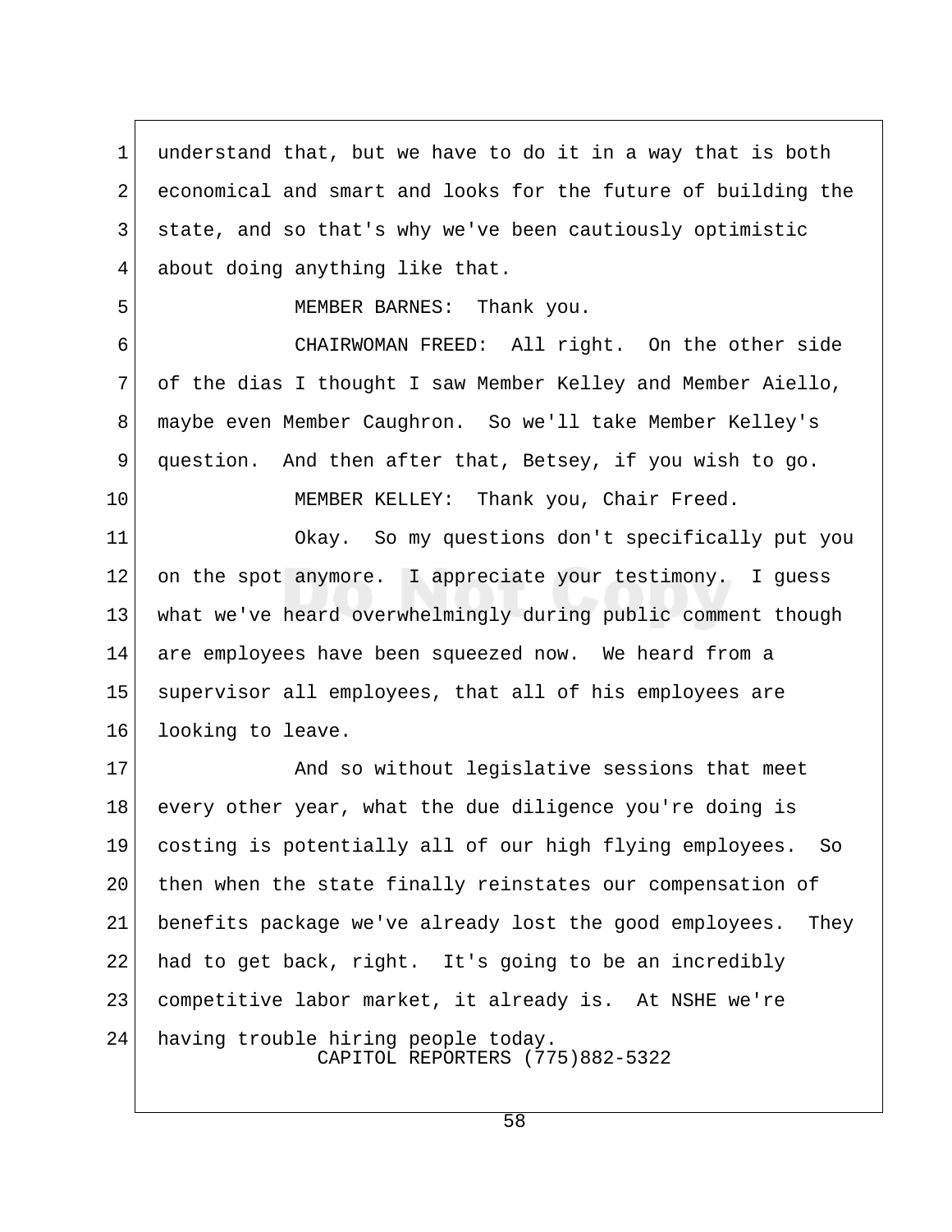understand that, but we have to do it in a way that is both economical and smart and looks for the future of building the state, and so that's why we've been cautiously optimistic about doing anything like that.

MEMBER BARNES: Thank you.

CHAIRWOMAN FREED: All right. On the other side of the dias I thought I saw Member Kelley and Member Aiello, maybe even Member Caughron. So we'll take Member Kelley's question. And then after that, Betsey, if you wish to go.

MEMBER KELLEY: Thank you, Chair Freed.

Okay. So my questions don't specifically put you on the spot anymore. I appreciate your testimony. I guess what we've heard overwhelmingly during public comment though are employees have been squeezed now. We heard from a supervisor all employees, that all of his employees are looking to leave.

And so without legislative sessions that meet every other year, what the due diligence you're doing is costing is potentially all of our high flying employees. So then when the state finally reinstates our compensation of benefits package we've already lost the good employees. They had to get back, right. It's going to be an incredibly competitive labor market, it already is. At NSHE we're having trouble hiring people today.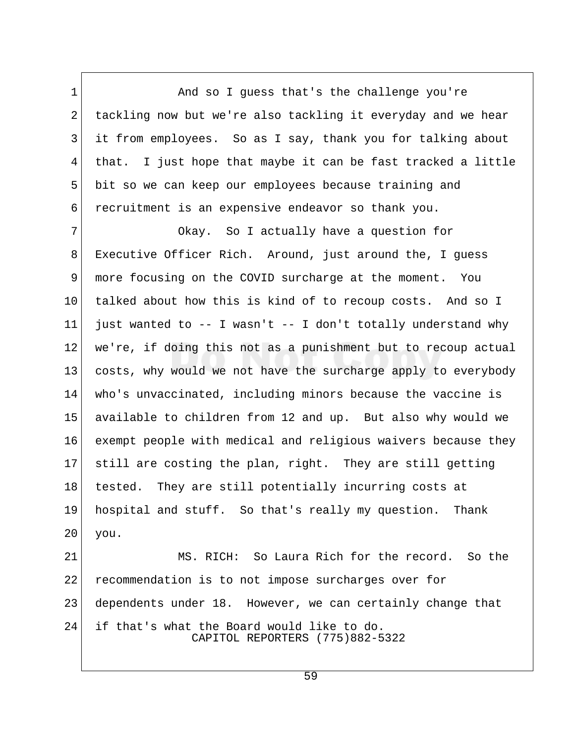And so I guess that's the challenge you're tackling now but we're also tackling it everyday and we hear it from employees. So as I say, thank you for talking about that. I just hope that maybe it can be fast tracked a little bit so we can keep our employees because training and recruitment is an expensive endeavor so thank you.

Okay. So I actually have a question for Executive Officer Rich. Around, just around the, I guess more focusing on the COVID surcharge at the moment. You talked about how this is kind of to recoup costs. And so I just wanted to -- I wasn't -- I don't totally understand why we're, if doing this not as a punishment but to recoup actual costs, why would we not have the surcharge apply to everybody who's unvaccinated, including minors because the vaccine is available to children from 12 and up. But also why would we exempt people with medical and religious waivers because they still are costing the plan, right. They are still getting tested. They are still potentially incurring costs at hospital and stuff. So that's really my question. Thank you.

MS. RICH: So Laura Rich for the record. So the recommendation is to not impose surcharges over for dependents under 18. However, we can certainly change that if that's what the Board would like to do.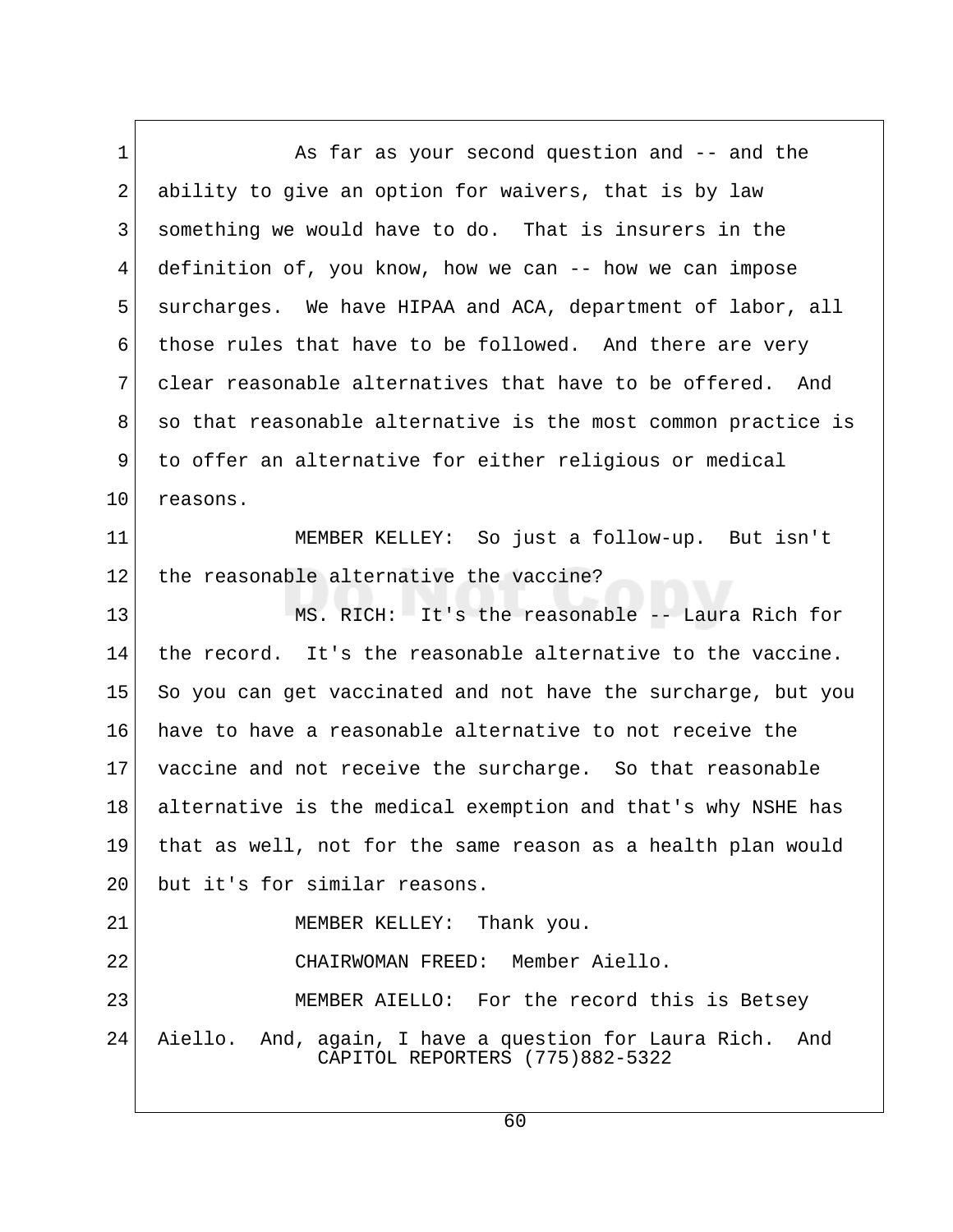As far as your second question and -- and the ability to give an option for waivers, that is by law something we would have to do. That is insurers in the definition of, you know, how we can -- how we can impose surcharges. We have HIPAA and ACA, department of labor, all those rules that have to be followed. And there are very clear reasonable alternatives that have to be offered. And so that reasonable alternative is the most common practice is to offer an alternative for either religious or medical reasons.

MEMBER KELLEY: So just a follow-up. But isn't the reasonable alternative the vaccine?

MS. RICH: It's the reasonable -- Laura Rich for the record. It's the reasonable alternative to the vaccine. So you can get vaccinated and not have the surcharge, but you have to have a reasonable alternative to not receive the vaccine and not receive the surcharge. So that reasonable alternative is the medical exemption and that's why NSHE has that as well, not for the same reason as a health plan would but it's for similar reasons.

MEMBER KELLEY: Thank you.

CHAIRWOMAN FREED: Member Aiello.

MEMBER AIELLO: For the record this is Betsey Aiello. And, again, I have a question for Laura Rich. And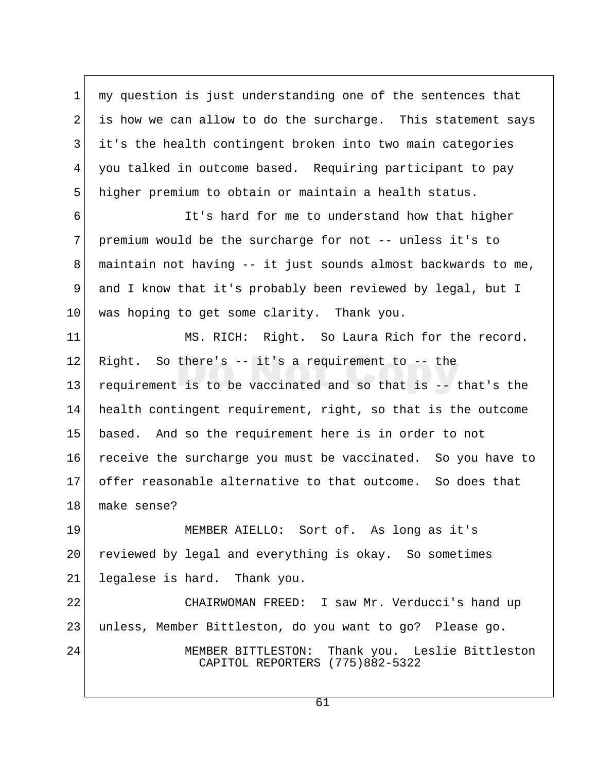my question is just understanding one of the sentences that is how we can allow to do the surcharge. This statement says it's the health contingent broken into two main categories you talked in outcome based. Requiring participant to pay higher premium to obtain or maintain a health status.

It's hard for me to understand how that higher premium would be the surcharge for not -- unless it's to maintain not having -- it just sounds almost backwards to me, and I know that it's probably been reviewed by legal, but I was hoping to get some clarity. Thank you.

MS. RICH: Right. So Laura Rich for the record. Right. So there's -- it's a requirement to -- the requirement is to be vaccinated and so that is -- that's the health contingent requirement, right, so that is the outcome based. And so the requirement here is in order to not receive the surcharge you must be vaccinated. So you have to offer reasonable alternative to that outcome. So does that make sense?

MEMBER AIELLO: Sort of. As long as it's reviewed by legal and everything is okay. So sometimes legalese is hard. Thank you.

CHAIRWOMAN FREED: I saw Mr. Verducci's hand up unless, Member Bittleston, do you want to go? Please go.

MEMBER BITTLESTON: Thank you. Leslie Bittleston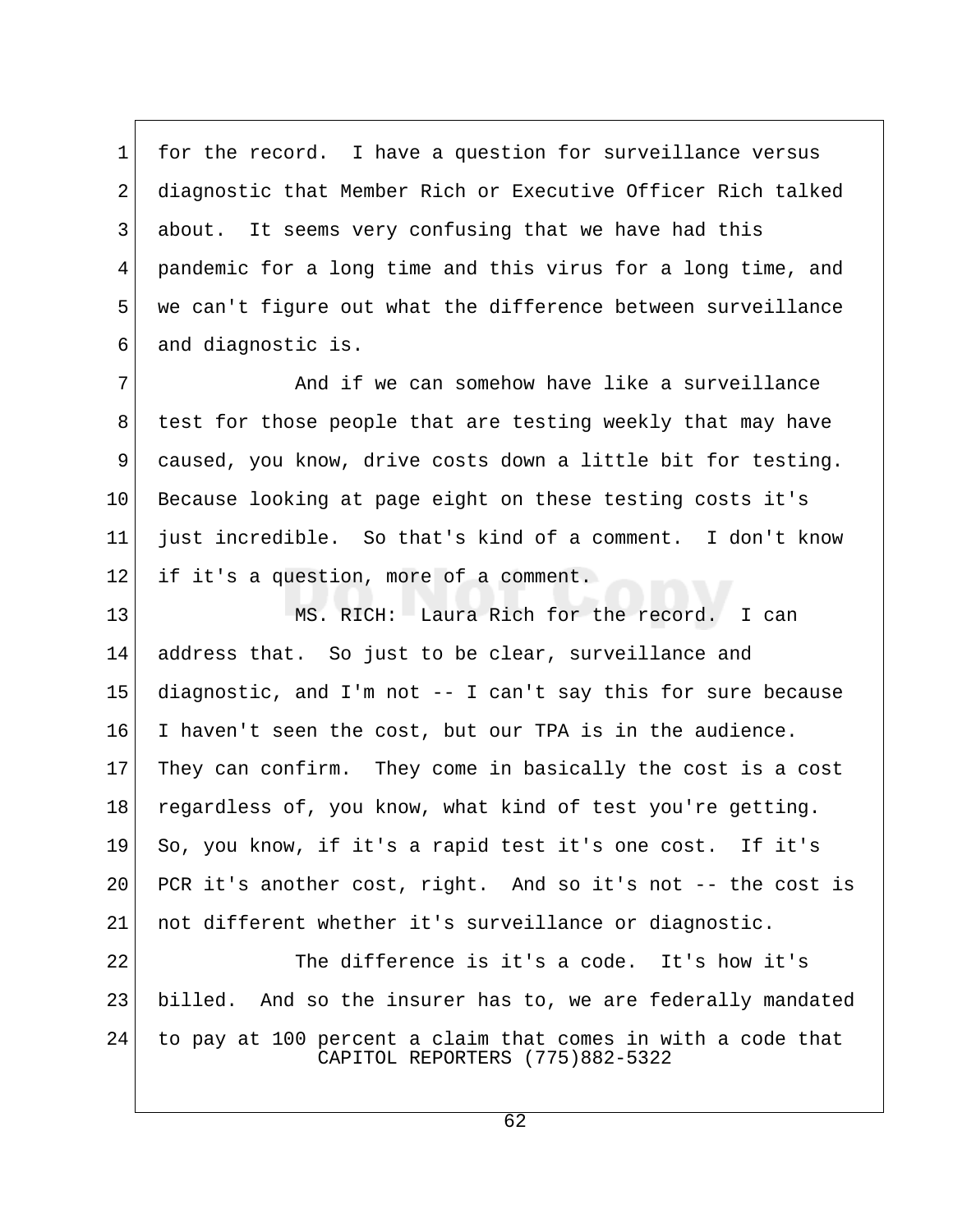for the record. I have a question for surveillance versus diagnostic that Member Rich or Executive Officer Rich talked about. It seems very confusing that we have had this pandemic for a long time and this virus for a long time, and we can't figure out what the difference between surveillance and diagnostic is.

And if we can somehow have like a surveillance test for those people that are testing weekly that may have caused, you know, drive costs down a little bit for testing. Because looking at page eight on these testing costs it's just incredible. So that's kind of a comment. I don't know if it's a question, more of a comment.

MS. RICH: Laura Rich for the record. I can address that. So just to be clear, surveillance and diagnostic, and I'm not -- I can't say this for sure because I haven't seen the cost, but our TPA is in the audience. They can confirm. They come in basically the cost is a cost regardless of, you know, what kind of test you're getting. So, you know, if it's a rapid test it's one cost. If it's PCR it's another cost, right. And so it's not -- the cost is not different whether it's surveillance or diagnostic.

The difference is it's a code. It's how it's billed. And so the insurer has to, we are federally mandated to pay at 100 percent a claim that comes in with a code that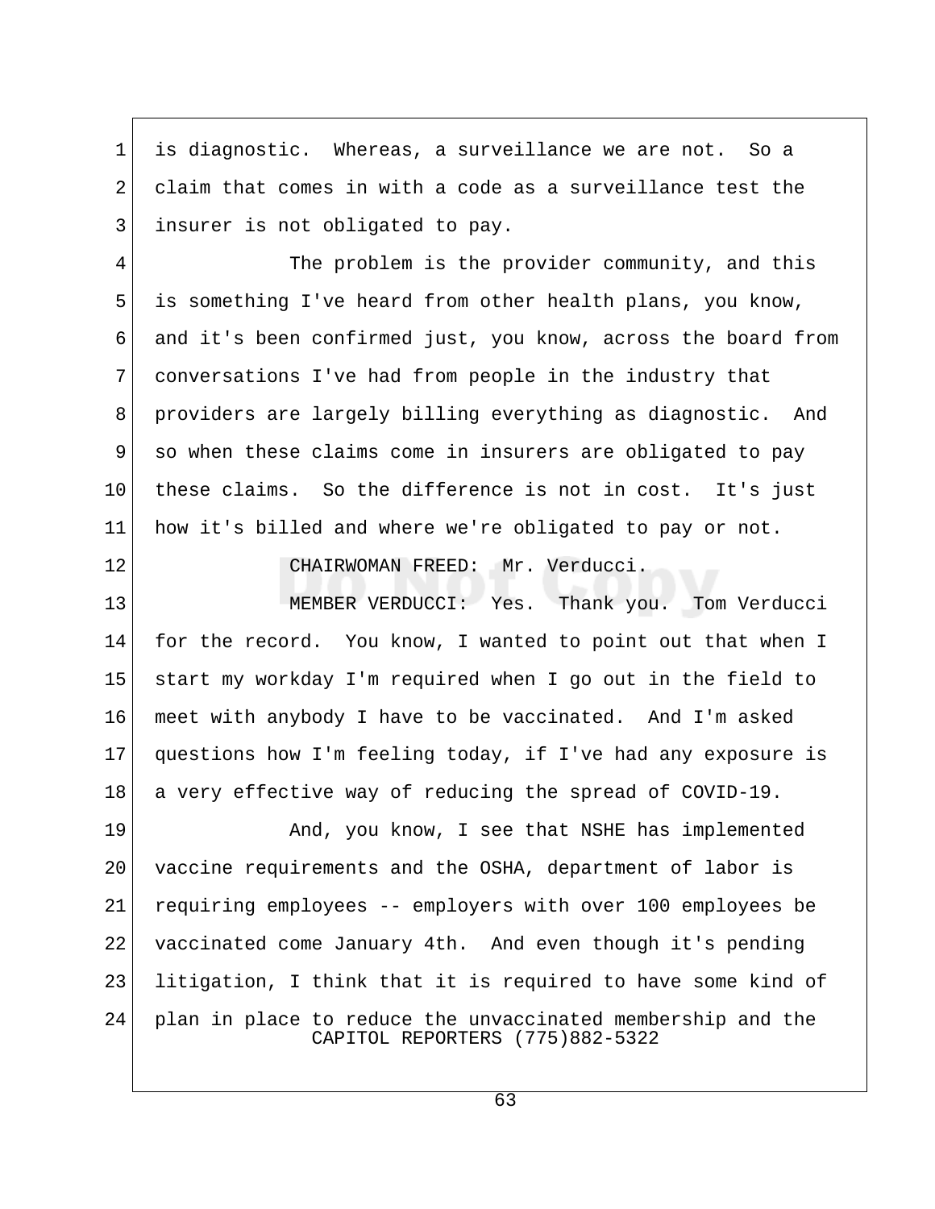is diagnostic. Whereas, a surveillance we are not. So a claim that comes in with a code as a surveillance test the insurer is not obligated to pay.

The problem is the provider community, and this is something I've heard from other health plans, you know, and it's been confirmed just, you know, across the board from conversations I've had from people in the industry that providers are largely billing everything as diagnostic. And so when these claims come in insurers are obligated to pay these claims. So the difference is not in cost. It's just how it's billed and where we're obligated to pay or not.

CHAIRWOMAN FREED: Mr. Verducci.

MEMBER VERDUCCI: Yes. Thank you. Tom Verducci for the record. You know, I wanted to point out that when I start my workday I'm required when I go out in the field to meet with anybody I have to be vaccinated. And I'm asked questions how I'm feeling today, if I've had any exposure is a very effective way of reducing the spread of COVID-19.

And, you know, I see that NSHE has implemented vaccine requirements and the OSHA, department of labor is requiring employees -- employers with over 100 employees be vaccinated come January 4th. And even though it's pending litigation, I think that it is required to have some kind of plan in place to reduce the unvaccinated membership and the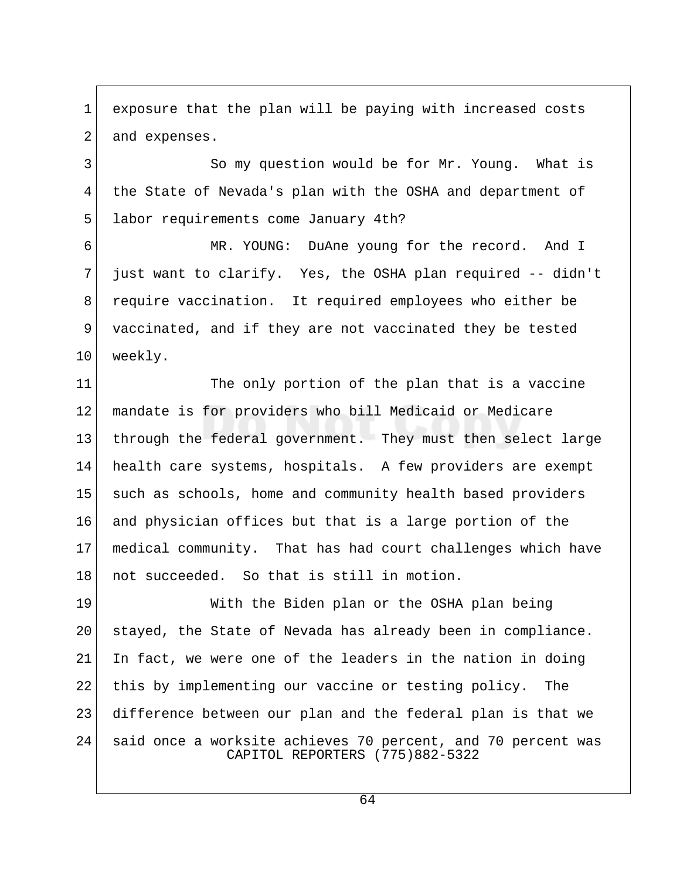exposure that the plan will be paying with increased costs and expenses.

So my question would be for Mr. Young. What is the State of Nevada's plan with the OSHA and department of labor requirements come January 4th?

MR. YOUNG: DuAne young for the record. And I just want to clarify. Yes, the OSHA plan required -- didn't require vaccination. It required employees who either be vaccinated, and if they are not vaccinated they be tested weekly.

The only portion of the plan that is a vaccine mandate is for providers who bill Medicaid or Medicare through the federal government. They must then select large health care systems, hospitals. A few providers are exempt such as schools, home and community health based providers and physician offices but that is a large portion of the medical community. That has had court challenges which have not succeeded. So that is still in motion.

With the Biden plan or the OSHA plan being stayed, the State of Nevada has already been in compliance. In fact, we were one of the leaders in the nation in doing this by implementing our vaccine or testing policy. The difference between our plan and the federal plan is that we said once a worksite achieves 70 percent, and 70 percent was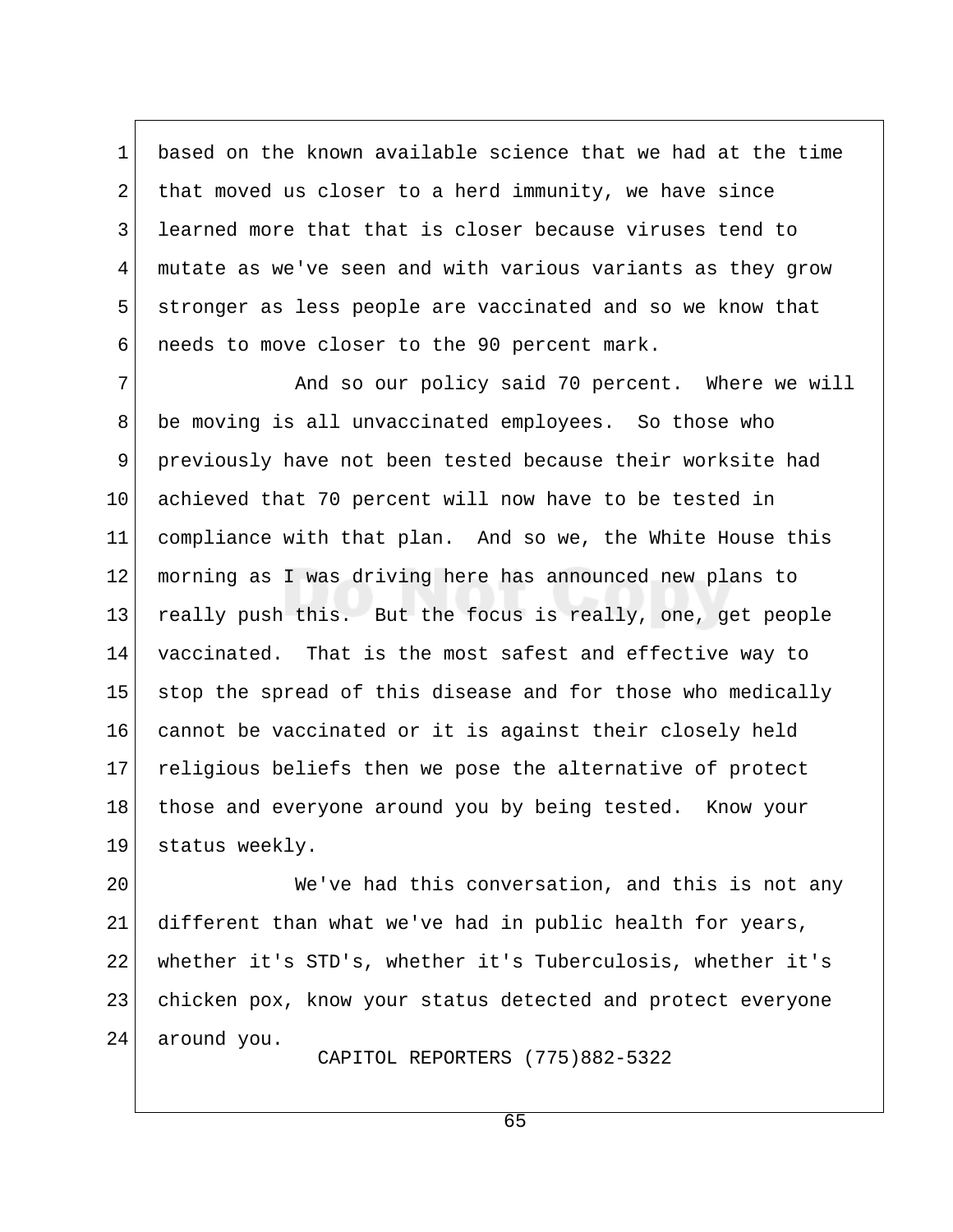based on the known available science that we had at the time that moved us closer to a herd immunity, we have since learned more that that is closer because viruses tend to mutate as we've seen and with various variants as they grow stronger as less people are vaccinated and so we know that needs to move closer to the 90 percent mark.

And so our policy said 70 percent. Where we will be moving is all unvaccinated employees. So those who previously have not been tested because their worksite had achieved that 70 percent will now have to be tested in compliance with that plan. And so we, the White House this morning as I was driving here has announced new plans to really push this. But the focus is really, one, get people vaccinated. That is the most safest and effective way to stop the spread of this disease and for those who medically cannot be vaccinated or it is against their closely held religious beliefs then we pose the alternative of protect those and everyone around you by being tested. Know your status weekly.

We've had this conversation, and this is not any different than what we've had in public health for years, whether it's STD's, whether it's Tuberculosis, whether it's chicken pox, know your status detected and protect everyone around you.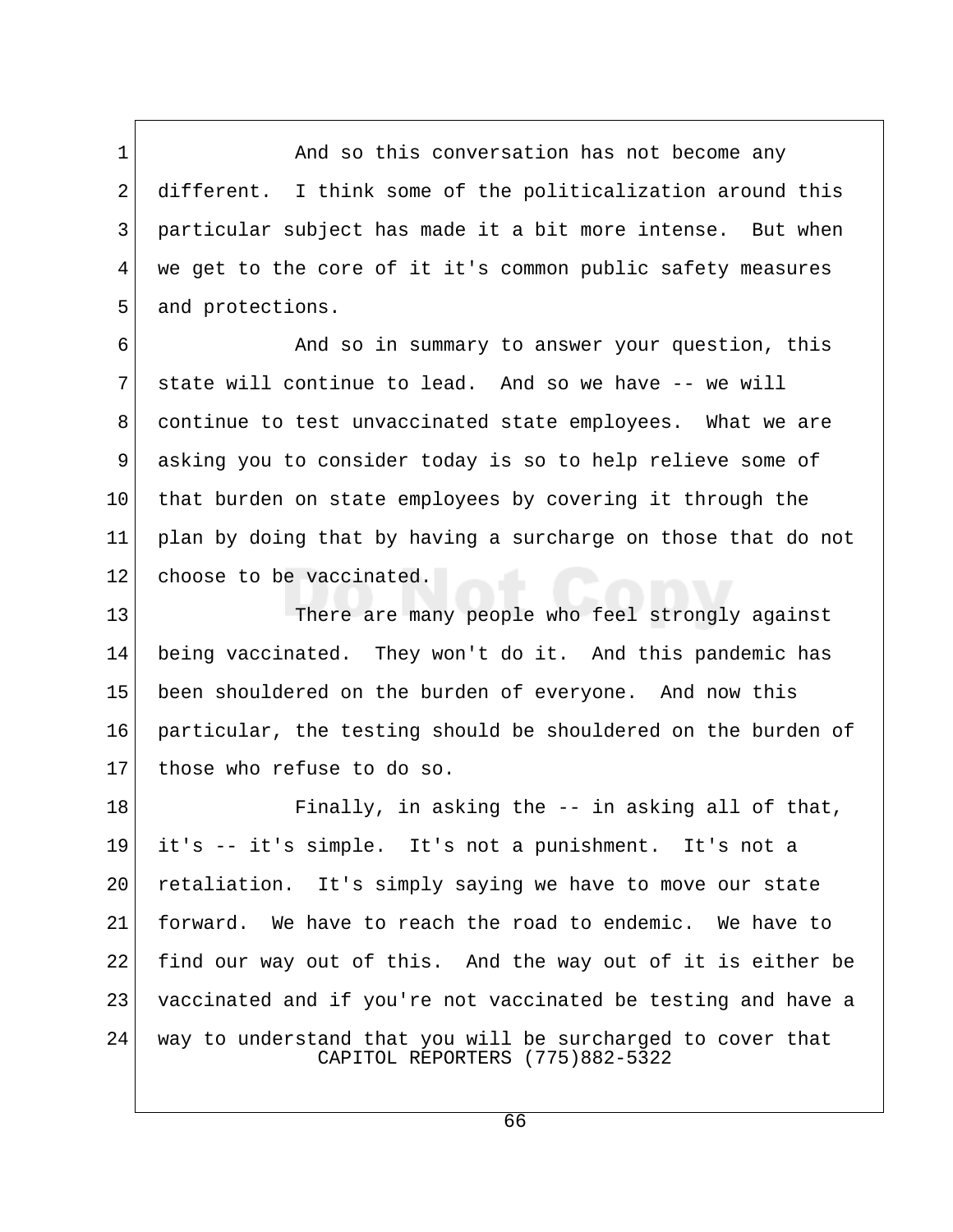And so this conversation has not become any different. I think some of the politicalization around this particular subject has made it a bit more intense. But when we get to the core of it it's common public safety measures and protections.

And so in summary to answer your question, this state will continue to lead. And so we have -- we will continue to test unvaccinated state employees. What we are asking you to consider today is so to help relieve some of that burden on state employees by covering it through the plan by doing that by having a surcharge on those that do not choose to be vaccinated.

There are many people who feel strongly against being vaccinated. They won't do it. And this pandemic has been shouldered on the burden of everyone. And now this particular, the testing should be shouldered on the burden of those who refuse to do so.

Finally, in asking the -- in asking all of that, it's -- it's simple. It's not a punishment. It's not a retaliation. It's simply saying we have to move our state forward. We have to reach the road to endemic. We have to find our way out of this. And the way out of it is either be vaccinated and if you're not vaccinated be testing and have a way to understand that you will be surcharged to cover that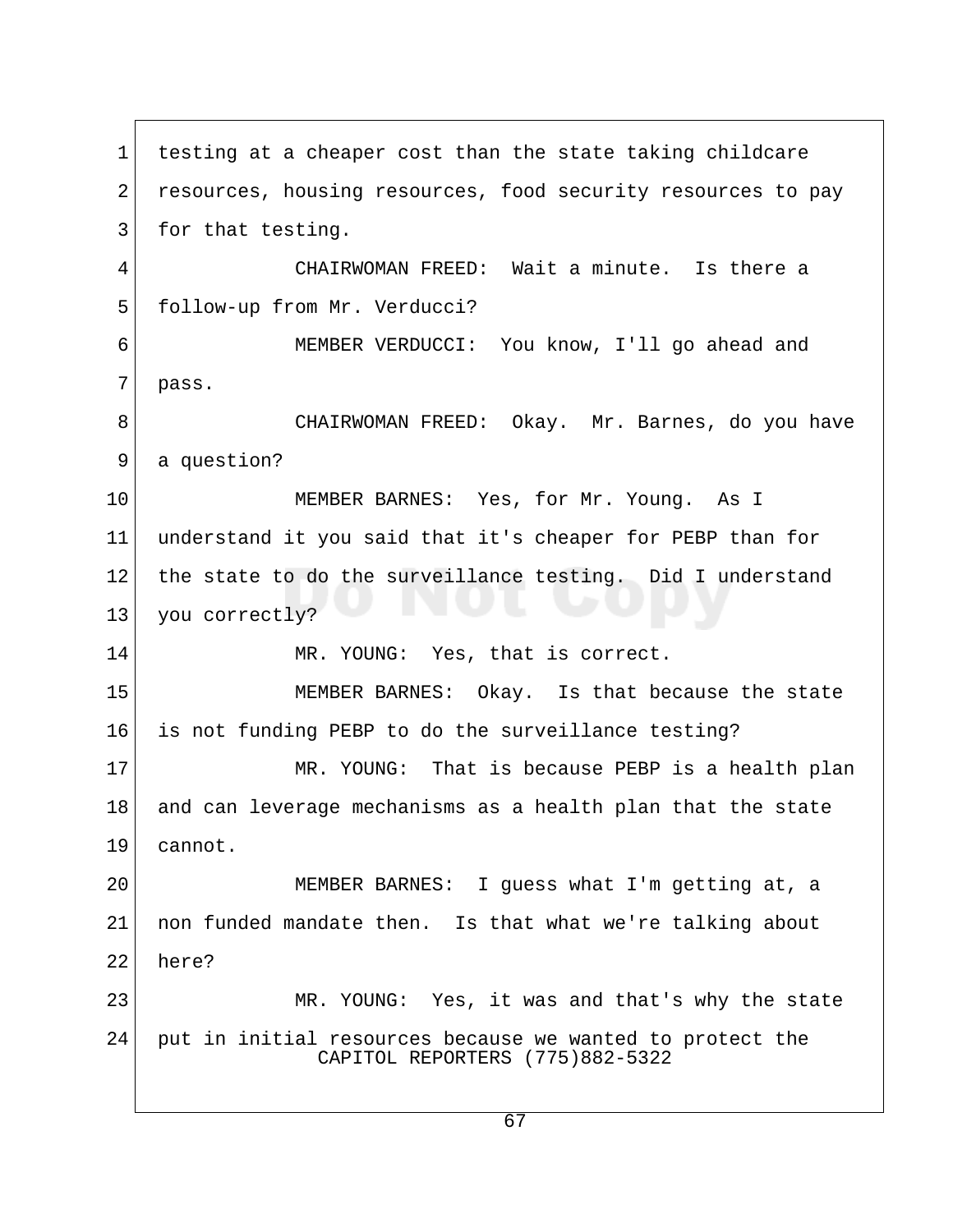testing at a cheaper cost than the state taking childcare resources, housing resources, food security resources to pay for that testing.

CHAIRWOMAN FREED: Wait a minute. Is there a follow-up from Mr. Verducci?

MEMBER VERDUCCI: You know, I'll go ahead and pass.

CHAIRWOMAN FREED: Okay. Mr. Barnes, do you have a question?

MEMBER BARNES: Yes, for Mr. Young. As I understand it you said that it's cheaper for PEBP than for the state to do the surveillance testing. Did I understand you correctly?

MR. YOUNG: Yes, that is correct.

MEMBER BARNES: Okay. Is that because the state is not funding PEBP to do the surveillance testing?

MR. YOUNG: That is because PEBP is a health plan and can leverage mechanisms as a health plan that the state cannot.

MEMBER BARNES: I guess what I'm getting at, a non funded mandate then. Is that what we're talking about here?

MR. YOUNG: Yes, it was and that's why the state put in initial resources because we wanted to protect the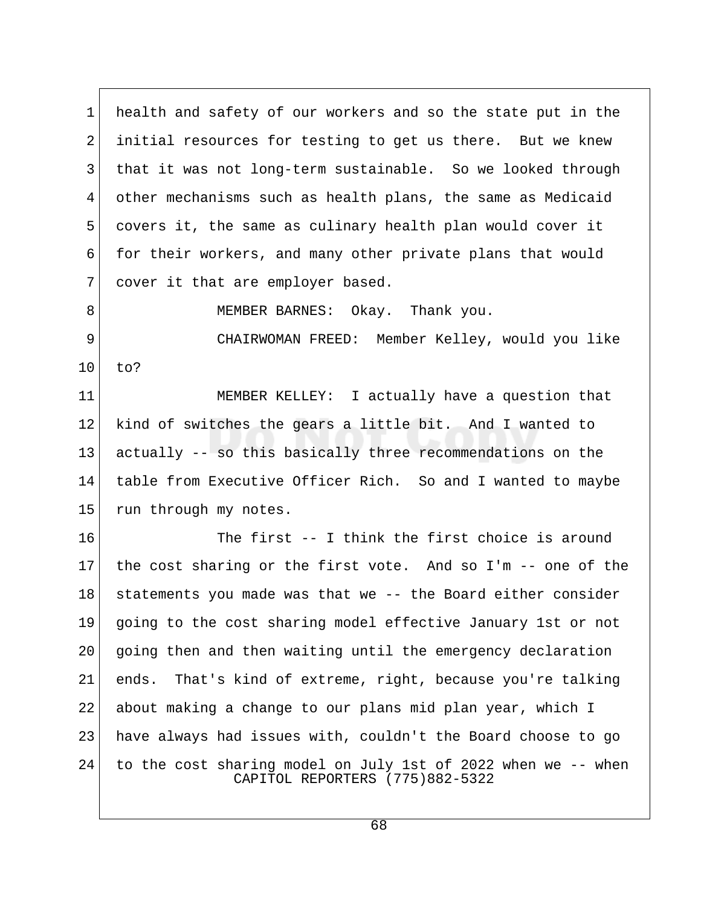health and safety of our workers and so the state put in the initial resources for testing to get us there. But we knew that it was not long-term sustainable. So we looked through other mechanisms such as health plans, the same as Medicaid covers it, the same as culinary health plan would cover it for their workers, and many other private plans that would cover it that are employer based.

MEMBER BARNES: Okay. Thank you.

CHAIRWOMAN FREED: Member Kelley, would you like to?

MEMBER KELLEY: I actually have a question that kind of switches the gears a little bit. And I wanted to actually -- so this basically three recommendations on the table from Executive Officer Rich. So and I wanted to maybe run through my notes.

The first -- I think the first choice is around the cost sharing or the first vote. And so I'm -- one of the statements you made was that we -- the Board either consider going to the cost sharing model effective January 1st or not going then and then waiting until the emergency declaration ends. That's kind of extreme, right, because you're talking about making a change to our plans mid plan year, which I have always had issues with, couldn't the Board choose to go to the cost sharing model on July 1st of 2022 when we -- when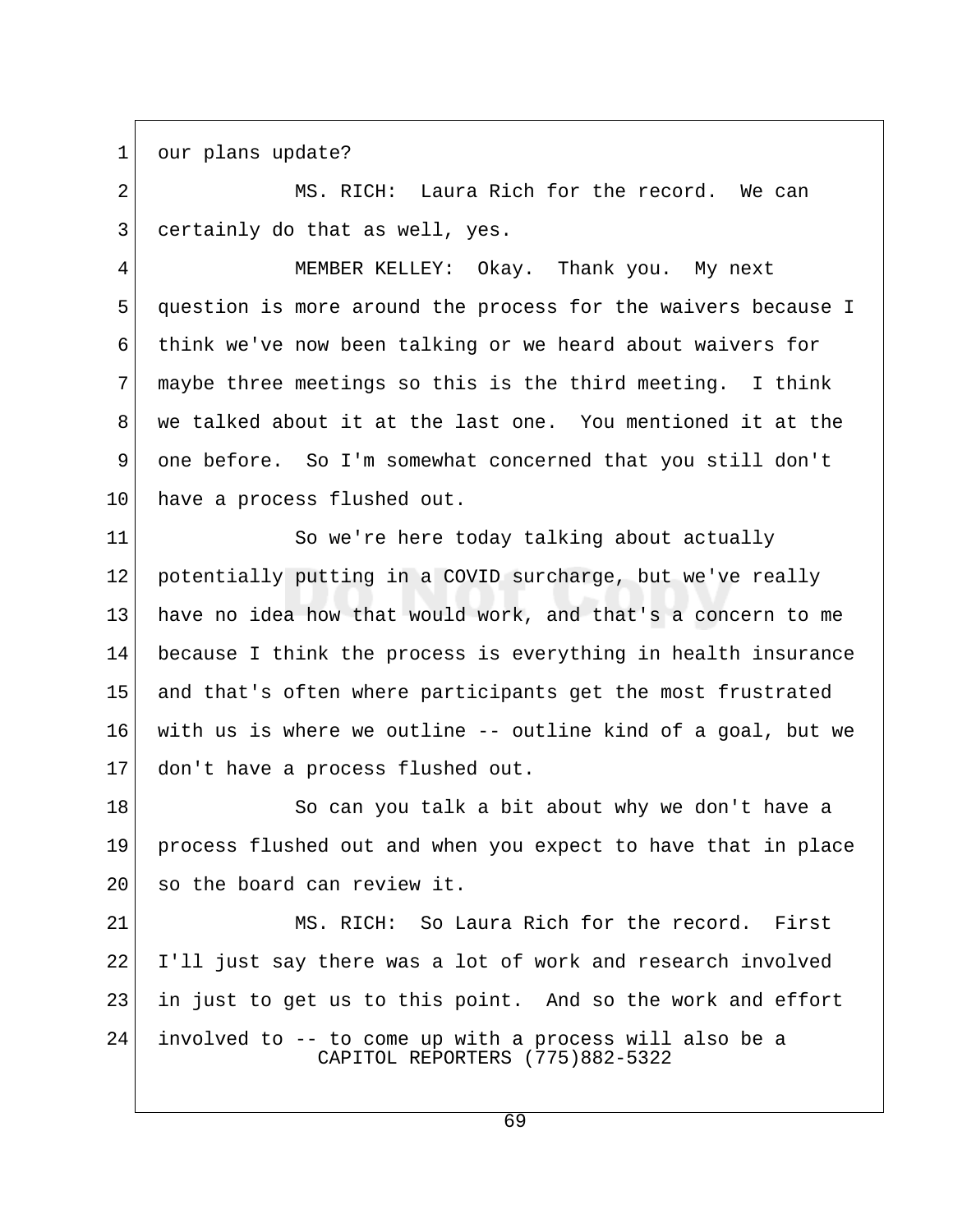1 our plans update?

2 MS. RICH: Laura Rich for the record. We can
3 certainly do that as well, yes.

4 MEMBER KELLEY: Okay. Thank you. My next
5 question is more around the process for the waivers because I
6 think we've now been talking or we heard about waivers for
7 maybe three meetings so this is the third meeting. I think
8 we talked about it at the last one. You mentioned it at the
9 one before. So I'm somewhat concerned that you still don't
10 have a process flushed out.

11 So we're here today talking about actually
12 potentially putting in a COVID surcharge, but we've really
13 have no idea how that would work, and that's a concern to me
14 because I think the process is everything in health insurance
15 and that's often where participants get the most frustrated
16 with us is where we outline -- outline kind of a goal, but we
17 don't have a process flushed out.

18 So can you talk a bit about why we don't have a
19 process flushed out and when you expect to have that in place
20 so the board can review it.

21 MS. RICH: So Laura Rich for the record. First
22 I'll just say there was a lot of work and research involved
23 in just to get us to this point. And so the work and effort
24 involved to -- to come up with a process will also be a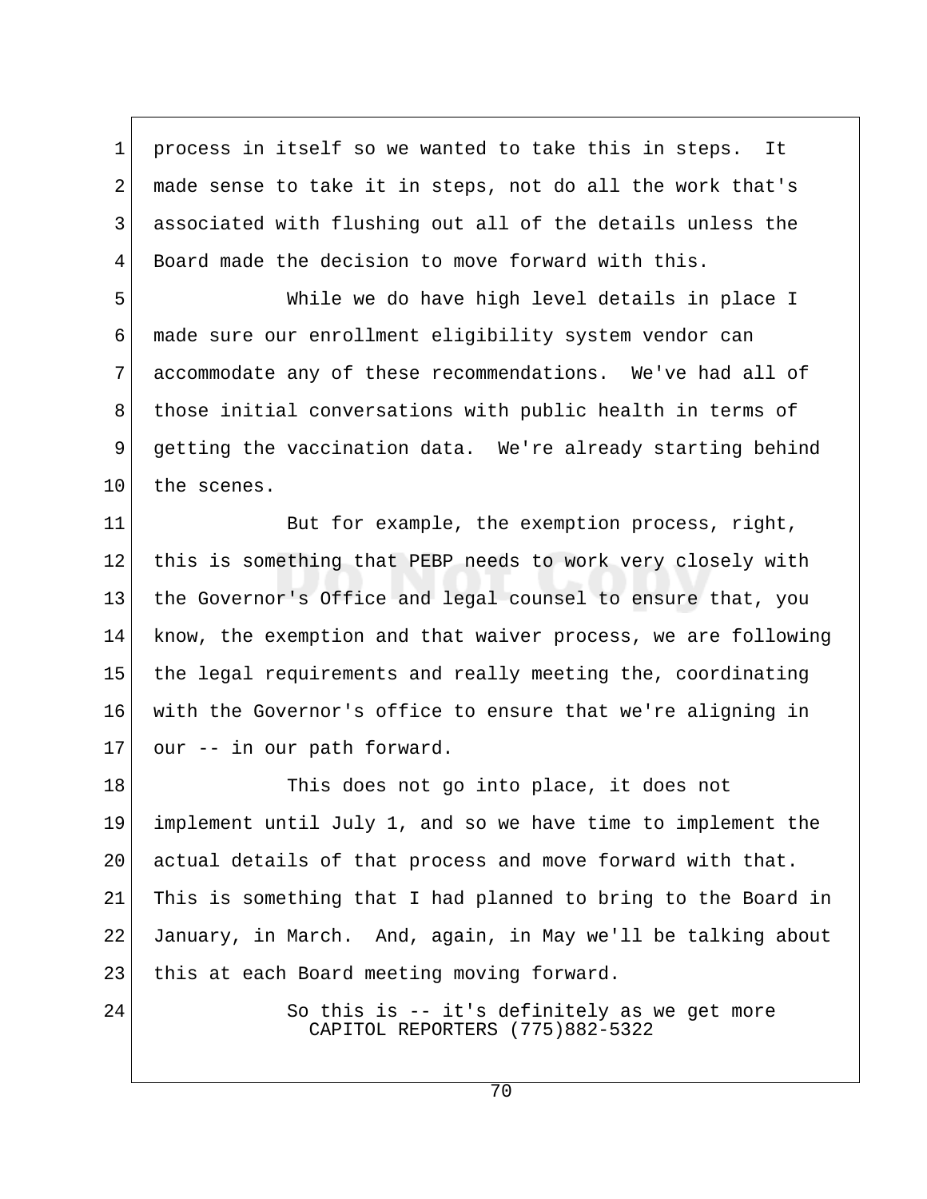process in itself so we wanted to take this in steps. It made sense to take it in steps, not do all the work that's associated with flushing out all of the details unless the Board made the decision to move forward with this.

While we do have high level details in place I made sure our enrollment eligibility system vendor can accommodate any of these recommendations. We've had all of those initial conversations with public health in terms of getting the vaccination data. We're already starting behind the scenes.

But for example, the exemption process, right, this is something that PEBP needs to work very closely with the Governor's Office and legal counsel to ensure that, you know, the exemption and that waiver process, we are following the legal requirements and really meeting the, coordinating with the Governor's office to ensure that we're aligning in our -- in our path forward.

This does not go into place, it does not implement until July 1, and so we have time to implement the actual details of that process and move forward with that. This is something that I had planned to bring to the Board in January, in March. And, again, in May we'll be talking about this at each Board meeting moving forward.

So this is -- it's definitely as we get more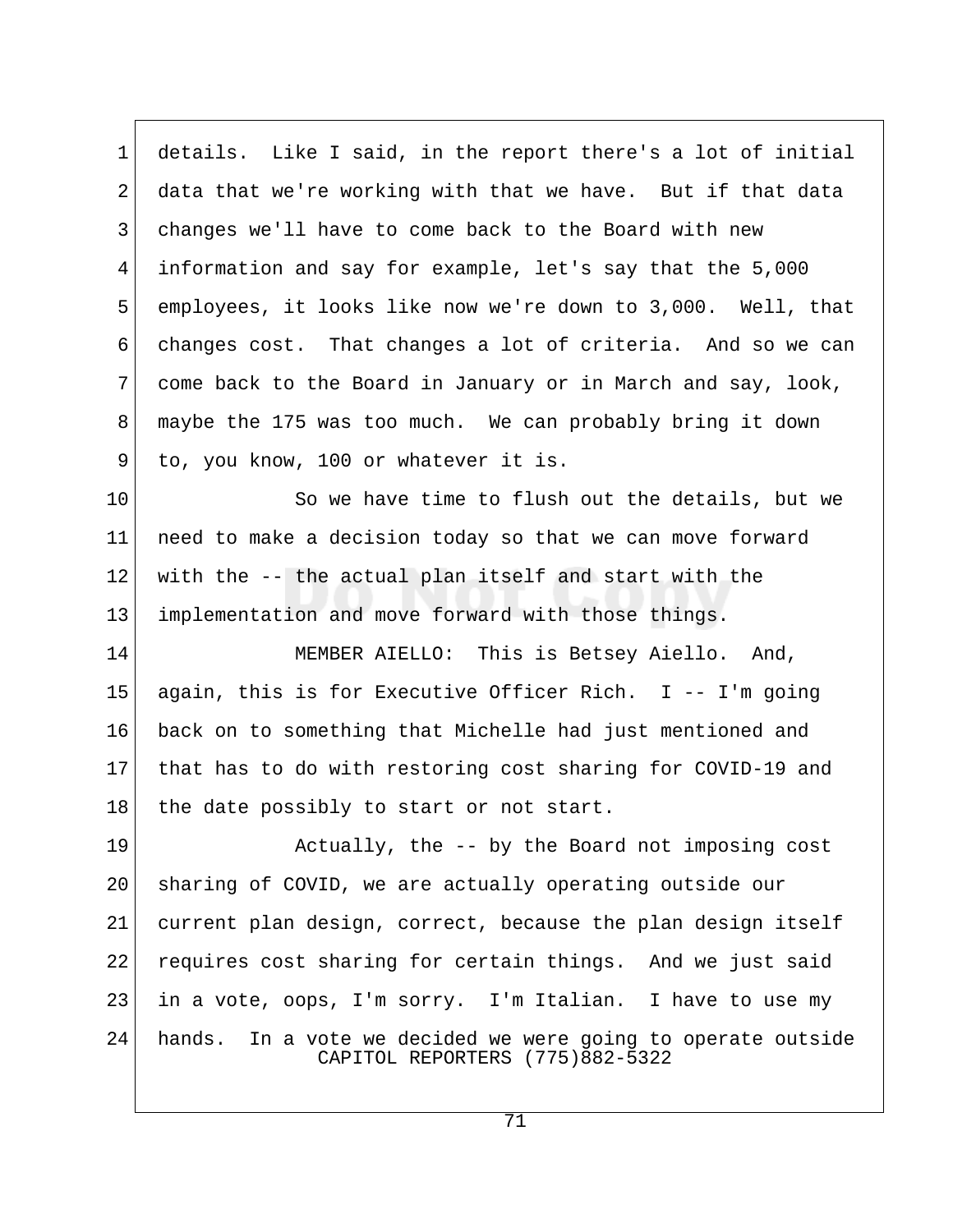details. Like I said, in the report there's a lot of initial data that we're working with that we have. But if that data changes we'll have to come back to the Board with new information and say for example, let's say that the 5,000 employees, it looks like now we're down to 3,000. Well, that changes cost. That changes a lot of criteria. And so we can come back to the Board in January or in March and say, look, maybe the 175 was too much. We can probably bring it down to, you know, 100 or whatever it is.

So we have time to flush out the details, but we need to make a decision today so that we can move forward with the -- the actual plan itself and start with the implementation and move forward with those things.

MEMBER AIELLO: This is Betsey Aiello. And, again, this is for Executive Officer Rich. I -- I'm going back on to something that Michelle had just mentioned and that has to do with restoring cost sharing for COVID-19 and the date possibly to start or not start.

Actually, the -- by the Board not imposing cost sharing of COVID, we are actually operating outside our current plan design, correct, because the plan design itself requires cost sharing for certain things. And we just said in a vote, oops, I'm sorry. I'm Italian. I have to use my hands. In a vote we decided we were going to operate outside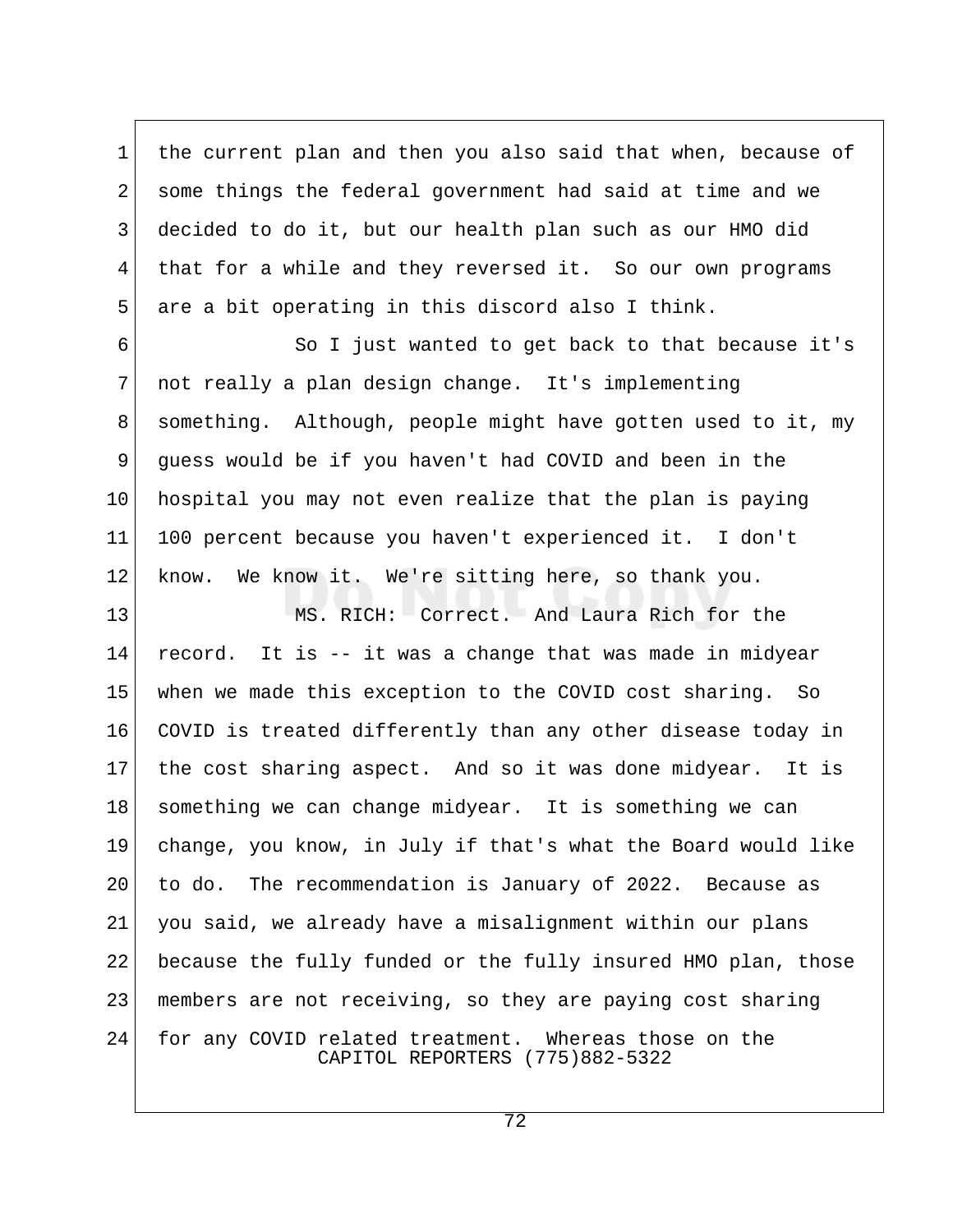the current plan and then you also said that when, because of some things the federal government had said at time and we decided to do it, but our health plan such as our HMO did that for a while and they reversed it. So our own programs are a bit operating in this discord also I think.

So I just wanted to get back to that because it's not really a plan design change. It's implementing something. Although, people might have gotten used to it, my guess would be if you haven't had COVID and been in the hospital you may not even realize that the plan is paying 100 percent because you haven't experienced it. I don't know. We know it. We're sitting here, so thank you.

MS. RICH: Correct. And Laura Rich for the record. It is -- it was a change that was made in midyear when we made this exception to the COVID cost sharing. So COVID is treated differently than any other disease today in the cost sharing aspect. And so it was done midyear. It is something we can change midyear. It is something we can change, you know, in July if that's what the Board would like to do. The recommendation is January of 2022. Because as you said, we already have a misalignment within our plans because the fully funded or the fully insured HMO plan, those members are not receiving, so they are paying cost sharing for any COVID related treatment. Whereas those on the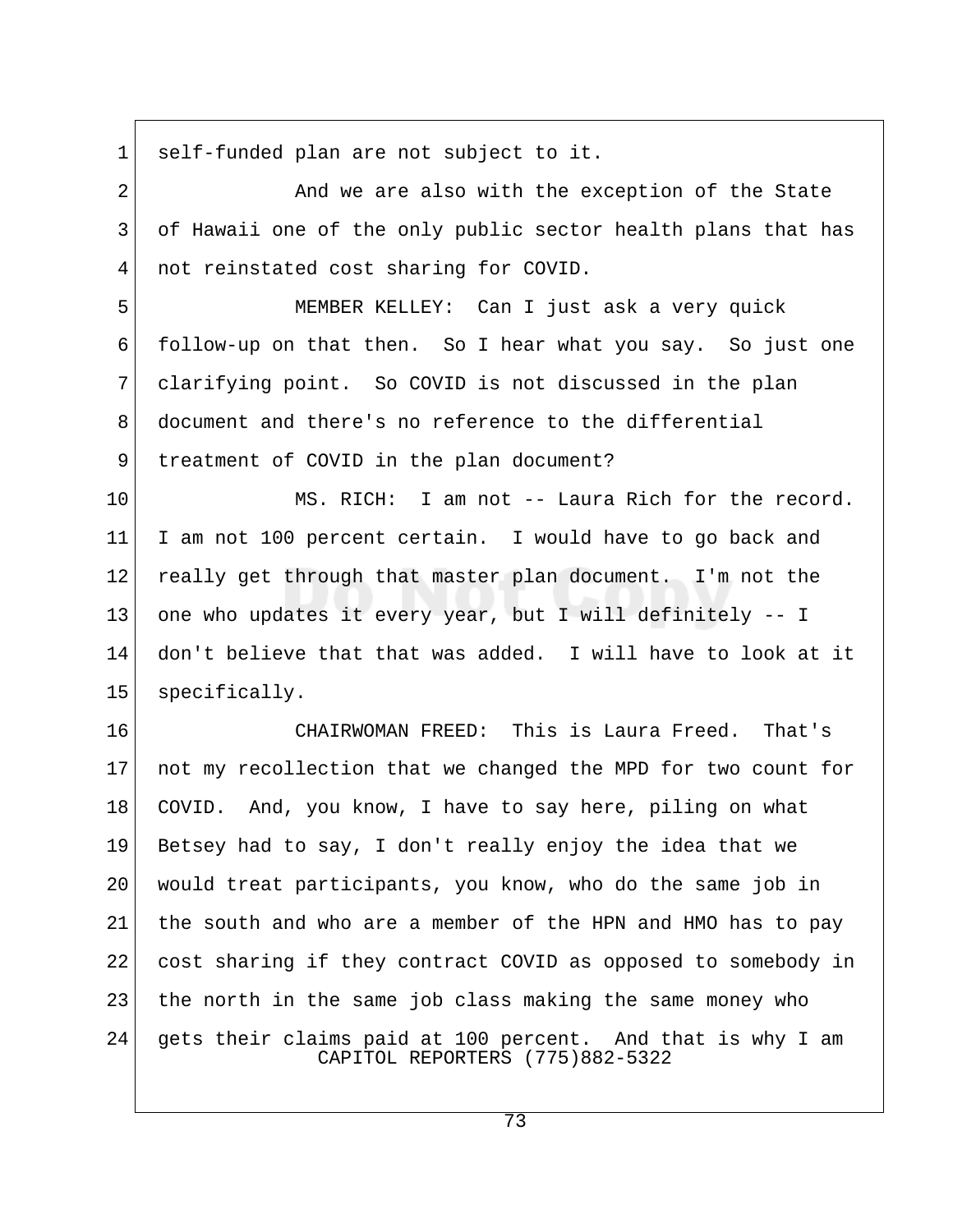self-funded plan are not subject to it.

And we are also with the exception of the State of Hawaii one of the only public sector health plans that has not reinstated cost sharing for COVID.

MEMBER KELLEY: Can I just ask a very quick follow-up on that then. So I hear what you say. So just one clarifying point. So COVID is not discussed in the plan document and there's no reference to the differential treatment of COVID in the plan document?

MS. RICH: I am not -- Laura Rich for the record. I am not 100 percent certain. I would have to go back and really get through that master plan document. I'm not the one who updates it every year, but I will definitely -- I don't believe that that was added. I will have to look at it specifically.

CHAIRWOMAN FREED: This is Laura Freed. That's not my recollection that we changed the MPD for two count for COVID. And, you know, I have to say here, piling on what Betsey had to say, I don't really enjoy the idea that we would treat participants, you know, who do the same job in the south and who are a member of the HPN and HMO has to pay cost sharing if they contract COVID as opposed to somebody in the north in the same job class making the same money who gets their claims paid at 100 percent. And that is why I am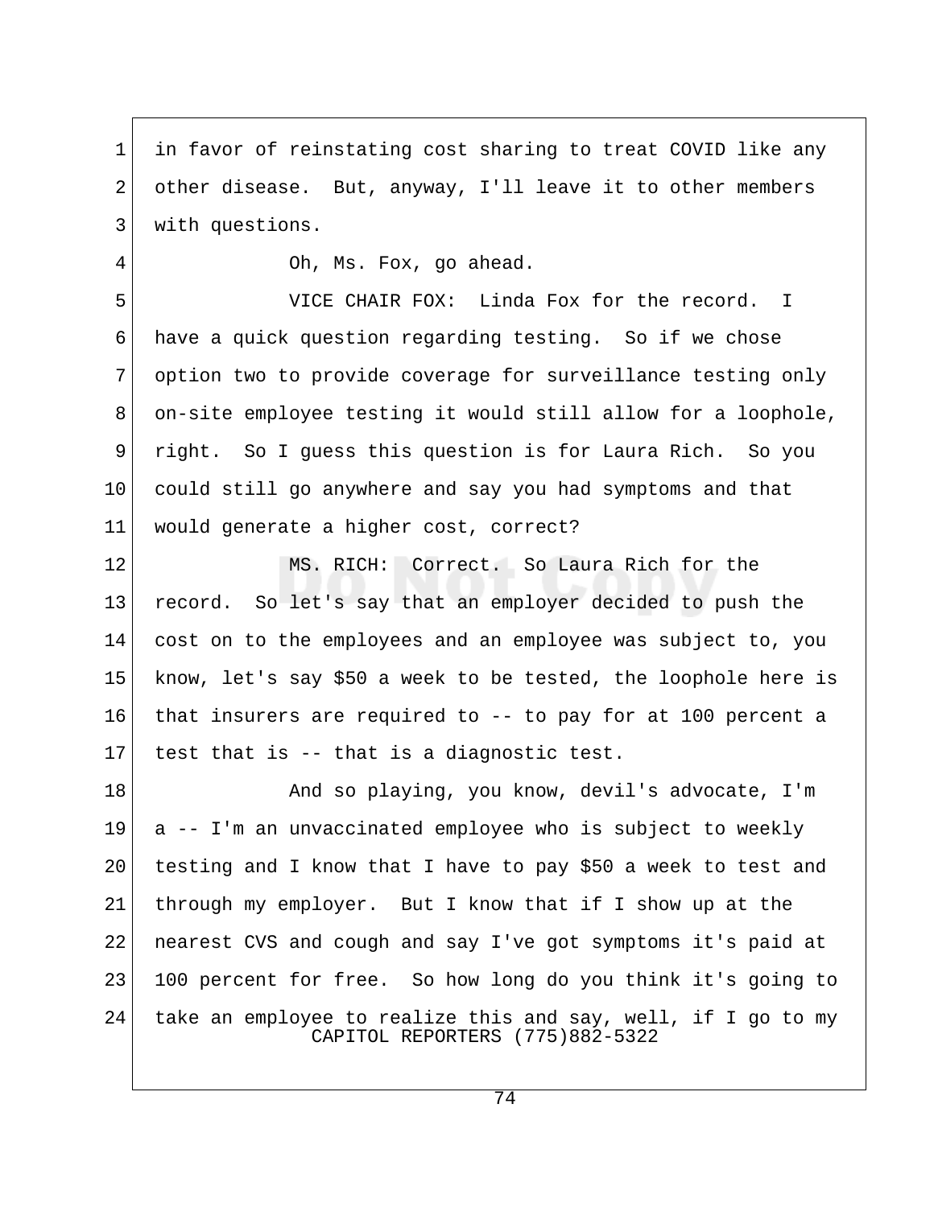in favor of reinstating cost sharing to treat COVID like any other disease. But, anyway, I'll leave it to other members with questions.

Oh, Ms. Fox, go ahead.

VICE CHAIR FOX: Linda Fox for the record. I have a quick question regarding testing. So if we chose option two to provide coverage for surveillance testing only on-site employee testing it would still allow for a loophole, right. So I guess this question is for Laura Rich. So you could still go anywhere and say you had symptoms and that would generate a higher cost, correct?

MS. RICH: Correct. So Laura Rich for the record. So let's say that an employer decided to push the cost on to the employees and an employee was subject to, you know, let's say $50 a week to be tested, the loophole here is that insurers are required to -- to pay for at 100 percent a test that is -- that is a diagnostic test.

And so playing, you know, devil's advocate, I'm a -- I'm an unvaccinated employee who is subject to weekly testing and I know that I have to pay $50 a week to test and through my employer. But I know that if I show up at the nearest CVS and cough and say I've got symptoms it's paid at 100 percent for free. So how long do you think it's going to take an employee to realize this and say, well, if I go to my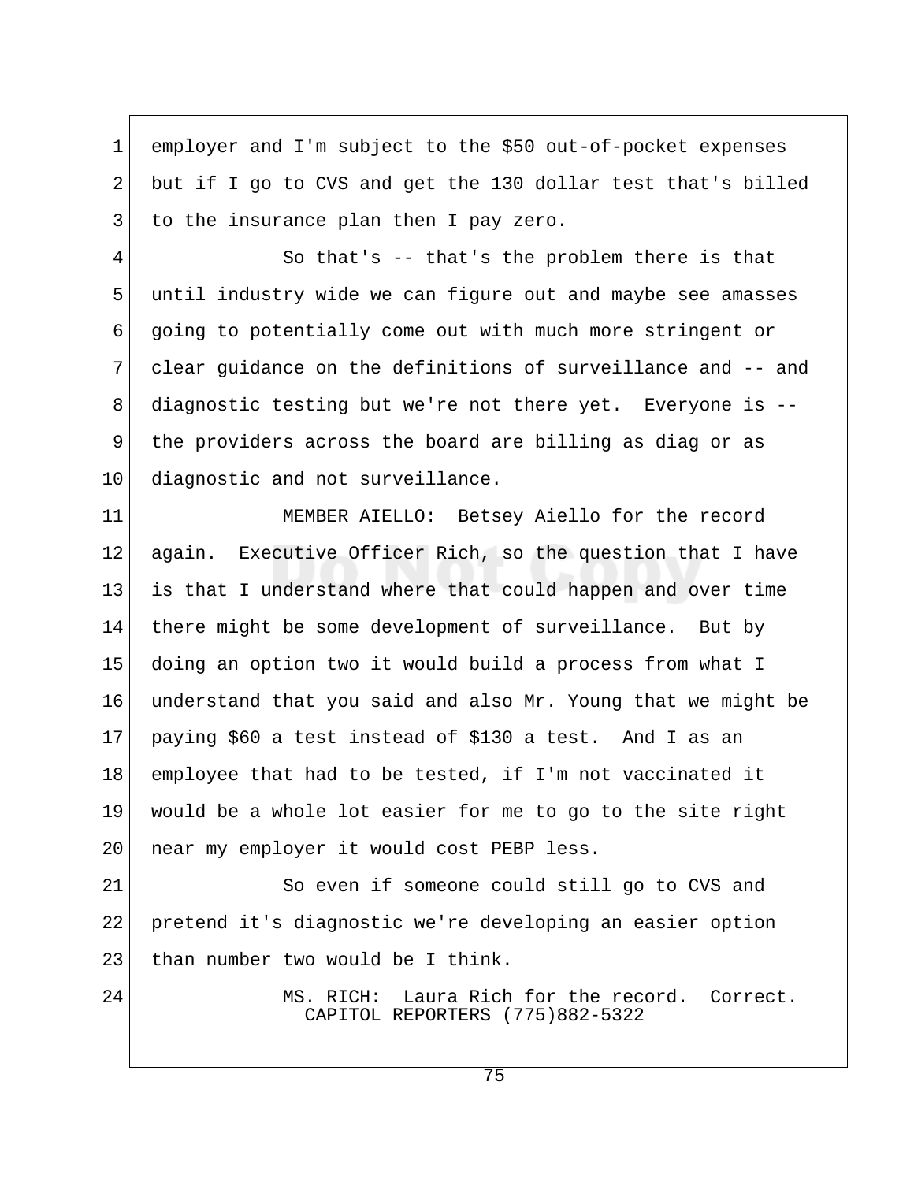employer and I'm subject to the $50 out-of-pocket expenses but if I go to CVS and get the 130 dollar test that's billed to the insurance plan then I pay zero.

So that's -- that's the problem there is that until industry wide we can figure out and maybe see amasses going to potentially come out with much more stringent or clear guidance on the definitions of surveillance and -- and diagnostic testing but we're not there yet. Everyone is -- the providers across the board are billing as diag or as diagnostic and not surveillance.

MEMBER AIELLO: Betsey Aiello for the record again. Executive Officer Rich, so the question that I have is that I understand where that could happen and over time there might be some development of surveillance. But by doing an option two it would build a process from what I understand that you said and also Mr. Young that we might be paying $60 a test instead of $130 a test. And I as an employee that had to be tested, if I'm not vaccinated it would be a whole lot easier for me to go to the site right near my employer it would cost PEBP less.

So even if someone could still go to CVS and pretend it's diagnostic we're developing an easier option than number two would be I think.

MS. RICH: Laura Rich for the record. Correct.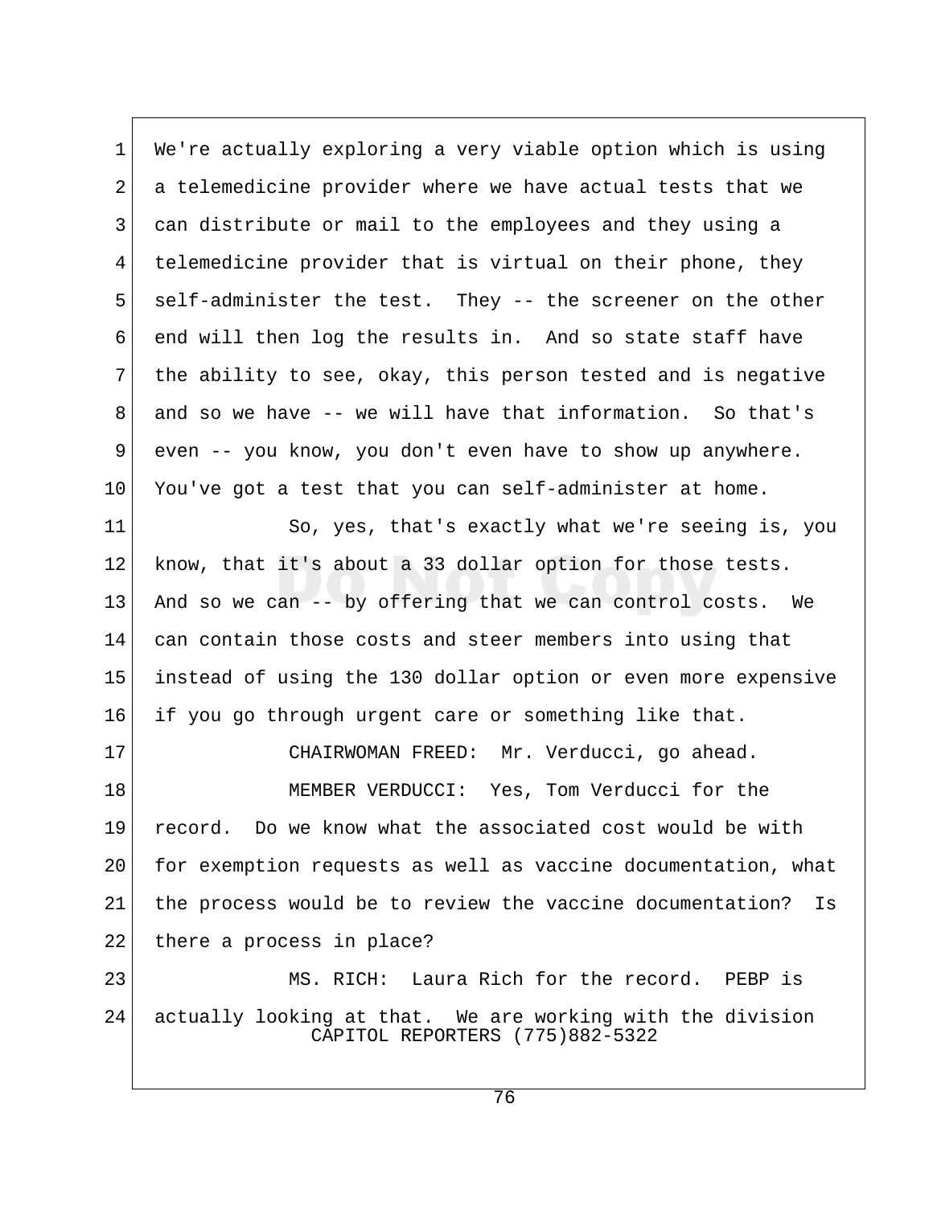We're actually exploring a very viable option which is using a telemedicine provider where we have actual tests that we can distribute or mail to the employees and they using a telemedicine provider that is virtual on their phone, they self-administer the test. They -- the screener on the other end will then log the results in. And so state staff have the ability to see, okay, this person tested and is negative and so we have -- we will have that information. So that's even -- you know, you don't even have to show up anywhere. You've got a test that you can self-administer at home.

So, yes, that's exactly what we're seeing is, you know, that it's about a 33 dollar option for those tests. And so we can -- by offering that we can control costs. We can contain those costs and steer members into using that instead of using the 130 dollar option or even more expensive if you go through urgent care or something like that.

CHAIRWOMAN FREED: Mr. Verducci, go ahead.

MEMBER VERDUCCI: Yes, Tom Verducci for the record. Do we know what the associated cost would be with for exemption requests as well as vaccine documentation, what the process would be to review the vaccine documentation? Is there a process in place?

MS. RICH: Laura Rich for the record. PEBP is actually looking at that. We are working with the division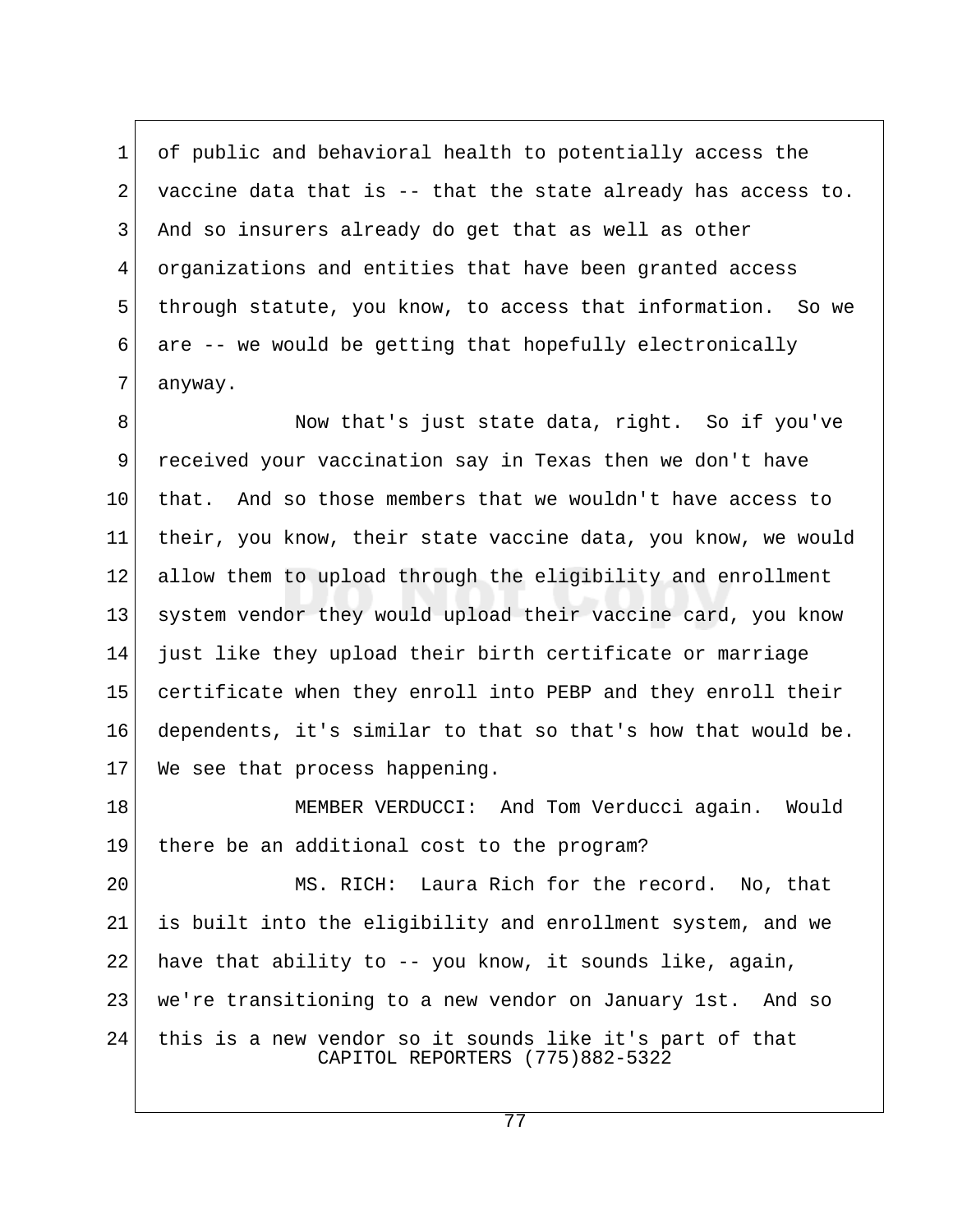of public and behavioral health to potentially access the vaccine data that is -- that the state already has access to. And so insurers already do get that as well as other organizations and entities that have been granted access through statute, you know, to access that information. So we are -- we would be getting that hopefully electronically anyway.

Now that's just state data, right. So if you've received your vaccination say in Texas then we don't have that. And so those members that we wouldn't have access to their, you know, their state vaccine data, you know, we would allow them to upload through the eligibility and enrollment system vendor they would upload their vaccine card, you know just like they upload their birth certificate or marriage certificate when they enroll into PEBP and they enroll their dependents, it's similar to that so that's how that would be. We see that process happening.

MEMBER VERDUCCI: And Tom Verducci again. Would there be an additional cost to the program?

MS. RICH: Laura Rich for the record. No, that is built into the eligibility and enrollment system, and we have that ability to -- you know, it sounds like, again, we're transitioning to a new vendor on January 1st. And so this is a new vendor so it sounds like it's part of that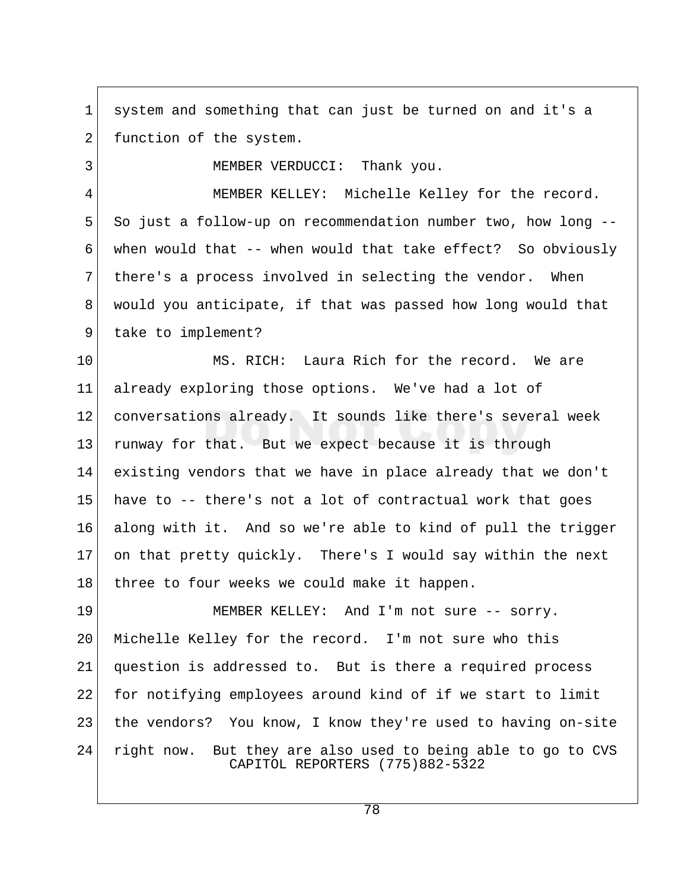system and something that can just be turned on and it's a function of the system.

MEMBER VERDUCCI: Thank you.

MEMBER KELLEY: Michelle Kelley for the record. So just a follow-up on recommendation number two, how long -- when would that -- when would that take effect? So obviously there's a process involved in selecting the vendor. When would you anticipate, if that was passed how long would that take to implement?

MS. RICH: Laura Rich for the record. We are already exploring those options. We've had a lot of conversations already. It sounds like there's several week runway for that. But we expect because it is through existing vendors that we have in place already that we don't have to -- there's not a lot of contractual work that goes along with it. And so we're able to kind of pull the trigger on that pretty quickly. There's I would say within the next three to four weeks we could make it happen.

MEMBER KELLEY: And I'm not sure -- sorry. Michelle Kelley for the record. I'm not sure who this question is addressed to. But is there a required process for notifying employees around kind of if we start to limit the vendors? You know, I know they're used to having on-site right now. But they are also used to being able to go to CVS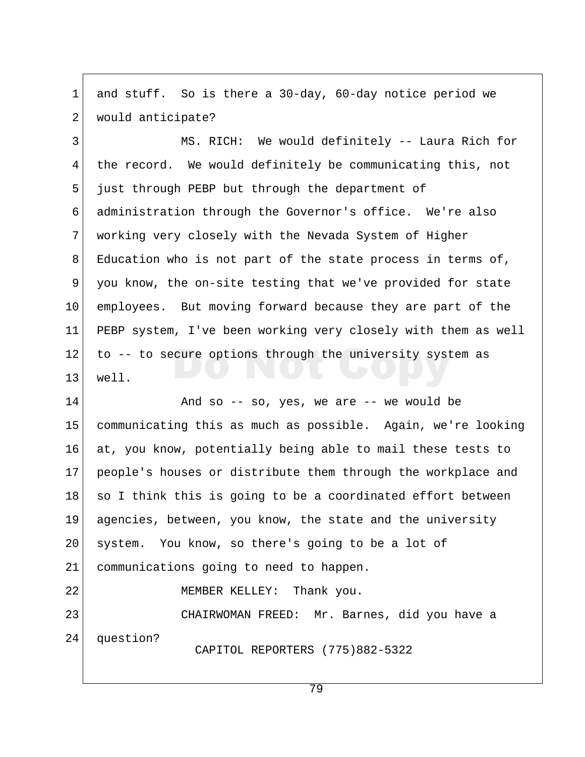and stuff. So is there a 30-day, 60-day notice period we would anticipate?

MS. RICH: We would definitely -- Laura Rich for the record. We would definitely be communicating this, not just through PEBP but through the department of administration through the Governor's office. We're also working very closely with the Nevada System of Higher Education who is not part of the state process in terms of, you know, the on-site testing that we've provided for state employees. But moving forward because they are part of the PEBP system, I've been working very closely with them as well to -- to secure options through the university system as well.

And so -- so, yes, we are -- we would be communicating this as much as possible. Again, we're looking at, you know, potentially being able to mail these tests to people's houses or distribute them through the workplace and so I think this is going to be a coordinated effort between agencies, between, you know, the state and the university system. You know, so there's going to be a lot of communications going to need to happen.

MEMBER KELLEY: Thank you.

CHAIRWOMAN FREED: Mr. Barnes, did you have a question?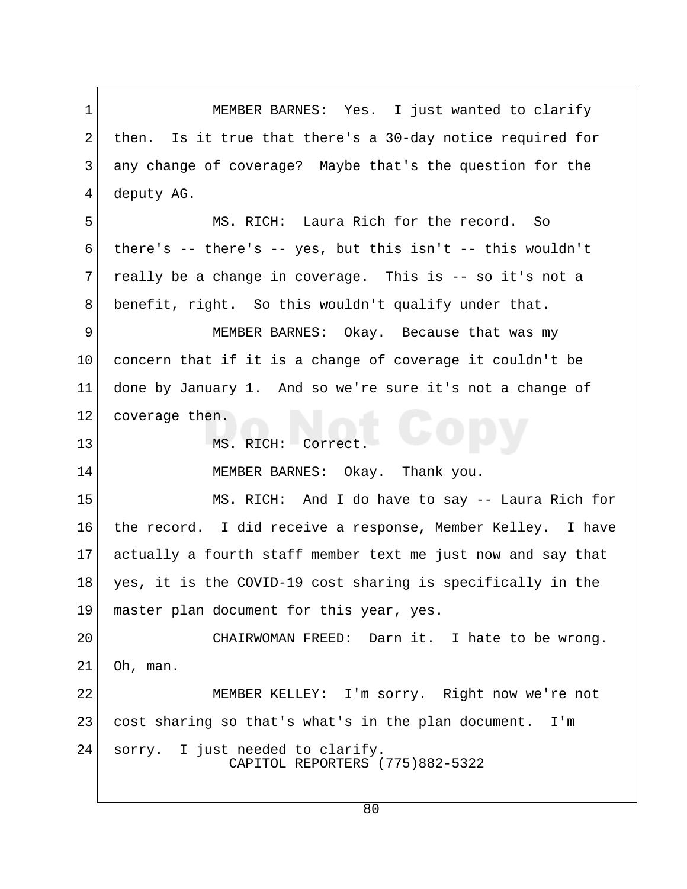MEMBER BARNES: Yes. I just wanted to clarify then. Is it true that there's a 30-day notice required for any change of coverage? Maybe that's the question for the deputy AG.

MS. RICH: Laura Rich for the record. So there's -- there's -- yes, but this isn't -- this wouldn't really be a change in coverage. This is -- so it's not a benefit, right. So this wouldn't qualify under that.

MEMBER BARNES: Okay. Because that was my concern that if it is a change of coverage it couldn't be done by January 1. And so we're sure it's not a change of coverage then.

MS. RICH: Correct.

MEMBER BARNES: Okay. Thank you.

MS. RICH: And I do have to say -- Laura Rich for the record. I did receive a response, Member Kelley. I have actually a fourth staff member text me just now and say that yes, it is the COVID-19 cost sharing is specifically in the master plan document for this year, yes.

CHAIRWOMAN FREED: Darn it. I hate to be wrong. Oh, man.

MEMBER KELLEY: I'm sorry. Right now we're not cost sharing so that's what's in the plan document. I'm sorry. I just needed to clarify.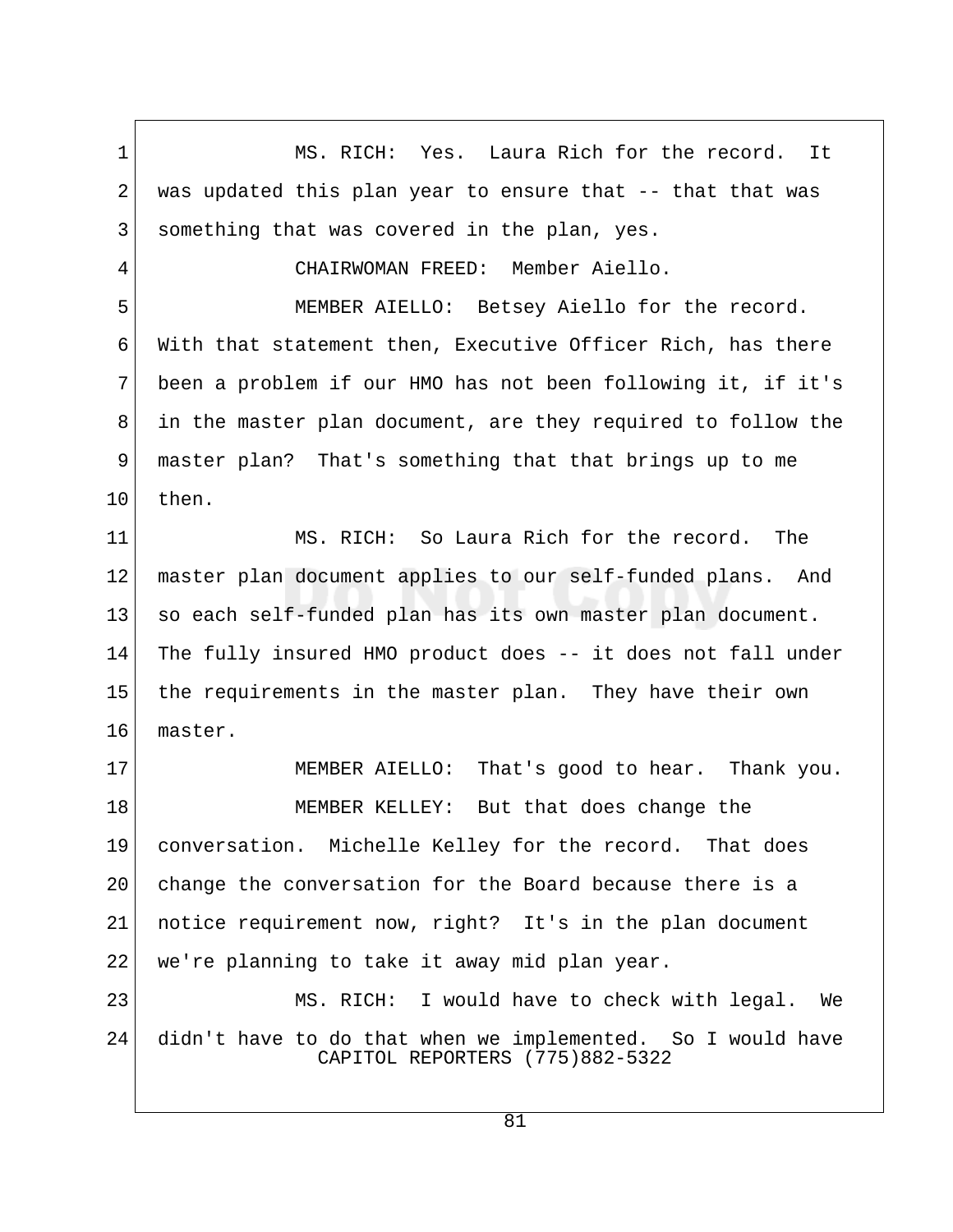MS. RICH: Yes. Laura Rich for the record. It was updated this plan year to ensure that -- that that was something that was covered in the plan, yes.

CHAIRWOMAN FREED: Member Aiello.

MEMBER AIELLO: Betsey Aiello for the record. With that statement then, Executive Officer Rich, has there been a problem if our HMO has not been following it, if it's in the master plan document, are they required to follow the master plan? That's something that that brings up to me then.

MS. RICH: So Laura Rich for the record. The master plan document applies to our self-funded plans. And so each self-funded plan has its own master plan document. The fully insured HMO product does -- it does not fall under the requirements in the master plan. They have their own master.

MEMBER AIELLO: That's good to hear. Thank you.

MEMBER KELLEY: But that does change the conversation. Michelle Kelley for the record. That does change the conversation for the Board because there is a notice requirement now, right? It's in the plan document we're planning to take it away mid plan year.

MS. RICH: I would have to check with legal. We didn't have to do that when we implemented. So I would have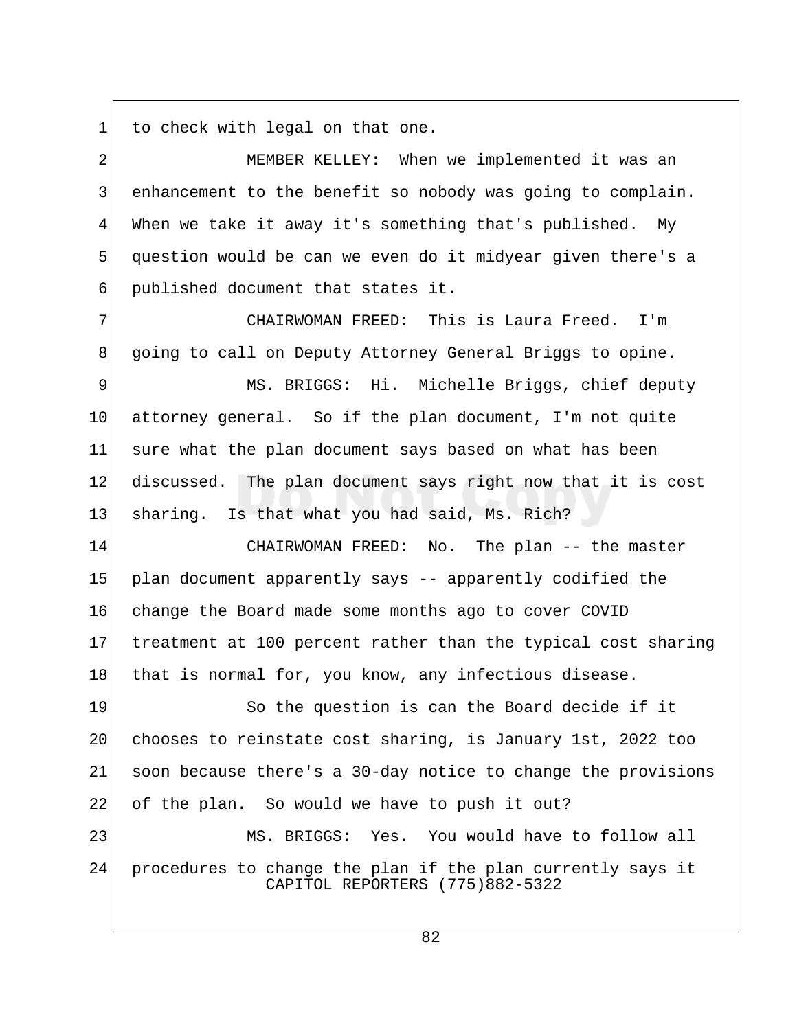to check with legal on that one.

MEMBER KELLEY: When we implemented it was an enhancement to the benefit so nobody was going to complain. When we take it away it's something that's published. My question would be can we even do it midyear given there's a published document that states it.

CHAIRWOMAN FREED: This is Laura Freed. I'm going to call on Deputy Attorney General Briggs to opine.

MS. BRIGGS: Hi. Michelle Briggs, chief deputy attorney general. So if the plan document, I'm not quite sure what the plan document says based on what has been discussed. The plan document says right now that it is cost sharing. Is that what you had said, Ms. Rich?

CHAIRWOMAN FREED: No. The plan -- the master plan document apparently says -- apparently codified the change the Board made some months ago to cover COVID treatment at 100 percent rather than the typical cost sharing that is normal for, you know, any infectious disease.

So the question is can the Board decide if it chooses to reinstate cost sharing, is January 1st, 2022 too soon because there's a 30-day notice to change the provisions of the plan. So would we have to push it out?

MS. BRIGGS: Yes. You would have to follow all procedures to change the plan if the plan currently says it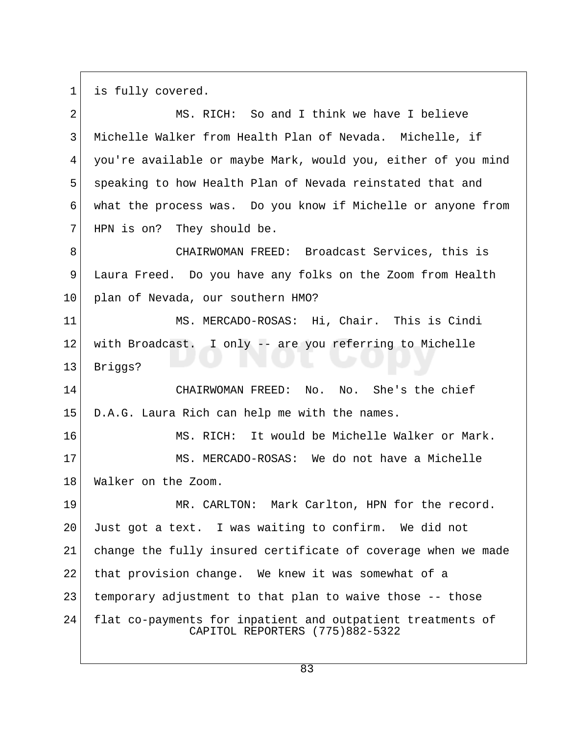is fully covered.

MS. RICH: So and I think we have I believe Michelle Walker from Health Plan of Nevada. Michelle, if you're available or maybe Mark, would you, either of you mind speaking to how Health Plan of Nevada reinstated that and what the process was. Do you know if Michelle or anyone from HPN is on? They should be.

CHAIRWOMAN FREED: Broadcast Services, this is Laura Freed. Do you have any folks on the Zoom from Health plan of Nevada, our southern HMO?

MS. MERCADO-ROSAS: Hi, Chair. This is Cindi with Broadcast. I only -- are you referring to Michelle Briggs?

CHAIRWOMAN FREED: No. No. She's the chief D.A.G. Laura Rich can help me with the names.

MS. RICH: It would be Michelle Walker or Mark.

MS. MERCADO-ROSAS: We do not have a Michelle Walker on the Zoom.

MR. CARLTON: Mark Carlton, HPN for the record. Just got a text. I was waiting to confirm. We did not change the fully insured certificate of coverage when we made that provision change. We knew it was somewhat of a temporary adjustment to that plan to waive those -- those flat co-payments for inpatient and outpatient treatments of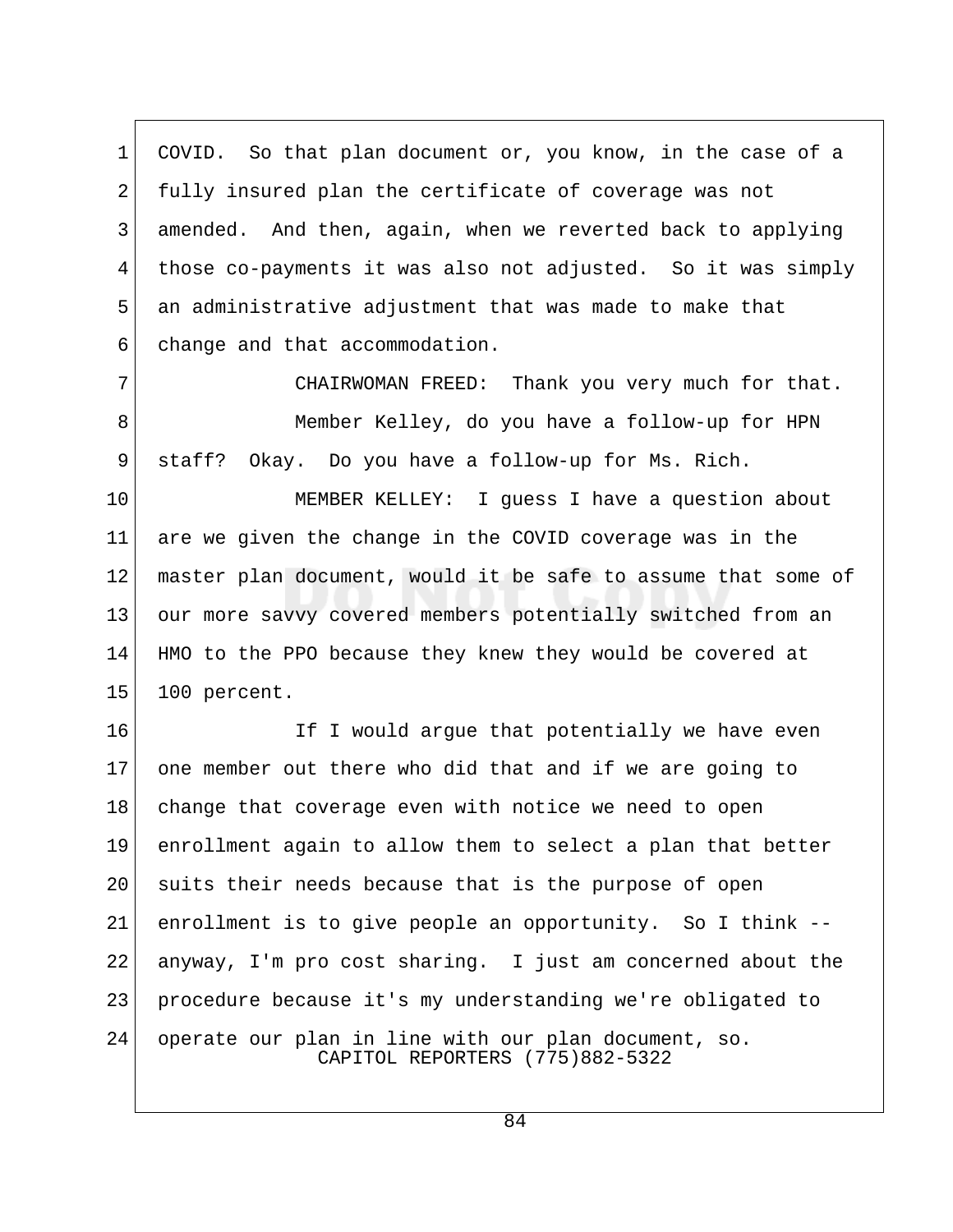COVID. So that plan document or, you know, in the case of a fully insured plan the certificate of coverage was not amended. And then, again, when we reverted back to applying those co-payments it was also not adjusted. So it was simply an administrative adjustment that was made to make that change and that accommodation.

CHAIRWOMAN FREED: Thank you very much for that.

Member Kelley, do you have a follow-up for HPN staff? Okay. Do you have a follow-up for Ms. Rich.

MEMBER KELLEY: I guess I have a question about are we given the change in the COVID coverage was in the master plan document, would it be safe to assume that some of our more savvy covered members potentially switched from an HMO to the PPO because they knew they would be covered at 100 percent.

If I would argue that potentially we have even one member out there who did that and if we are going to change that coverage even with notice we need to open enrollment again to allow them to select a plan that better suits their needs because that is the purpose of open enrollment is to give people an opportunity. So I think -- anyway, I'm pro cost sharing. I just am concerned about the procedure because it's my understanding we're obligated to operate our plan in line with our plan document, so.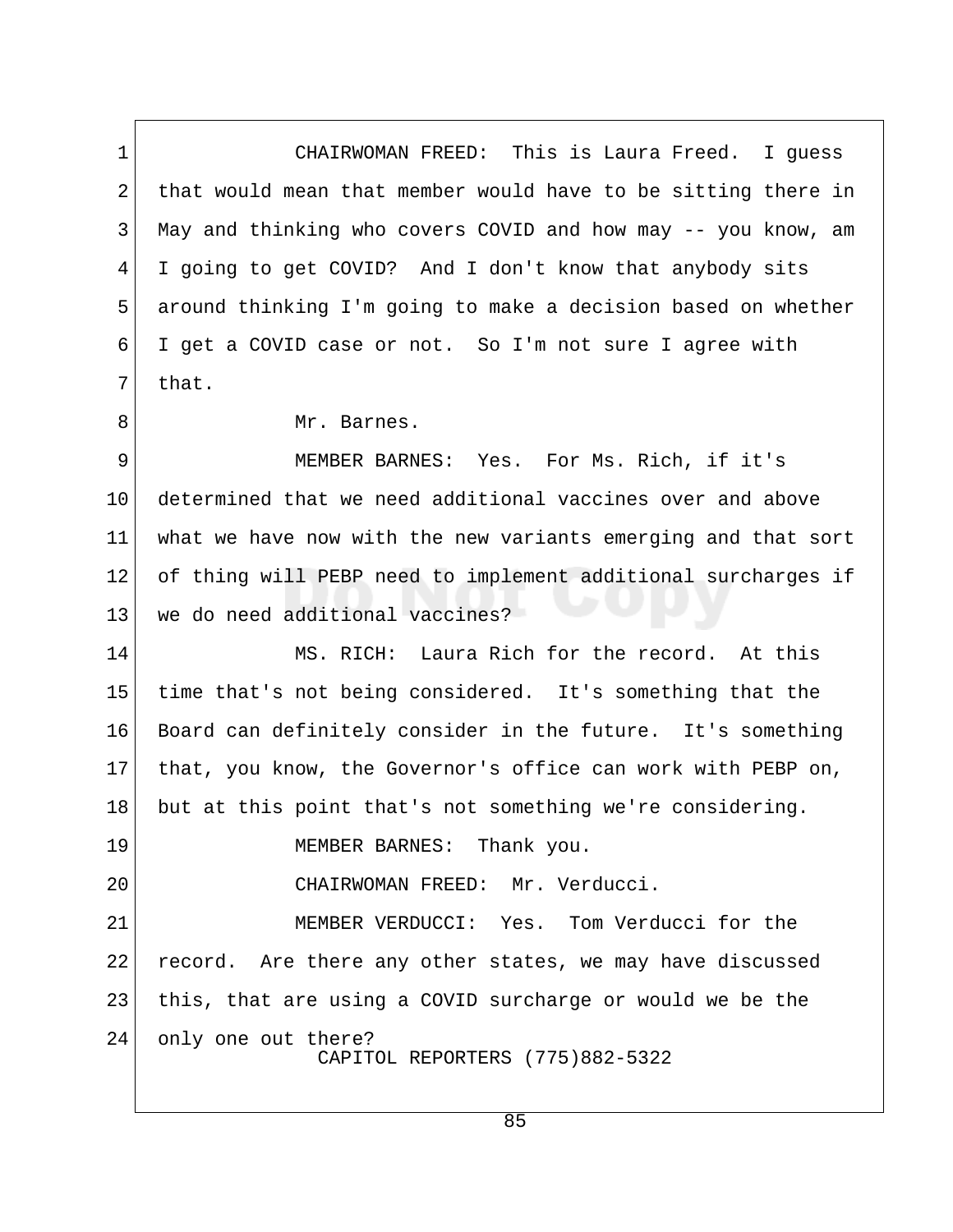CHAIRWOMAN FREED: This is Laura Freed. I guess that would mean that member would have to be sitting there in May and thinking who covers COVID and how may -- you know, am I going to get COVID? And I don't know that anybody sits around thinking I'm going to make a decision based on whether I get a COVID case or not. So I'm not sure I agree with that.

Mr. Barnes.

MEMBER BARNES: Yes. For Ms. Rich, if it's determined that we need additional vaccines over and above what we have now with the new variants emerging and that sort of thing will PEBP need to implement additional surcharges if we do need additional vaccines?

MS. RICH: Laura Rich for the record. At this time that's not being considered. It's something that the Board can definitely consider in the future. It's something that, you know, the Governor's office can work with PEBP on, but at this point that's not something we're considering.

MEMBER BARNES: Thank you.

CHAIRWOMAN FREED: Mr. Verducci.

MEMBER VERDUCCI: Yes. Tom Verducci for the record. Are there any other states, we may have discussed this, that are using a COVID surcharge or would we be the only one out there?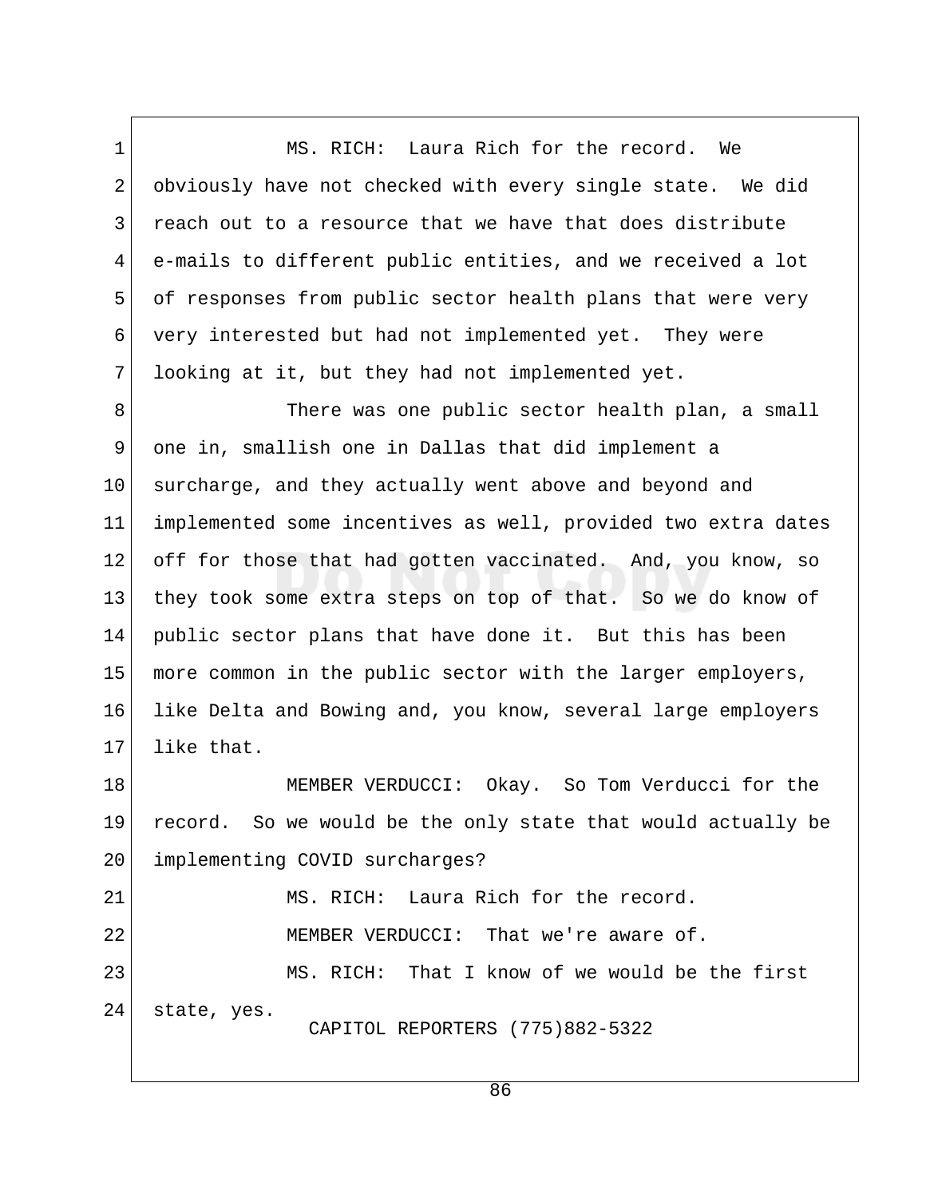MS. RICH: Laura Rich for the record. We obviously have not checked with every single state. We did reach out to a resource that we have that does distribute e-mails to different public entities, and we received a lot of responses from public sector health plans that were very very interested but had not implemented yet. They were looking at it, but they had not implemented yet.

There was one public sector health plan, a small one in, smallish one in Dallas that did implement a surcharge, and they actually went above and beyond and implemented some incentives as well, provided two extra dates off for those that had gotten vaccinated. And, you know, so they took some extra steps on top of that. So we do know of public sector plans that have done it. But this has been more common in the public sector with the larger employers, like Delta and Bowing and, you know, several large employers like that.

MEMBER VERDUCCI: Okay. So Tom Verducci for the record. So we would be the only state that would actually be implementing COVID surcharges?

MS. RICH: Laura Rich for the record.

MEMBER VERDUCCI: That we're aware of.

MS. RICH: That I know of we would be the first state, yes.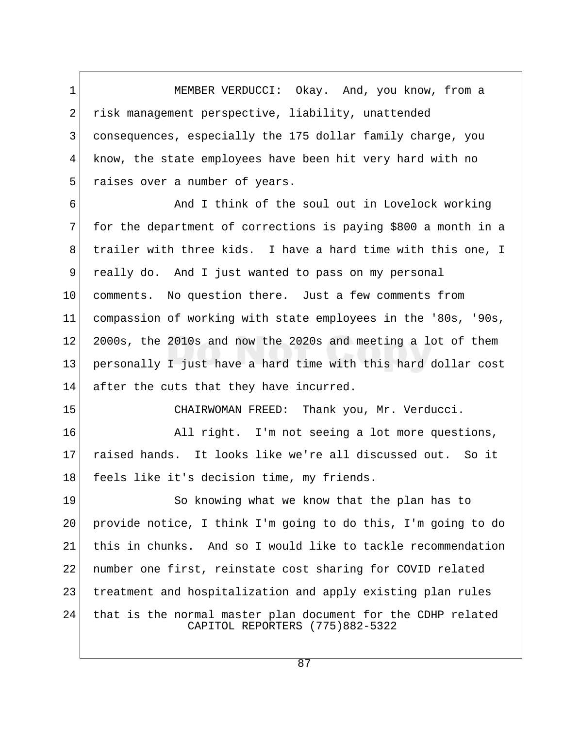MEMBER VERDUCCI: Okay. And, you know, from a risk management perspective, liability, unattended consequences, especially the 175 dollar family charge, you know, the state employees have been hit very hard with no raises over a number of years.

And I think of the soul out in Lovelock working for the department of corrections is paying $800 a month in a trailer with three kids. I have a hard time with this one, I really do. And I just wanted to pass on my personal comments. No question there. Just a few comments from compassion of working with state employees in the '80s, '90s, 2000s, the 2010s and now the 2020s and meeting a lot of them personally I just have a hard time with this hard dollar cost after the cuts that they have incurred.

CHAIRWOMAN FREED: Thank you, Mr. Verducci.

All right. I'm not seeing a lot more questions, raised hands. It looks like we're all discussed out. So it feels like it's decision time, my friends.

So knowing what we know that the plan has to provide notice, I think I'm going to do this, I'm going to do this in chunks. And so I would like to tackle recommendation number one first, reinstate cost sharing for COVID related treatment and hospitalization and apply existing plan rules that is the normal master plan document for the CDHP related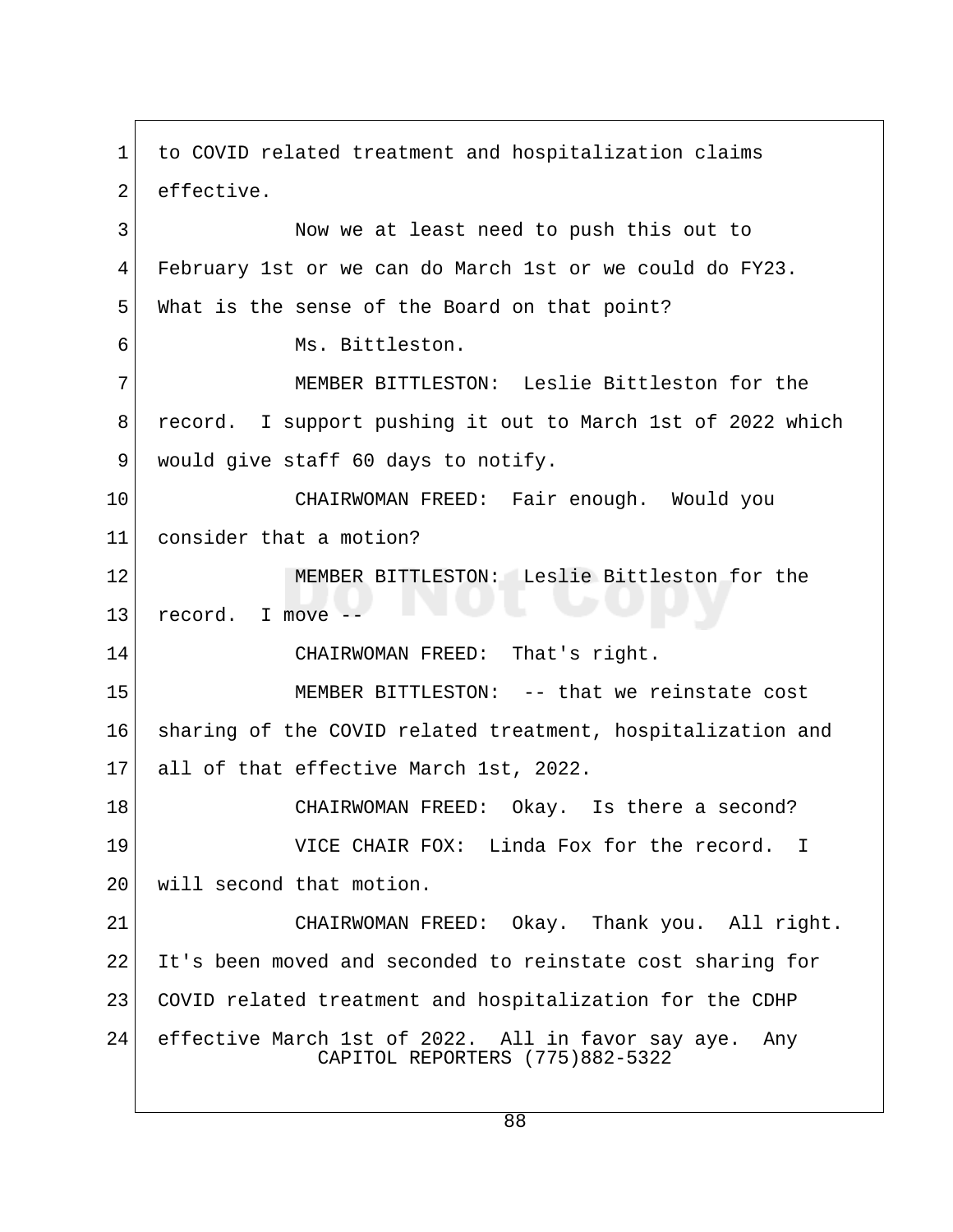to COVID related treatment and hospitalization claims effective.

Now we at least need to push this out to February 1st or we can do March 1st or we could do FY23. What is the sense of the Board on that point?

Ms. Bittleston.

MEMBER BITTLESTON: Leslie Bittleston for the record. I support pushing it out to March 1st of 2022 which would give staff 60 days to notify.

CHAIRWOMAN FREED: Fair enough. Would you consider that a motion?

MEMBER BITTLESTON: Leslie Bittleston for the record. I move --

CHAIRWOMAN FREED: That's right.

MEMBER BITTLESTON: -- that we reinstate cost sharing of the COVID related treatment, hospitalization and all of that effective March 1st, 2022.

CHAIRWOMAN FREED: Okay. Is there a second?

VICE CHAIR FOX: Linda Fox for the record. I will second that motion.

CHAIRWOMAN FREED: Okay. Thank you. All right. It's been moved and seconded to reinstate cost sharing for COVID related treatment and hospitalization for the CDHP effective March 1st of 2022. All in favor say aye. Any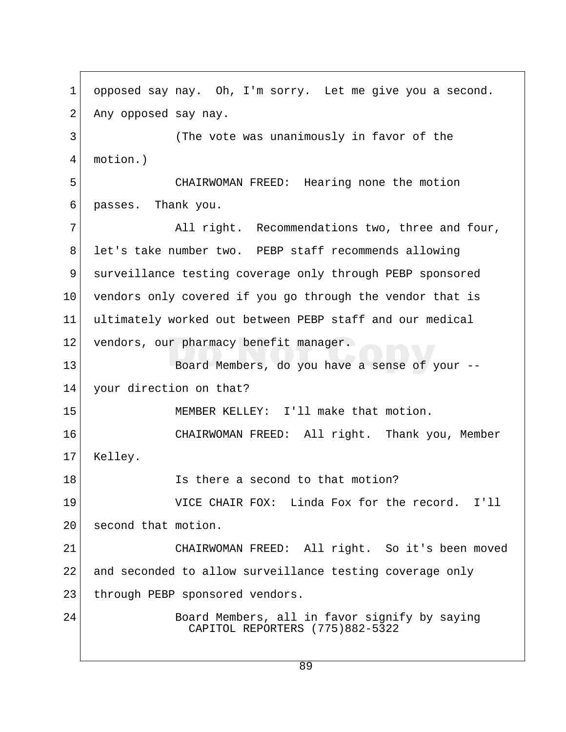opposed say nay. Oh, I'm sorry. Let me give you a second. Any opposed say nay.

(The vote was unanimously in favor of the motion.)

CHAIRWOMAN FREED: Hearing none the motion passes. Thank you.

All right. Recommendations two, three and four, let's take number two. PEBP staff recommends allowing surveillance testing coverage only through PEBP sponsored vendors only covered if you go through the vendor that is ultimately worked out between PEBP staff and our medical vendors, our pharmacy benefit manager.

Board Members, do you have a sense of your -- your direction on that?

MEMBER KELLEY: I'll make that motion.

CHAIRWOMAN FREED: All right. Thank you, Member Kelley.

Is there a second to that motion?

VICE CHAIR FOX: Linda Fox for the record. I'll second that motion.

CHAIRWOMAN FREED: All right. So it's been moved and seconded to allow surveillance testing coverage only through PEBP sponsored vendors.

Board Members, all in favor signify by saying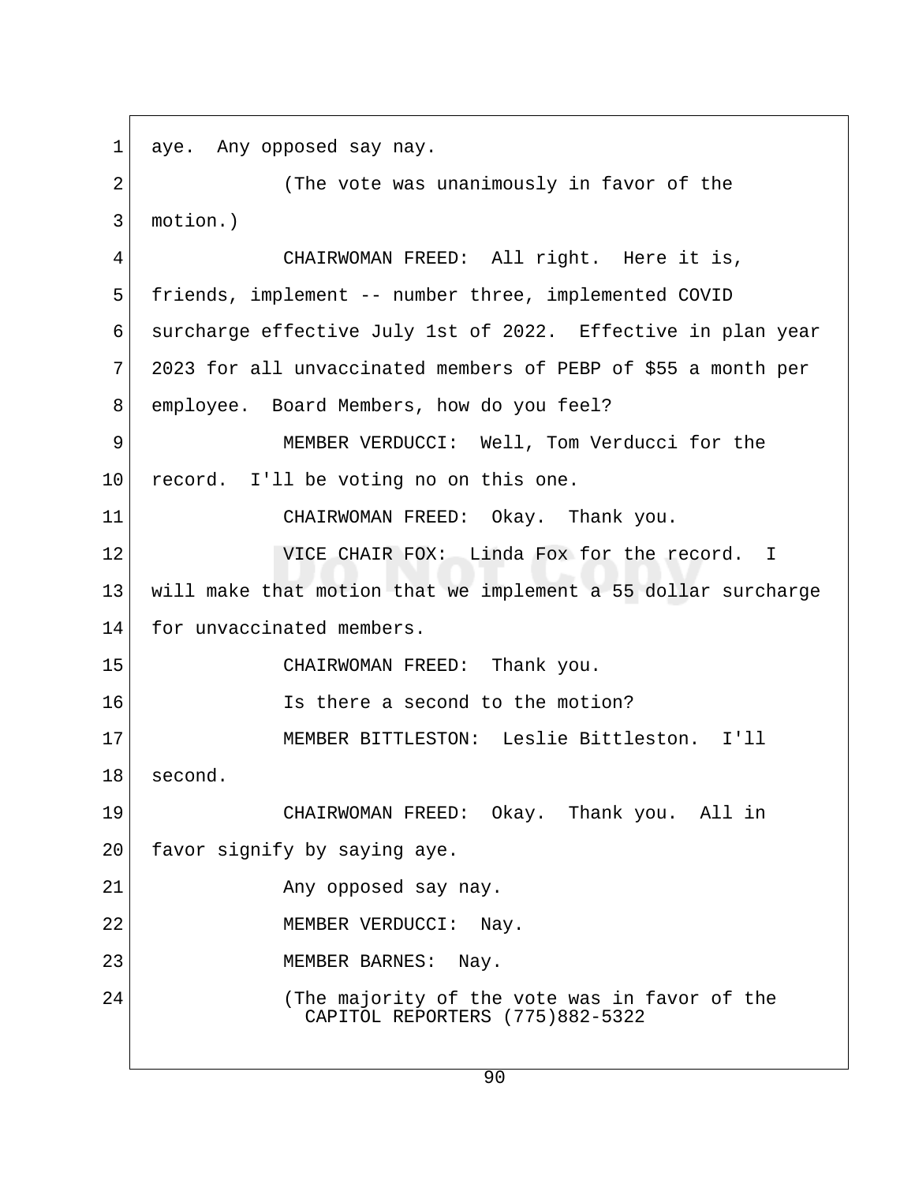aye. Any opposed say nay.

(The vote was unanimously in favor of the motion.)

CHAIRWOMAN FREED: All right. Here it is, friends, implement -- number three, implemented COVID surcharge effective July 1st of 2022. Effective in plan year 2023 for all unvaccinated members of PEBP of $55 a month per employee. Board Members, how do you feel?

MEMBER VERDUCCI: Well, Tom Verducci for the record. I'll be voting no on this one.

CHAIRWOMAN FREED: Okay. Thank you.

VICE CHAIR FOX: Linda Fox for the record. I will make that motion that we implement a 55 dollar surcharge for unvaccinated members.

CHAIRWOMAN FREED: Thank you.

Is there a second to the motion?

MEMBER BITTLESTON: Leslie Bittleston. I'll second.

CHAIRWOMAN FREED: Okay. Thank you. All in favor signify by saying aye.

Any opposed say nay.

MEMBER VERDUCCI: Nay.

MEMBER BARNES: Nay.

(The majority of the vote was in favor of the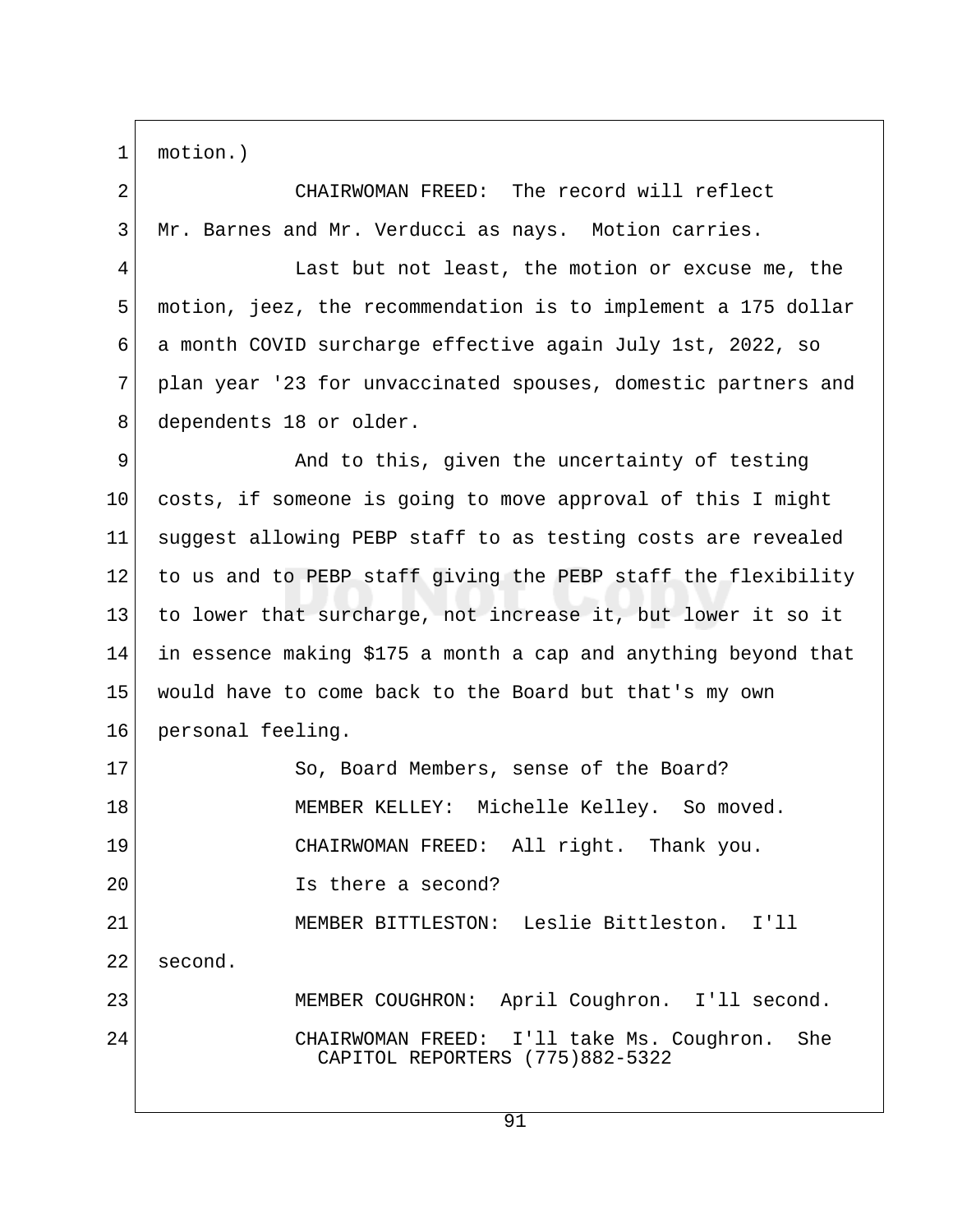motion.)

CHAIRWOMAN FREED: The record will reflect Mr. Barnes and Mr. Verducci as nays. Motion carries.

Last but not least, the motion or excuse me, the motion, jeez, the recommendation is to implement a 175 dollar a month COVID surcharge effective again July 1st, 2022, so plan year '23 for unvaccinated spouses, domestic partners and dependents 18 or older.

And to this, given the uncertainty of testing costs, if someone is going to move approval of this I might suggest allowing PEBP staff to as testing costs are revealed to us and to PEBP staff giving the PEBP staff the flexibility to lower that surcharge, not increase it, but lower it so it in essence making $175 a month a cap and anything beyond that would have to come back to the Board but that's my own personal feeling.

So, Board Members, sense of the Board?

MEMBER KELLEY: Michelle Kelley. So moved.

CHAIRWOMAN FREED: All right. Thank you.

Is there a second?

MEMBER BITTLESTON: Leslie Bittleston. I'll second.

MEMBER COUGHRON: April Coughron. I'll second.

CHAIRWOMAN FREED: I'll take Ms. Coughron. She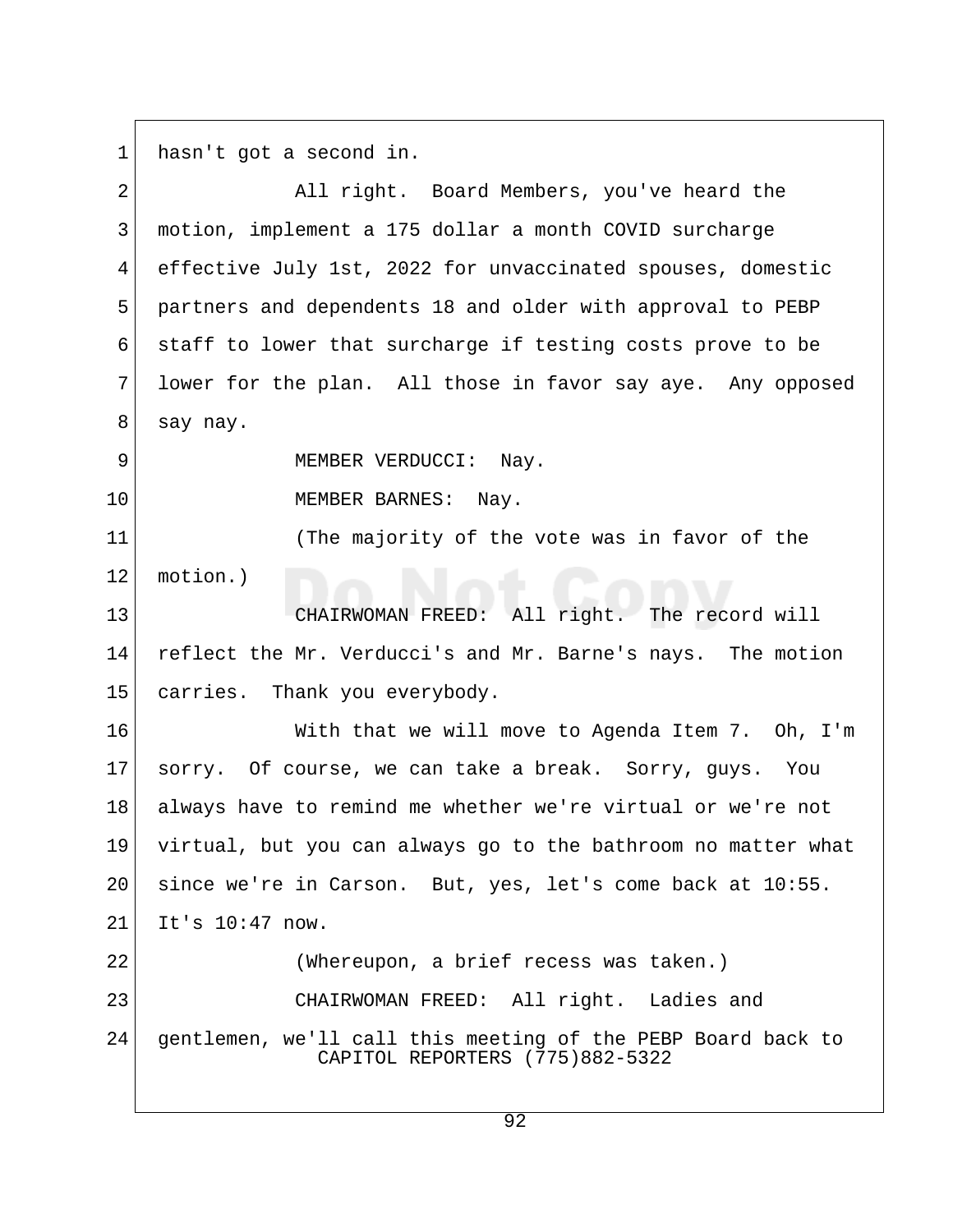hasn't got a second in.

All right. Board Members, you've heard the motion, implement a 175 dollar a month COVID surcharge effective July 1st, 2022 for unvaccinated spouses, domestic partners and dependents 18 and older with approval to PEBP staff to lower that surcharge if testing costs prove to be lower for the plan. All those in favor say aye. Any opposed say nay.

MEMBER VERDUCCI: Nay.

MEMBER BARNES: Nay.

(The majority of the vote was in favor of the motion.)

CHAIRWOMAN FREED: All right. The record will reflect the Mr. Verducci's and Mr. Barne's nays. The motion carries. Thank you everybody.

With that we will move to Agenda Item 7. Oh, I'm sorry. Of course, we can take a break. Sorry, guys. You always have to remind me whether we're virtual or we're not virtual, but you can always go to the bathroom no matter what since we're in Carson. But, yes, let's come back at 10:55. It's 10:47 now.

(Whereupon, a brief recess was taken.)

CHAIRWOMAN FREED: All right. Ladies and gentlemen, we'll call this meeting of the PEBP Board back to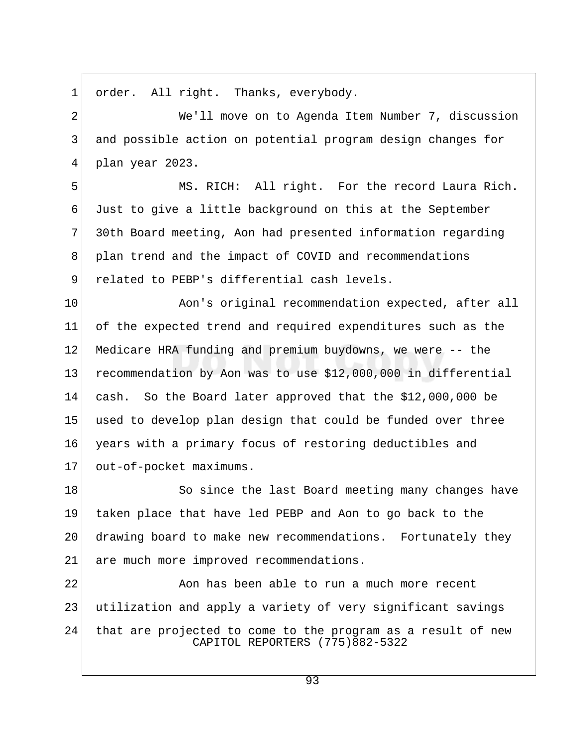order.  All right.  Thanks, everybody.

We'll move on to Agenda Item Number 7, discussion and possible action on potential program design changes for plan year 2023.

MS. RICH:  All right.  For the record Laura Rich. Just to give a little background on this at the September 30th Board meeting, Aon had presented information regarding plan trend and the impact of COVID and recommendations related to PEBP's differential cash levels.

Aon's original recommendation expected, after all of the expected trend and required expenditures such as the Medicare HRA funding and premium buydowns, we were -- the recommendation by Aon was to use $12,000,000 in differential cash.  So the Board later approved that the $12,000,000 be used to develop plan design that could be funded over three years with a primary focus of restoring deductibles and out-of-pocket maximums.

So since the last Board meeting many changes have taken place that have led PEBP and Aon to go back to the drawing board to make new recommendations.  Fortunately they are much more improved recommendations.

Aon has been able to run a much more recent utilization and apply a variety of very significant savings that are projected to come to the program as a result of new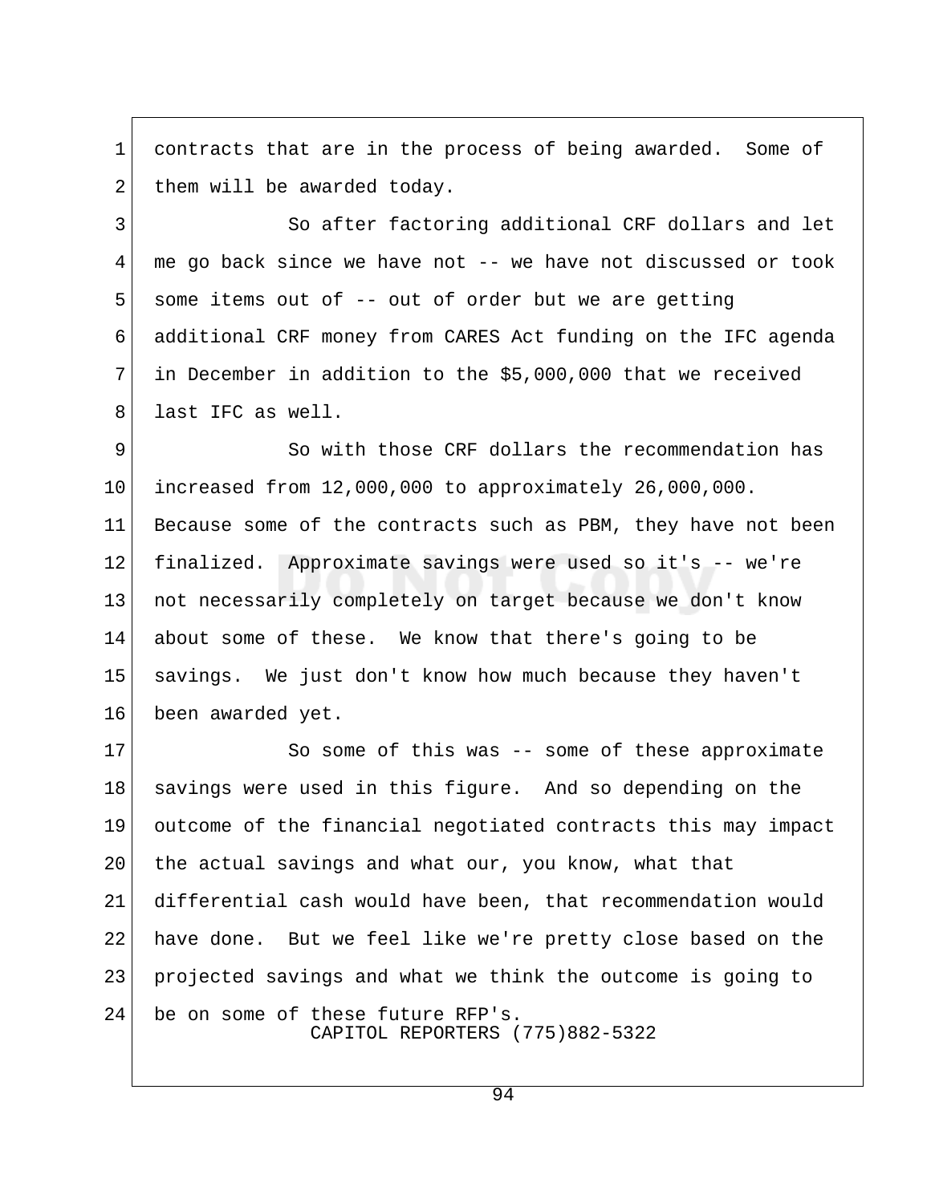contracts that are in the process of being awarded. Some of them will be awarded today.

So after factoring additional CRF dollars and let me go back since we have not -- we have not discussed or took some items out of -- out of order but we are getting additional CRF money from CARES Act funding on the IFC agenda in December in addition to the $5,000,000 that we received last IFC as well.

So with those CRF dollars the recommendation has increased from 12,000,000 to approximately 26,000,000. Because some of the contracts such as PBM, they have not been finalized. Approximate savings were used so it's -- we're not necessarily completely on target because we don't know about some of these. We know that there's going to be savings. We just don't know how much because they haven't been awarded yet.

So some of this was -- some of these approximate savings were used in this figure. And so depending on the outcome of the financial negotiated contracts this may impact the actual savings and what our, you know, what that differential cash would have been, that recommendation would have done. But we feel like we're pretty close based on the projected savings and what we think the outcome is going to be on some of these future RFP's.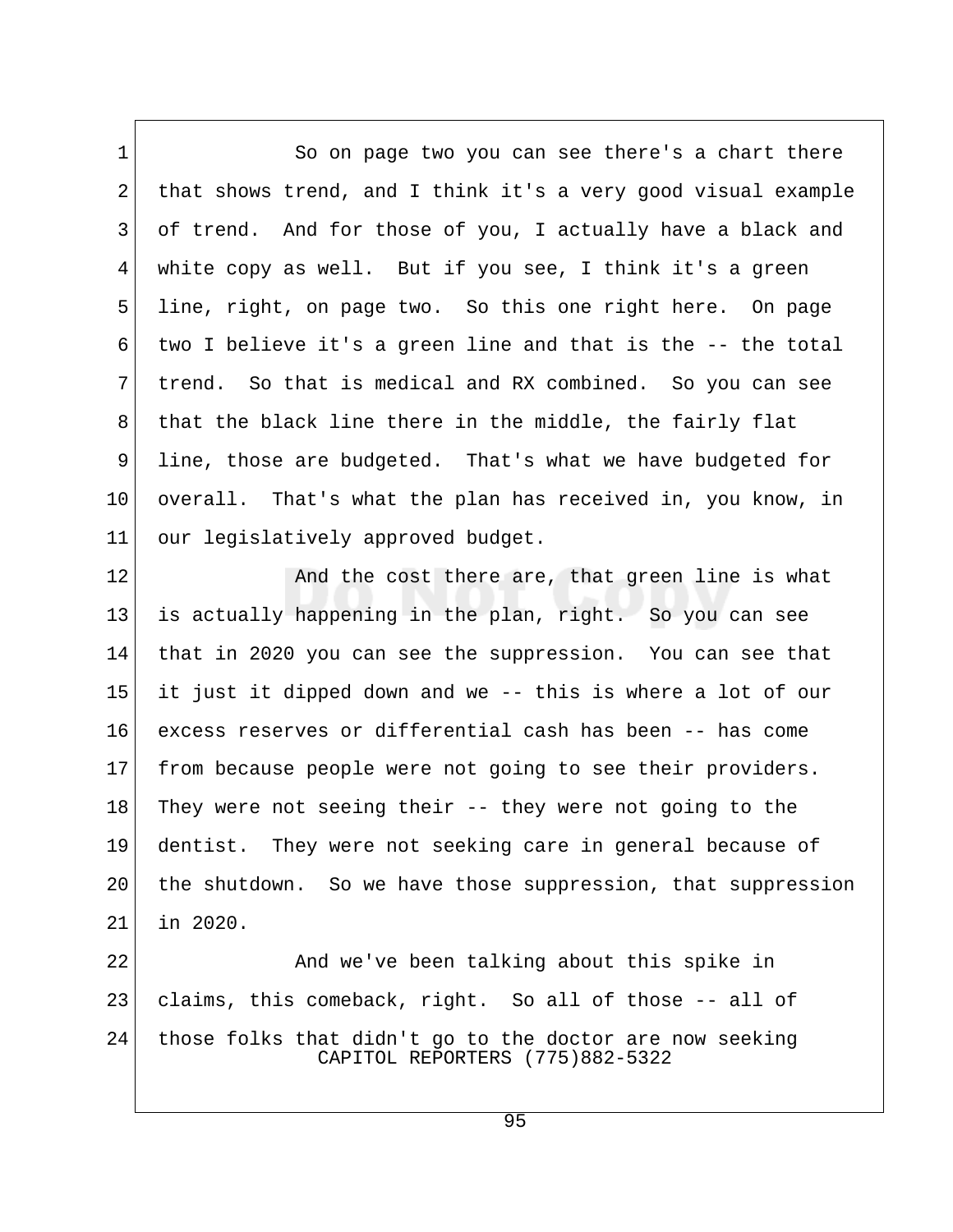So on page two you can see there's a chart there that shows trend, and I think it's a very good visual example of trend. And for those of you, I actually have a black and white copy as well. But if you see, I think it's a green line, right, on page two. So this one right here. On page two I believe it's a green line and that is the -- the total trend. So that is medical and RX combined. So you can see that the black line there in the middle, the fairly flat line, those are budgeted. That's what we have budgeted for overall. That's what the plan has received in, you know, in our legislatively approved budget.

And the cost there are, that green line is what is actually happening in the plan, right. So you can see that in 2020 you can see the suppression. You can see that it just it dipped down and we -- this is where a lot of our excess reserves or differential cash has been -- has come from because people were not going to see their providers. They were not seeing their -- they were not going to the dentist. They were not seeking care in general because of the shutdown. So we have those suppression, that suppression in 2020.

And we've been talking about this spike in claims, this comeback, right. So all of those -- all of those folks that didn't go to the doctor are now seeking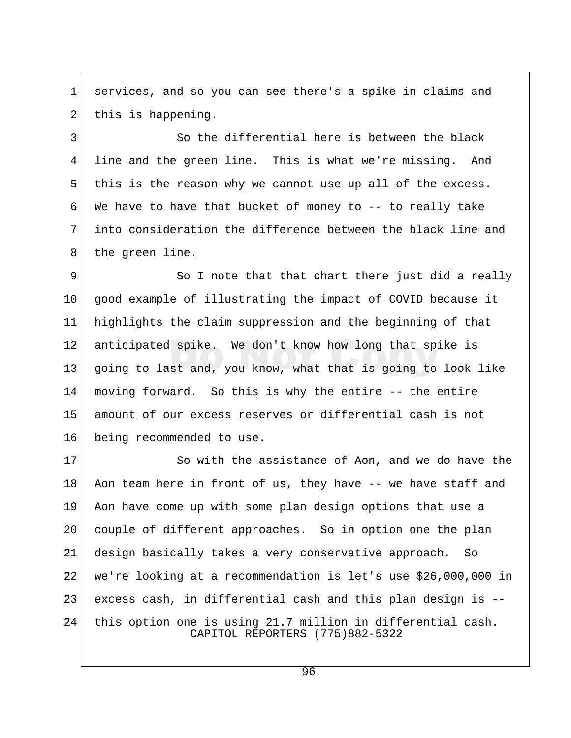services, and so you can see there's a spike in claims and this is happening.

So the differential here is between the black line and the green line. This is what we're missing. And this is the reason why we cannot use up all of the excess. We have to have that bucket of money to -- to really take into consideration the difference between the black line and the green line.

So I note that that chart there just did a really good example of illustrating the impact of COVID because it highlights the claim suppression and the beginning of that anticipated spike. We don't know how long that spike is going to last and, you know, what that is going to look like moving forward. So this is why the entire -- the entire amount of our excess reserves or differential cash is not being recommended to use.

So with the assistance of Aon, and we do have the Aon team here in front of us, they have -- we have staff and Aon have come up with some plan design options that use a couple of different approaches. So in option one the plan design basically takes a very conservative approach. So we're looking at a recommendation is let's use $26,000,000 in excess cash, in differential cash and this plan design is -- this option one is using 21.7 million in differential cash.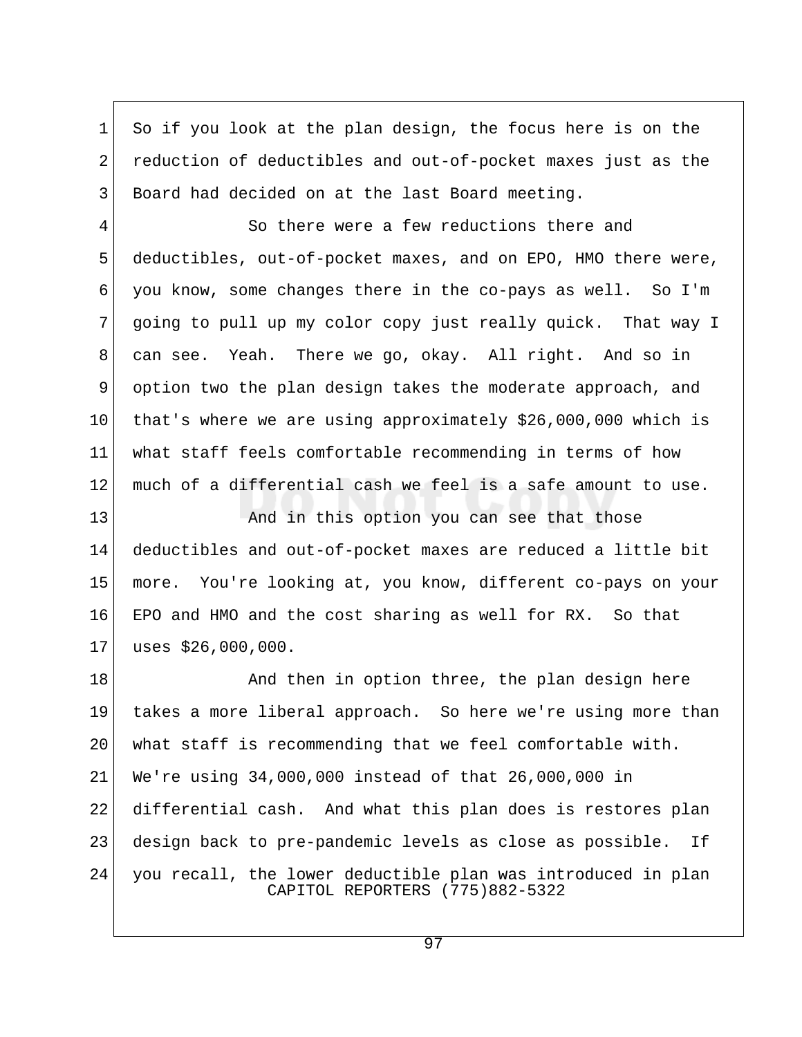So if you look at the plan design, the focus here is on the reduction of deductibles and out-of-pocket maxes just as the Board had decided on at the last Board meeting.

So there were a few reductions there and deductibles, out-of-pocket maxes, and on EPO, HMO there were, you know, some changes there in the co-pays as well. So I'm going to pull up my color copy just really quick. That way I can see. Yeah. There we go, okay. All right. And so in option two the plan design takes the moderate approach, and that's where we are using approximately $26,000,000 which is what staff feels comfortable recommending in terms of how much of a differential cash we feel is a safe amount to use.

And in this option you can see that those deductibles and out-of-pocket maxes are reduced a little bit more. You're looking at, you know, different co-pays on your EPO and HMO and the cost sharing as well for RX. So that uses $26,000,000.

And then in option three, the plan design here takes a more liberal approach. So here we're using more than what staff is recommending that we feel comfortable with. We're using 34,000,000 instead of that 26,000,000 in differential cash. And what this plan does is restores plan design back to pre-pandemic levels as close as possible. If you recall, the lower deductible plan was introduced in plan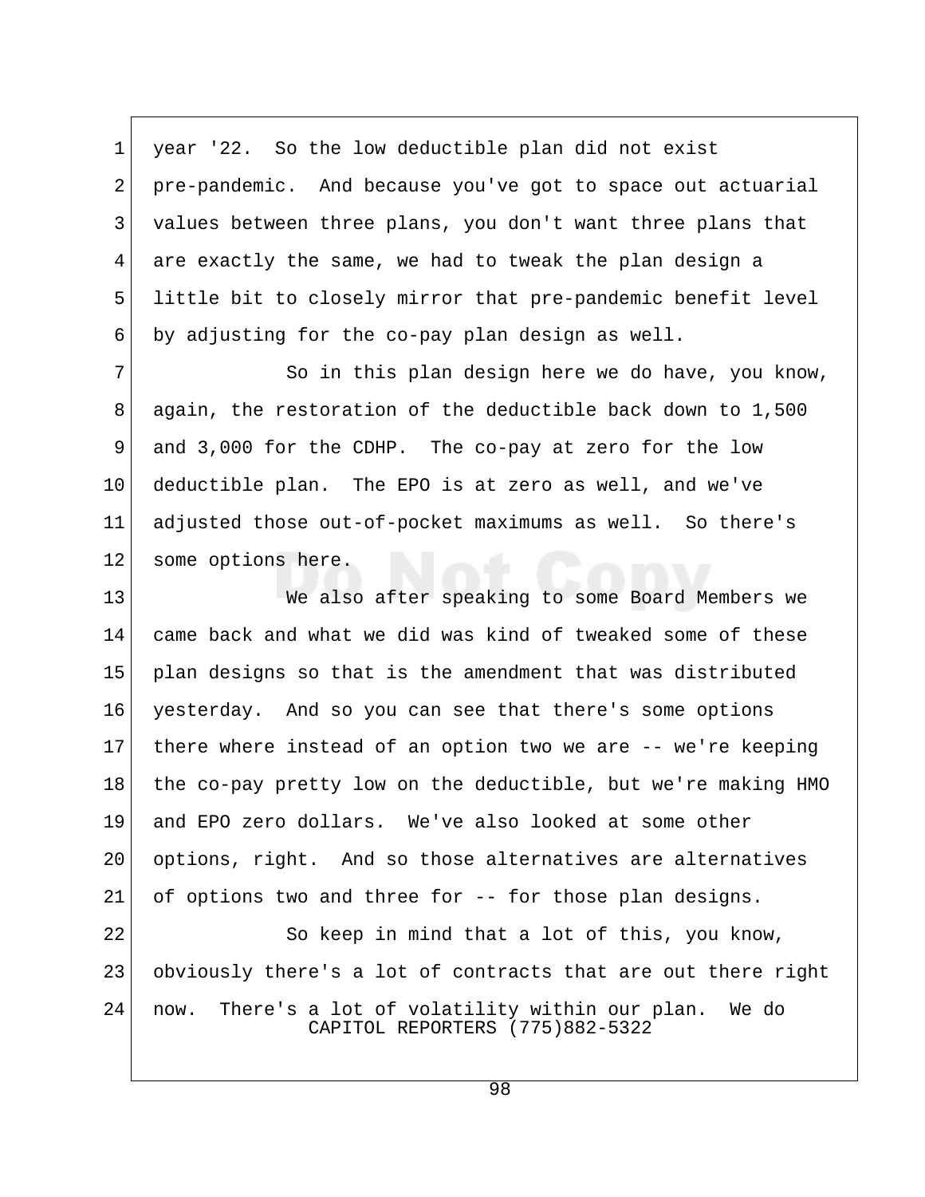year '22. So the low deductible plan did not exist pre-pandemic. And because you've got to space out actuarial values between three plans, you don't want three plans that are exactly the same, we had to tweak the plan design a little bit to closely mirror that pre-pandemic benefit level by adjusting for the co-pay plan design as well.

So in this plan design here we do have, you know, again, the restoration of the deductible back down to 1,500 and 3,000 for the CDHP. The co-pay at zero for the low deductible plan. The EPO is at zero as well, and we've adjusted those out-of-pocket maximums as well. So there's some options here.

We also after speaking to some Board Members we came back and what we did was kind of tweaked some of these plan designs so that is the amendment that was distributed yesterday. And so you can see that there's some options there where instead of an option two we are -- we're keeping the co-pay pretty low on the deductible, but we're making HMO and EPO zero dollars. We've also looked at some other options, right. And so those alternatives are alternatives of options two and three for -- for those plan designs.

So keep in mind that a lot of this, you know, obviously there's a lot of contracts that are out there right now. There's a lot of volatility within our plan. We do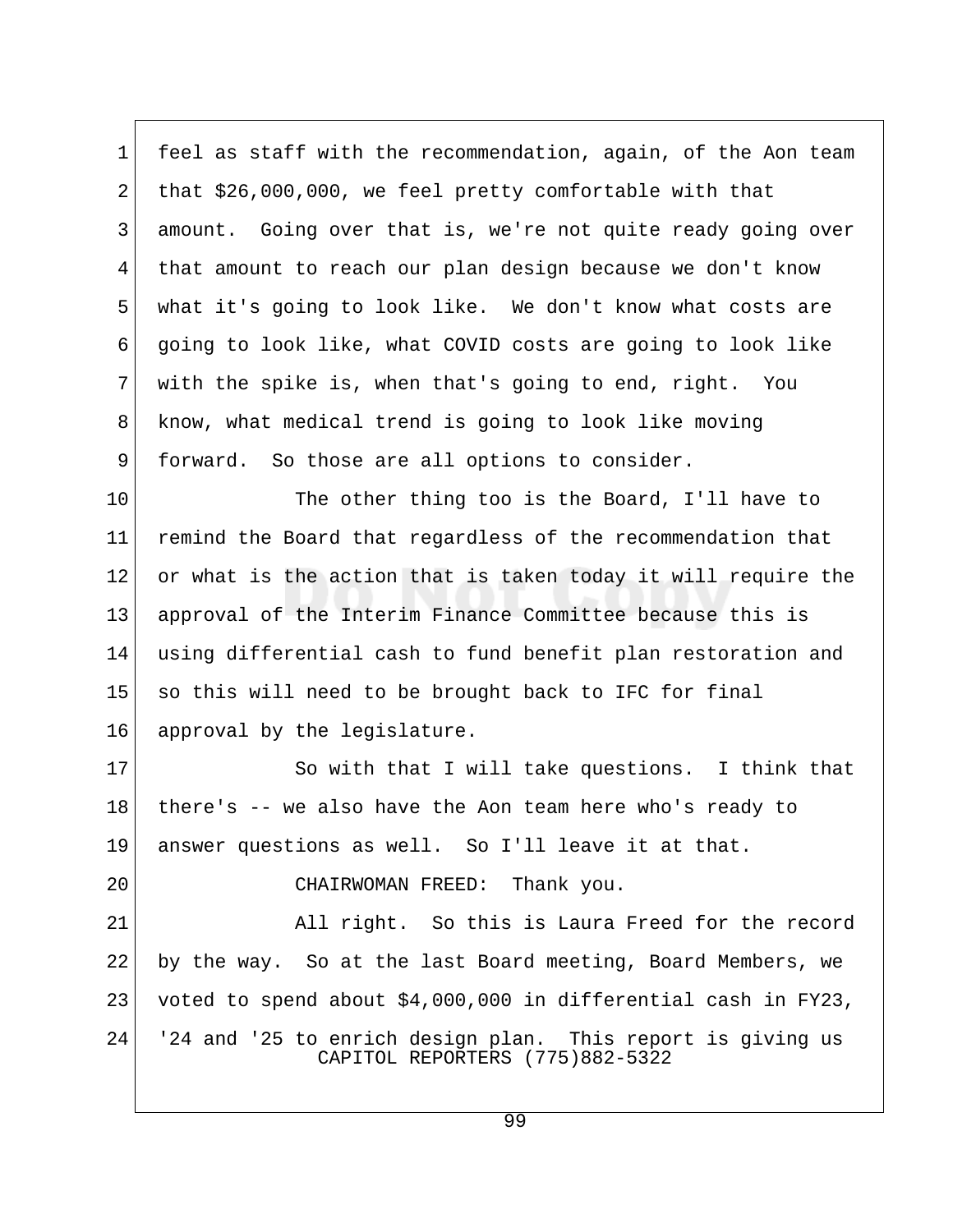feel as staff with the recommendation, again, of the Aon team that $26,000,000, we feel pretty comfortable with that amount. Going over that is, we're not quite ready going over that amount to reach our plan design because we don't know what it's going to look like. We don't know what costs are going to look like, what COVID costs are going to look like with the spike is, when that's going to end, right. You know, what medical trend is going to look like moving forward. So those are all options to consider.

The other thing too is the Board, I'll have to remind the Board that regardless of the recommendation that or what is the action that is taken today it will require the approval of the Interim Finance Committee because this is using differential cash to fund benefit plan restoration and so this will need to be brought back to IFC for final approval by the legislature.

So with that I will take questions. I think that there's -- we also have the Aon team here who's ready to answer questions as well. So I'll leave it at that.

CHAIRWOMAN FREED: Thank you.

All right. So this is Laura Freed for the record by the way. So at the last Board meeting, Board Members, we voted to spend about $4,000,000 in differential cash in FY23, '24 and '25 to enrich design plan. This report is giving us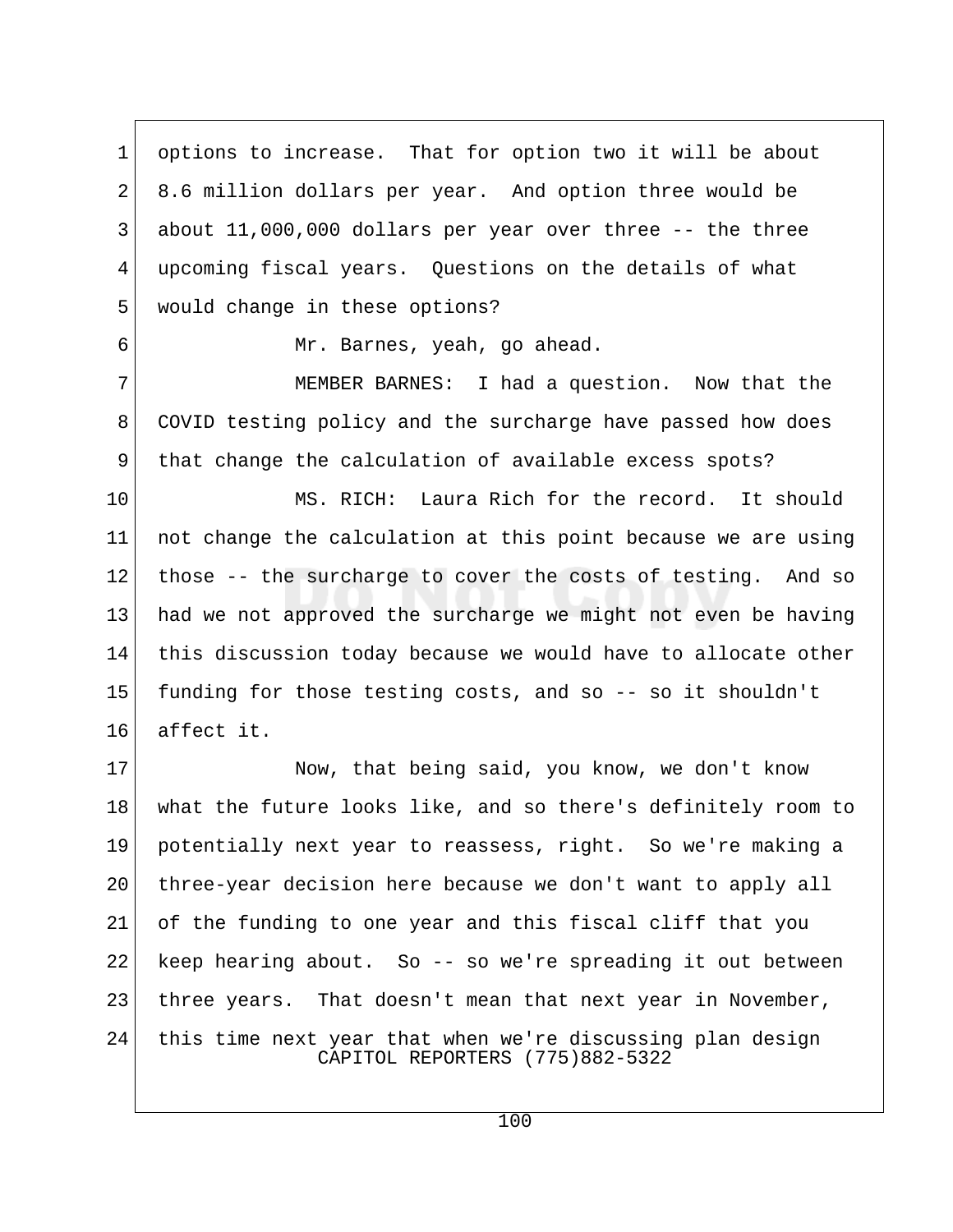options to increase. That for option two it will be about 8.6 million dollars per year. And option three would be about 11,000,000 dollars per year over three -- the three upcoming fiscal years. Questions on the details of what would change in these options?

Mr. Barnes, yeah, go ahead.

MEMBER BARNES: I had a question. Now that the COVID testing policy and the surcharge have passed how does that change the calculation of available excess spots?

MS. RICH: Laura Rich for the record. It should not change the calculation at this point because we are using those -- the surcharge to cover the costs of testing. And so had we not approved the surcharge we might not even be having this discussion today because we would have to allocate other funding for those testing costs, and so -- so it shouldn't affect it.

Now, that being said, you know, we don't know what the future looks like, and so there's definitely room to potentially next year to reassess, right. So we're making a three-year decision here because we don't want to apply all of the funding to one year and this fiscal cliff that you keep hearing about. So -- so we're spreading it out between three years. That doesn't mean that next year in November, this time next year that when we're discussing plan design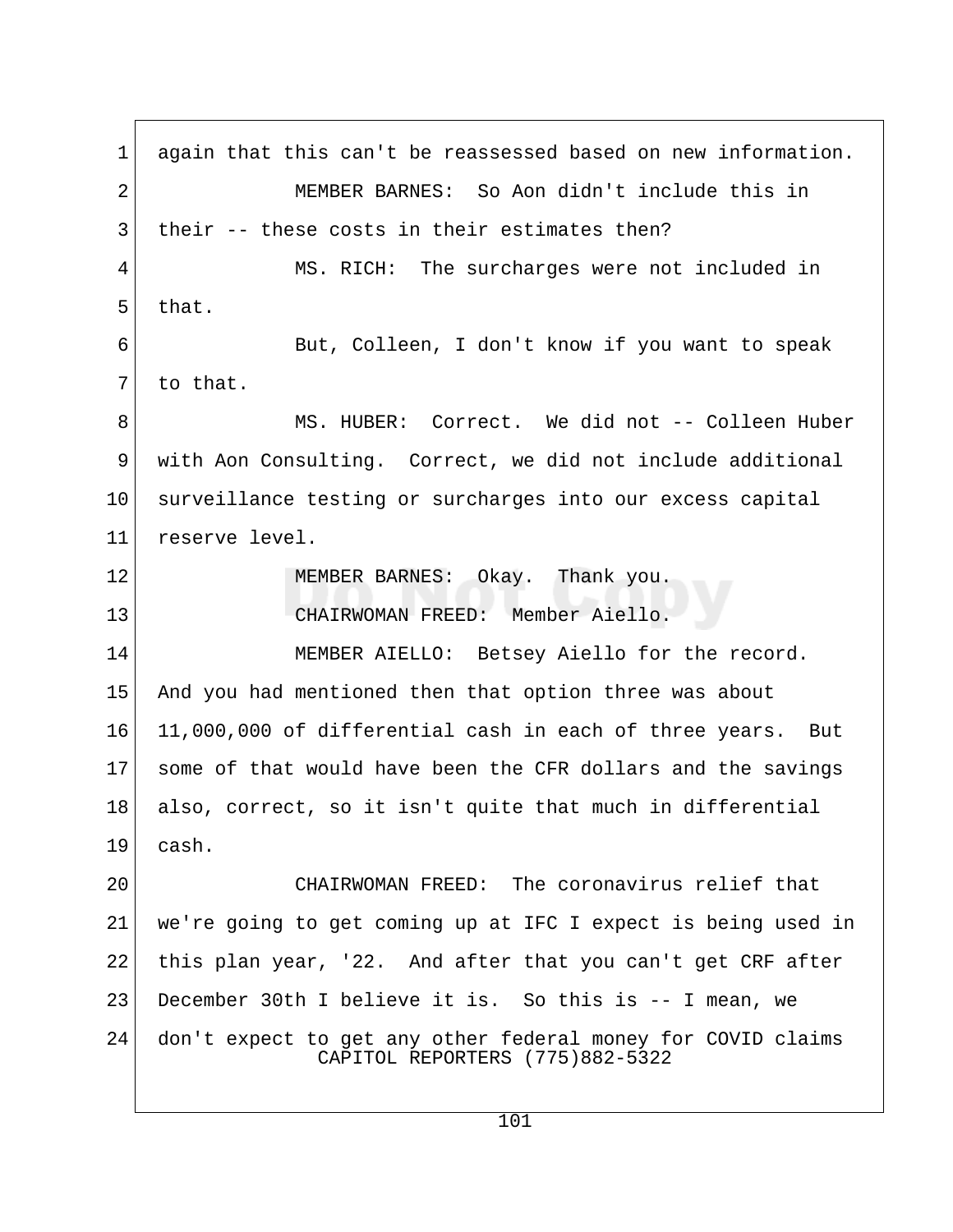again that this can't be reassessed based on new information.

MEMBER BARNES: So Aon didn't include this in their -- these costs in their estimates then?

MS. RICH: The surcharges were not included in that.

But, Colleen, I don't know if you want to speak to that.

MS. HUBER: Correct. We did not -- Colleen Huber with Aon Consulting. Correct, we did not include additional surveillance testing or surcharges into our excess capital reserve level.

MEMBER BARNES: Okay. Thank you.

CHAIRWOMAN FREED: Member Aiello.

MEMBER AIELLO: Betsey Aiello for the record. And you had mentioned then that option three was about 11,000,000 of differential cash in each of three years. But some of that would have been the CFR dollars and the savings also, correct, so it isn't quite that much in differential cash.

CHAIRWOMAN FREED: The coronavirus relief that we're going to get coming up at IFC I expect is being used in this plan year, '22. And after that you can't get CRF after December 30th I believe it is. So this is -- I mean, we don't expect to get any other federal money for COVID claims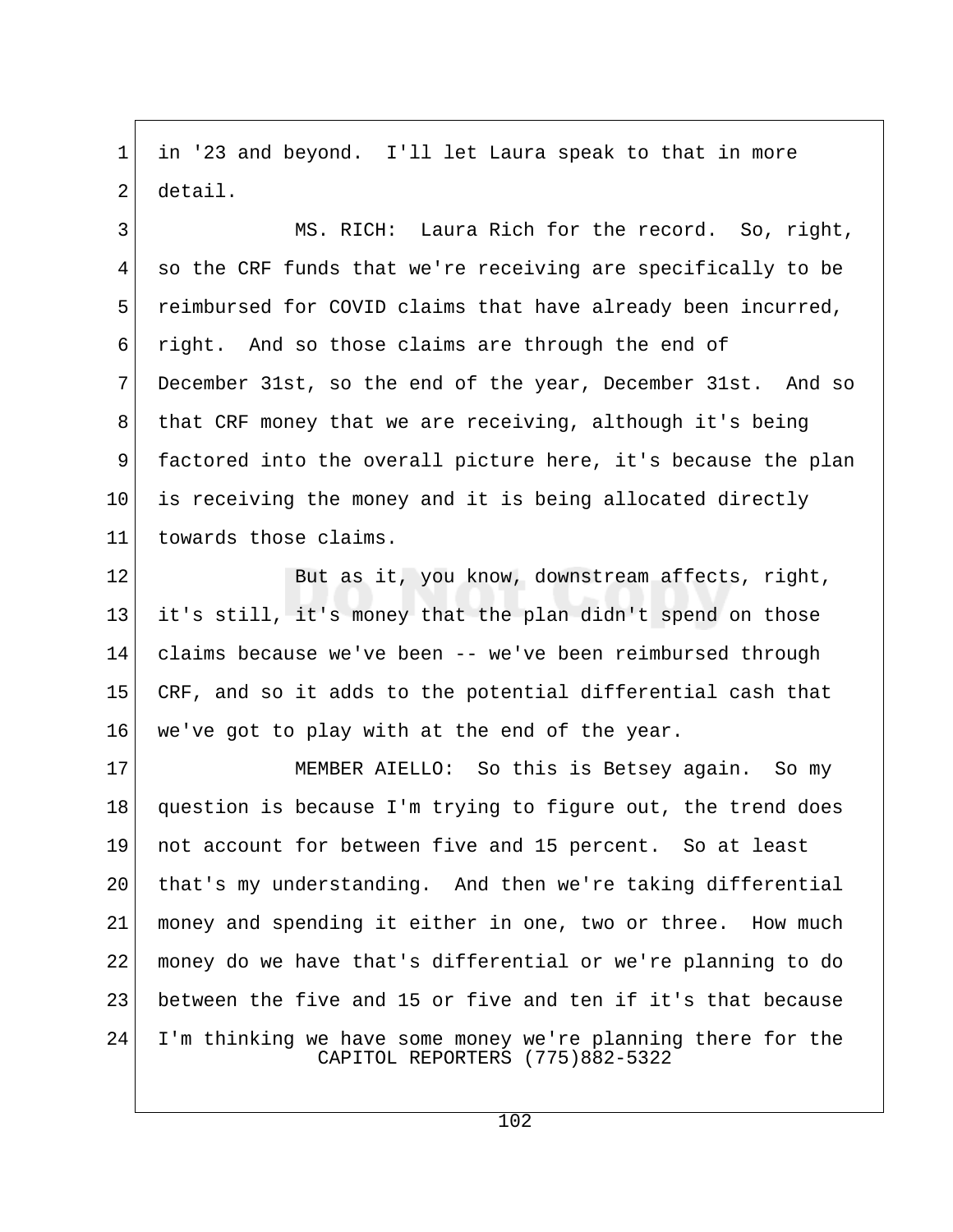in '23 and beyond. I'll let Laura speak to that in more detail.

MS. RICH: Laura Rich for the record. So, right, so the CRF funds that we're receiving are specifically to be reimbursed for COVID claims that have already been incurred, right. And so those claims are through the end of December 31st, so the end of the year, December 31st. And so that CRF money that we are receiving, although it's being factored into the overall picture here, it's because the plan is receiving the money and it is being allocated directly towards those claims.

But as it, you know, downstream affects, right, it's still, it's money that the plan didn't spend on those claims because we've been -- we've been reimbursed through CRF, and so it adds to the potential differential cash that we've got to play with at the end of the year.

MEMBER AIELLO: So this is Betsey again. So my question is because I'm trying to figure out, the trend does not account for between five and 15 percent. So at least that's my understanding. And then we're taking differential money and spending it either in one, two or three. How much money do we have that's differential or we're planning to do between the five and 15 or five and ten if it's that because I'm thinking we have some money we're planning there for the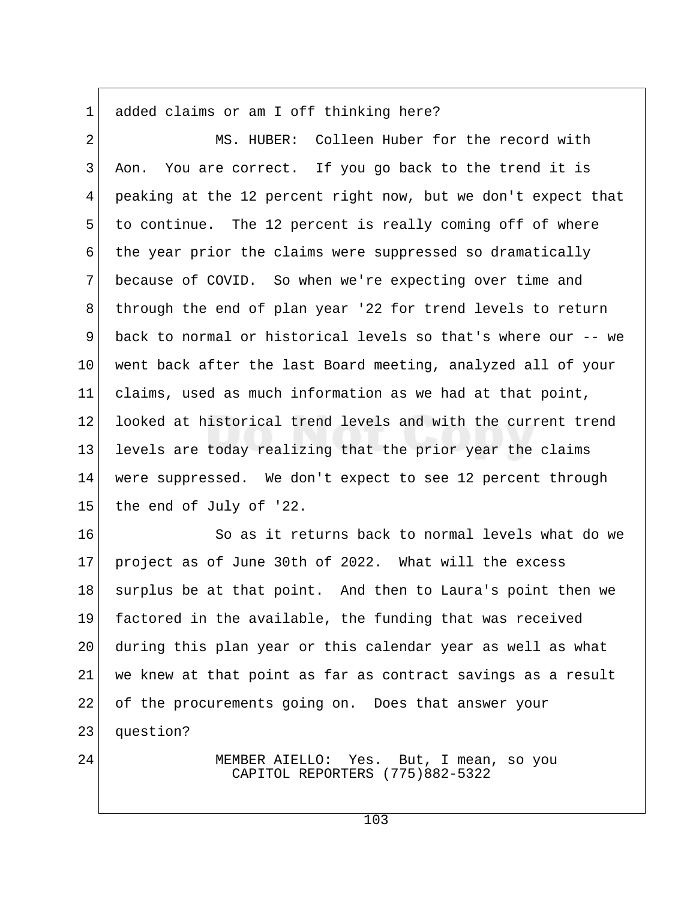added claims or am I off thinking here?

MS. HUBER: Colleen Huber for the record with Aon. You are correct. If you go back to the trend it is peaking at the 12 percent right now, but we don't expect that to continue. The 12 percent is really coming off of where the year prior the claims were suppressed so dramatically because of COVID. So when we're expecting over time and through the end of plan year '22 for trend levels to return back to normal or historical levels so that's where our -- we went back after the last Board meeting, analyzed all of your claims, used as much information as we had at that point, looked at historical trend levels and with the current trend levels are today realizing that the prior year the claims were suppressed. We don't expect to see 12 percent through the end of July of '22.

So as it returns back to normal levels what do we project as of June 30th of 2022. What will the excess surplus be at that point. And then to Laura's point then we factored in the available, the funding that was received during this plan year or this calendar year as well as what we knew at that point as far as contract savings as a result of the procurements going on. Does that answer your question?

MEMBER AIELLO: Yes. But, I mean, so you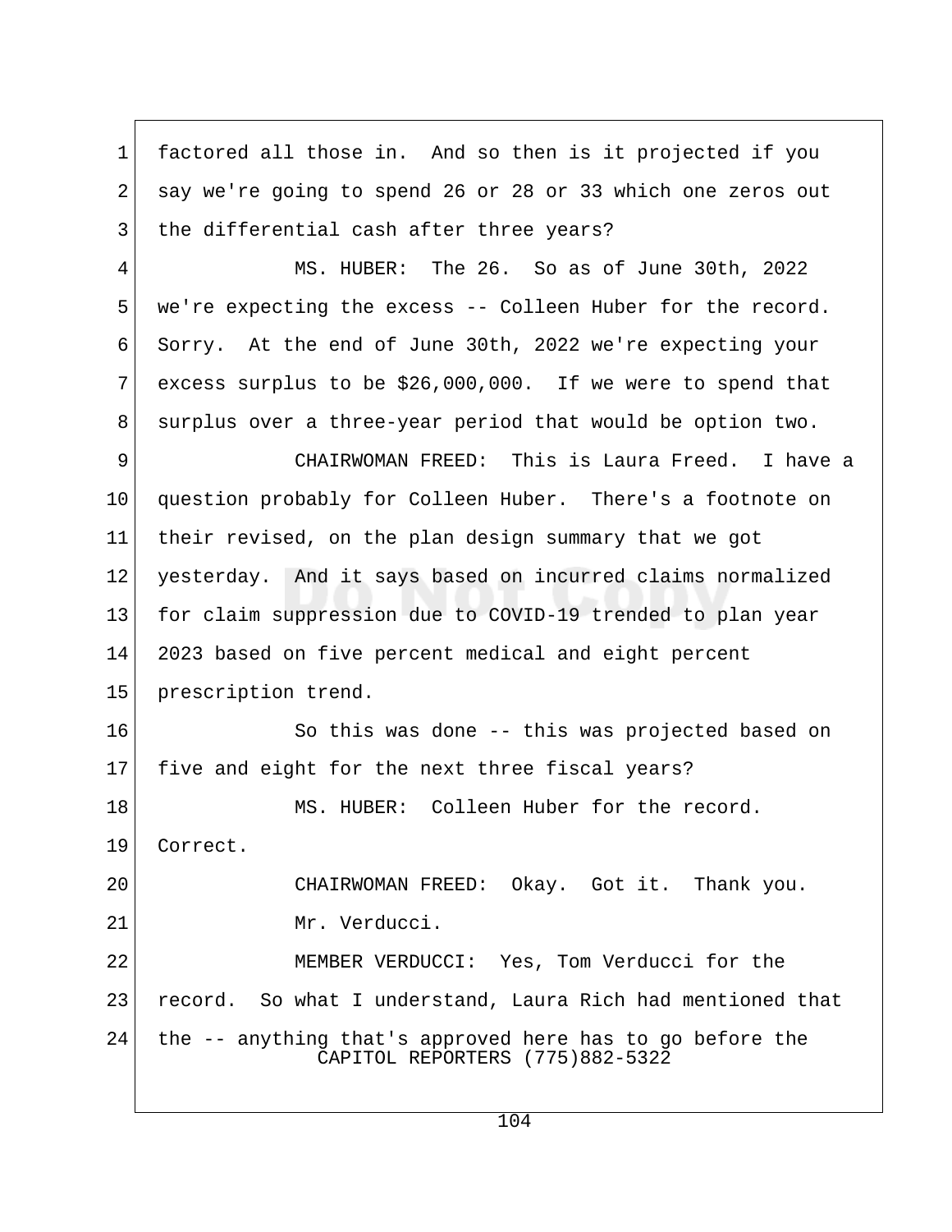factored all those in. And so then is it projected if you say we're going to spend 26 or 28 or 33 which one zeros out the differential cash after three years?

MS. HUBER: The 26. So as of June 30th, 2022 we're expecting the excess -- Colleen Huber for the record. Sorry. At the end of June 30th, 2022 we're expecting your excess surplus to be $26,000,000. If we were to spend that surplus over a three-year period that would be option two.

CHAIRWOMAN FREED: This is Laura Freed. I have a question probably for Colleen Huber. There's a footnote on their revised, on the plan design summary that we got yesterday. And it says based on incurred claims normalized for claim suppression due to COVID-19 trended to plan year 2023 based on five percent medical and eight percent prescription trend.

So this was done -- this was projected based on five and eight for the next three fiscal years?

MS. HUBER: Colleen Huber for the record. Correct.

CHAIRWOMAN FREED: Okay. Got it. Thank you.

Mr. Verducci.

MEMBER VERDUCCI: Yes, Tom Verducci for the record. So what I understand, Laura Rich had mentioned that the -- anything that's approved here has to go before the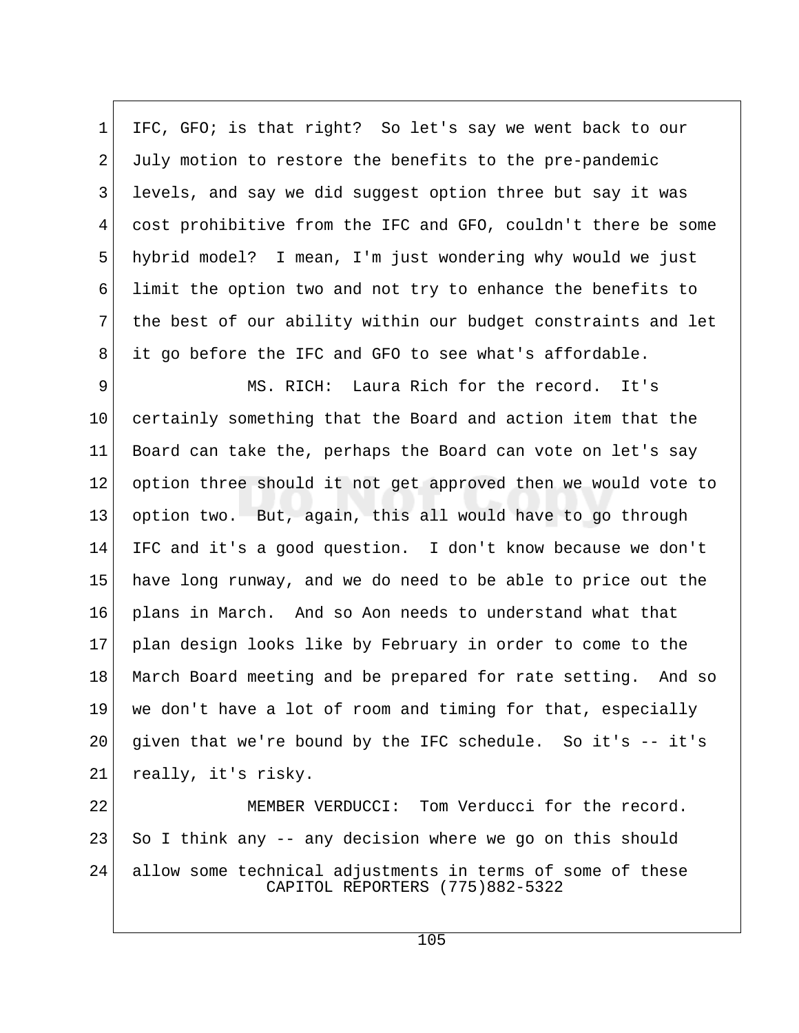IFC, GFO; is that right? So let's say we went back to our July motion to restore the benefits to the pre-pandemic levels, and say we did suggest option three but say it was cost prohibitive from the IFC and GFO, couldn't there be some hybrid model? I mean, I'm just wondering why would we just limit the option two and not try to enhance the benefits to the best of our ability within our budget constraints and let it go before the IFC and GFO to see what's affordable.

MS. RICH: Laura Rich for the record. It's certainly something that the Board and action item that the Board can take the, perhaps the Board can vote on let's say option three should it not get approved then we would vote to option two. But, again, this all would have to go through IFC and it's a good question. I don't know because we don't have long runway, and we do need to be able to price out the plans in March. And so Aon needs to understand what that plan design looks like by February in order to come to the March Board meeting and be prepared for rate setting. And so we don't have a lot of room and timing for that, especially given that we're bound by the IFC schedule. So it's -- it's really, it's risky.

MEMBER VERDUCCI: Tom Verducci for the record. So I think any -- any decision where we go on this should allow some technical adjustments in terms of some of these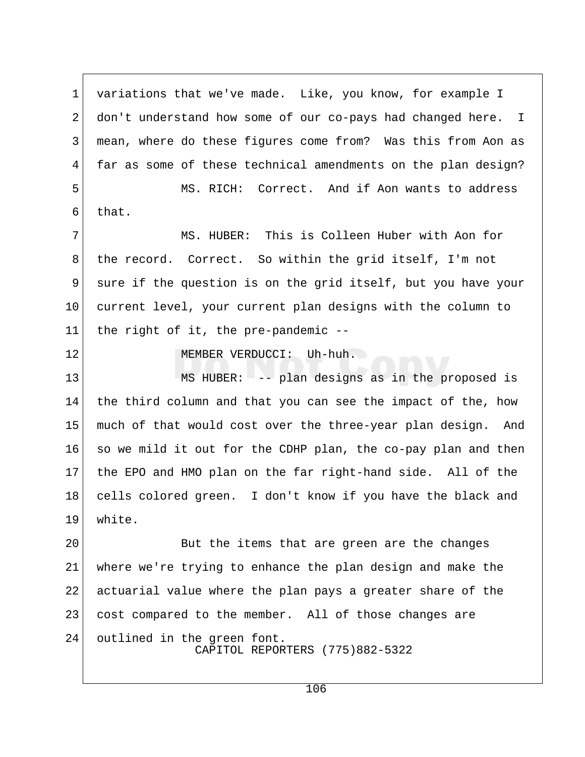variations that we've made. Like, you know, for example I don't understand how some of our co-pays had changed here. I mean, where do these figures come from? Was this from Aon as far as some of these technical amendments on the plan design?

MS. RICH: Correct. And if Aon wants to address that.

MS. HUBER: This is Colleen Huber with Aon for the record. Correct. So within the grid itself, I'm not sure if the question is on the grid itself, but you have your current level, your current plan designs with the column to the right of it, the pre-pandemic --

MEMBER VERDUCCI: Uh-huh.

MS HUBER: -- plan designs as in the proposed is the third column and that you can see the impact of the, how much of that would cost over the three-year plan design. And so we mild it out for the CDHP plan, the co-pay plan and then the EPO and HMO plan on the far right-hand side. All of the cells colored green. I don't know if you have the black and white.

But the items that are green are the changes where we're trying to enhance the plan design and make the actuarial value where the plan pays a greater share of the cost compared to the member. All of those changes are outlined in the green font.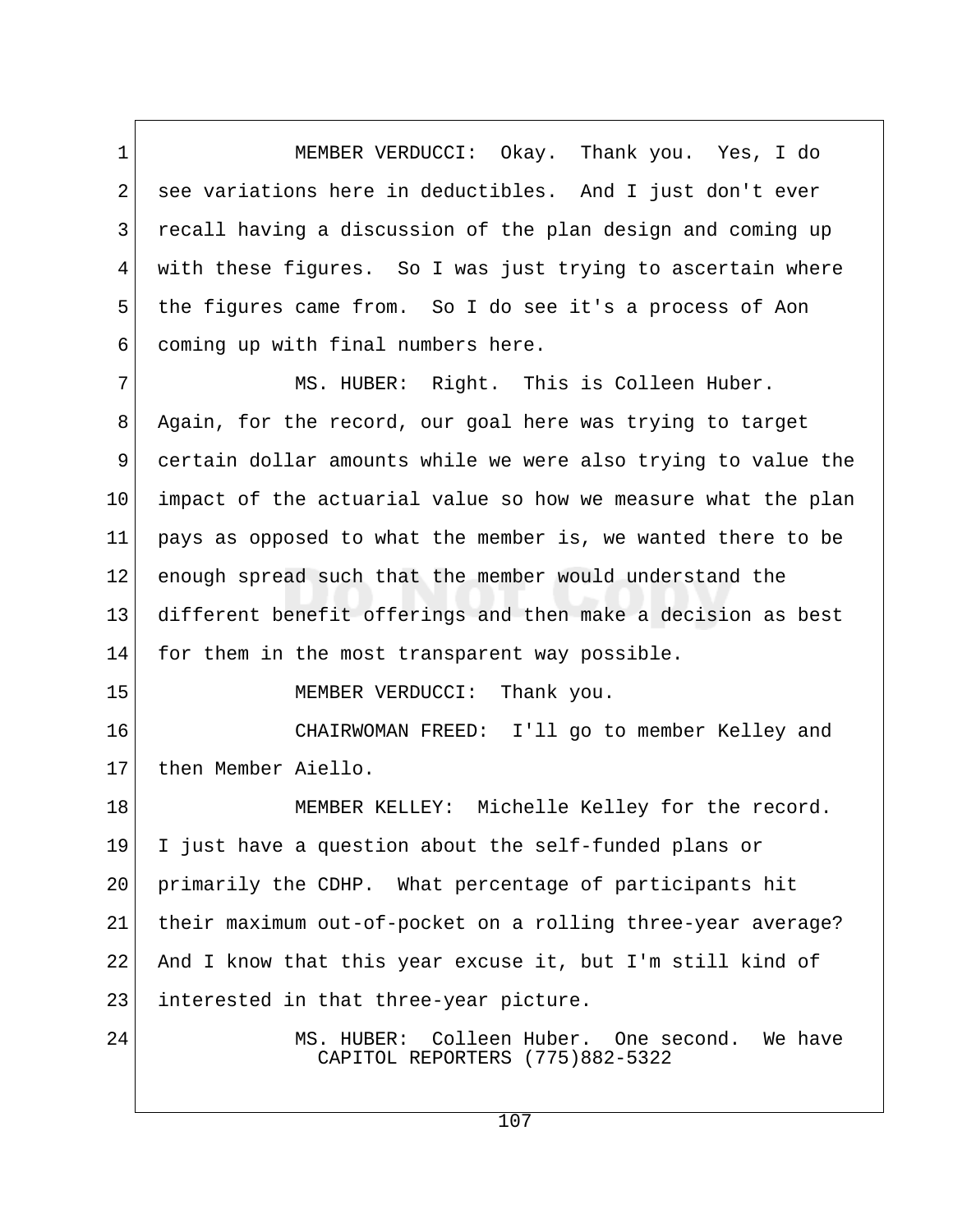MEMBER VERDUCCI: Okay. Thank you. Yes, I do see variations here in deductibles. And I just don't ever recall having a discussion of the plan design and coming up with these figures. So I was just trying to ascertain where the figures came from. So I do see it's a process of Aon coming up with final numbers here.

MS. HUBER: Right. This is Colleen Huber. Again, for the record, our goal here was trying to target certain dollar amounts while we were also trying to value the impact of the actuarial value so how we measure what the plan pays as opposed to what the member is, we wanted there to be enough spread such that the member would understand the different benefit offerings and then make a decision as best for them in the most transparent way possible.

MEMBER VERDUCCI: Thank you.

CHAIRWOMAN FREED: I'll go to member Kelley and then Member Aiello.

MEMBER KELLEY: Michelle Kelley for the record. I just have a question about the self-funded plans or primarily the CDHP. What percentage of participants hit their maximum out-of-pocket on a rolling three-year average? And I know that this year excuse it, but I'm still kind of interested in that three-year picture.

MS. HUBER: Colleen Huber. One second. We have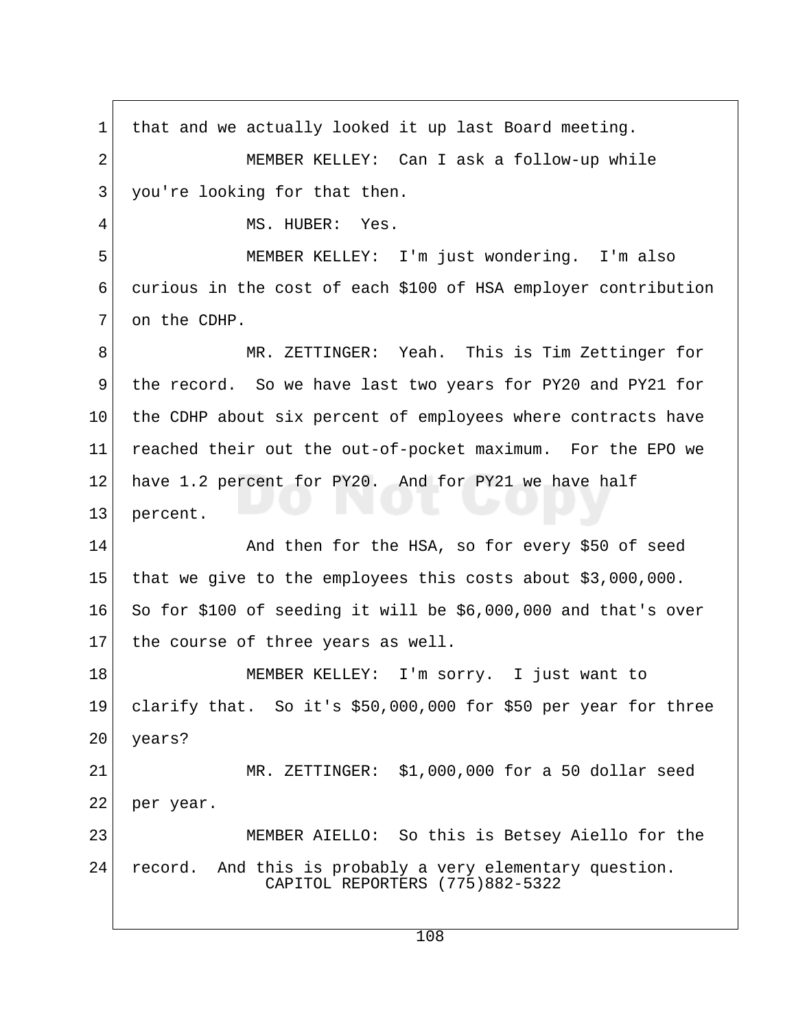that and we actually looked it up last Board meeting.

MEMBER KELLEY: Can I ask a follow-up while you're looking for that then.

MS. HUBER: Yes.

MEMBER KELLEY: I'm just wondering. I'm also curious in the cost of each $100 of HSA employer contribution on the CDHP.

MR. ZETTINGER: Yeah. This is Tim Zettinger for the record. So we have last two years for PY20 and PY21 for the CDHP about six percent of employees where contracts have reached their out the out-of-pocket maximum. For the EPO we have 1.2 percent for PY20. And for PY21 we have half percent.

And then for the HSA, so for every $50 of seed that we give to the employees this costs about $3,000,000. So for $100 of seeding it will be $6,000,000 and that's over the course of three years as well.

MEMBER KELLEY: I'm sorry. I just want to clarify that. So it's $50,000,000 for $50 per year for three years?

MR. ZETTINGER: $1,000,000 for a 50 dollar seed per year.

MEMBER AIELLO: So this is Betsey Aiello for the record. And this is probably a very elementary question.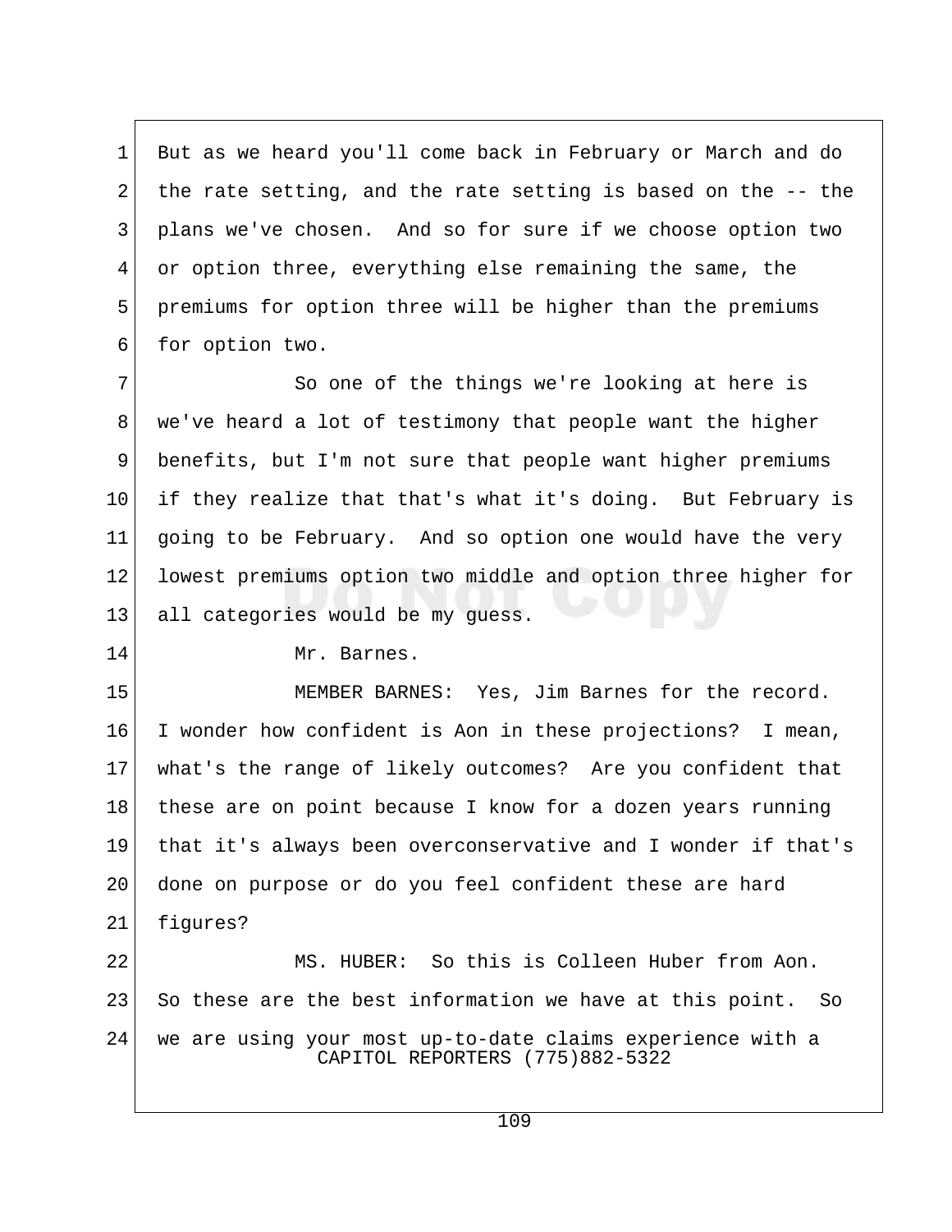But as we heard you'll come back in February or March and do the rate setting, and the rate setting is based on the -- the plans we've chosen. And so for sure if we choose option two or option three, everything else remaining the same, the premiums for option three will be higher than the premiums for option two.

So one of the things we're looking at here is we've heard a lot of testimony that people want the higher benefits, but I'm not sure that people want higher premiums if they realize that that's what it's doing. But February is going to be February. And so option one would have the very lowest premiums option two middle and option three higher for all categories would be my guess.

Mr. Barnes.

MEMBER BARNES: Yes, Jim Barnes for the record. I wonder how confident is Aon in these projections? I mean, what's the range of likely outcomes? Are you confident that these are on point because I know for a dozen years running that it's always been overconservative and I wonder if that's done on purpose or do you feel confident these are hard figures?

MS. HUBER: So this is Colleen Huber from Aon. So these are the best information we have at this point. So we are using your most up-to-date claims experience with a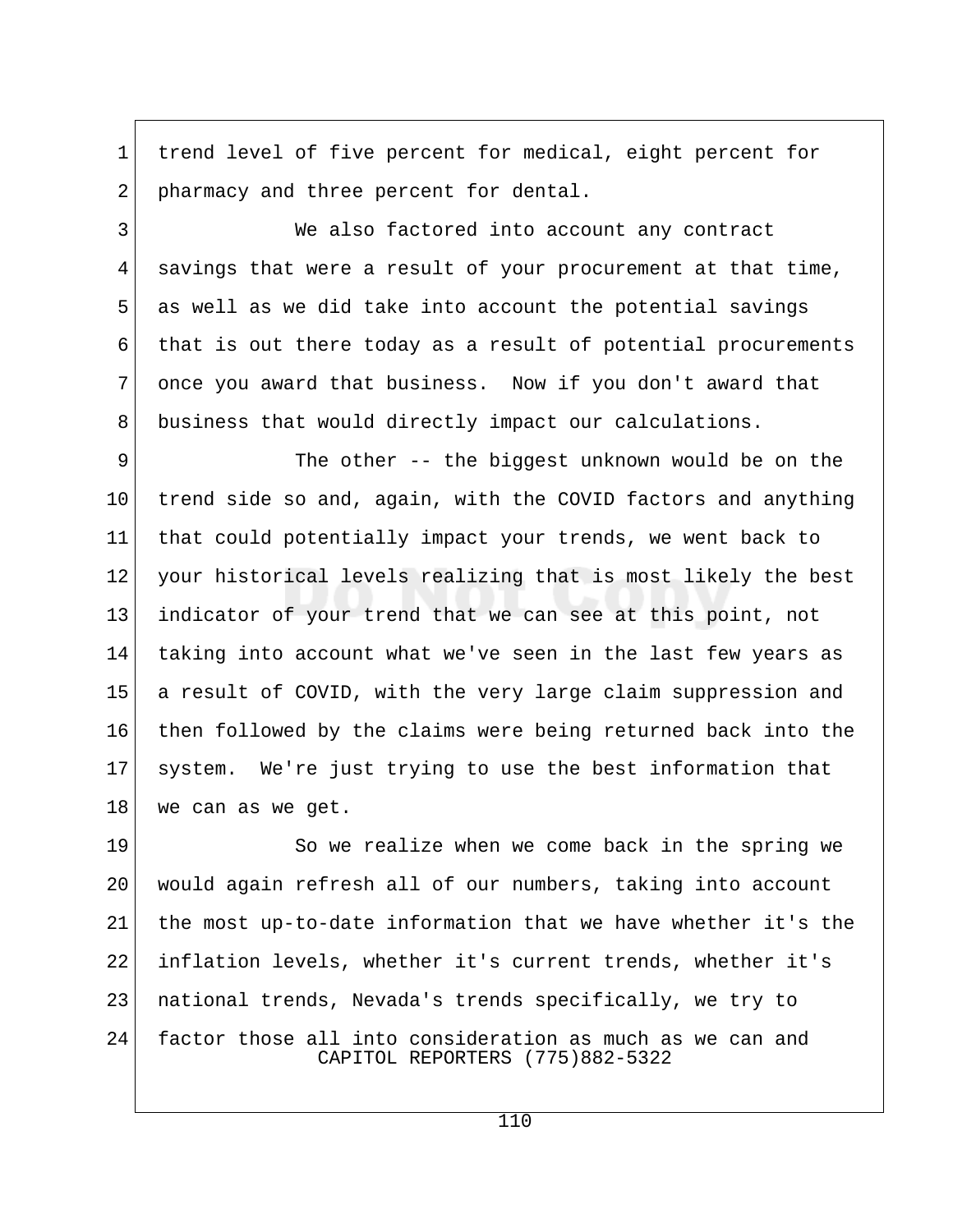trend level of five percent for medical, eight percent for pharmacy and three percent for dental.

We also factored into account any contract savings that were a result of your procurement at that time, as well as we did take into account the potential savings that is out there today as a result of potential procurements once you award that business. Now if you don't award that business that would directly impact our calculations.

The other -- the biggest unknown would be on the trend side so and, again, with the COVID factors and anything that could potentially impact your trends, we went back to your historical levels realizing that is most likely the best indicator of your trend that we can see at this point, not taking into account what we've seen in the last few years as a result of COVID, with the very large claim suppression and then followed by the claims were being returned back into the system. We're just trying to use the best information that we can as we get.

So we realize when we come back in the spring we would again refresh all of our numbers, taking into account the most up-to-date information that we have whether it's the inflation levels, whether it's current trends, whether it's national trends, Nevada's trends specifically, we try to factor those all into consideration as much as we can and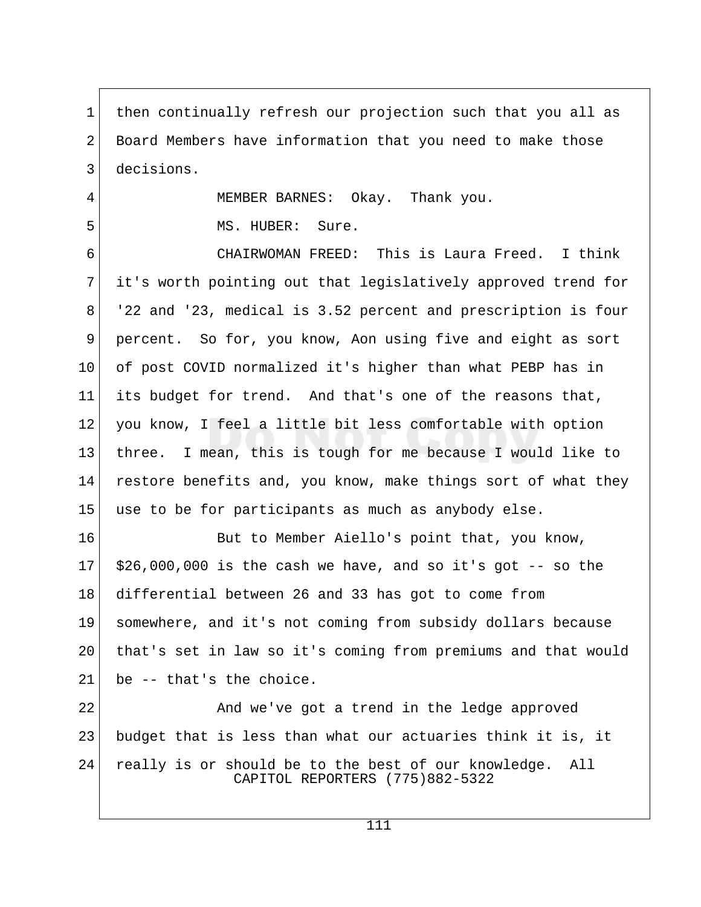then continually refresh our projection such that you all as Board Members have information that you need to make those decisions.

MEMBER BARNES: Okay. Thank you.

MS. HUBER: Sure.

CHAIRWOMAN FREED: This is Laura Freed. I think it's worth pointing out that legislatively approved trend for '22 and '23, medical is 3.52 percent and prescription is four percent. So for, you know, Aon using five and eight as sort of post COVID normalized it's higher than what PEBP has in its budget for trend. And that's one of the reasons that, you know, I feel a little bit less comfortable with option three. I mean, this is tough for me because I would like to restore benefits and, you know, make things sort of what they use to be for participants as much as anybody else.

But to Member Aiello's point that, you know, $26,000,000 is the cash we have, and so it's got -- so the differential between 26 and 33 has got to come from somewhere, and it's not coming from subsidy dollars because that's set in law so it's coming from premiums and that would be -- that's the choice.

And we've got a trend in the ledge approved budget that is less than what our actuaries think it is, it really is or should be to the best of our knowledge. All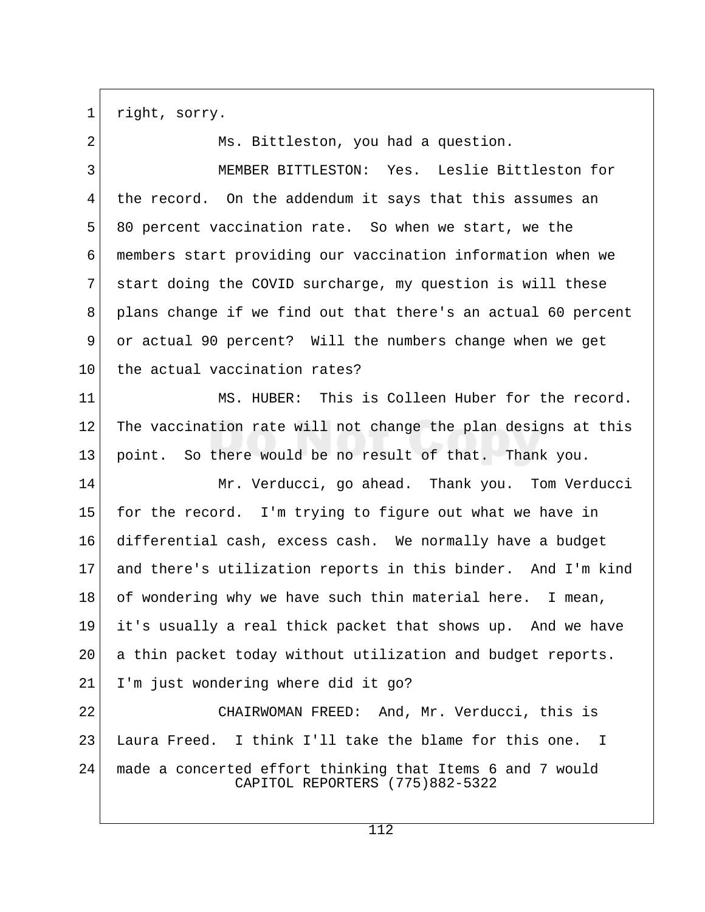right, sorry.

Ms. Bittleston, you had a question.

MEMBER BITTLESTON: Yes. Leslie Bittleston for the record. On the addendum it says that this assumes an 80 percent vaccination rate. So when we start, we the members start providing our vaccination information when we start doing the COVID surcharge, my question is will these plans change if we find out that there's an actual 60 percent or actual 90 percent? Will the numbers change when we get the actual vaccination rates?

MS. HUBER: This is Colleen Huber for the record. The vaccination rate will not change the plan designs at this point. So there would be no result of that. Thank you.

Mr. Verducci, go ahead. Thank you. Tom Verducci for the record. I'm trying to figure out what we have in differential cash, excess cash. We normally have a budget and there's utilization reports in this binder. And I'm kind of wondering why we have such thin material here. I mean, it's usually a real thick packet that shows up. And we have a thin packet today without utilization and budget reports. I'm just wondering where did it go?

CHAIRWOMAN FREED: And, Mr. Verducci, this is Laura Freed. I think I'll take the blame for this one. I made a concerted effort thinking that Items 6 and 7 would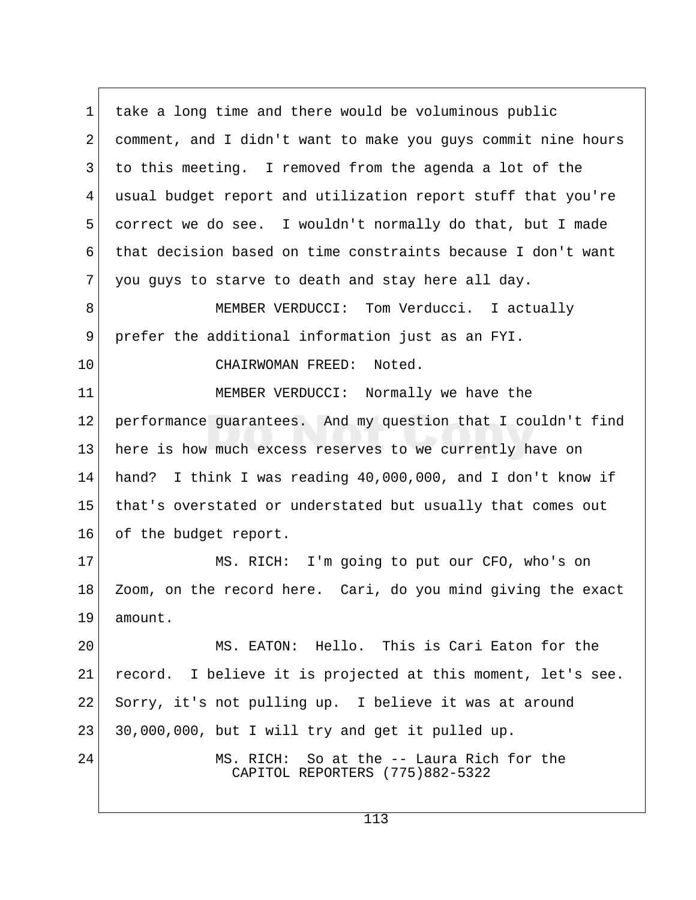take a long time and there would be voluminous public comment, and I didn't want to make you guys commit nine hours to this meeting. I removed from the agenda a lot of the usual budget report and utilization report stuff that you're correct we do see. I wouldn't normally do that, but I made that decision based on time constraints because I don't want you guys to starve to death and stay here all day.

MEMBER VERDUCCI: Tom Verducci. I actually prefer the additional information just as an FYI.

CHAIRWOMAN FREED: Noted.

MEMBER VERDUCCI: Normally we have the performance guarantees. And my question that I couldn't find here is how much excess reserves to we currently have on hand? I think I was reading 40,000,000, and I don't know if that's overstated or understated but usually that comes out of the budget report.

MS. RICH: I'm going to put our CFO, who's on Zoom, on the record here. Cari, do you mind giving the exact amount.

MS. EATON: Hello. This is Cari Eaton for the record. I believe it is projected at this moment, let's see. Sorry, it's not pulling up. I believe it was at around 30,000,000, but I will try and get it pulled up.

MS. RICH: So at the -- Laura Rich for the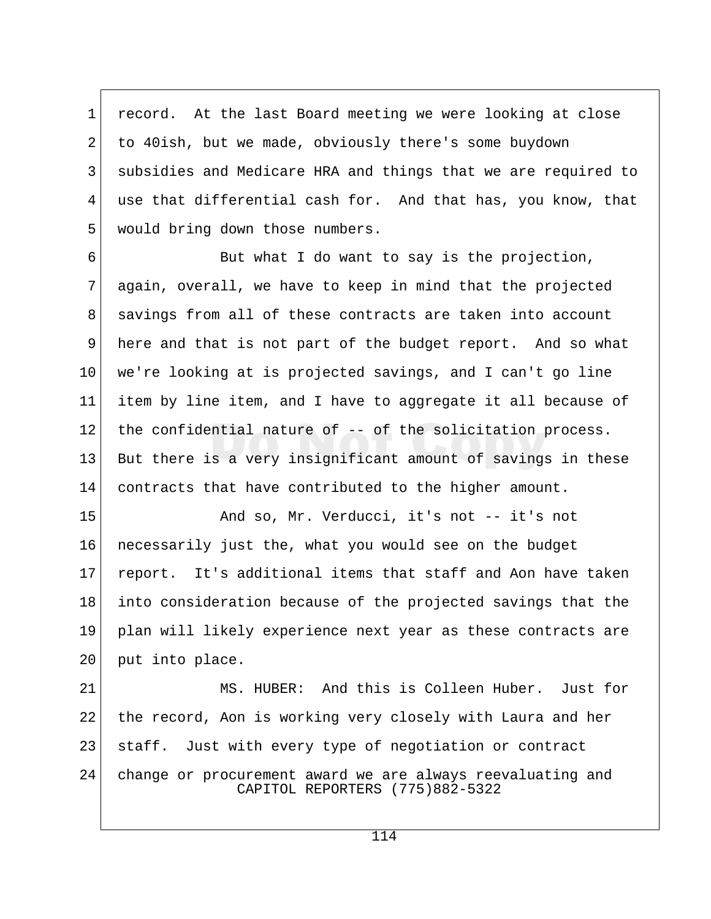record. At the last Board meeting we were looking at close to 40ish, but we made, obviously there's some buydown subsidies and Medicare HRA and things that we are required to use that differential cash for. And that has, you know, that would bring down those numbers.

But what I do want to say is the projection, again, overall, we have to keep in mind that the projected savings from all of these contracts are taken into account here and that is not part of the budget report. And so what we're looking at is projected savings, and I can't go line item by line item, and I have to aggregate it all because of the confidential nature of -- of the solicitation process. But there is a very insignificant amount of savings in these contracts that have contributed to the higher amount.

And so, Mr. Verducci, it's not -- it's not necessarily just the, what you would see on the budget report. It's additional items that staff and Aon have taken into consideration because of the projected savings that the plan will likely experience next year as these contracts are put into place.

MS. HUBER: And this is Colleen Huber. Just for the record, Aon is working very closely with Laura and her staff. Just with every type of negotiation or contract change or procurement award we are always reevaluating and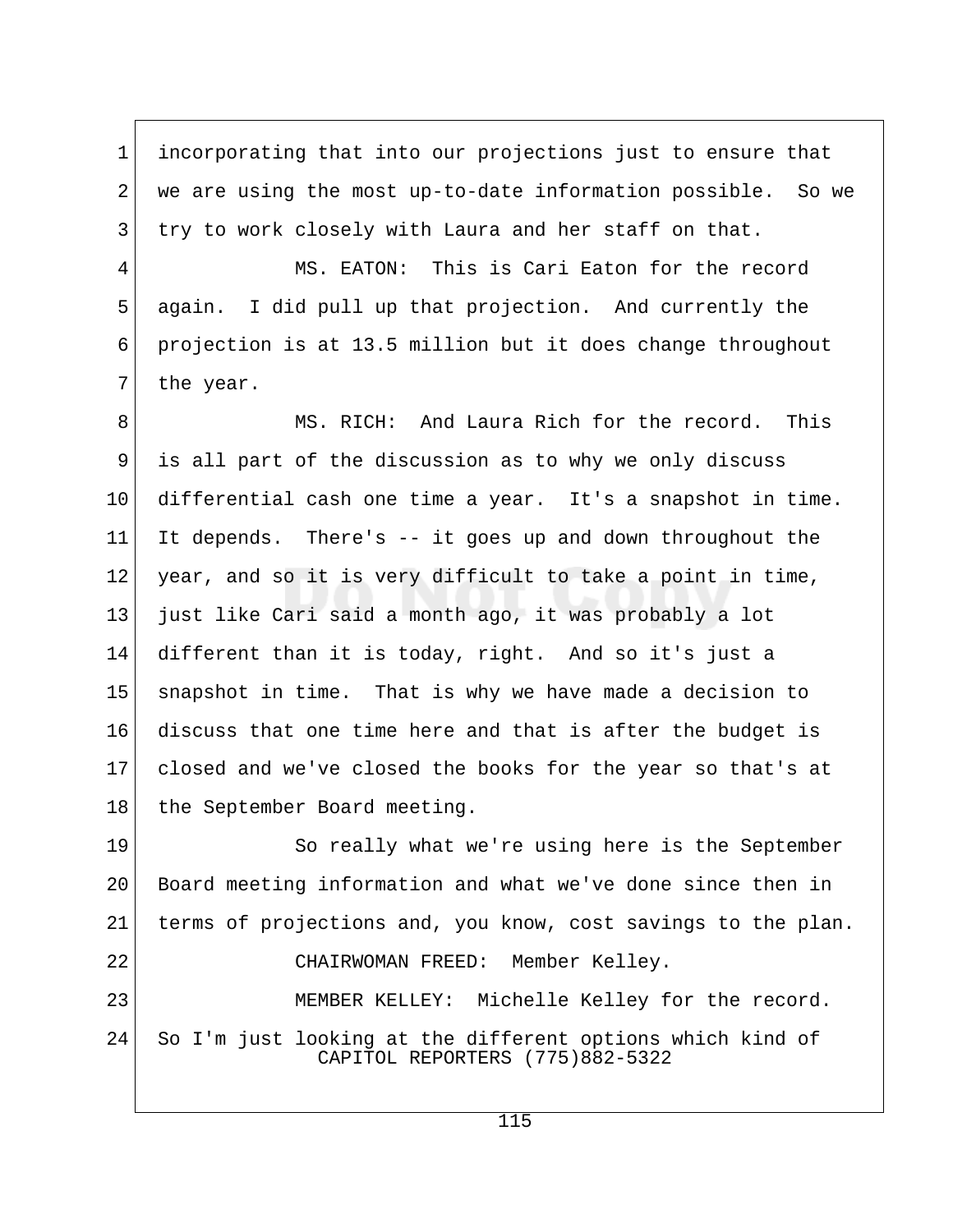incorporating that into our projections just to ensure that we are using the most up-to-date information possible. So we try to work closely with Laura and her staff on that.

MS. EATON: This is Cari Eaton for the record again. I did pull up that projection. And currently the projection is at 13.5 million but it does change throughout the year.

MS. RICH: And Laura Rich for the record. This is all part of the discussion as to why we only discuss differential cash one time a year. It's a snapshot in time. It depends. There's -- it goes up and down throughout the year, and so it is very difficult to take a point in time, just like Cari said a month ago, it was probably a lot different than it is today, right. And so it's just a snapshot in time. That is why we have made a decision to discuss that one time here and that is after the budget is closed and we've closed the books for the year so that's at the September Board meeting.

So really what we're using here is the September Board meeting information and what we've done since then in terms of projections and, you know, cost savings to the plan.

CHAIRWOMAN FREED: Member Kelley.

MEMBER KELLEY: Michelle Kelley for the record. So I'm just looking at the different options which kind of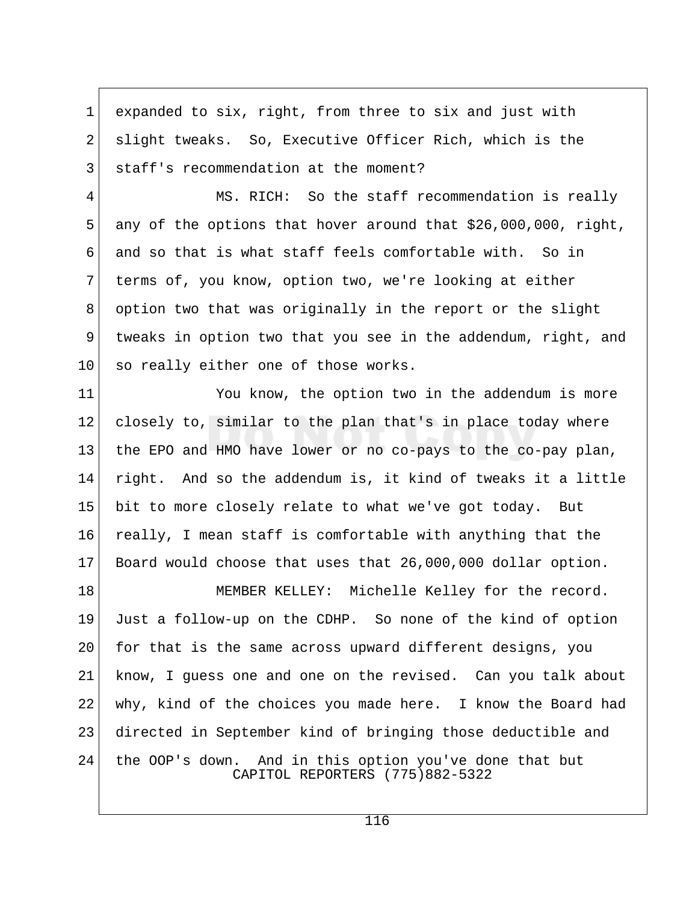expanded to six, right, from three to six and just with slight tweaks. So, Executive Officer Rich, which is the staff's recommendation at the moment?

MS. RICH: So the staff recommendation is really any of the options that hover around that $26,000,000, right, and so that is what staff feels comfortable with. So in terms of, you know, option two, we're looking at either option two that was originally in the report or the slight tweaks in option two that you see in the addendum, right, and so really either one of those works.

You know, the option two in the addendum is more closely to, similar to the plan that's in place today where the EPO and HMO have lower or no co-pays to the co-pay plan, right. And so the addendum is, it kind of tweaks it a little bit to more closely relate to what we've got today. But really, I mean staff is comfortable with anything that the Board would choose that uses that 26,000,000 dollar option.

MEMBER KELLEY: Michelle Kelley for the record. Just a follow-up on the CDHP. So none of the kind of option for that is the same across upward different designs, you know, I guess one and one on the revised. Can you talk about why, kind of the choices you made here. I know the Board had directed in September kind of bringing those deductible and the OOP's down. And in this option you've done that but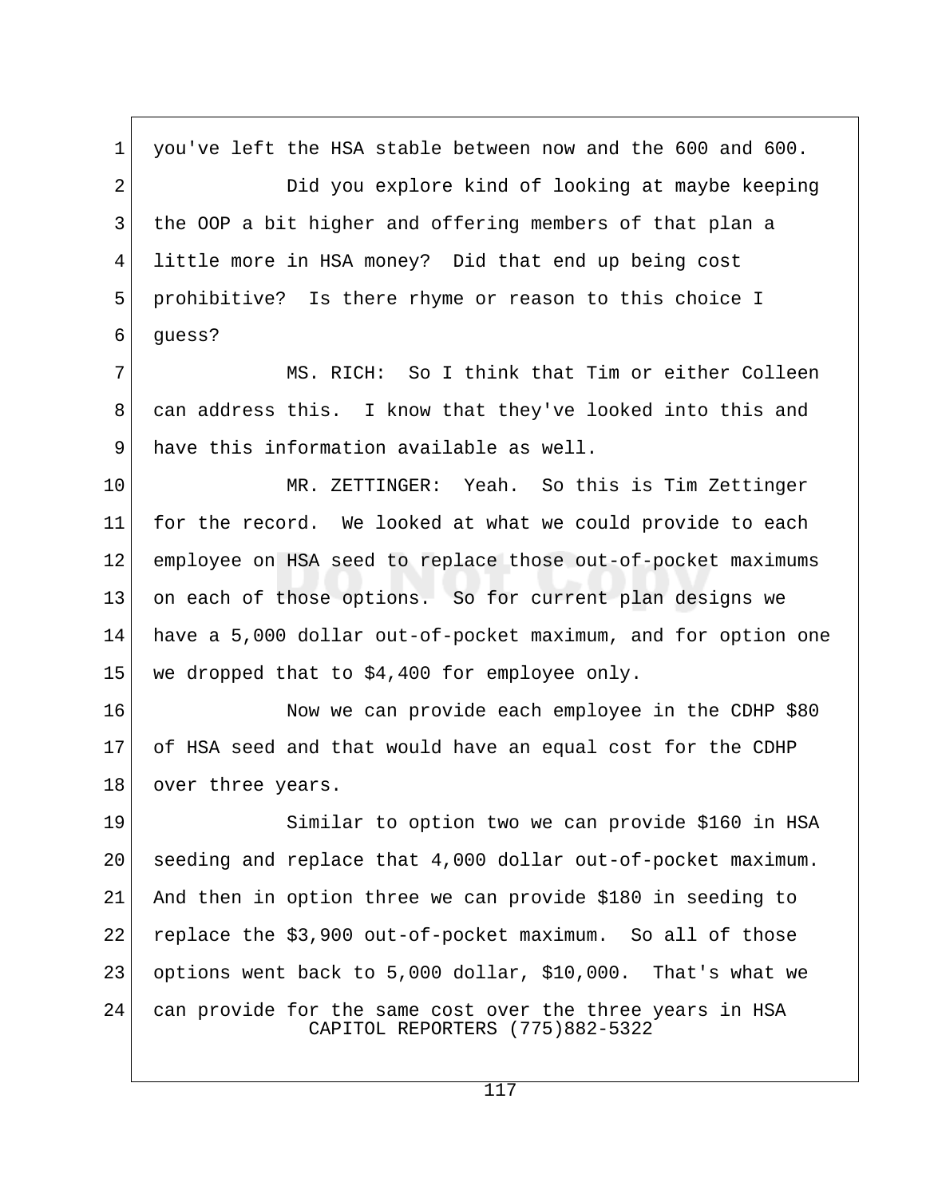you've left the HSA stable between now and the 600 and 600.

Did you explore kind of looking at maybe keeping the OOP a bit higher and offering members of that plan a little more in HSA money? Did that end up being cost prohibitive? Is there rhyme or reason to this choice I guess?

MS. RICH: So I think that Tim or either Colleen can address this. I know that they've looked into this and have this information available as well.

MR. ZETTINGER: Yeah. So this is Tim Zettinger for the record. We looked at what we could provide to each employee on HSA seed to replace those out-of-pocket maximums on each of those options. So for current plan designs we have a 5,000 dollar out-of-pocket maximum, and for option one we dropped that to $4,400 for employee only.

Now we can provide each employee in the CDHP $80 of HSA seed and that would have an equal cost for the CDHP over three years.

Similar to option two we can provide $160 in HSA seeding and replace that 4,000 dollar out-of-pocket maximum. And then in option three we can provide $180 in seeding to replace the $3,900 out-of-pocket maximum. So all of those options went back to 5,000 dollar, $10,000. That's what we can provide for the same cost over the three years in HSA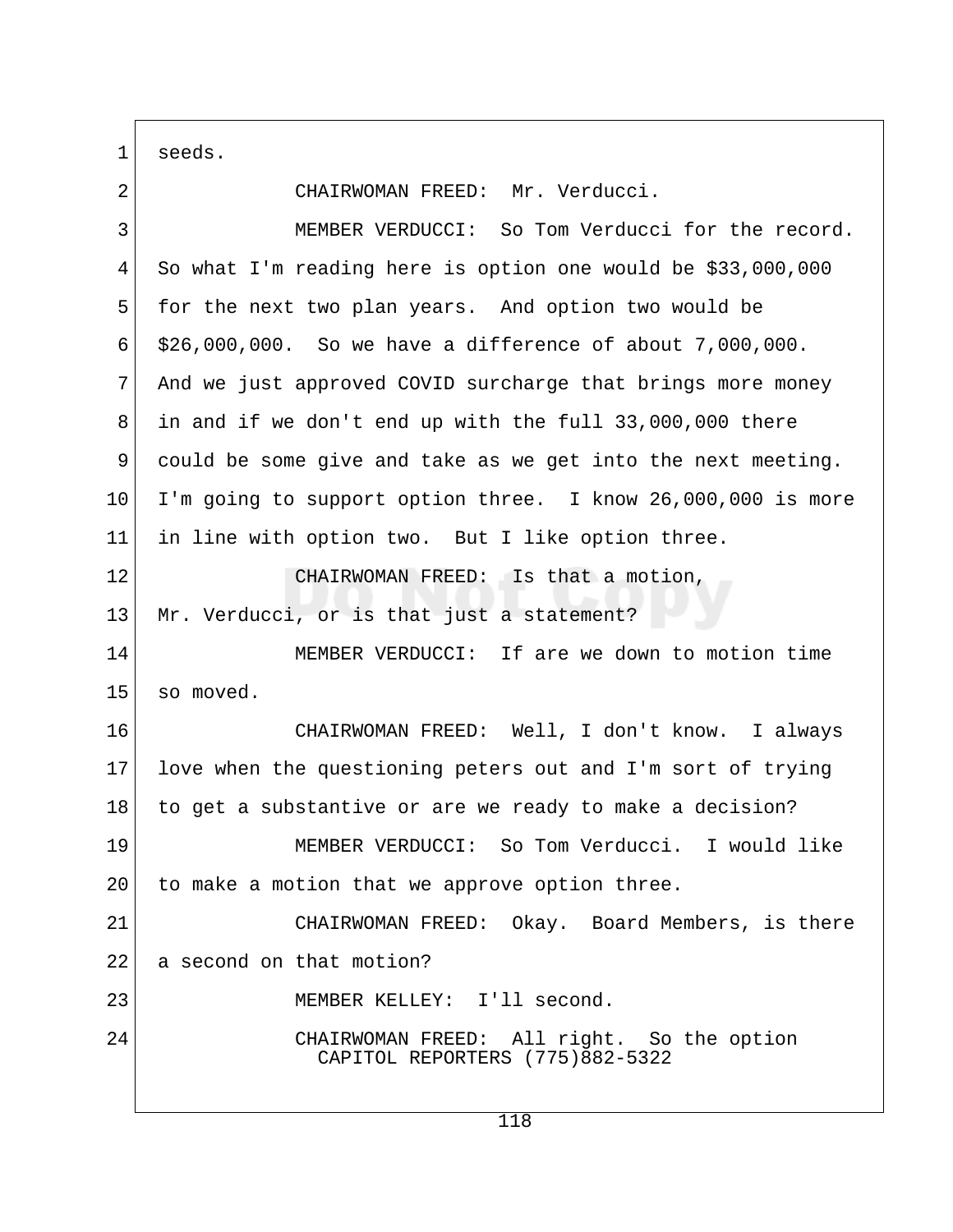seeds.

CHAIRWOMAN FREED: Mr. Verducci.

MEMBER VERDUCCI: So Tom Verducci for the record. So what I'm reading here is option one would be $33,000,000 for the next two plan years. And option two would be $26,000,000. So we have a difference of about 7,000,000. And we just approved COVID surcharge that brings more money in and if we don't end up with the full 33,000,000 there could be some give and take as we get into the next meeting. I'm going to support option three. I know 26,000,000 is more in line with option two. But I like option three.

CHAIRWOMAN FREED: Is that a motion, Mr. Verducci, or is that just a statement?

MEMBER VERDUCCI: If are we down to motion time so moved.

CHAIRWOMAN FREED: Well, I don't know. I always love when the questioning peters out and I'm sort of trying to get a substantive or are we ready to make a decision?

MEMBER VERDUCCI: So Tom Verducci. I would like to make a motion that we approve option three.

CHAIRWOMAN FREED: Okay. Board Members, is there a second on that motion?

MEMBER KELLEY: I'll second.

CHAIRWOMAN FREED: All right. So the option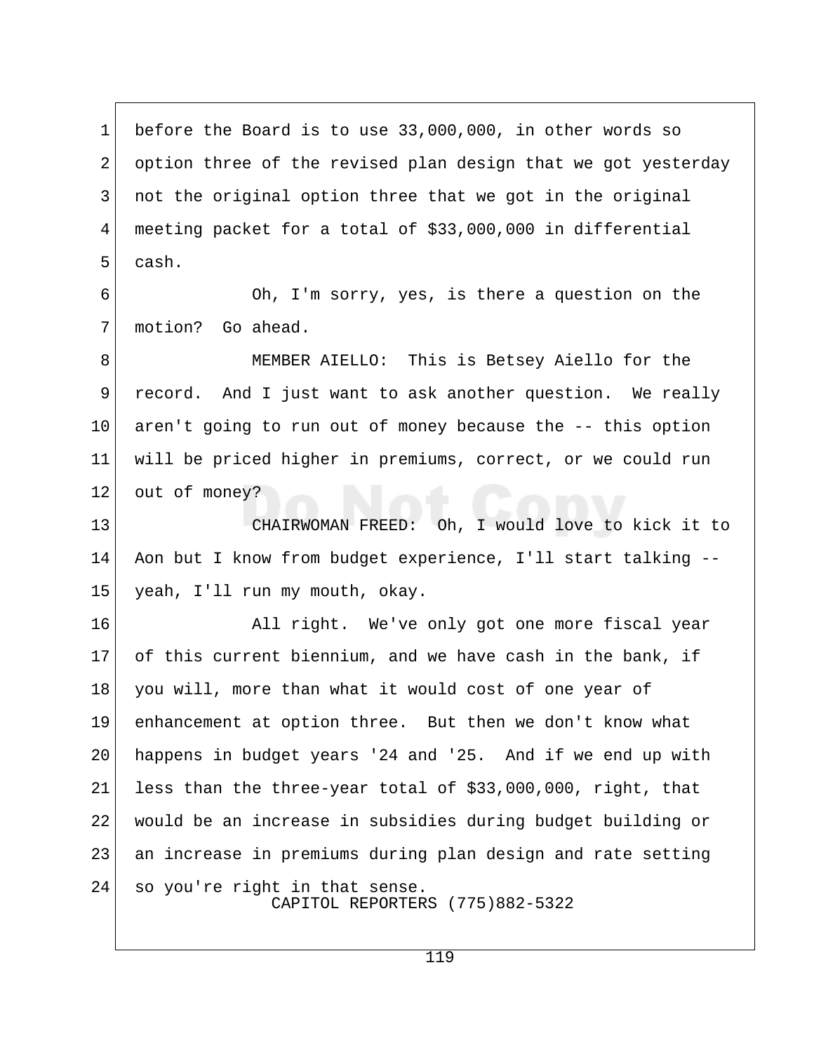before the Board is to use 33,000,000, in other words so option three of the revised plan design that we got yesterday not the original option three that we got in the original meeting packet for a total of $33,000,000 in differential cash.

Oh, I'm sorry, yes, is there a question on the motion? Go ahead.

MEMBER AIELLO: This is Betsey Aiello for the record. And I just want to ask another question. We really aren't going to run out of money because the -- this option will be priced higher in premiums, correct, or we could run out of money?

CHAIRWOMAN FREED: Oh, I would love to kick it to Aon but I know from budget experience, I'll start talking -- yeah, I'll run my mouth, okay.

All right. We've only got one more fiscal year of this current biennium, and we have cash in the bank, if you will, more than what it would cost of one year of enhancement at option three. But then we don't know what happens in budget years '24 and '25. And if we end up with less than the three-year total of $33,000,000, right, that would be an increase in subsidies during budget building or an increase in premiums during plan design and rate setting so you're right in that sense.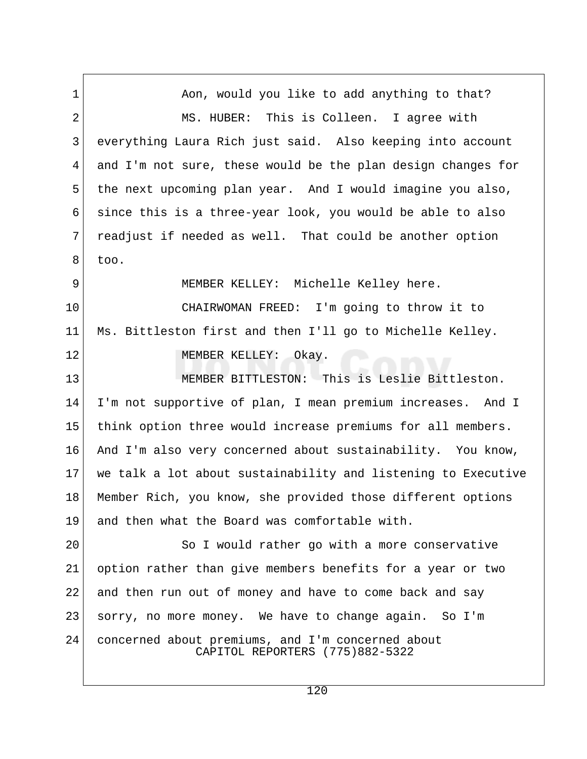Aon, would you like to add anything to that?

MS. HUBER: This is Colleen. I agree with everything Laura Rich just said. Also keeping into account and I'm not sure, these would be the plan design changes for the next upcoming plan year. And I would imagine you also, since this is a three-year look, you would be able to also readjust if needed as well. That could be another option too.

MEMBER KELLEY: Michelle Kelley here.

CHAIRWOMAN FREED: I'm going to throw it to Ms. Bittleston first and then I'll go to Michelle Kelley.

MEMBER KELLEY: Okay.

MEMBER BITTLESTON: This is Leslie Bittleston. I'm not supportive of plan, I mean premium increases. And I think option three would increase premiums for all members. And I'm also very concerned about sustainability. You know, we talk a lot about sustainability and listening to Executive Member Rich, you know, she provided those different options and then what the Board was comfortable with.

So I would rather go with a more conservative option rather than give members benefits for a year or two and then run out of money and have to come back and say sorry, no more money. We have to change again. So I'm concerned about premiums, and I'm concerned about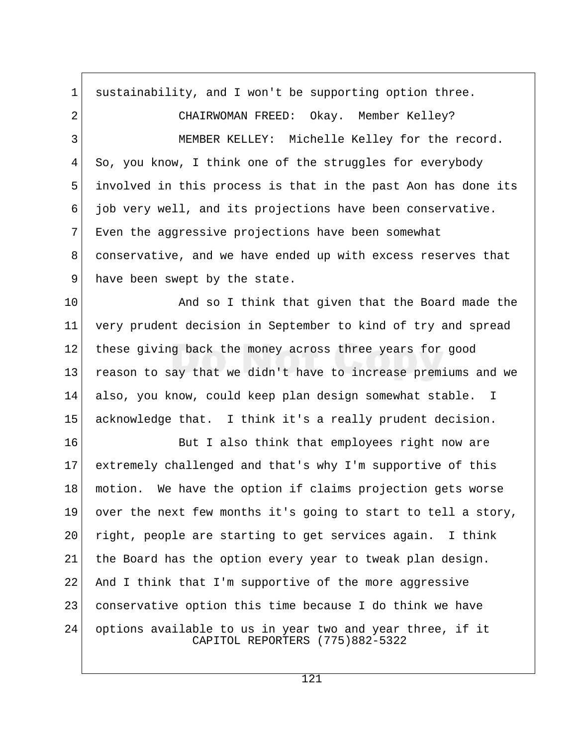sustainability, and I won't be supporting option three.

CHAIRWOMAN FREED: Okay. Member Kelley?

MEMBER KELLEY: Michelle Kelley for the record. So, you know, I think one of the struggles for everybody involved in this process is that in the past Aon has done its job very well, and its projections have been conservative. Even the aggressive projections have been somewhat conservative, and we have ended up with excess reserves that have been swept by the state.

And so I think that given that the Board made the very prudent decision in September to kind of try and spread these giving back the money across three years for good reason to say that we didn't have to increase premiums and we also, you know, could keep plan design somewhat stable. I acknowledge that. I think it's a really prudent decision.

But I also think that employees right now are extremely challenged and that's why I'm supportive of this motion. We have the option if claims projection gets worse over the next few months it's going to start to tell a story, right, people are starting to get services again. I think the Board has the option every year to tweak plan design. And I think that I'm supportive of the more aggressive conservative option this time because I do think we have options available to us in year two and year three, if it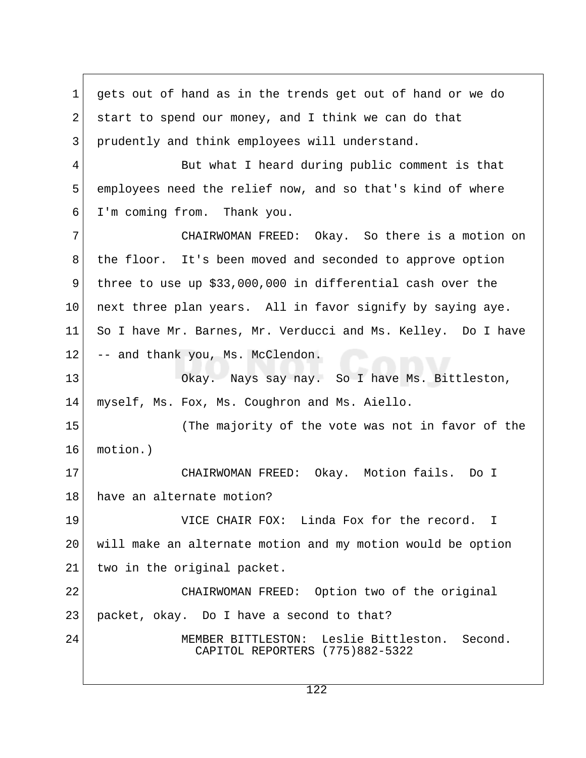gets out of hand as in the trends get out of hand or we do start to spend our money, and I think we can do that prudently and think employees will understand.

But what I heard during public comment is that employees need the relief now, and so that's kind of where I'm coming from. Thank you.

CHAIRWOMAN FREED: Okay. So there is a motion on the floor. It's been moved and seconded to approve option three to use up $33,000,000 in differential cash over the next three plan years. All in favor signify by saying aye. So I have Mr. Barnes, Mr. Verducci and Ms. Kelley. Do I have -- and thank you, Ms. McClendon.

Okay. Nays say nay. So I have Ms. Bittleston, myself, Ms. Fox, Ms. Coughron and Ms. Aiello.

(The majority of the vote was not in favor of the motion.)

CHAIRWOMAN FREED: Okay. Motion fails. Do I have an alternate motion?

VICE CHAIR FOX: Linda Fox for the record. I will make an alternate motion and my motion would be option two in the original packet.

CHAIRWOMAN FREED: Option two of the original packet, okay. Do I have a second to that?

MEMBER BITTLESTON: Leslie Bittleston. Second.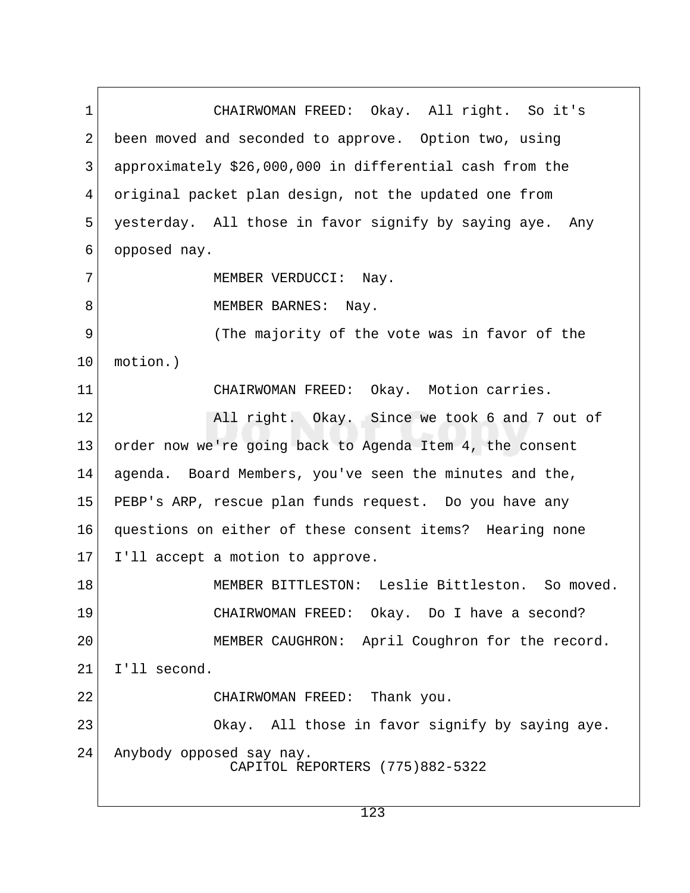CHAIRWOMAN FREED: Okay. All right. So it's been moved and seconded to approve. Option two, using approximately $26,000,000 in differential cash from the original packet plan design, not the updated one from yesterday. All those in favor signify by saying aye. Any opposed nay.

MEMBER VERDUCCI: Nay.

MEMBER BARNES: Nay.

(The majority of the vote was in favor of the motion.)

CHAIRWOMAN FREED: Okay. Motion carries.

All right. Okay. Since we took 6 and 7 out of order now we're going back to Agenda Item 4, the consent agenda. Board Members, you've seen the minutes and the, PEBP's ARP, rescue plan funds request. Do you have any questions on either of these consent items? Hearing none I'll accept a motion to approve.

MEMBER BITTLESTON: Leslie Bittleston. So moved.

CHAIRWOMAN FREED: Okay. Do I have a second?

MEMBER CAUGHRON: April Coughron for the record. I'll second.

CHAIRWOMAN FREED: Thank you.

Okay. All those in favor signify by saying aye. Anybody opposed say nay.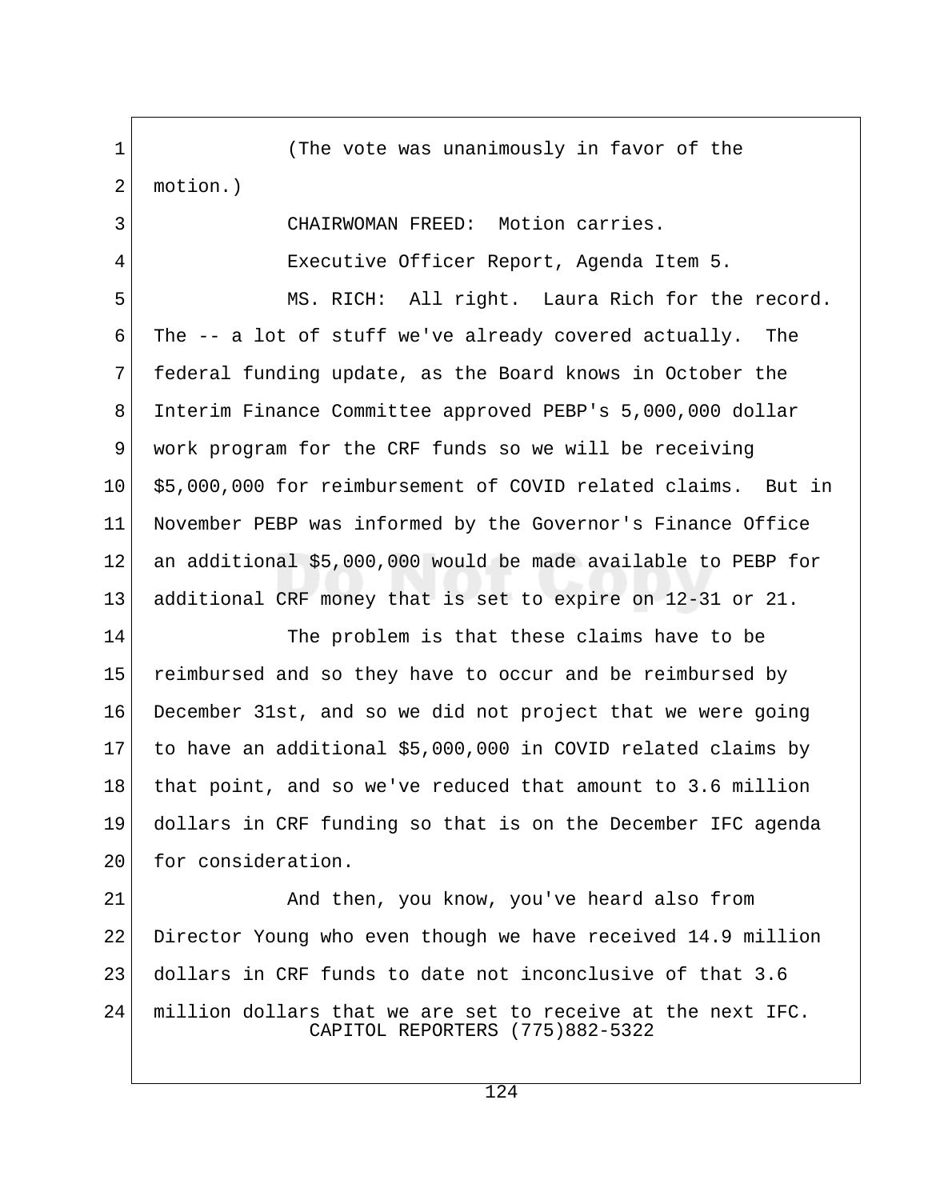(The vote was unanimously in favor of the motion.)

CHAIRWOMAN FREED: Motion carries.

Executive Officer Report, Agenda Item 5.

MS. RICH: All right. Laura Rich for the record. The -- a lot of stuff we've already covered actually. The federal funding update, as the Board knows in October the Interim Finance Committee approved PEBP's 5,000,000 dollar work program for the CRF funds so we will be receiving $5,000,000 for reimbursement of COVID related claims. But in November PEBP was informed by the Governor's Finance Office an additional $5,000,000 would be made available to PEBP for additional CRF money that is set to expire on 12-31 or 21.

The problem is that these claims have to be reimbursed and so they have to occur and be reimbursed by December 31st, and so we did not project that we were going to have an additional $5,000,000 in COVID related claims by that point, and so we've reduced that amount to 3.6 million dollars in CRF funding so that is on the December IFC agenda for consideration.

And then, you know, you've heard also from Director Young who even though we have received 14.9 million dollars in CRF funds to date not inconclusive of that 3.6 million dollars that we are set to receive at the next IFC.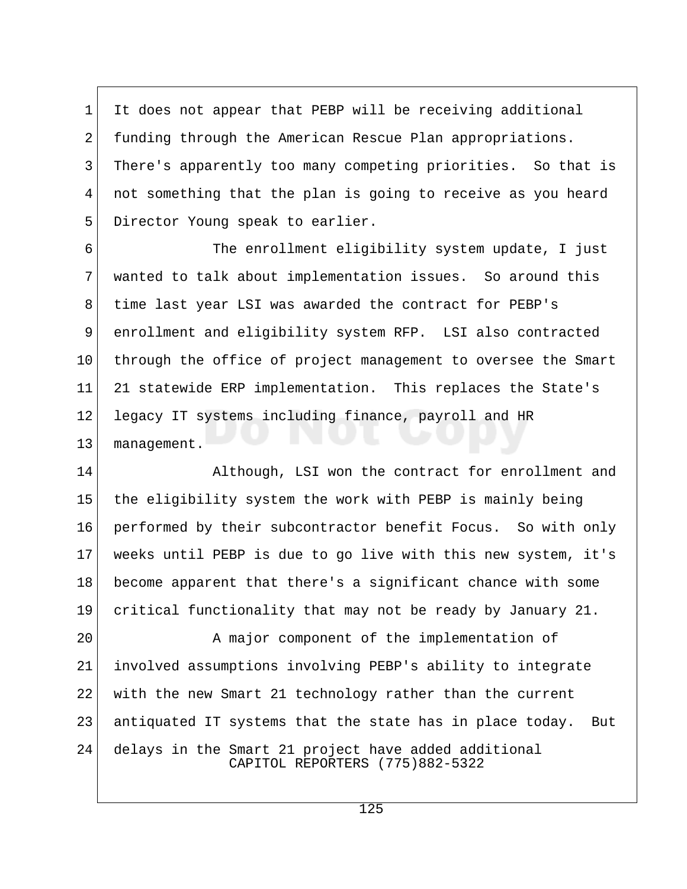It does not appear that PEBP will be receiving additional funding through the American Rescue Plan appropriations. There's apparently too many competing priorities. So that is not something that the plan is going to receive as you heard Director Young speak to earlier.

The enrollment eligibility system update, I just wanted to talk about implementation issues. So around this time last year LSI was awarded the contract for PEBP's enrollment and eligibility system RFP. LSI also contracted through the office of project management to oversee the Smart 21 statewide ERP implementation. This replaces the State's legacy IT systems including finance, payroll and HR management.

Although, LSI won the contract for enrollment and the eligibility system the work with PEBP is mainly being performed by their subcontractor benefit Focus. So with only weeks until PEBP is due to go live with this new system, it's become apparent that there's a significant chance with some critical functionality that may not be ready by January 21.

A major component of the implementation of involved assumptions involving PEBP's ability to integrate with the new Smart 21 technology rather than the current antiquated IT systems that the state has in place today. But delays in the Smart 21 project have added additional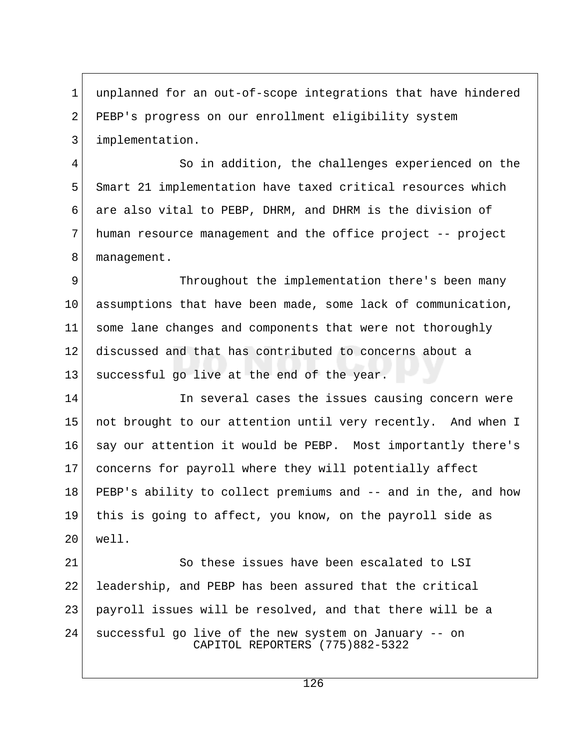unplanned for an out-of-scope integrations that have hindered PEBP's progress on our enrollment eligibility system implementation.

So in addition, the challenges experienced on the Smart 21 implementation have taxed critical resources which are also vital to PEBP, DHRM, and DHRM is the division of human resource management and the office project -- project management.

Throughout the implementation there's been many assumptions that have been made, some lack of communication, some lane changes and components that were not thoroughly discussed and that has contributed to concerns about a successful go live at the end of the year.

In several cases the issues causing concern were not brought to our attention until very recently. And when I say our attention it would be PEBP. Most importantly there's concerns for payroll where they will potentially affect PEBP's ability to collect premiums and -- and in the, and how this is going to affect, you know, on the payroll side as well.

So these issues have been escalated to LSI leadership, and PEBP has been assured that the critical payroll issues will be resolved, and that there will be a successful go live of the new system on January -- on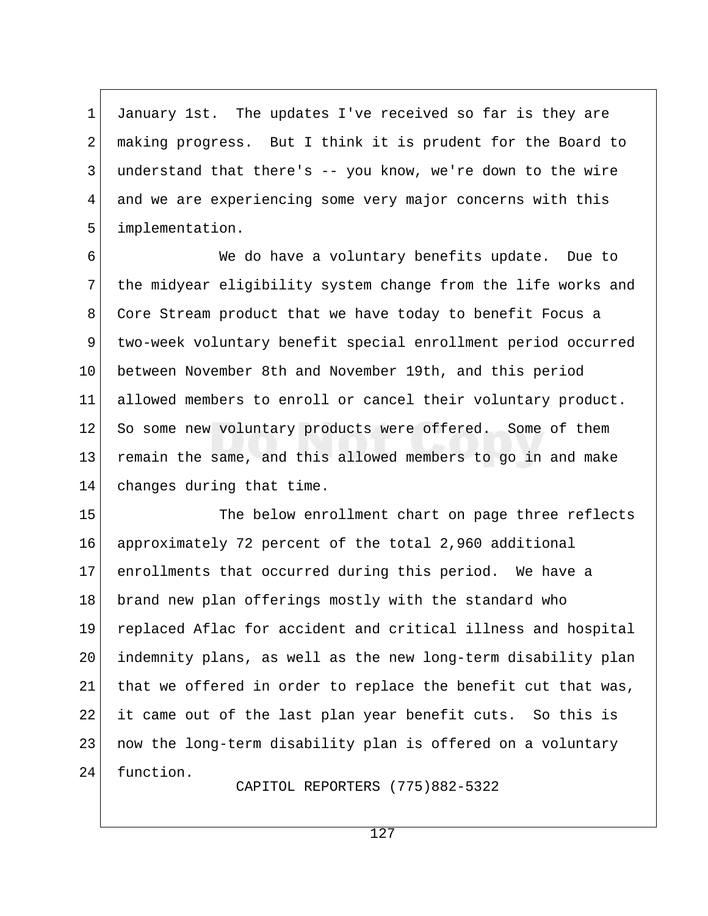January 1st. The updates I've received so far is they are making progress. But I think it is prudent for the Board to understand that there's -- you know, we're down to the wire and we are experiencing some very major concerns with this implementation.

We do have a voluntary benefits update. Due to the midyear eligibility system change from the life works and Core Stream product that we have today to benefit Focus a two-week voluntary benefit special enrollment period occurred between November 8th and November 19th, and this period allowed members to enroll or cancel their voluntary product. So some new voluntary products were offered. Some of them remain the same, and this allowed members to go in and make changes during that time.

The below enrollment chart on page three reflects approximately 72 percent of the total 2,960 additional enrollments that occurred during this period. We have a brand new plan offerings mostly with the standard who replaced Aflac for accident and critical illness and hospital indemnity plans, as well as the new long-term disability plan that we offered in order to replace the benefit cut that was, it came out of the last plan year benefit cuts. So this is now the long-term disability plan is offered on a voluntary function.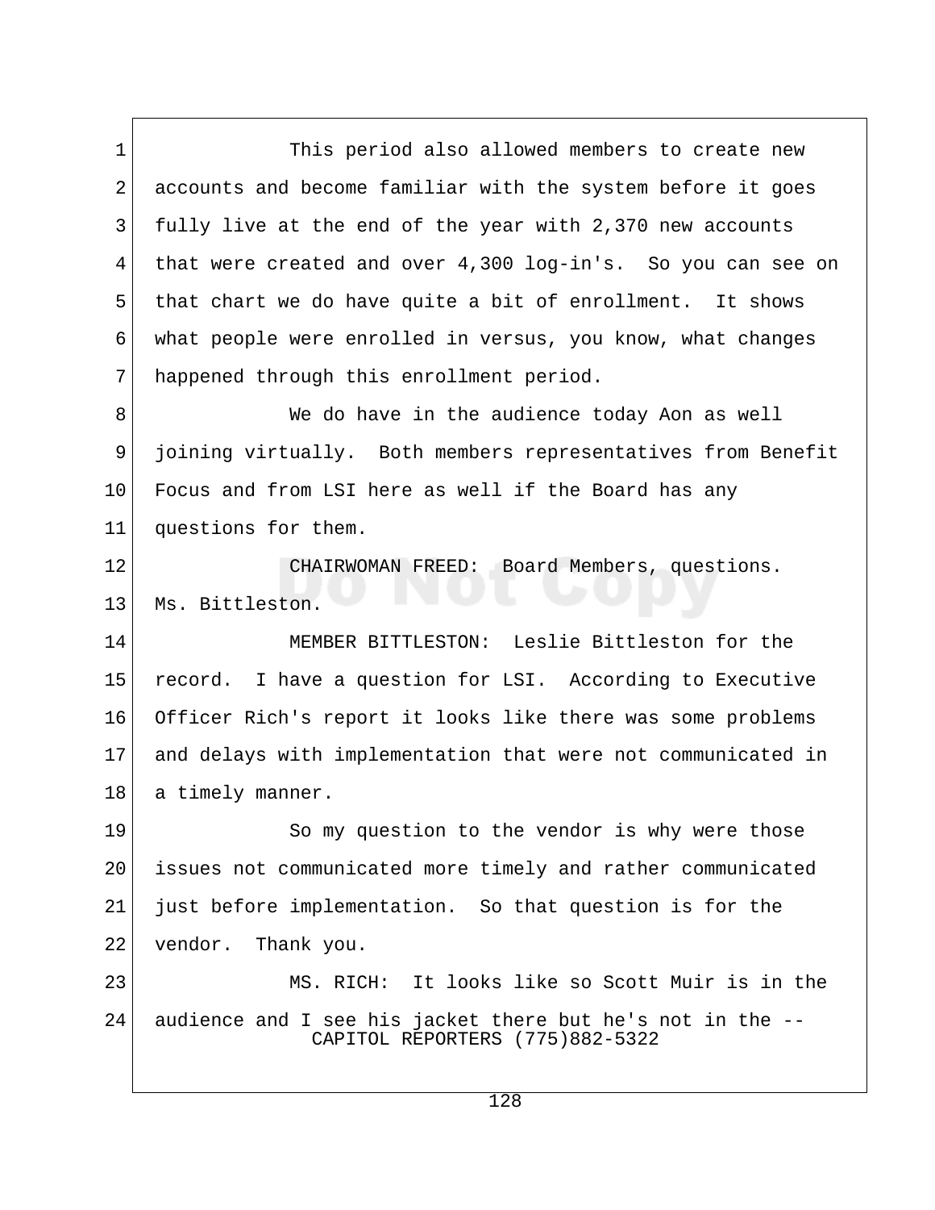This period also allowed members to create new accounts and become familiar with the system before it goes fully live at the end of the year with 2,370 new accounts that were created and over 4,300 log-in's. So you can see on that chart we do have quite a bit of enrollment. It shows what people were enrolled in versus, you know, what changes happened through this enrollment period.

We do have in the audience today Aon as well joining virtually. Both members representatives from Benefit Focus and from LSI here as well if the Board has any questions for them.

CHAIRWOMAN FREED: Board Members, questions. Ms. Bittleston.

MEMBER BITTLESTON: Leslie Bittleston for the record. I have a question for LSI. According to Executive Officer Rich's report it looks like there was some problems and delays with implementation that were not communicated in a timely manner.

So my question to the vendor is why were those issues not communicated more timely and rather communicated just before implementation. So that question is for the vendor. Thank you.

MS. RICH: It looks like so Scott Muir is in the audience and I see his jacket there but he's not in the --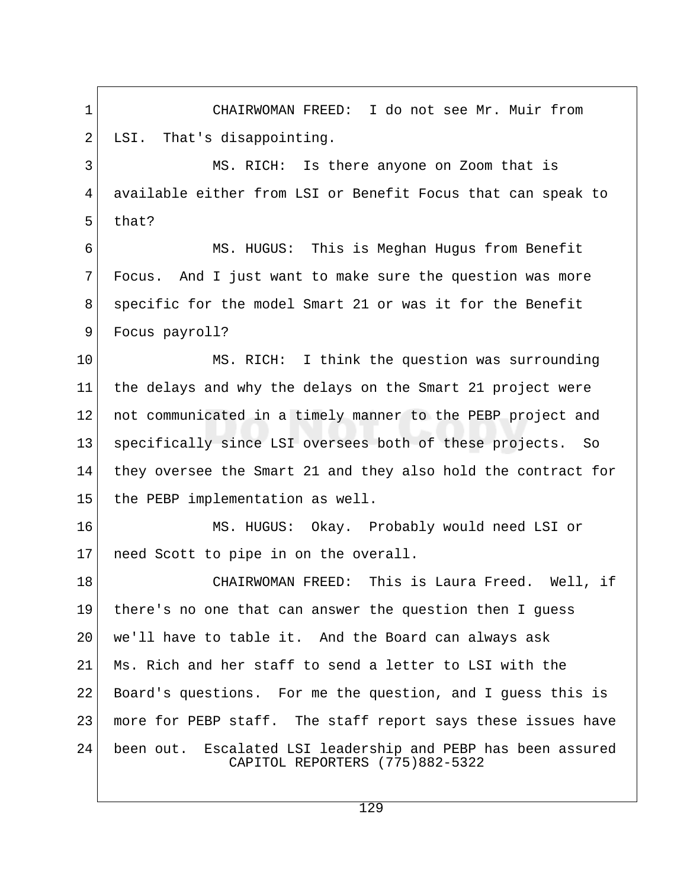CHAIRWOMAN FREED: I do not see Mr. Muir from LSI. That's disappointing.

MS. RICH: Is there anyone on Zoom that is available either from LSI or Benefit Focus that can speak to that?

MS. HUGUS: This is Meghan Hugus from Benefit Focus. And I just want to make sure the question was more specific for the model Smart 21 or was it for the Benefit Focus payroll?

MS. RICH: I think the question was surrounding the delays and why the delays on the Smart 21 project were not communicated in a timely manner to the PEBP project and specifically since LSI oversees both of these projects. So they oversee the Smart 21 and they also hold the contract for the PEBP implementation as well.

MS. HUGUS: Okay. Probably would need LSI or need Scott to pipe in on the overall.

CHAIRWOMAN FREED: This is Laura Freed. Well, if there's no one that can answer the question then I guess we'll have to table it. And the Board can always ask Ms. Rich and her staff to send a letter to LSI with the Board's questions. For me the question, and I guess this is more for PEBP staff. The staff report says these issues have been out. Escalated LSI leadership and PEBP has been assured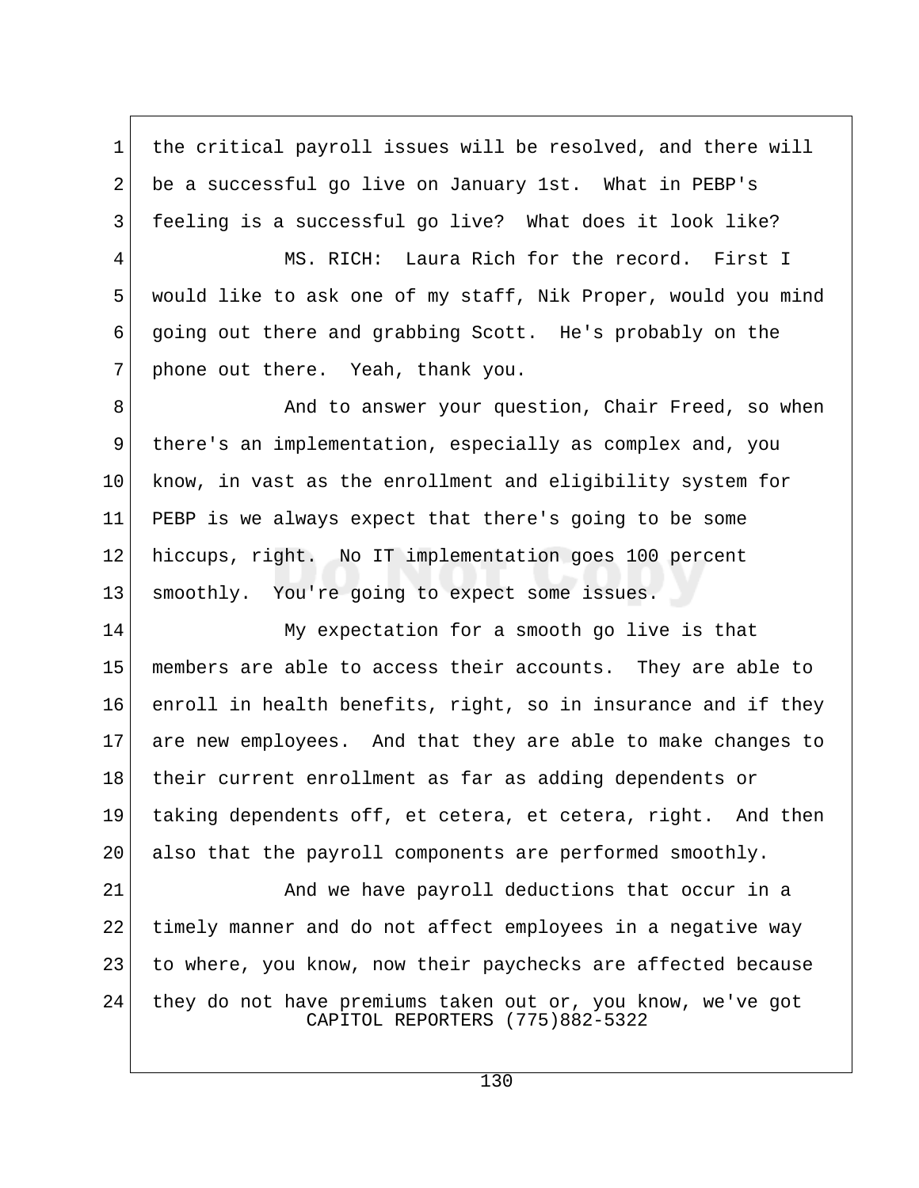the critical payroll issues will be resolved, and there will be a successful go live on January 1st. What in PEBP's feeling is a successful go live? What does it look like?

MS. RICH: Laura Rich for the record. First I would like to ask one of my staff, Nik Proper, would you mind going out there and grabbing Scott. He's probably on the phone out there. Yeah, thank you.

And to answer your question, Chair Freed, so when there's an implementation, especially as complex and, you know, in vast as the enrollment and eligibility system for PEBP is we always expect that there's going to be some hiccups, right. No IT implementation goes 100 percent smoothly. You're going to expect some issues.

My expectation for a smooth go live is that members are able to access their accounts. They are able to enroll in health benefits, right, so in insurance and if they are new employees. And that they are able to make changes to their current enrollment as far as adding dependents or taking dependents off, et cetera, et cetera, right. And then also that the payroll components are performed smoothly.

And we have payroll deductions that occur in a timely manner and do not affect employees in a negative way to where, you know, now their paychecks are affected because they do not have premiums taken out or, you know, we've got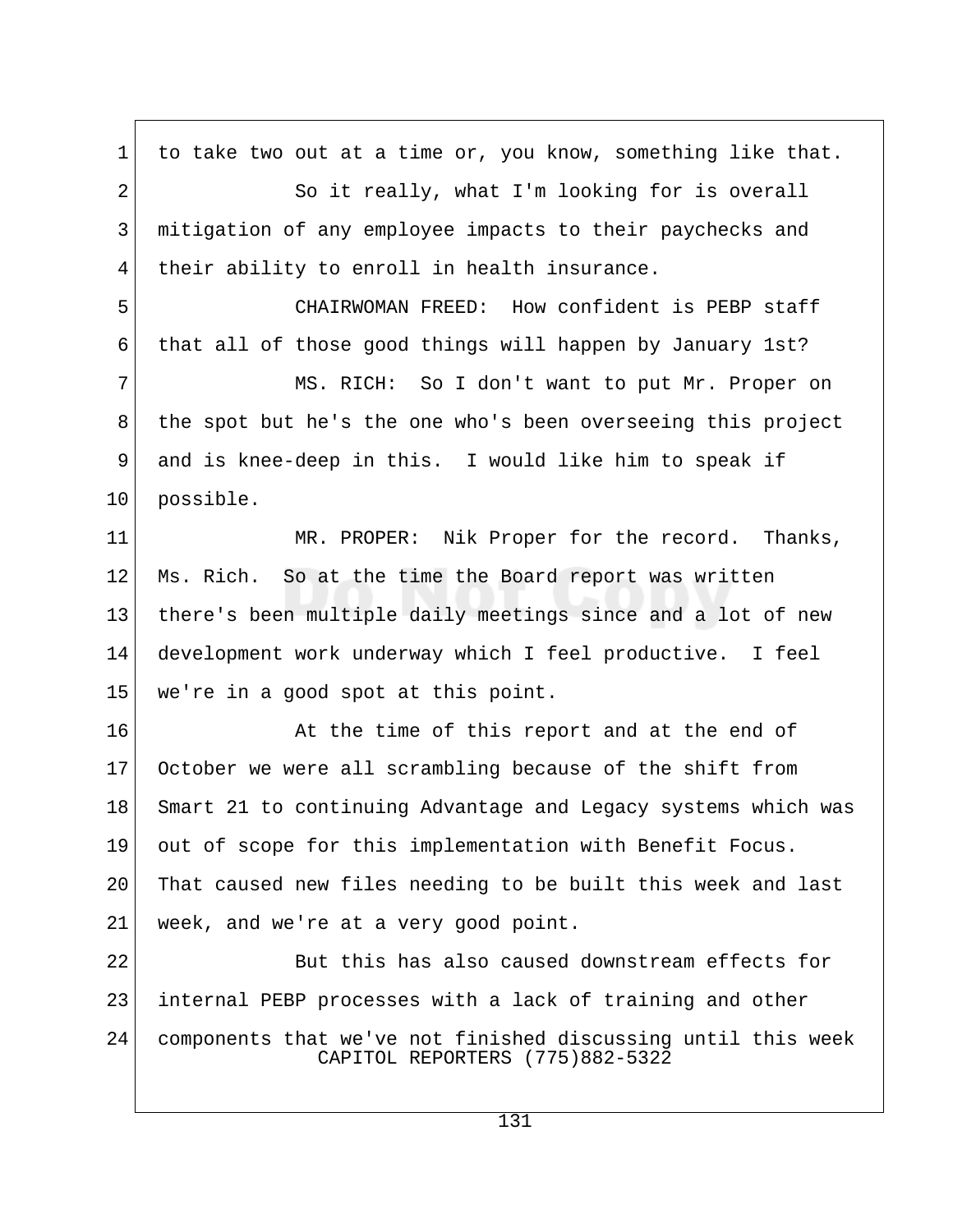to take two out at a time or, you know, something like that.

So it really, what I'm looking for is overall mitigation of any employee impacts to their paychecks and their ability to enroll in health insurance.

CHAIRWOMAN FREED: How confident is PEBP staff that all of those good things will happen by January 1st?

MS. RICH: So I don't want to put Mr. Proper on the spot but he's the one who's been overseeing this project and is knee-deep in this. I would like him to speak if possible.

MR. PROPER: Nik Proper for the record. Thanks, Ms. Rich. So at the time the Board report was written there's been multiple daily meetings since and a lot of new development work underway which I feel productive. I feel we're in a good spot at this point.

At the time of this report and at the end of October we were all scrambling because of the shift from Smart 21 to continuing Advantage and Legacy systems which was out of scope for this implementation with Benefit Focus. That caused new files needing to be built this week and last week, and we're at a very good point.

But this has also caused downstream effects for internal PEBP processes with a lack of training and other components that we've not finished discussing until this week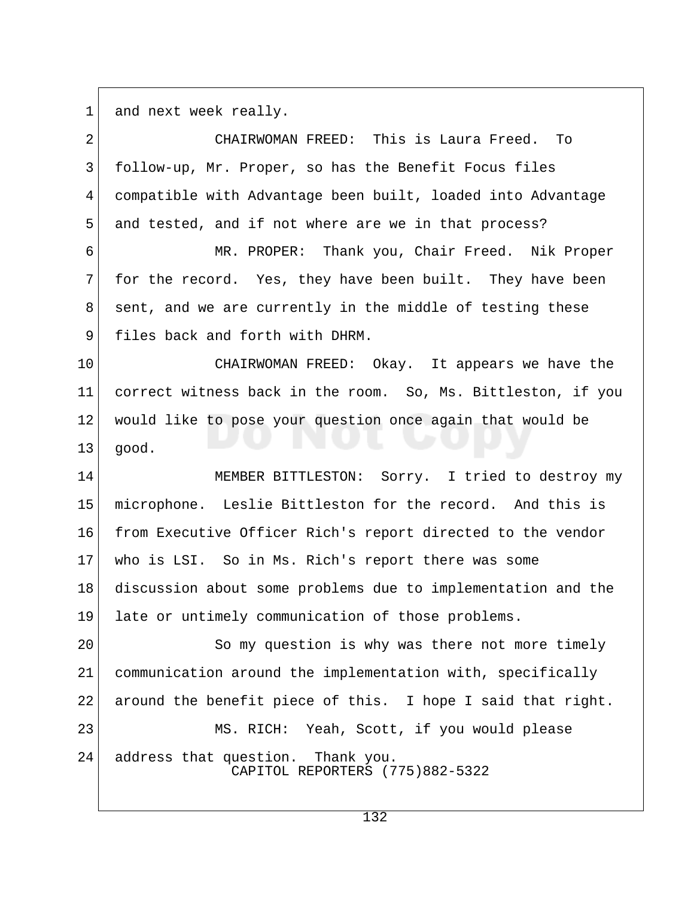and next week really.

CHAIRWOMAN FREED: This is Laura Freed. To follow-up, Mr. Proper, so has the Benefit Focus files compatible with Advantage been built, loaded into Advantage and tested, and if not where are we in that process?

MR. PROPER: Thank you, Chair Freed. Nik Proper for the record. Yes, they have been built. They have been sent, and we are currently in the middle of testing these files back and forth with DHRM.

CHAIRWOMAN FREED: Okay. It appears we have the correct witness back in the room. So, Ms. Bittleston, if you would like to pose your question once again that would be good.

MEMBER BITTLESTON: Sorry. I tried to destroy my microphone. Leslie Bittleston for the record. And this is from Executive Officer Rich's report directed to the vendor who is LSI. So in Ms. Rich's report there was some discussion about some problems due to implementation and the late or untimely communication of those problems.

So my question is why was there not more timely communication around the implementation with, specifically around the benefit piece of this. I hope I said that right.

MS. RICH: Yeah, Scott, if you would please address that question. Thank you.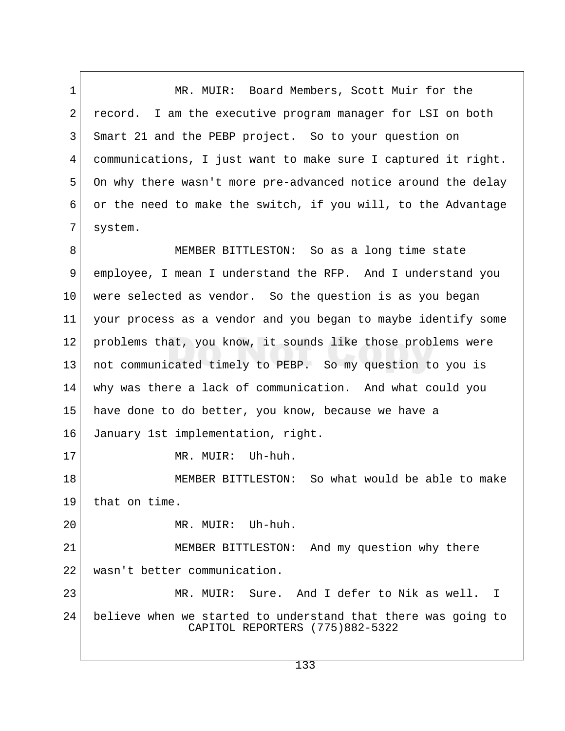MR. MUIR: Board Members, Scott Muir for the record. I am the executive program manager for LSI on both Smart 21 and the PEBP project. So to your question on communications, I just want to make sure I captured it right. On why there wasn't more pre-advanced notice around the delay or the need to make the switch, if you will, to the Advantage system.

MEMBER BITTLESTON: So as a long time state employee, I mean I understand the RFP. And I understand you were selected as vendor. So the question is as you began your process as a vendor and you began to maybe identify some problems that, you know, it sounds like those problems were not communicated timely to PEBP. So my question to you is why was there a lack of communication. And what could you have done to do better, you know, because we have a January 1st implementation, right.

MR. MUIR: Uh-huh.

MEMBER BITTLESTON: So what would be able to make that on time.

MR. MUIR: Uh-huh.

MEMBER BITTLESTON: And my question why there wasn't better communication.

MR. MUIR: Sure. And I defer to Nik as well. I believe when we started to understand that there was going to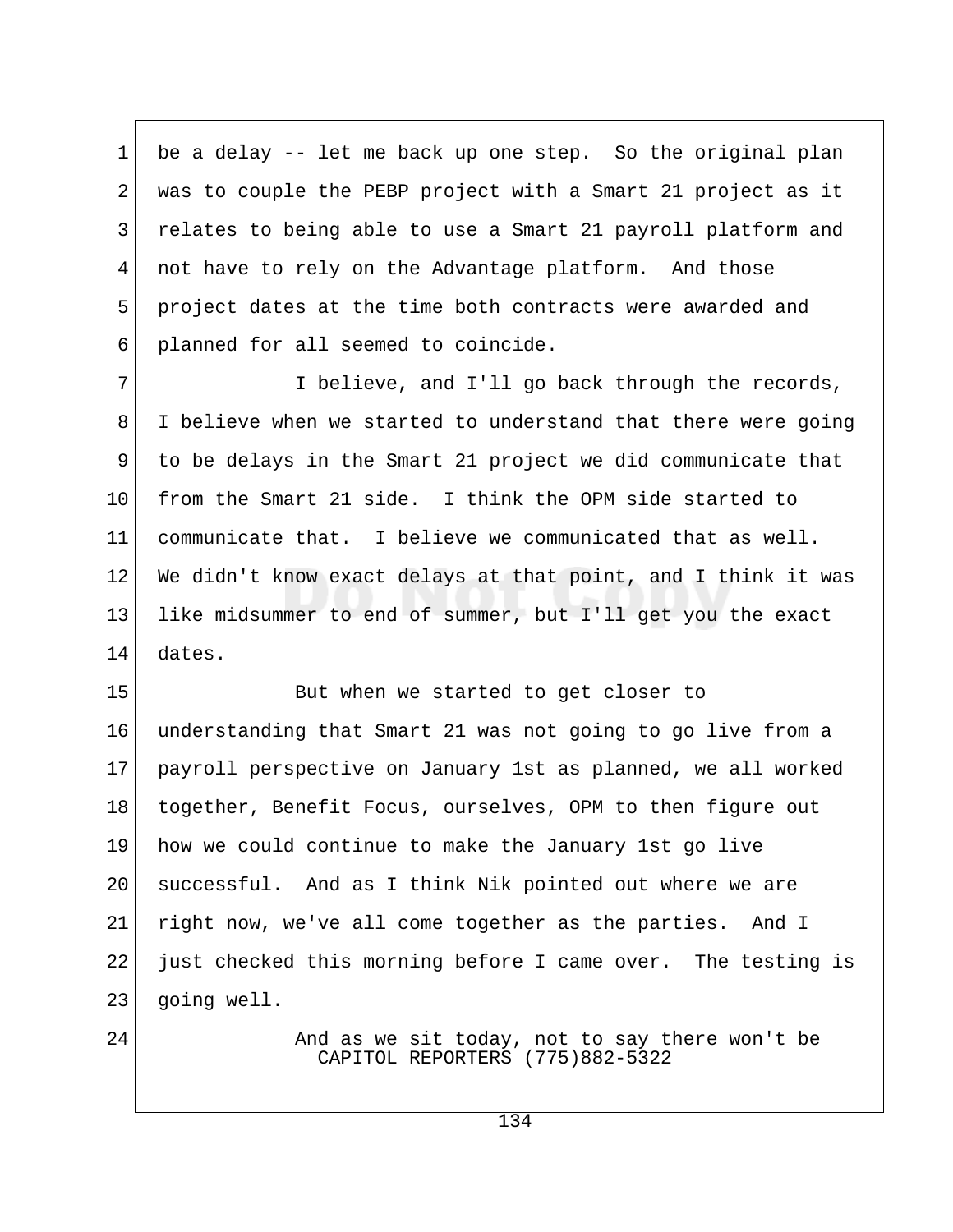be a delay -- let me back up one step. So the original plan was to couple the PEBP project with a Smart 21 project as it relates to being able to use a Smart 21 payroll platform and not have to rely on the Advantage platform. And those project dates at the time both contracts were awarded and planned for all seemed to coincide.

I believe, and I'll go back through the records, I believe when we started to understand that there were going to be delays in the Smart 21 project we did communicate that from the Smart 21 side. I think the OPM side started to communicate that. I believe we communicated that as well. We didn't know exact delays at that point, and I think it was like midsummer to end of summer, but I'll get you the exact dates.

But when we started to get closer to understanding that Smart 21 was not going to go live from a payroll perspective on January 1st as planned, we all worked together, Benefit Focus, ourselves, OPM to then figure out how we could continue to make the January 1st go live successful. And as I think Nik pointed out where we are right now, we've all come together as the parties. And I just checked this morning before I came over. The testing is going well.

And as we sit today, not to say there won't be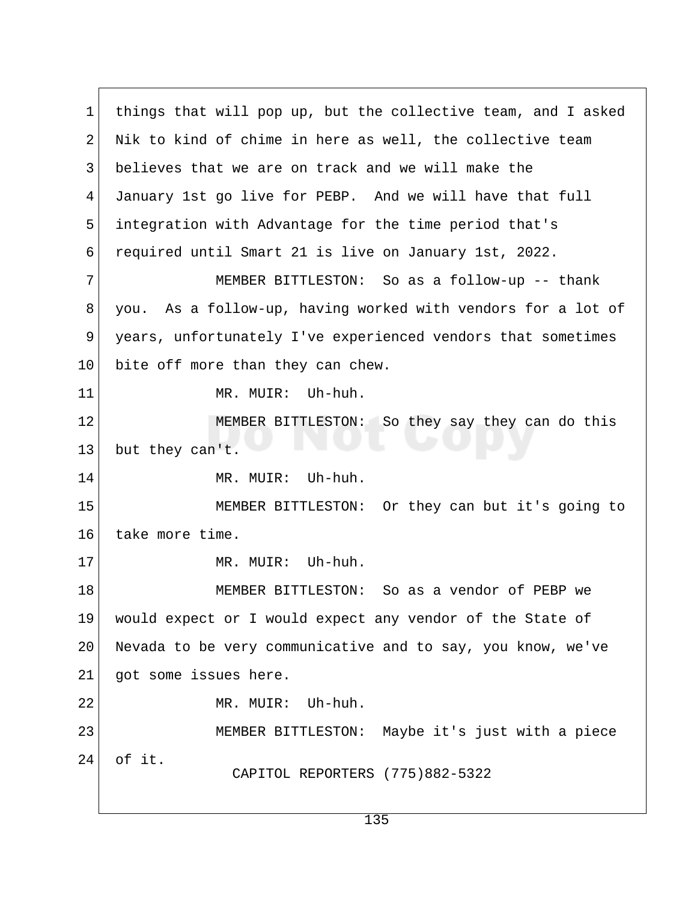things that will pop up, but the collective team, and I asked Nik to kind of chime in here as well, the collective team believes that we are on track and we will make the January 1st go live for PEBP. And we will have that full integration with Advantage for the time period that's required until Smart 21 is live on January 1st, 2022.

MEMBER BITTLESTON: So as a follow-up -- thank you. As a follow-up, having worked with vendors for a lot of years, unfortunately I've experienced vendors that sometimes bite off more than they can chew.

MR. MUIR: Uh-huh.

MEMBER BITTLESTON: So they say they can do this but they can't.

MR. MUIR: Uh-huh.

MEMBER BITTLESTON: Or they can but it's going to take more time.

MR. MUIR: Uh-huh.

MEMBER BITTLESTON: So as a vendor of PEBP we would expect or I would expect any vendor of the State of Nevada to be very communicative and to say, you know, we've got some issues here.

MR. MUIR: Uh-huh.

MEMBER BITTLESTON: Maybe it's just with a piece of it.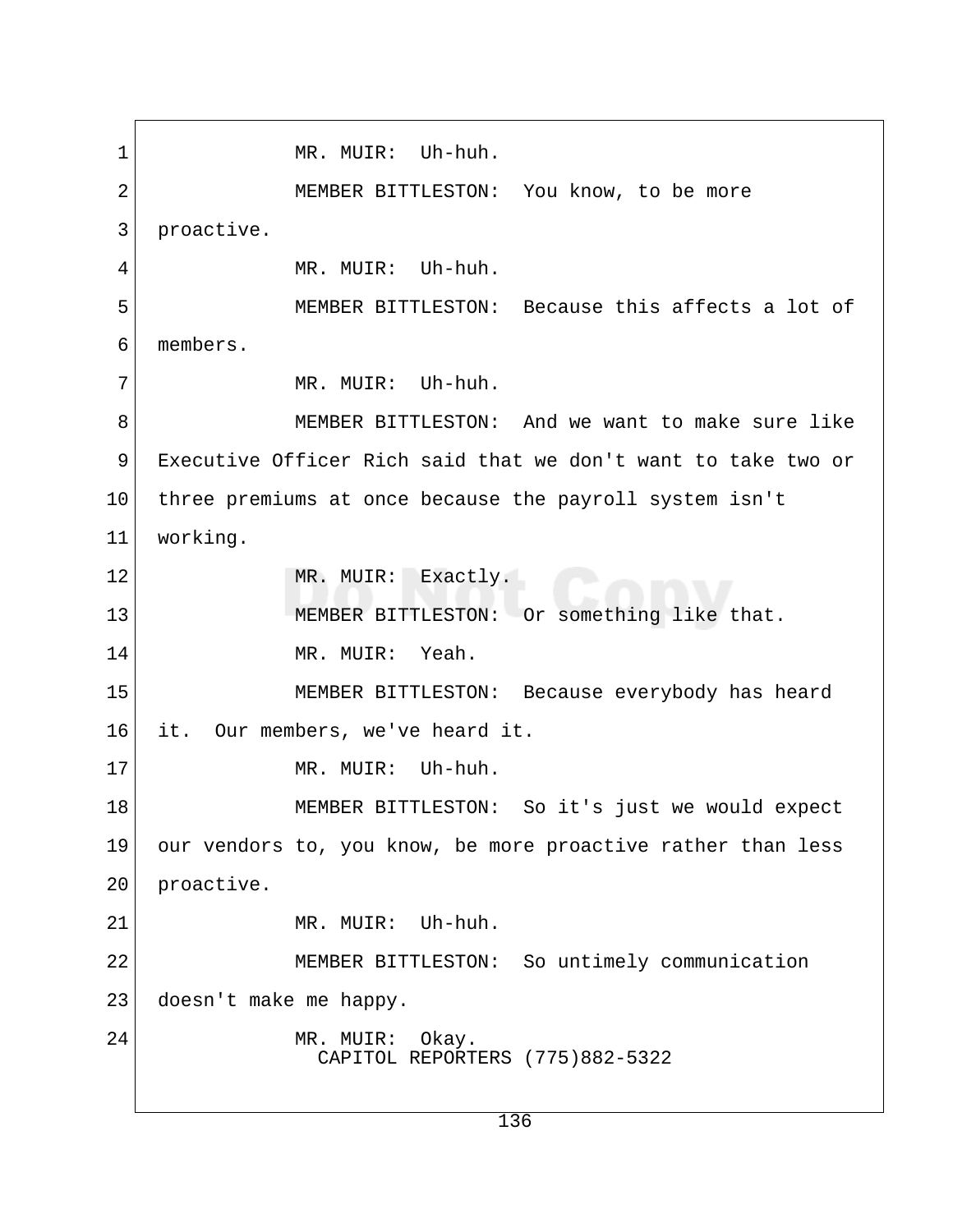MR. MUIR: Uh-huh.

MEMBER BITTLESTON: You know, to be more proactive.

MR. MUIR: Uh-huh.

MEMBER BITTLESTON: Because this affects a lot of members.

MR. MUIR: Uh-huh.

MEMBER BITTLESTON: And we want to make sure like Executive Officer Rich said that we don't want to take two or three premiums at once because the payroll system isn't working.

MR. MUIR: Exactly.

MEMBER BITTLESTON: Or something like that.

MR. MUIR: Yeah.

MEMBER BITTLESTON: Because everybody has heard it. Our members, we've heard it.

MR. MUIR: Uh-huh.

MEMBER BITTLESTON: So it's just we would expect our vendors to, you know, be more proactive rather than less proactive.

MR. MUIR: Uh-huh.

MEMBER BITTLESTON: So untimely communication doesn't make me happy.

MR. MUIR: Okay.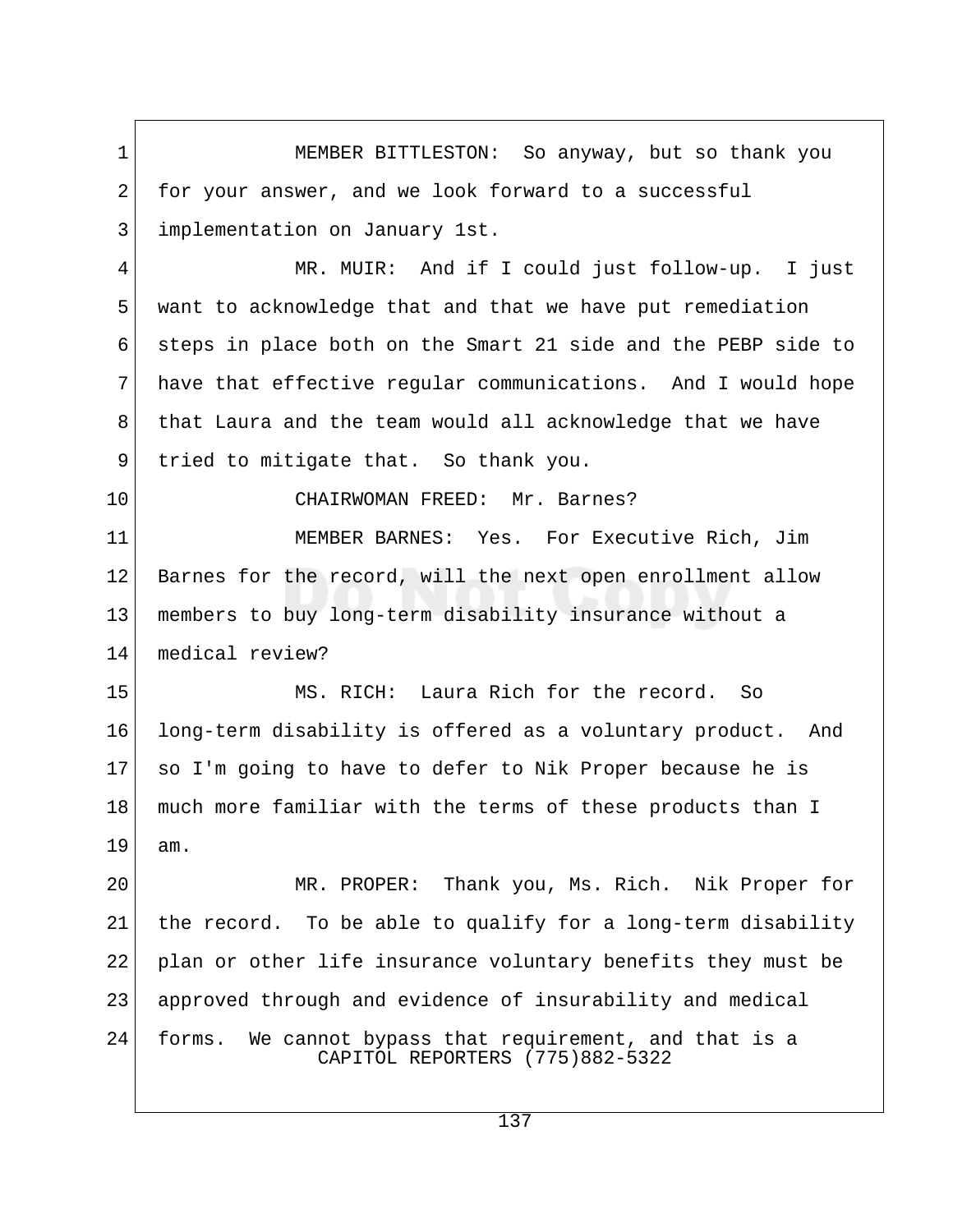MEMBER BITTLESTON: So anyway, but so thank you for your answer, and we look forward to a successful implementation on January 1st.

MR. MUIR: And if I could just follow-up. I just want to acknowledge that and that we have put remediation steps in place both on the Smart 21 side and the PEBP side to have that effective regular communications. And I would hope that Laura and the team would all acknowledge that we have tried to mitigate that. So thank you.

CHAIRWOMAN FREED: Mr. Barnes?

MEMBER BARNES: Yes. For Executive Rich, Jim Barnes for the record, will the next open enrollment allow members to buy long-term disability insurance without a medical review?

MS. RICH: Laura Rich for the record. So long-term disability is offered as a voluntary product. And so I'm going to have to defer to Nik Proper because he is much more familiar with the terms of these products than I am.

MR. PROPER: Thank you, Ms. Rich. Nik Proper for the record. To be able to qualify for a long-term disability plan or other life insurance voluntary benefits they must be approved through and evidence of insurability and medical forms. We cannot bypass that requirement, and that is a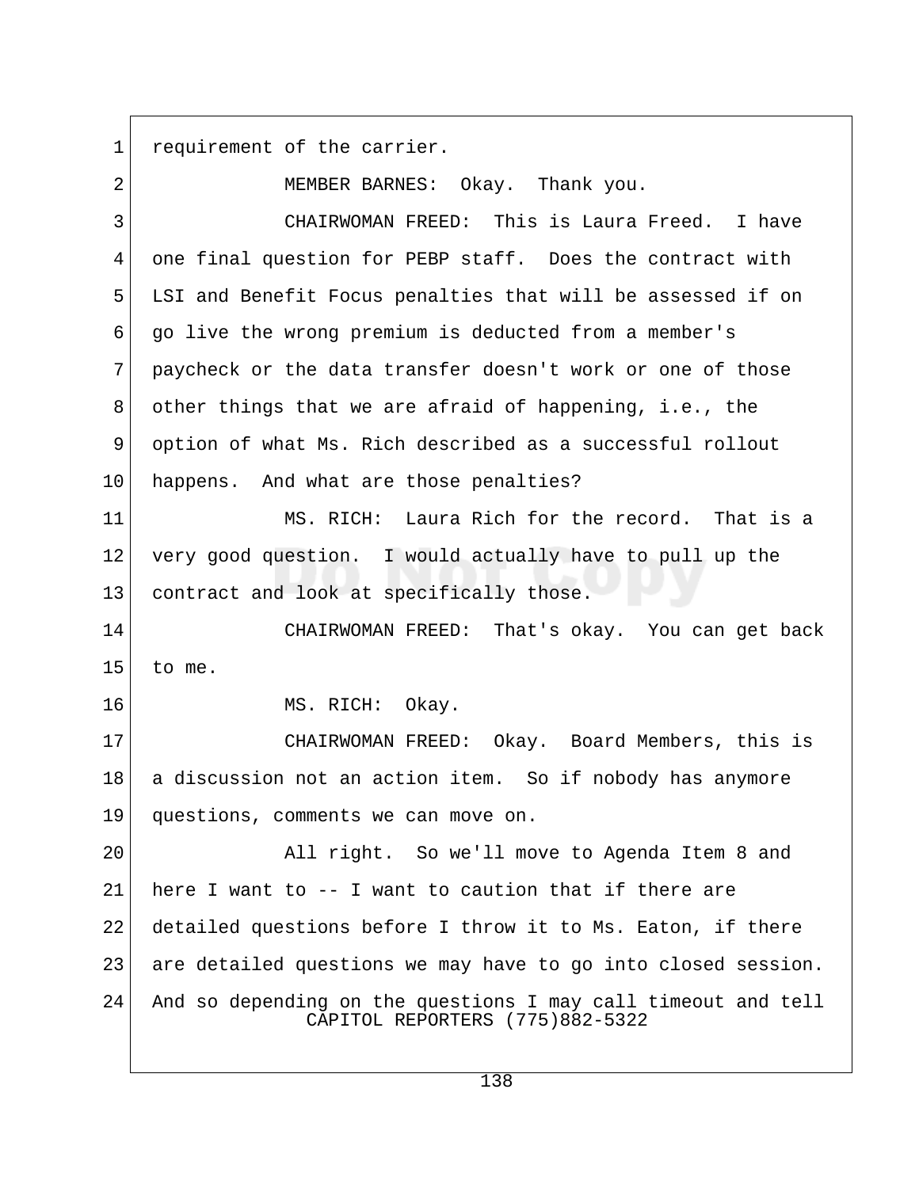requirement of the carrier.

MEMBER BARNES: Okay. Thank you.

CHAIRWOMAN FREED: This is Laura Freed. I have one final question for PEBP staff. Does the contract with LSI and Benefit Focus penalties that will be assessed if on go live the wrong premium is deducted from a member's paycheck or the data transfer doesn't work or one of those other things that we are afraid of happening, i.e., the option of what Ms. Rich described as a successful rollout happens. And what are those penalties?

MS. RICH: Laura Rich for the record. That is a very good question. I would actually have to pull up the contract and look at specifically those.

CHAIRWOMAN FREED: That's okay. You can get back to me.

MS. RICH: Okay.

CHAIRWOMAN FREED: Okay. Board Members, this is a discussion not an action item. So if nobody has anymore questions, comments we can move on.

All right. So we'll move to Agenda Item 8 and here I want to -- I want to caution that if there are detailed questions before I throw it to Ms. Eaton, if there are detailed questions we may have to go into closed session. And so depending on the questions I may call timeout and tell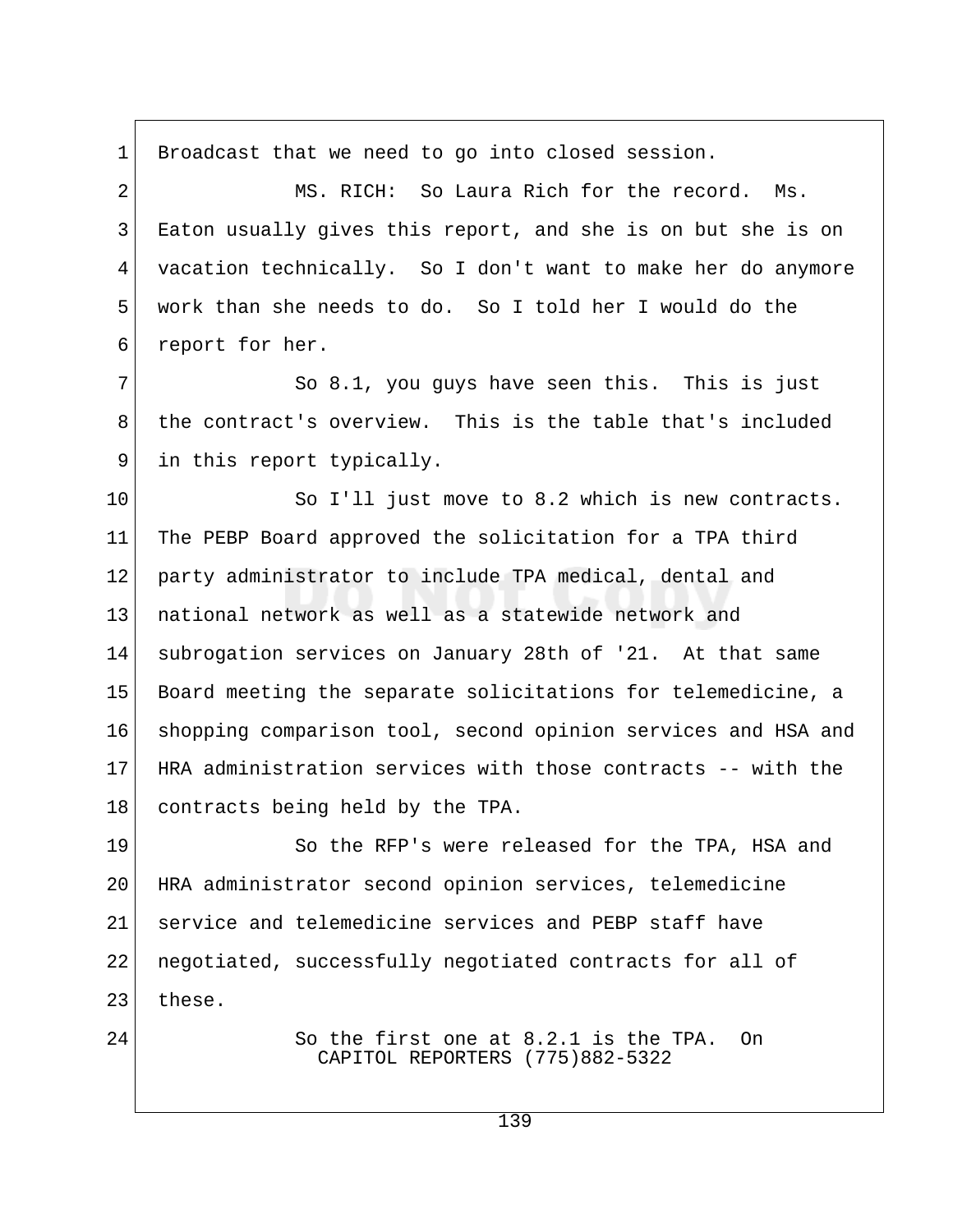Broadcast that we need to go into closed session.

MS. RICH: So Laura Rich for the record. Ms. Eaton usually gives this report, and she is on but she is on vacation technically. So I don't want to make her do anymore work than she needs to do. So I told her I would do the report for her.

So 8.1, you guys have seen this. This is just the contract's overview. This is the table that's included in this report typically.

So I'll just move to 8.2 which is new contracts. The PEBP Board approved the solicitation for a TPA third party administrator to include TPA medical, dental and national network as well as a statewide network and subrogation services on January 28th of '21. At that same Board meeting the separate solicitations for telemedicine, a shopping comparison tool, second opinion services and HSA and HRA administration services with those contracts -- with the contracts being held by the TPA.

So the RFP's were released for the TPA, HSA and HRA administrator second opinion services, telemedicine service and telemedicine services and PEBP staff have negotiated, successfully negotiated contracts for all of these.

So the first one at 8.2.1 is the TPA. On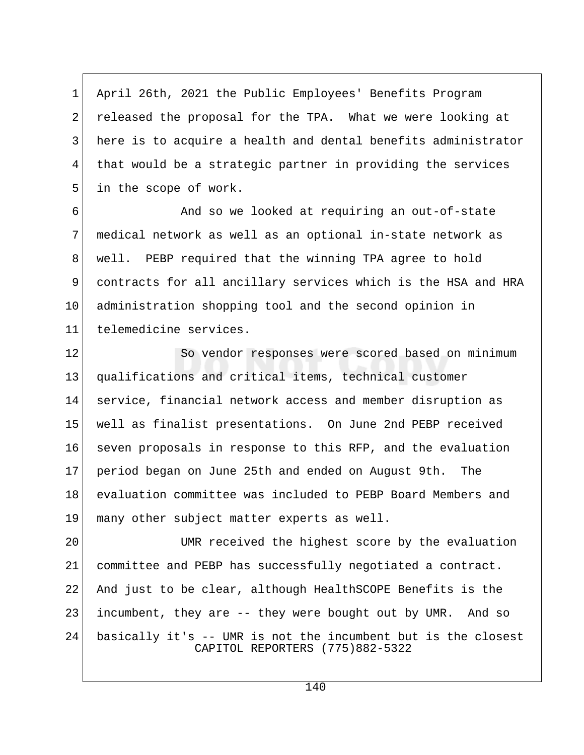April 26th, 2021 the Public Employees' Benefits Program released the proposal for the TPA. What we were looking at here is to acquire a health and dental benefits administrator that would be a strategic partner in providing the services in the scope of work.

And so we looked at requiring an out-of-state medical network as well as an optional in-state network as well. PEBP required that the winning TPA agree to hold contracts for all ancillary services which is the HSA and HRA administration shopping tool and the second opinion in telemedicine services.

So vendor responses were scored based on minimum qualifications and critical items, technical customer service, financial network access and member disruption as well as finalist presentations. On June 2nd PEBP received seven proposals in response to this RFP, and the evaluation period began on June 25th and ended on August 9th. The evaluation committee was included to PEBP Board Members and many other subject matter experts as well.

UMR received the highest score by the evaluation committee and PEBP has successfully negotiated a contract. And just to be clear, although HealthSCOPE Benefits is the incumbent, they are -- they were bought out by UMR. And so basically it's -- UMR is not the incumbent but is the closest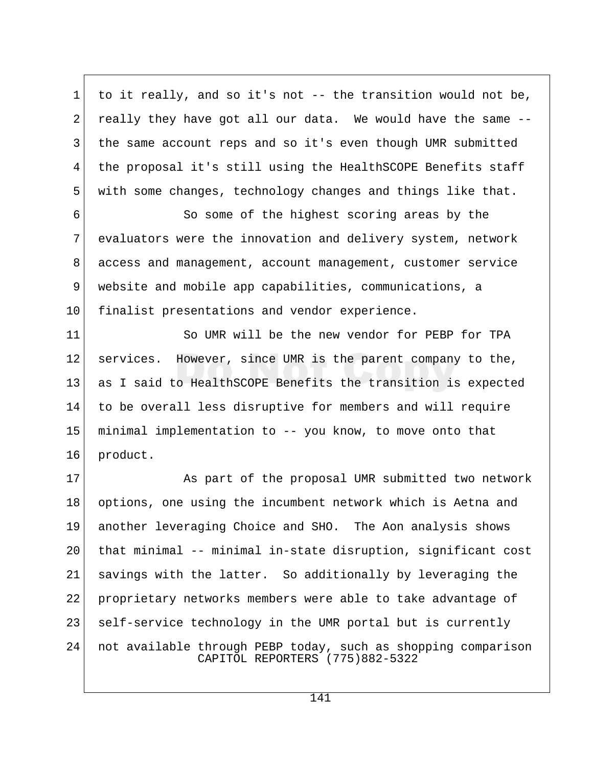to it really, and so it's not -- the transition would not be, really they have got all our data. We would have the same -- the same account reps and so it's even though UMR submitted the proposal it's still using the HealthSCOPE Benefits staff with some changes, technology changes and things like that.

So some of the highest scoring areas by the evaluators were the innovation and delivery system, network access and management, account management, customer service website and mobile app capabilities, communications, a finalist presentations and vendor experience.

So UMR will be the new vendor for PEBP for TPA services. However, since UMR is the parent company to the, as I said to HealthSCOPE Benefits the transition is expected to be overall less disruptive for members and will require minimal implementation to -- you know, to move onto that product.

As part of the proposal UMR submitted two network options, one using the incumbent network which is Aetna and another leveraging Choice and SHO. The Aon analysis shows that minimal -- minimal in-state disruption, significant cost savings with the latter. So additionally by leveraging the proprietary networks members were able to take advantage of self-service technology in the UMR portal but is currently not available through PEBP today, such as shopping comparison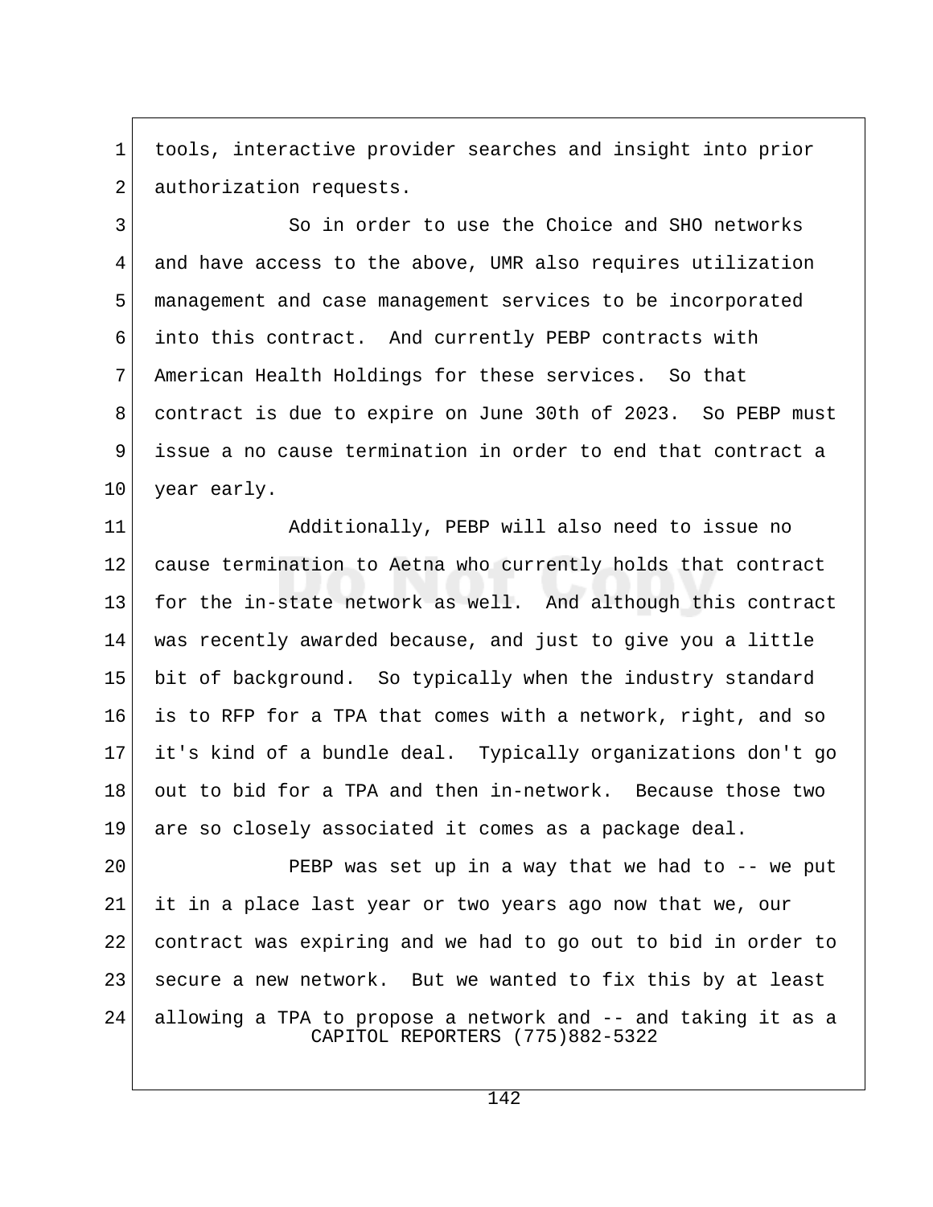tools, interactive provider searches and insight into prior authorization requests.

So in order to use the Choice and SHO networks and have access to the above, UMR also requires utilization management and case management services to be incorporated into this contract. And currently PEBP contracts with American Health Holdings for these services. So that contract is due to expire on June 30th of 2023. So PEBP must issue a no cause termination in order to end that contract a year early.

Additionally, PEBP will also need to issue no cause termination to Aetna who currently holds that contract for the in-state network as well. And although this contract was recently awarded because, and just to give you a little bit of background. So typically when the industry standard is to RFP for a TPA that comes with a network, right, and so it's kind of a bundle deal. Typically organizations don't go out to bid for a TPA and then in-network. Because those two are so closely associated it comes as a package deal.

PEBP was set up in a way that we had to -- we put it in a place last year or two years ago now that we, our contract was expiring and we had to go out to bid in order to secure a new network. But we wanted to fix this by at least allowing a TPA to propose a network and -- and taking it as a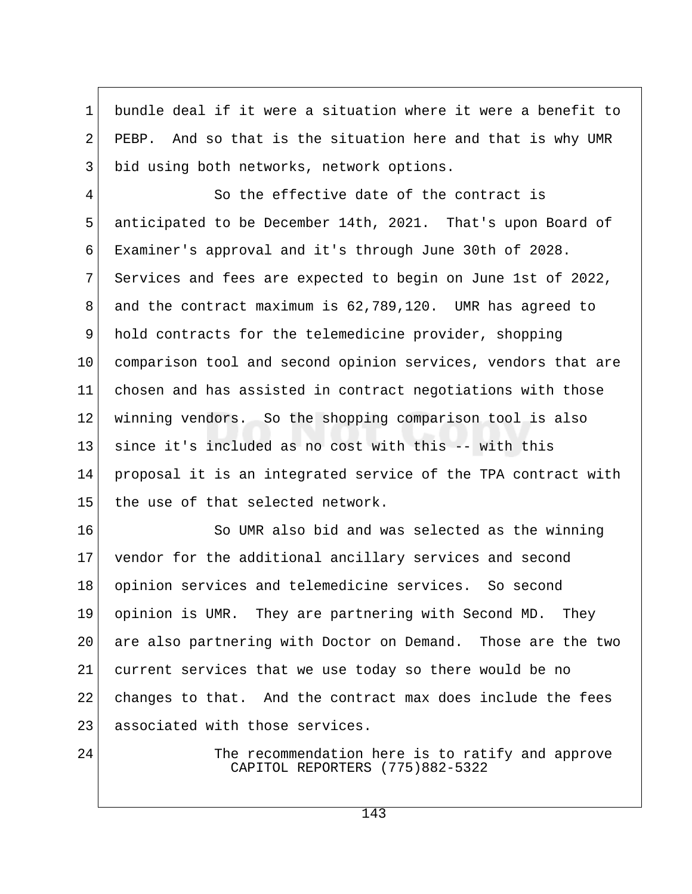bundle deal if it were a situation where it were a benefit to PEBP. And so that is the situation here and that is why UMR bid using both networks, network options.

So the effective date of the contract is anticipated to be December 14th, 2021. That's upon Board of Examiner's approval and it's through June 30th of 2028. Services and fees are expected to begin on June 1st of 2022, and the contract maximum is 62,789,120. UMR has agreed to hold contracts for the telemedicine provider, shopping comparison tool and second opinion services, vendors that are chosen and has assisted in contract negotiations with those winning vendors. So the shopping comparison tool is also since it's included as no cost with this -- with this proposal it is an integrated service of the TPA contract with the use of that selected network.

So UMR also bid and was selected as the winning vendor for the additional ancillary services and second opinion services and telemedicine services. So second opinion is UMR. They are partnering with Second MD. They are also partnering with Doctor on Demand. Those are the two current services that we use today so there would be no changes to that. And the contract max does include the fees associated with those services.

The recommendation here is to ratify and approve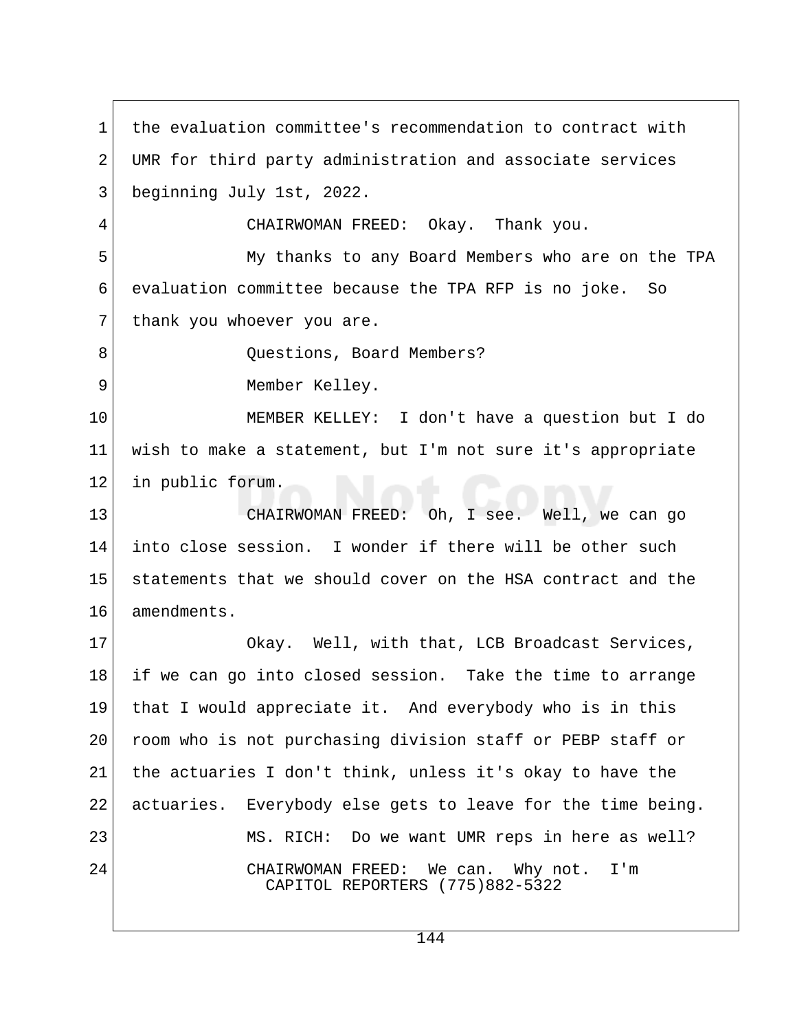1 the evaluation committee's recommendation to contract with
2 UMR for third party administration and associate services
3 beginning July 1st, 2022.

4 CHAIRWOMAN FREED: Okay. Thank you.

5 My thanks to any Board Members who are on the TPA
6 evaluation committee because the TPA RFP is no joke. So
7 thank you whoever you are.

8 Questions, Board Members?

9 Member Kelley.

10 MEMBER KELLEY: I don't have a question but I do
11 wish to make a statement, but I'm not sure it's appropriate
12 in public forum.

13 CHAIRWOMAN FREED: Oh, I see. Well, we can go
14 into close session. I wonder if there will be other such
15 statements that we should cover on the HSA contract and the
16 amendments.

17 Okay. Well, with that, LCB Broadcast Services,
18 if we can go into closed session. Take the time to arrange
19 that I would appreciate it. And everybody who is in this
20 room who is not purchasing division staff or PEBP staff or
21 the actuaries I don't think, unless it's okay to have the
22 actuaries. Everybody else gets to leave for the time being.

23 MS. RICH: Do we want UMR reps in here as well?

24 CHAIRWOMAN FREED: We can. Why not. I'm

CAPITOL REPORTERS (775)882-5322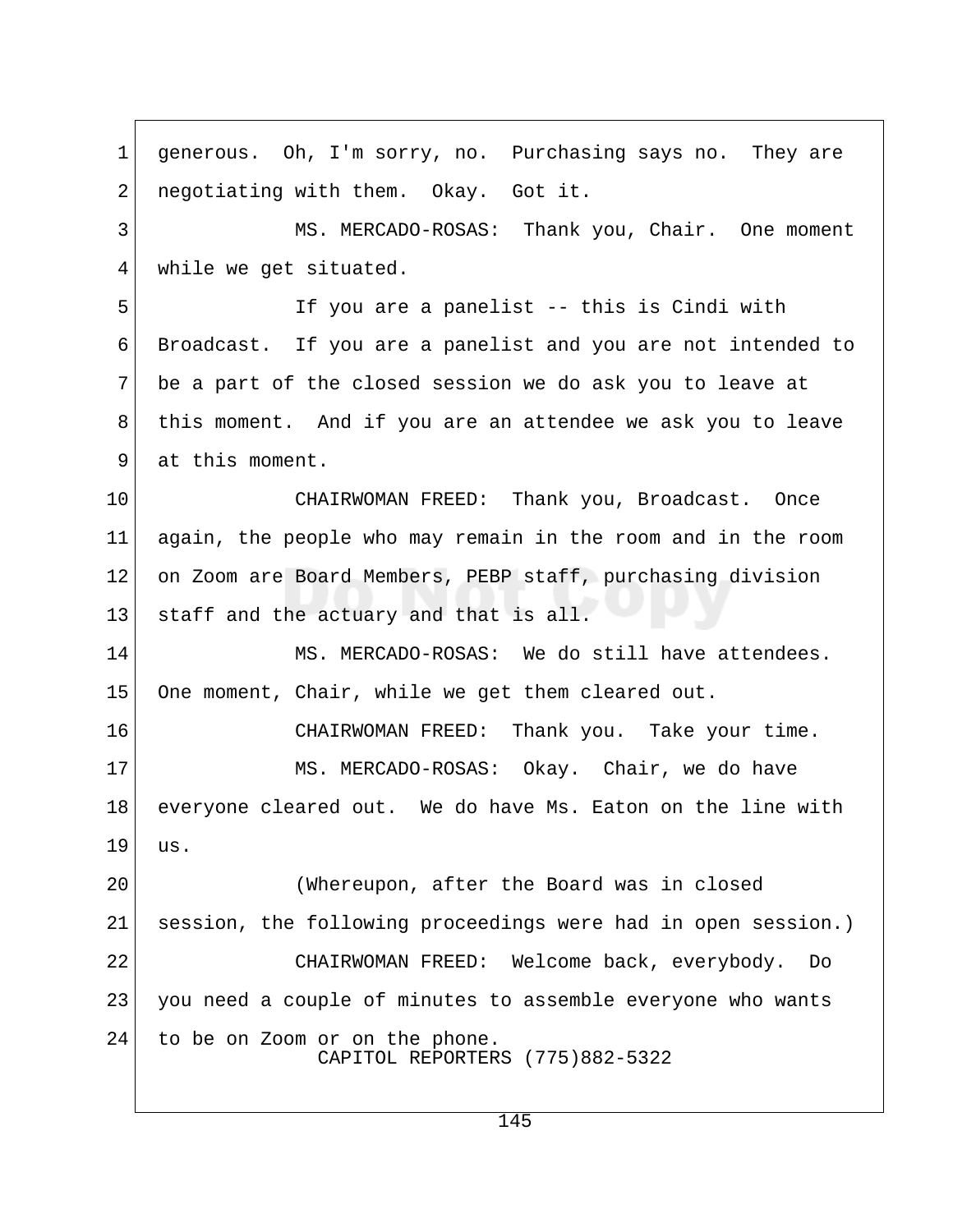generous. Oh, I'm sorry, no. Purchasing says no. They are negotiating with them. Okay. Got it.

MS. MERCADO-ROSAS: Thank you, Chair. One moment while we get situated.

If you are a panelist -- this is Cindi with Broadcast. If you are a panelist and you are not intended to be a part of the closed session we do ask you to leave at this moment. And if you are an attendee we ask you to leave at this moment.

CHAIRWOMAN FREED: Thank you, Broadcast. Once again, the people who may remain in the room and in the room on Zoom are Board Members, PEBP staff, purchasing division staff and the actuary and that is all.

MS. MERCADO-ROSAS: We do still have attendees. One moment, Chair, while we get them cleared out.

CHAIRWOMAN FREED: Thank you. Take your time.

MS. MERCADO-ROSAS: Okay. Chair, we do have everyone cleared out. We do have Ms. Eaton on the line with us.

(Whereupon, after the Board was in closed session, the following proceedings were had in open session.)

CHAIRWOMAN FREED: Welcome back, everybody. Do you need a couple of minutes to assemble everyone who wants to be on Zoom or on the phone.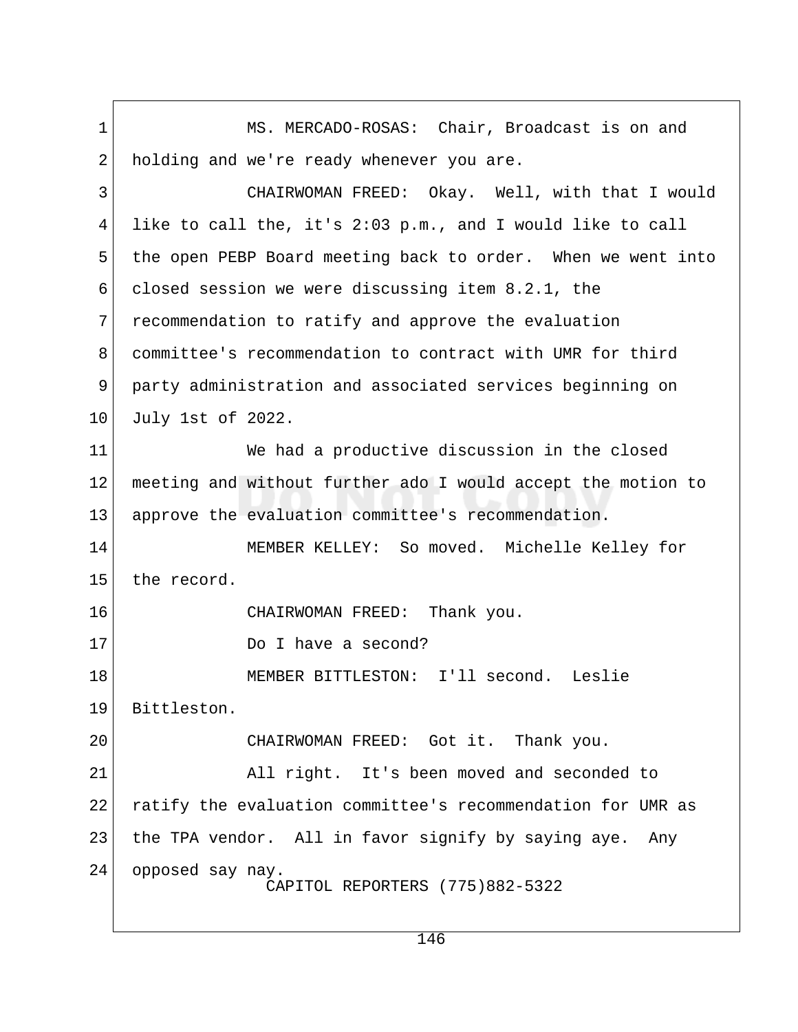MS. MERCADO-ROSAS: Chair, Broadcast is on and holding and we're ready whenever you are.

CHAIRWOMAN FREED: Okay. Well, with that I would like to call the, it's 2:03 p.m., and I would like to call the open PEBP Board meeting back to order. When we went into closed session we were discussing item 8.2.1, the recommendation to ratify and approve the evaluation committee's recommendation to contract with UMR for third party administration and associated services beginning on July 1st of 2022.

We had a productive discussion in the closed meeting and without further ado I would accept the motion to approve the evaluation committee's recommendation.

MEMBER KELLEY: So moved. Michelle Kelley for the record.

CHAIRWOMAN FREED: Thank you.

Do I have a second?

MEMBER BITTLESTON: I'll second. Leslie Bittleston.

CHAIRWOMAN FREED: Got it. Thank you.

All right. It's been moved and seconded to ratify the evaluation committee's recommendation for UMR as the TPA vendor. All in favor signify by saying aye. Any opposed say nay.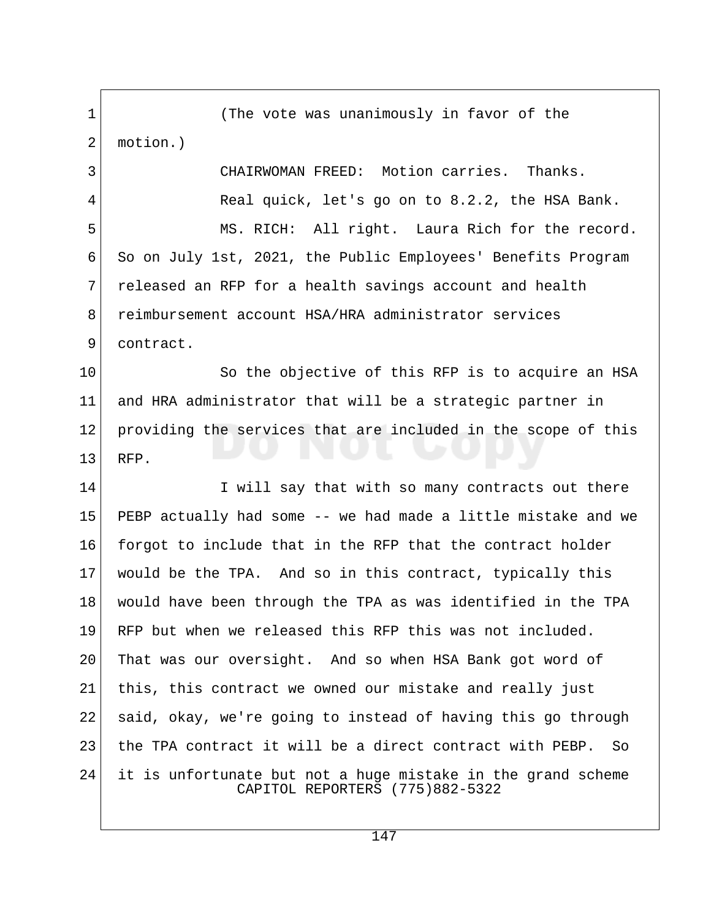(The vote was unanimously in favor of the motion.)

CHAIRWOMAN FREED: Motion carries. Thanks.

Real quick, let's go on to 8.2.2, the HSA Bank.

MS. RICH: All right. Laura Rich for the record. So on July 1st, 2021, the Public Employees' Benefits Program released an RFP for a health savings account and health reimbursement account HSA/HRA administrator services contract.

So the objective of this RFP is to acquire an HSA and HRA administrator that will be a strategic partner in providing the services that are included in the scope of this RFP.

I will say that with so many contracts out there PEBP actually had some -- we had made a little mistake and we forgot to include that in the RFP that the contract holder would be the TPA. And so in this contract, typically this would have been through the TPA as was identified in the TPA RFP but when we released this RFP this was not included. That was our oversight. And so when HSA Bank got word of this, this contract we owned our mistake and really just said, okay, we're going to instead of having this go through the TPA contract it will be a direct contract with PEBP. So it is unfortunate but not a huge mistake in the grand scheme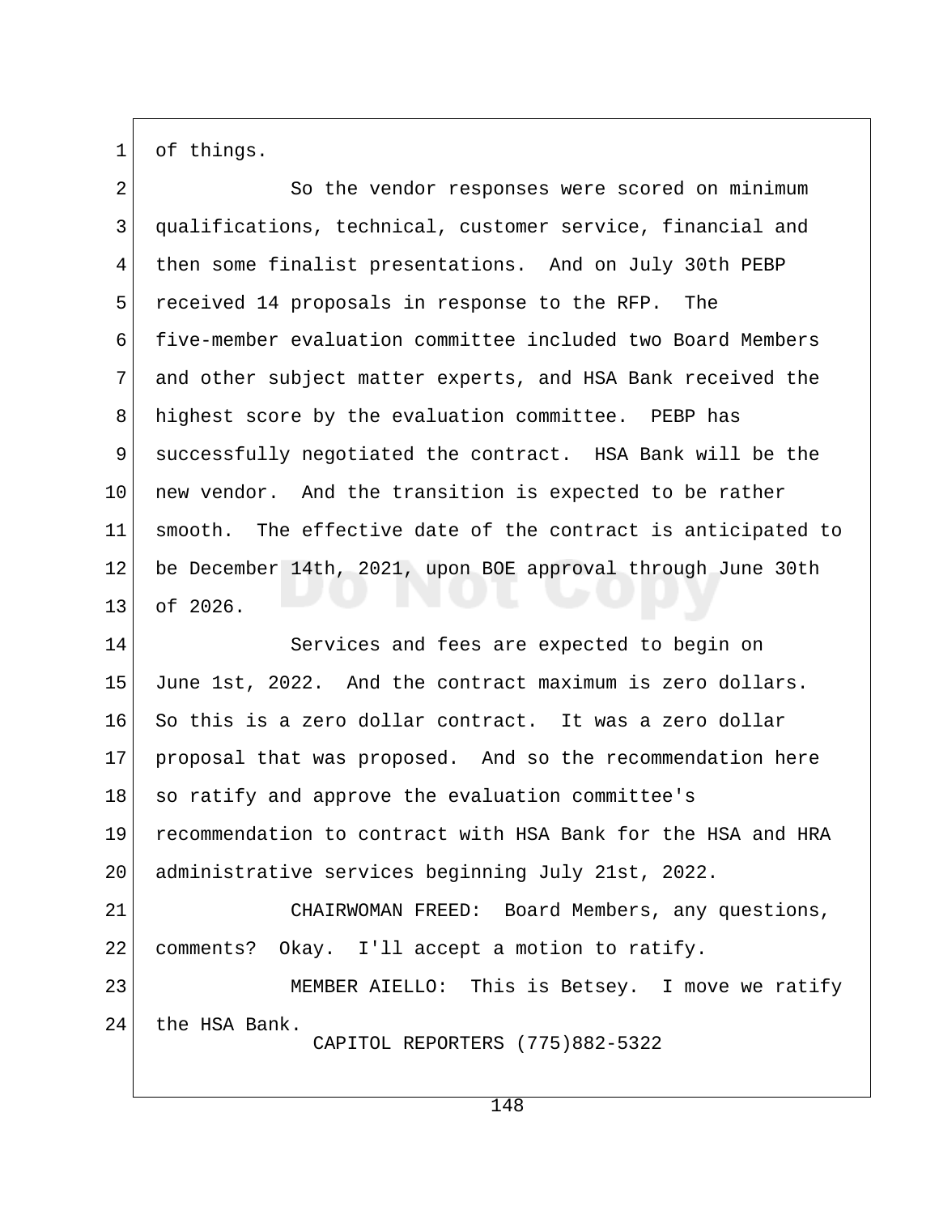of things.

So the vendor responses were scored on minimum qualifications, technical, customer service, financial and then some finalist presentations. And on July 30th PEBP received 14 proposals in response to the RFP. The five-member evaluation committee included two Board Members and other subject matter experts, and HSA Bank received the highest score by the evaluation committee. PEBP has successfully negotiated the contract. HSA Bank will be the new vendor. And the transition is expected to be rather smooth. The effective date of the contract is anticipated to be December 14th, 2021, upon BOE approval through June 30th of 2026.

Services and fees are expected to begin on June 1st, 2022. And the contract maximum is zero dollars. So this is a zero dollar contract. It was a zero dollar proposal that was proposed. And so the recommendation here so ratify and approve the evaluation committee's recommendation to contract with HSA Bank for the HSA and HRA administrative services beginning July 21st, 2022.

CHAIRWOMAN FREED: Board Members, any questions, comments? Okay. I'll accept a motion to ratify.

MEMBER AIELLO: This is Betsey. I move we ratify the HSA Bank.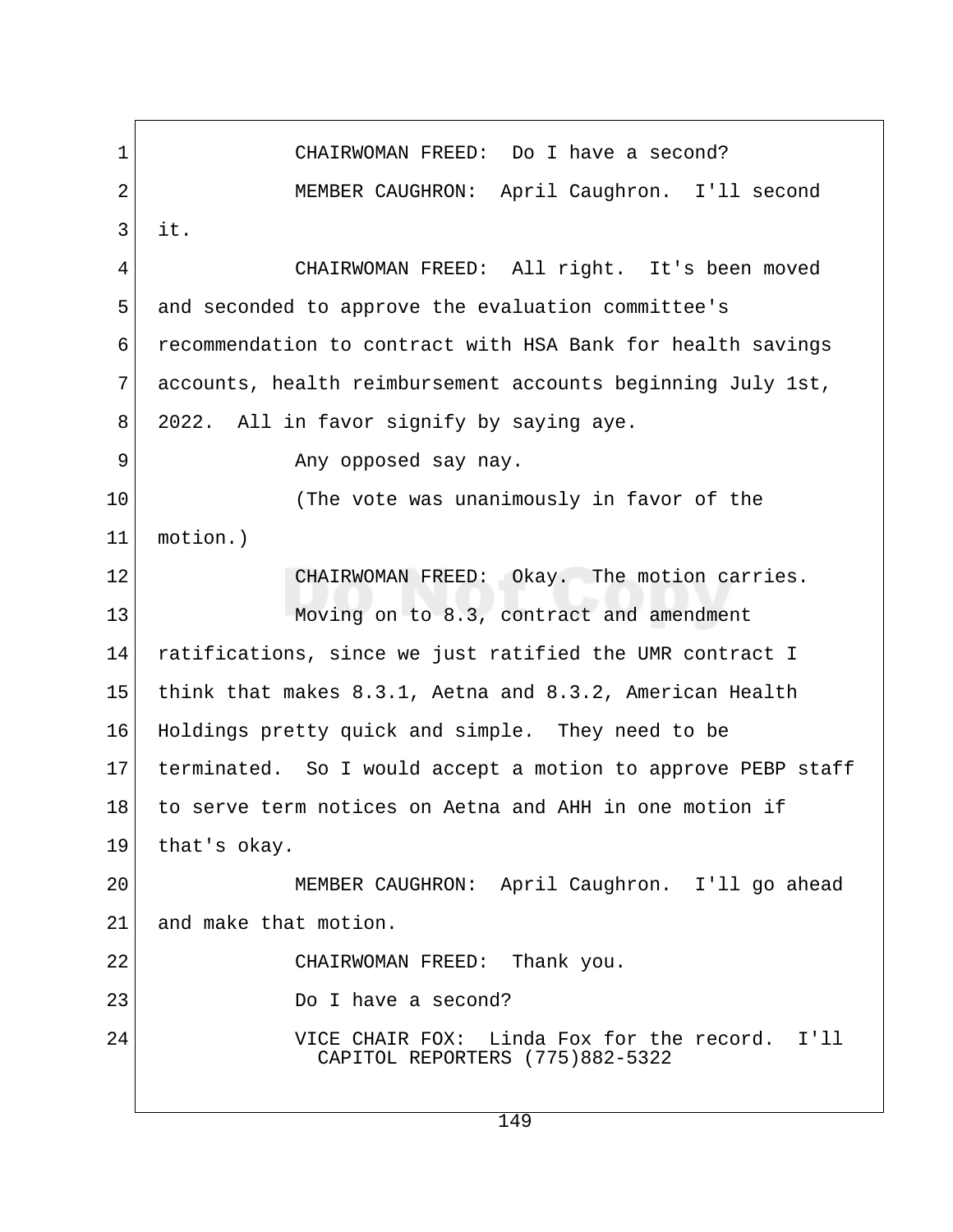CHAIRWOMAN FREED: Do I have a second?

MEMBER CAUGHRON: April Caughron. I'll second it.

CHAIRWOMAN FREED: All right. It's been moved and seconded to approve the evaluation committee's recommendation to contract with HSA Bank for health savings accounts, health reimbursement accounts beginning July 1st, 2022. All in favor signify by saying aye.

Any opposed say nay.

(The vote was unanimously in favor of the motion.)

CHAIRWOMAN FREED: Okay. The motion carries.

Moving on to 8.3, contract and amendment ratifications, since we just ratified the UMR contract I think that makes 8.3.1, Aetna and 8.3.2, American Health Holdings pretty quick and simple. They need to be terminated. So I would accept a motion to approve PEBP staff to serve term notices on Aetna and AHH in one motion if that's okay.

MEMBER CAUGHRON: April Caughron. I'll go ahead and make that motion.

CHAIRWOMAN FREED: Thank you.

Do I have a second?

VICE CHAIR FOX: Linda Fox for the record. I'll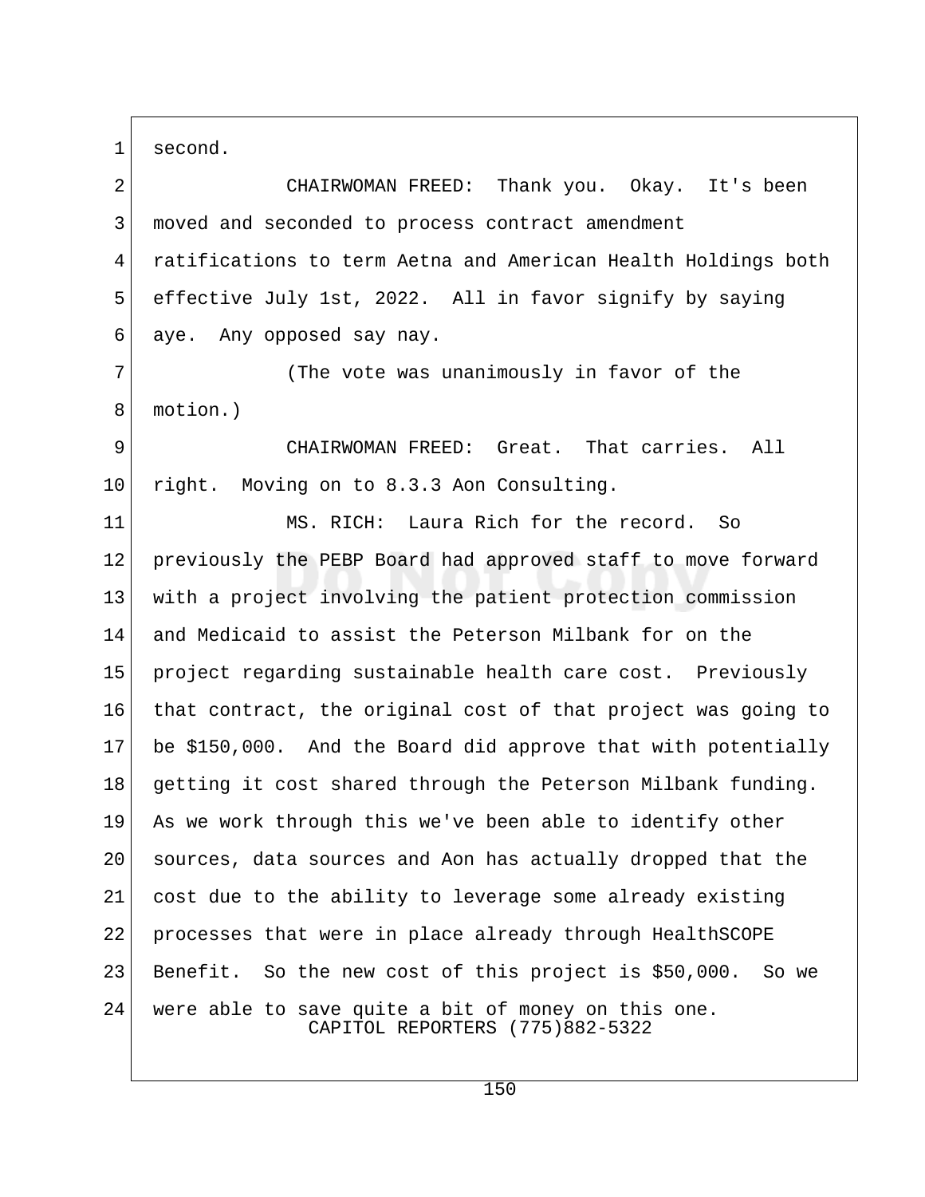second.

CHAIRWOMAN FREED: Thank you. Okay. It's been moved and seconded to process contract amendment ratifications to term Aetna and American Health Holdings both effective July 1st, 2022. All in favor signify by saying aye. Any opposed say nay.

(The vote was unanimously in favor of the motion.)

CHAIRWOMAN FREED: Great. That carries. All right. Moving on to 8.3.3 Aon Consulting.

MS. RICH: Laura Rich for the record. So previously the PEBP Board had approved staff to move forward with a project involving the patient protection commission and Medicaid to assist the Peterson Milbank for on the project regarding sustainable health care cost. Previously that contract, the original cost of that project was going to be $150,000. And the Board did approve that with potentially getting it cost shared through the Peterson Milbank funding. As we work through this we've been able to identify other sources, data sources and Aon has actually dropped that the cost due to the ability to leverage some already existing processes that were in place already through HealthSCOPE Benefit. So the new cost of this project is $50,000. So we were able to save quite a bit of money on this one.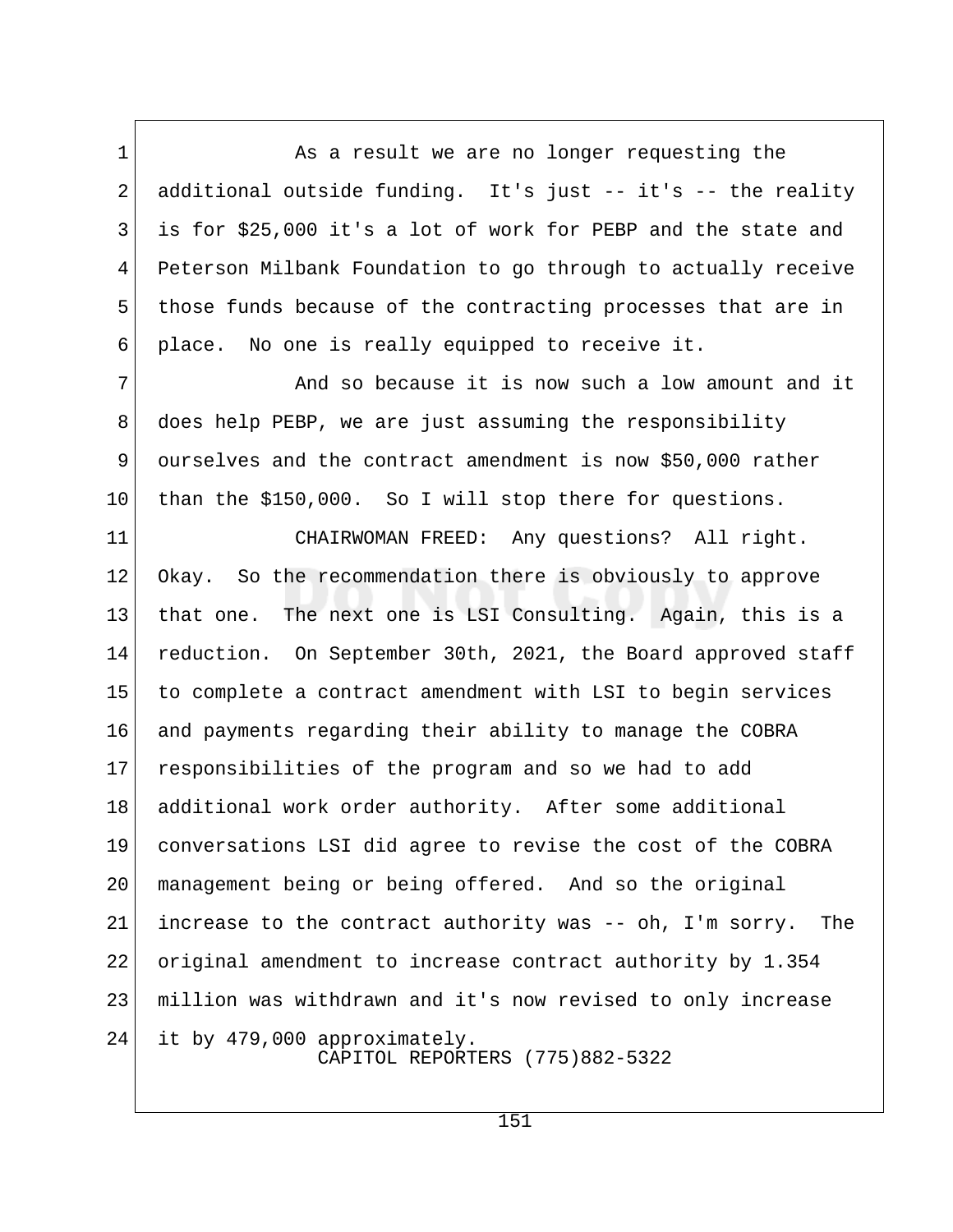As a result we are no longer requesting the additional outside funding. It's just -- it's -- the reality is for $25,000 it's a lot of work for PEBP and the state and Peterson Milbank Foundation to go through to actually receive those funds because of the contracting processes that are in place. No one is really equipped to receive it.

And so because it is now such a low amount and it does help PEBP, we are just assuming the responsibility ourselves and the contract amendment is now $50,000 rather than the $150,000. So I will stop there for questions.

CHAIRWOMAN FREED: Any questions? All right. Okay. So the recommendation there is obviously to approve that one. The next one is LSI Consulting. Again, this is a reduction. On September 30th, 2021, the Board approved staff to complete a contract amendment with LSI to begin services and payments regarding their ability to manage the COBRA responsibilities of the program and so we had to add additional work order authority. After some additional conversations LSI did agree to revise the cost of the COBRA management being or being offered. And so the original increase to the contract authority was -- oh, I'm sorry. The original amendment to increase contract authority by 1.354 million was withdrawn and it's now revised to only increase it by 479,000 approximately.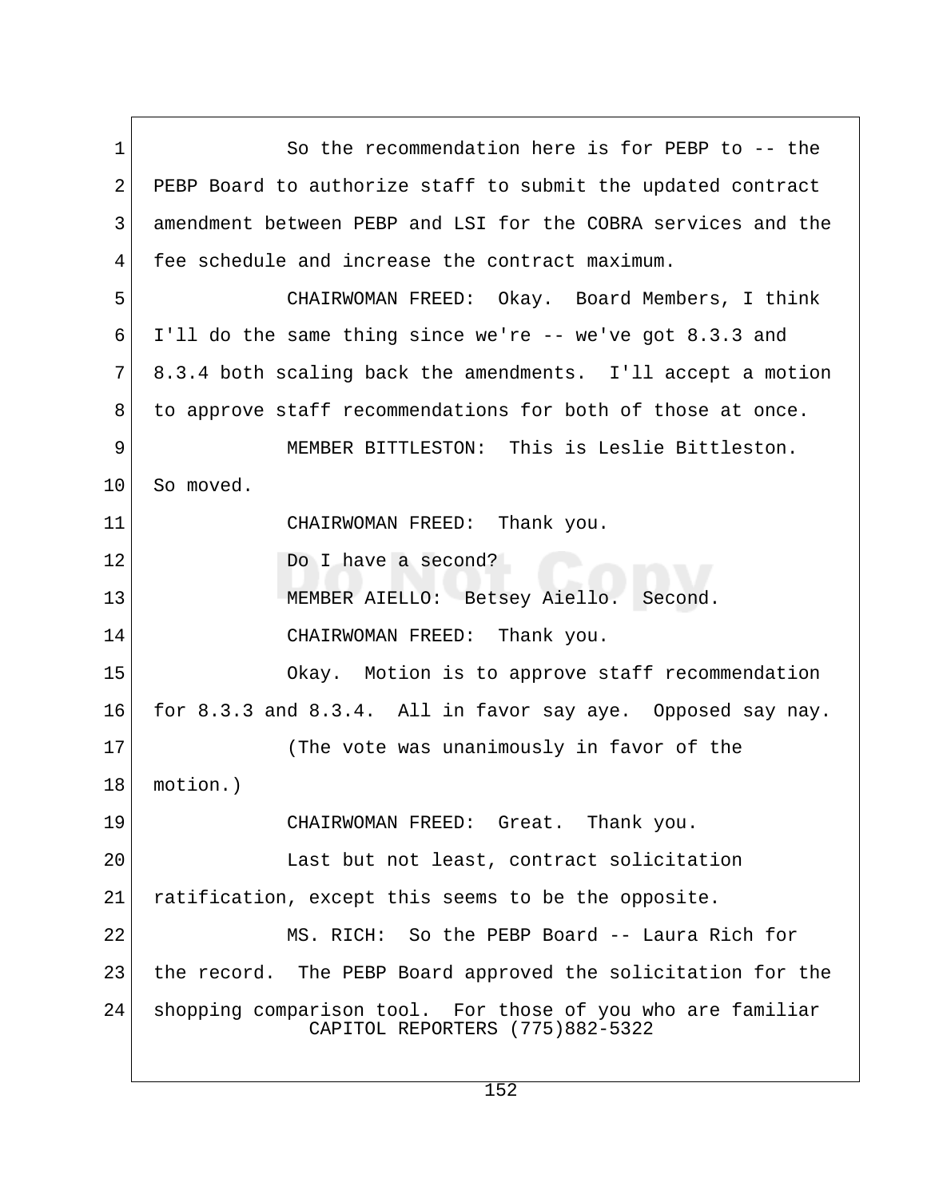1 So the recommendation here is for PEBP to -- the
2 PEBP Board to authorize staff to submit the updated contract
3 amendment between PEBP and LSI for the COBRA services and the
4 fee schedule and increase the contract maximum.
5 CHAIRWOMAN FREED: Okay. Board Members, I think
6 I'll do the same thing since we're -- we've got 8.3.3 and
7 8.3.4 both scaling back the amendments. I'll accept a motion
8 to approve staff recommendations for both of those at once.
9 MEMBER BITTLESTON: This is Leslie Bittleston.
10 So moved.
11 CHAIRWOMAN FREED: Thank you.
12 Do I have a second?
13 MEMBER AIELLO: Betsey Aiello. Second.
14 CHAIRWOMAN FREED: Thank you.
15 Okay. Motion is to approve staff recommendation
16 for 8.3.3 and 8.3.4. All in favor say aye. Opposed say nay.
17 (The vote was unanimously in favor of the
18 motion.)
19 CHAIRWOMAN FREED: Great. Thank you.
20 Last but not least, contract solicitation
21 ratification, except this seems to be the opposite.
22 MS. RICH: So the PEBP Board -- Laura Rich for
23 the record. The PEBP Board approved the solicitation for the
24 shopping comparison tool. For those of you who are familiar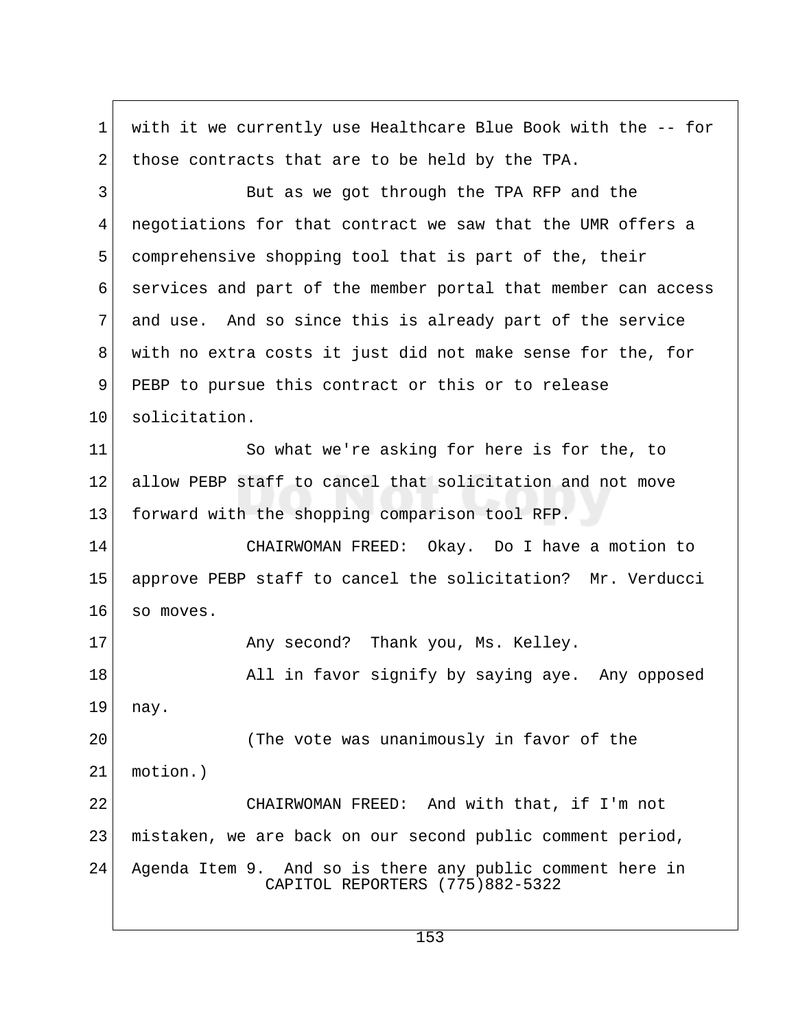with it we currently use Healthcare Blue Book with the -- for those contracts that are to be held by the TPA.

But as we got through the TPA RFP and the negotiations for that contract we saw that the UMR offers a comprehensive shopping tool that is part of the, their services and part of the member portal that member can access and use. And so since this is already part of the service with no extra costs it just did not make sense for the, for PEBP to pursue this contract or this or to release solicitation.

So what we're asking for here is for the, to allow PEBP staff to cancel that solicitation and not move forward with the shopping comparison tool RFP.

CHAIRWOMAN FREED: Okay. Do I have a motion to approve PEBP staff to cancel the solicitation? Mr. Verducci so moves.

Any second? Thank you, Ms. Kelley.

All in favor signify by saying aye. Any opposed nay.

(The vote was unanimously in favor of the motion.)

CHAIRWOMAN FREED: And with that, if I'm not mistaken, we are back on our second public comment period, Agenda Item 9. And so is there any public comment here in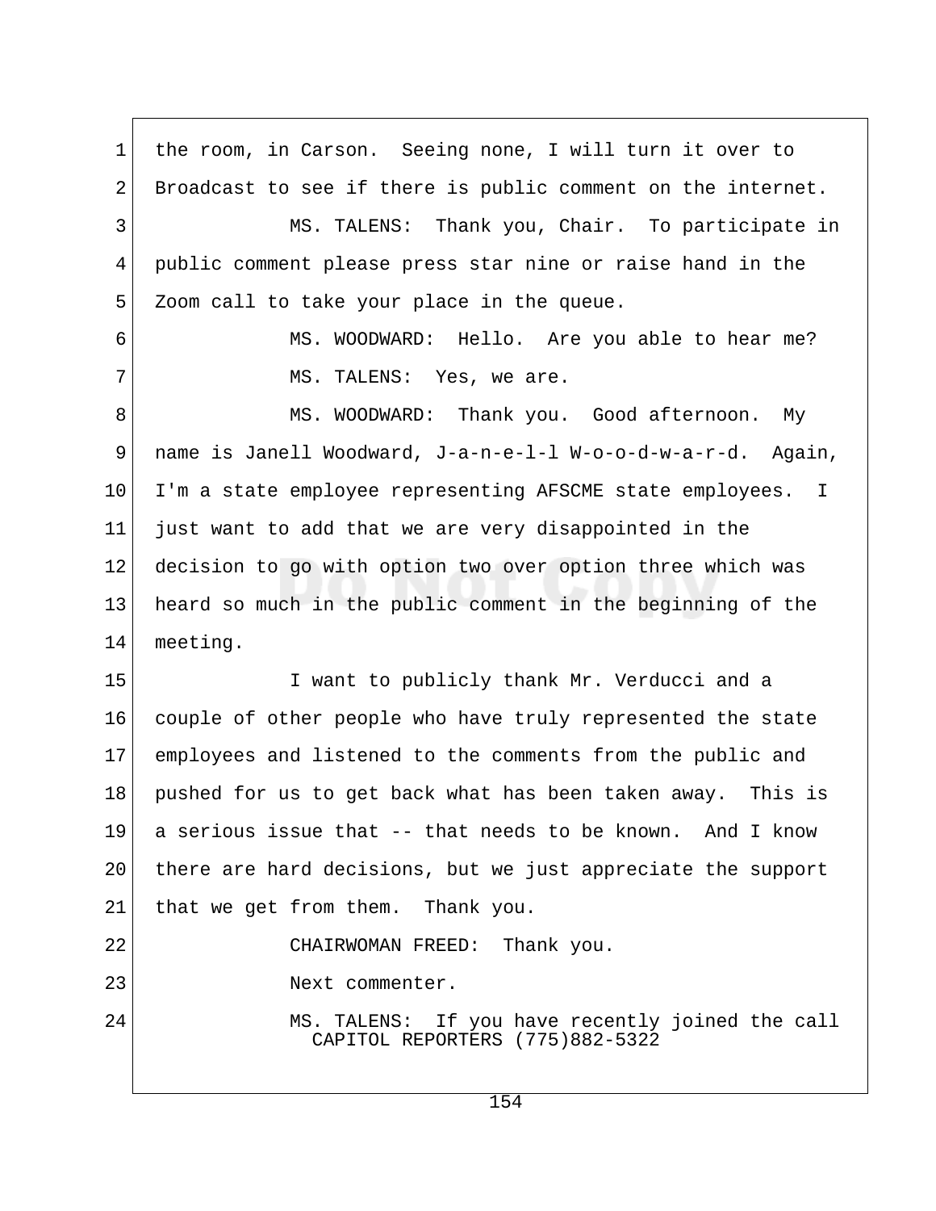the room, in Carson. Seeing none, I will turn it over to Broadcast to see if there is public comment on the internet.

MS. TALENS: Thank you, Chair. To participate in public comment please press star nine or raise hand in the Zoom call to take your place in the queue.

MS. WOODWARD: Hello. Are you able to hear me?

MS. TALENS: Yes, we are.

MS. WOODWARD: Thank you. Good afternoon. My name is Janell Woodward, J-a-n-e-l-l W-o-o-d-w-a-r-d. Again, I'm a state employee representing AFSCME state employees. I just want to add that we are very disappointed in the decision to go with option two over option three which was heard so much in the public comment in the beginning of the meeting.

I want to publicly thank Mr. Verducci and a couple of other people who have truly represented the state employees and listened to the comments from the public and pushed for us to get back what has been taken away. This is a serious issue that -- that needs to be known. And I know there are hard decisions, but we just appreciate the support that we get from them. Thank you.

CHAIRWOMAN FREED: Thank you.

Next commenter.

MS. TALENS: If you have recently joined the call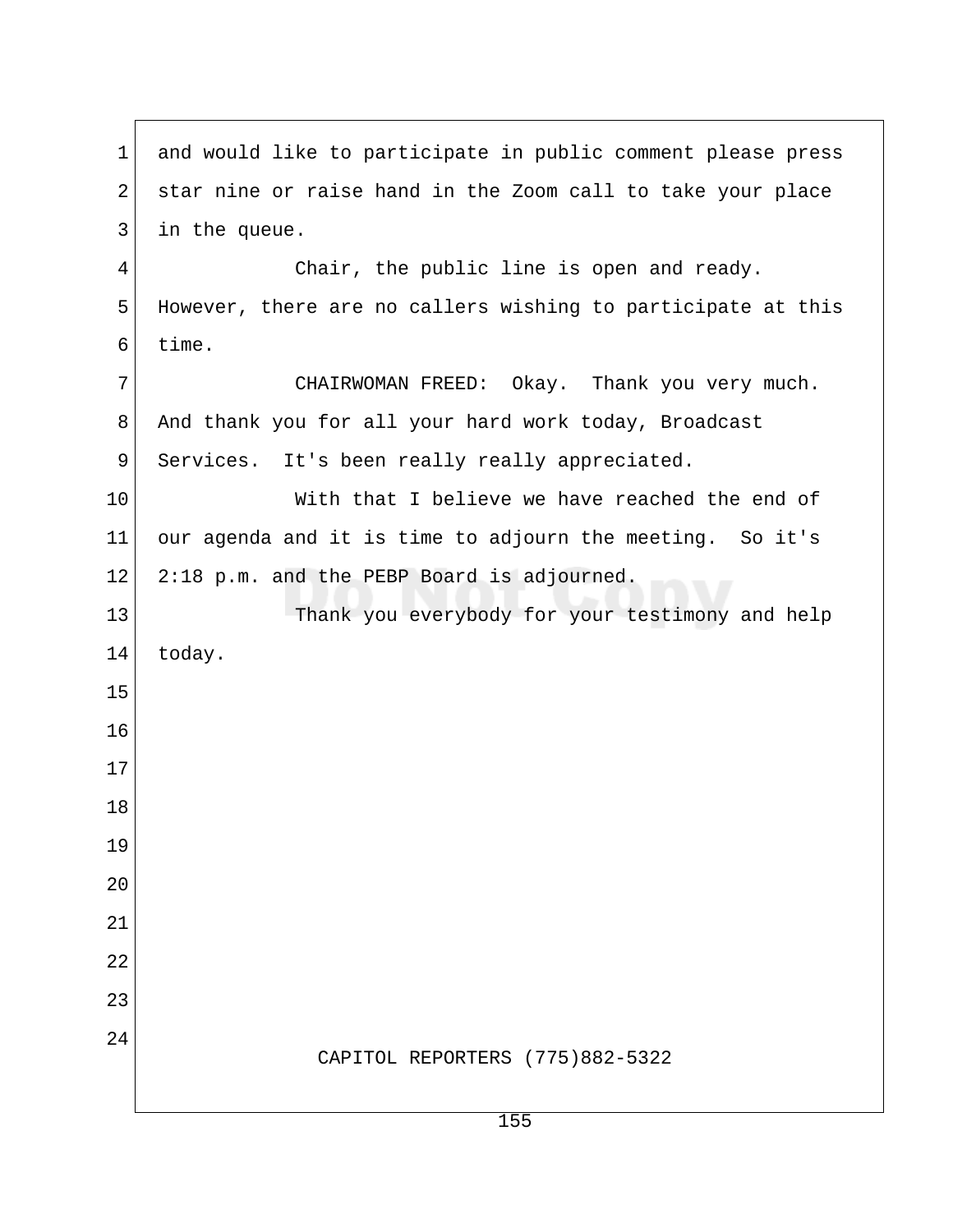and would like to participate in public comment please press star nine or raise hand in the Zoom call to take your place in the queue.

Chair, the public line is open and ready. However, there are no callers wishing to participate at this time.

CHAIRWOMAN FREED: Okay. Thank you very much. And thank you for all your hard work today, Broadcast Services. It's been really really appreciated.

With that I believe we have reached the end of our agenda and it is time to adjourn the meeting. So it's 2:18 p.m. and the PEBP Board is adjourned.

Thank you everybody for your testimony and help today.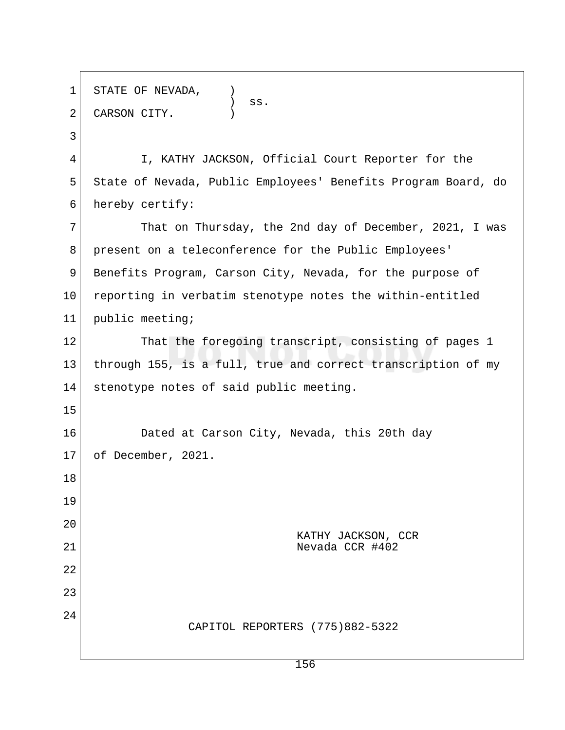STATE OF NEVADA, )
) ss.
CARSON CITY. )

I, KATHY JACKSON, Official Court Reporter for the State of Nevada, Public Employees' Benefits Program Board, do hereby certify:

That on Thursday, the 2nd day of December, 2021, I was present on a teleconference for the Public Employees' Benefits Program, Carson City, Nevada, for the purpose of reporting in verbatim stenotype notes the within-entitled public meeting;

That the foregoing transcript, consisting of pages 1 through 155, is a full, true and correct transcription of my stenotype notes of said public meeting.

Dated at Carson City, Nevada, this 20th day of December, 2021.

KATHY JACKSON, CCR
Nevada CCR #402

CAPITOL REPORTERS (775)882-5322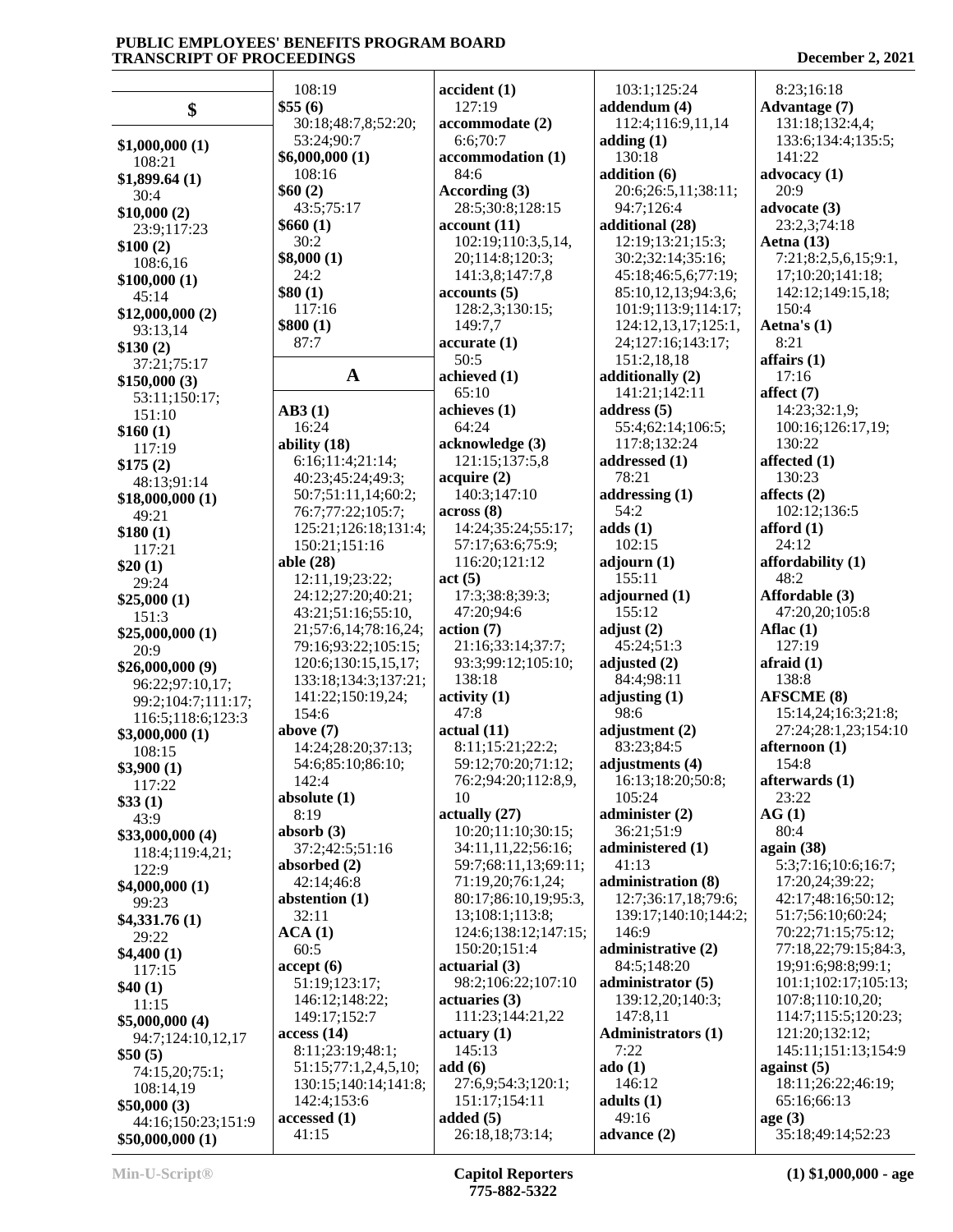## $

**$1,000,000 (1)**
108:21
**$1,899.64 (1)**
30:4
**$10,000 (2)**
23:9;117:23
**$100 (2)**
108:6,16
**$100,000 (1)**
45:14
**$12,000,000 (2)**
93:13,14
**$130 (2)**
37:21;75:17
**$150,000 (3)**
53:11;150:17;
151:10
**$160 (1)**
117:19
**$175 (2)**
48:13;91:14
**$18,000,000 (1)**
49:21
**$180 (1)**
117:21
**$20 (1)**
29:24
**$25,000 (1)**
151:3
**$25,000,000 (1)**
20:9
**$26,000,000 (9)**
96:22;97:10,17;
99:2;104:7;111:17;
116:5;118:6;123:3
**$3,000,000 (1)**
108:15
**$3,900 (1)**
117:22
**$33 (1)**
43:9
**$33,000,000 (4)**
118:4;119:4,21;
122:9
**$4,000,000 (1)**
99:23
**$4,331.76 (1)**
29:22
**$4,400 (1)**
117:15
**$40 (1)**
11:15
**$5,000,000 (4)**
94:7;124:10,12,17
**$50 (5)**
74:15,20;75:1;
108:14,19
**$50,000 (3)**
44:16;150:23;151:9
**$50,000,000 (1)**
108:19
**$55 (6)**
30:18;48:7,8;52:20;
53:24;90:7
**$6,000,000 (1)**
108:16
**$60 (2)**
43:5;75:17
**$660 (1)**
30:2
**$8,000 (1)**
24:2
**$80 (1)**
117:16
**$800 (1)**
87:7

## A

**AB3 (1)**
16:24
**ability (18)**
6:16;11:4;21:14;
40:23;45:24;49:3;
50:7;51:11,14;60:2;
76:7;77:22;105:7;
125:21;126:18;131:4;
150:21;151:16
**able (28)**
12:11,19;23:22;
24:12;27:20;40:21;
43:21;51:16;55:10,
21;57:6,14;78:16,24;
79:16;93:22;105:15;
120:6;130:15,15,17;
133:18;134:3;137:21;
141:22;150:19,24;
154:6
**above (7)**
14:24;28:20;37:13;
54:6;85:10;86:10;
142:4
**absolute (1)**
8:19
**absorb (3)**
37:2;42:5;51:16
**absorbed (2)**
42:14;46:8
**abstention (1)**
32:11
**ACA (1)**
60:5
**accept (6)**
51:19;123:17;
146:12;148:22;
149:17;152:7
**access (14)**
8:11;23:19;48:1;
51:15;77:1,2,4,5,10;
130:15;140:14;141:8;
142:4;153:6
**accessed (1)**
41:15
**accident (1)**
127:19
**accommodate (2)**
6:6;70:7
**accommodation (1)**
84:6
**According (3)**
28:5;30:8;128:15
**account (11)**
102:19;110:3,5,14,
20;114:8;120:3;
141:3,8;147:7,8
**accounts (5)**
128:2,3;130:15;
149:7,7
**accurate (1)**
50:5
**achieved (1)**
65:10
**achieves (1)**
64:24
**acknowledge (3)**
121:15;137:5,8
**acquire (2)**
140:3;147:10
**across (8)**
14:24;35:24;55:17;
57:17;63:6;75:9;
116:20;121:12
**act (5)**
17:3;38:8;39:3;
47:20;94:6
**action (7)**
21:16;33:14;37:7;
93:3;99:12;105:10;
138:18
**activity (1)**
47:8
**actual (11)**
8:11;15:21;22:2;
59:12;70:20;71:12;
76:2;94:20;112:8,9,
10
**actually (27)**
10:20;11:10;30:15;
34:11,11,22;56:16;
59:7;68:11,13;69:11;
71:19,20;76:1,24;
80:17;86:10,19;95:3,
13;108:1;113:8;
124:6;138:12;147:15;
150:20;151:4
**actuarial (3)**
98:2;106:22;107:10
**actuaries (3)**
111:23;144:21,22
**actuary (1)**
145:13
**add (6)**
27:6,9;54:3;120:1;
151:17;154:11
**added (5)**
26:18,18;73:14;
103:1;125:24
**addendum (4)**
112:4;116:9,11,14
**adding (1)**
130:18
**addition (6)**
20:6;26:5,11;38:11;
94:7;126:4
**additional (28)**
12:19;13:21;15:3;
30:2;32:14;35:16;
45:18;46:5,6;77:19;
85:10,12,13;94:3,6;
101:9;113:9;114:17;
124:12,13,17;125:1,
24;127:16;143:17;
151:2,18,18
**additionally (2)**
141:21;142:11
**address (5)**
55:4;62:14;106:5;
117:8;132:24
**addressed (1)**
78:21
**addressing (1)**
54:2
**adds (1)**
102:15
**adjourn (1)**
155:11
**adjourned (1)**
155:12
**adjust (2)**
45:24;51:3
**adjusted (2)**
84:4;98:11
**adjusting (1)**
98:6
**adjustment (2)**
83:23;84:5
**adjustments (4)**
16:13;18:20;50:8;
105:24
**administer (2)**
36:21;51:9
**administered (1)**
41:13
**administration (8)**
12:7;36:17,18;79:6;
139:17;140:10;144:2;
146:9
**administrative (2)**
84:5;148:20
**administrator (5)**
139:12,20;140:3;
147:8,11
**Administrators (1)**
7:22
**ado (1)**
146:12
**adults (1)**
49:16
**advance (2)**
8:23;16:18
**Advantage (7)**
131:18;132:4,4;
133:6;134:4;135:5;
141:22
**advocacy (1)**
20:9
**advocate (3)**
23:2,3;74:18
**Aetna (13)**
7:21;8:2,5,6,15;9:1,
17;10:20;141:18;
142:12;149:15,18;
150:4
**Aetna's (1)**
8:21
**affairs (1)**
17:16
**affect (7)**
14:23;32:1,9;
100:16;126:17,19;
130:22
**affected (1)**
130:23
**affects (2)**
102:12;136:5
**afford (1)**
24:12
**affordability (1)**
48:2
**Affordable (3)**
47:20,20;105:8
**Aflac (1)**
127:19
**afraid (1)**
138:8
**AFSCME (8)**
15:14,24;16:3;21:8;
27:24;28:1,23;154:10
**afternoon (1)**
154:8
**afterwards (1)**
23:22
**AG (1)**
80:4
**again (38)**
5:3;7:16;10:6;16:7;
17:20,24;39:22;
42:17;48:16;50:12;
51:7;56:10;60:24;
70:22;71:15;75:12;
77:18,22;79:15;84:3,
19;91:6;98:8;99:1;
101:1;102:17;105:13;
107:8;110:10,20;
114:7;115:5;120:23;
121:20;132:12;
145:11;151:13;154:9
**against (5)**
18:11;26:22;46:19;
65:16;66:13
**age (3)**
35:18;49:14;52:23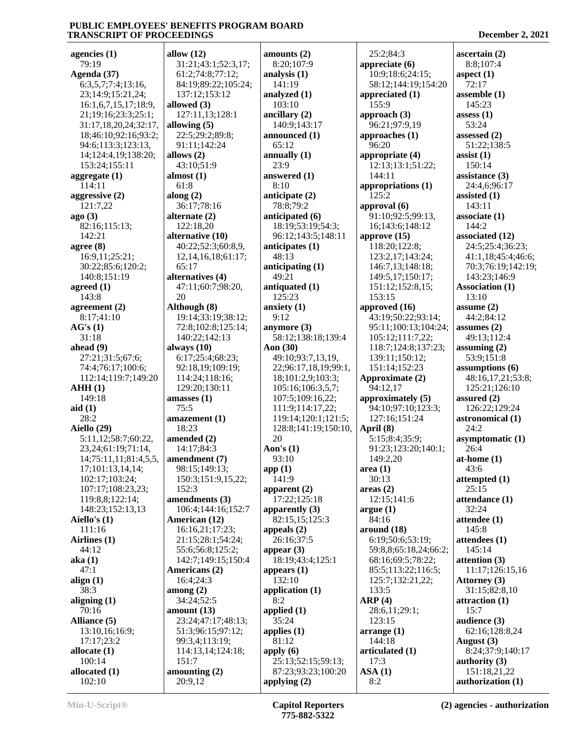**agencies (1)**
79:19
**Agenda (37)**
6:3,5,7;7:4;13:16,23;14:9;15:21,24;16:1,6,7,15,17;18:9,21;19:16;23:3;25:1;31:17,18,20,24;32:17,18;46:10;92:16;93:2;94:6;113:3;123:13,14;124:4,19;138:20;153:24;155:11
**aggregate (1)**
114:11
**aggressive (2)**
121:7,22
**ago (3)**
82:16;115:13;142:21
**agree (8)**
16:9,11;25:21;30:22;85:6;120:2;140:8;151:19
**agreed (1)**
143:8
**agreement (2)**
8:17;41:10
**AG's (1)**
31:18
**ahead (9)**
27:21;31:5;67:6;74:4;76:17;100:6;112:14;119:7;149:20
**AHH (1)**
149:18
**aid (1)**
28:2
**Aiello (29)**
5:11,12;58:7;60:22,23,24;61:19;71:14,14;75:11,11;81:4,5,5,17;101:13,14,14;102:17;103:24;107:17;108:23,23;119:8,8;122:14;148:23;152:13,13
**Aiello's (1)**
111:16
**Airlines (1)**
44:12
**aka (1)**
47:1
**align (1)**
38:3
**aligning (1)**
70:16
**Alliance (5)**
13:10,16;16:9;17:17;23:2
**allocate (1)**
100:14
**allocated (1)**
102:10
**allow (12)**
31:21;43:1;52:3,17;61:2;74:8;77:12;84:19;89:22;105:24;137:12;153:12
**allowed (3)**
127:11,13;128:1
**allowing (5)**
22:5;29:2;89:8;91:11;142:24
**allows (2)**
43:10;51:9
**almost (1)**
61:8
**along (2)**
36:17;78:16
**alternate (2)**
122:18,20
**alternative (10)**
40:22;52:3;60:8,9,12,14,16,18;61:17;65:17
**alternatives (4)**
47:11;60:7;98:20,20
**Although (8)**
19:14;33:19;38:12;72:8;102:8;125:14;140:22;142:13
**always (10)**
6:17;25:4;68:23;92:18,19;109:19;114:24;118:16;129:20;130:11
**amasses (1)**
75:5
**amazement (1)**
18:23
**amended (2)**
14:17;84:3
**amendment (7)**
98:15;149:13;150:3;151:9,15,22;152:3
**amendments (3)**
106:4;144:16;152:7
**American (12)**
16:16,21;17:23;21:15;28:1;54:24;55:6;56:8;125:2;142:7;149:15;150:4
**Americans (2)**
16:4;24:3
**among (2)**
34:24;52:5
**amount (13)**
23:24;47:17;48:13;51:3;96:15;97:12;99:3,4;113:19;114:13,14;124:18;151:7
**amounting (2)**
20:9,12
**amounts (2)**
8:20;107:9
**analysis (1)**
141:19
**analyzed (1)**
103:10
**ancillary (2)**
140:9;143:17
**announced (1)**
65:12
**annually (1)**
23:9
**answered (1)**
8:10
**anticipate (2)**
78:8;79:2
**anticipated (6)**
18:19;53:19;54:3;96:12;143:5;148:11
**anticipates (1)**
48:13
**anticipating (1)**
49:21
**antiquated (1)**
125:23
**anxiety (1)**
9:12
**anymore (3)**
58:12;138:18;139:4
**Aon (30)**
49:10;93:7,13,19,22;96:17,18,19;99:1,18;101:2,9;103:3;105:16;106:3,5,7;107:5;109:16,22;111:9;114:17,22;119:14;120:1;121:5;128:8;141:19;150:10,20
**Aon's (1)**
93:10
**app (1)**
141:9
**apparent (2)**
17:22;125:18
**apparently (3)**
82:15,15;125:3
**appeals (2)**
26:16;37:5
**appear (3)**
18:19;43:4;125:1
**appears (1)**
132:10
**application (1)**
8:2
**applied (1)**
35:24
**applies (1)**
81:12
**apply (6)**
25:13;52:15;59:13;87:23;93:23;100:20
**applying (2)**
25:2;84:3
**appreciate (6)**
10:9;18:6;24:15;58:12;144:19;154:20
**appreciated (1)**
155:9
**approach (3)**
96:21;97:9,19
**approaches (1)**
96:20
**appropriate (4)**
12:13;13:1;51:22;144:11
**appropriations (1)**
125:2
**approval (6)**
91:10;92:5;99:13,16;143:6;148:12
**approve (15)**
118:20;122:8;123:2,17;143:24;146:7,13;148:18;149:5,17;150:17;151:12;152:8,15;153:15
**approved (16)**
43:19;50:22;93:14;95:11;100:13;104:24;105:12;111:7,22;118:7;124:8;137:23;139:11;150:12;151:14;152:23
**Approximate (2)**
94:12,17
**approximately (5)**
94:10;97:10;123:3;127:16;151:24
**April (8)**
5:15;8:4;35:9;91:23;123:20;140:1;149:2,20
**area (1)**
30:13
**areas (2)**
12:15;141:6
**argue (1)**
84:16
**around (18)**
6:19;50:6;53:19;59:8,8;65:18,24;66:2;68:16;69:5;78:22;85:5;113:22;116:5;125:7;132:21,22;133:5
**ARP (4)**
28:6,11;29:1;123:15
**arrange (1)**
144:18
**articulated (1)**
17:3
**ASA (1)**
8:2
**ascertain (2)**
8:8;107:4
**aspect (1)**
72:17
**assemble (1)**
145:23
**assess (1)**
53:24
**assessed (2)**
51:22;138:5
**assist (1)**
150:14
**assistance (3)**
24:4,6;96:17
**assisted (1)**
143:11
**associate (1)**
144:2
**associated (12)**
24:5;25:4;36:23;41:1,18;45:4;46:6;70:3;76:19;142:19;143:23;146:9
**Association (1)**
13:10
**assume (2)**
44:2;84:12
**assumes (2)**
49:13;112:4
**assuming (2)**
53:9;151:8
**assumptions (6)**
48:16,17,21;53:8;125:21;126:10
**assured (2)**
126:22;129:24
**astronomical (1)**
24:2
**asymptomatic (1)**
26:4
**at-home (1)**
43:6
**attempted (1)**
25:15
**attendance (1)**
32:24
**attendee (1)**
145:8
**attendees (1)**
145:14
**attention (3)**
11:17;126:15,16
**Attorney (3)**
31:15;82:8,10
**attraction (1)**
15:7
**audience (3)**
62:16;128:8,24
**August (3)**
8:24;37:9;140:17
**authority (3)**
151:18,21,22
**authorization (1)**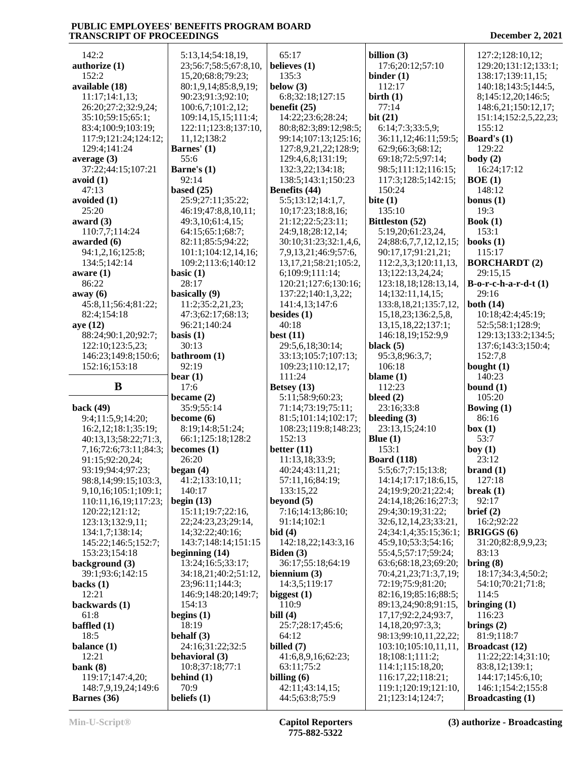142:2
**authorize (1)**
152:2
**available (18)**
11:17;14:1,13;
26:20;27:2;32:9,24;
35:10;59:15;65:1;
83:4;100:9;103:19;
117:9;121:24;124:12;
129:4;141:24
**average (3)**
37:22;44:15;107:21
**avoid (1)**
47:13
**avoided (1)**
25:20
**award (3)**
110:7,7;114:24
**awarded (6)**
94:1,2,16;125:8;
134:5;142:14
**aware (1)**
86:22
**away (6)**
45:8,11;56:4;81:22;
82:4;154:18
**aye (12)**
88:24;90:1,20;92:7;
122:10;123:5,23;
146:23;149:8;150:6;
152:16;153:18

## B

**back (49)**
9:4;11:5,9;14:20;
16:2,12;18:1;35:19;
40:13,13;58:22;71:3,
7,16;72:6;73:11;84:3;
91:15;92:20,24;
93:19;94:4;97:23;
98:8,14;99:15;103:3,
9,10,16;105:1;109:1;
110:11,16,19;117:23;
120:22;121:12;
123:13;132:9,11;
134:1,7;138:14;
145:22;146:5;152:7;
153:23;154:18
**background (3)**
39:1;93:6;142:15
**backs (1)**
12:21
**backwards (1)**
61:8
**baffled (1)**
18:5
**balance (1)**
12:21
**bank (8)**
119:17;147:4,20;
148:7,9,19,24;149:6
**Barnes (36)**
5:13,14;54:18,19,
23;56:7;58:5;67:8,10,
15,20;68:8;79:23;
80:1,9,14;85:8,9,19;
90:23;91:3;92:10;
100:6,7;101:2,12;
109:14,15,15;111:4;
122:11;123:8;137:10,
11,12;138:2
**Barnes' (1)**
55:6
**Barne's (1)**
92:14
**based (25)**
25:9;27:11;35:22;
46:19;47:8,8,10,11;
49:3,10;61:4,15;
64:15;65:1;68:7;
82:11;85:5;94:22;
101:1;104:12,14,16;
109:2;113:6;140:12
**basic (1)**
28:17
**basically (9)**
11:2;35:2,21,23;
47:3;62:17;68:13;
96:21;140:24
**basis (1)**
30:13
**bathroom (1)**
92:19
**bear (1)**
17:6
**became (2)**
35:9;55:14
**become (6)**
8:19;14:8;51:24;
66:1;125:18;128:2
**becomes (1)**
26:20
**began (4)**
41:2;133:10,11;
140:17
**begin (13)**
15:11;19:7;22:16,
22;24:23,23;29:14,
14;32:22;40:16;
143:7;148:14;151:15
**beginning (14)**
13:24;16:5;33:17;
34:18,21;40:2;51:12,
23;96:11;144:3;
146:9;148:20;149:7;
154:13
**begins (1)**
18:19
**behalf (3)**
24:16;31:22;32:5
**behavioral (3)**
10:8;37:18;77:1
**behind (1)**
70:9
**beliefs (1)**
65:17
**believes (1)**
135:3
**below (3)**
6:8;32:18;127:15
**benefit (25)**
14:22;23:6;28:24;
80:8;82:3;89:12;98:5;
99:14;107:13;125:16;
127:8,9,21,22;128:9;
129:4,6,8;131:19;
132:3,22;134:18;
138:5;143:1;150:23
**Benefits (44)**
5:5;13:12;14:1,7,
10;17:23;18:8,16;
21:12;22:5;23:11;
24:9,18;28:12,14;
30:10;31:23;32:1,4,6,
7,9,13,21;46:9;57:6,
13,17,21;58:21;105:2,
6;109:9;111:14;
120:21;127:6;130:16;
137:22;140:1,3,22;
141:4,13;147:6
**besides (1)**
40:18
**best (11)**
29:5,6,18;30:14;
33:13;105:7;107:13;
109:23;110:12,17;
111:24
**Betsey (13)**
5:11;58:9;60:23;
71:14;73:19;75:11;
81:5;101:14;102:17;
108:23;119:8;148:23;
152:13
**better (11)**
11:13,18;33:9;
40:24;43:11,21;
57:11,16;84:19;
133:15,22
**beyond (5)**
7:16;14:13;86:10;
91:14;102:1
**bid (4)**
142:18,22;143:3,16
**Biden (3)**
36:17;55:18;64:19
**biennium (3)**
14:3,5;119:17
**biggest (1)**
110:9
**bill (4)**
25:7;28:17;45:6;
64:12
**billed (7)**
41:6,8,9,16;62:23;
63:11;75:2
**billing (6)**
42:11;43:14,15;
44:5;63:8;75:9
**billion (3)**
17:6;20:12;57:10
**binder (1)**
112:17
**birth (1)**
77:14
**bit (21)**
6:14;7:3;33:5,9;
36:11,12;46:11;59:5;
62:9;66:3;68:12;
69:18;72:5;97:14;
98:5;111:12;116:15;
117:3;128:5;142:15;
150:24
**bite (1)**
135:10
**Bittleston (52)**
5:19,20;61:23,24,
24;88:6,7,7,12,12,15;
90:17,17;91:21,21;
112:2,3,3;120:11,13,
13;122:13,24,24;
123:18,18;128:13,14,
14;132:11,14,15;
133:8,18,21;135:7,12,
15,18,23;136:2,5,8,
13,15,18,22;137:1;
146:18,19;152:9,9
**black (5)**
95:3,8;96:3,7;
106:18
**blame (1)**
112:23
**bleed (2)**
23:16;33:8
**bleeding (3)**
23:13,15;24:10
**Blue (1)**
153:1
**Board (118)**
5:5;6:7;7:15;13:8;
14:14;17:17;18:6,15,
24;19:9;20:21;22:4;
24:14,18;26:16;27:3;
29:4;30:19;31:22;
32:6,12,14,23;33:21,
24;34:1,4;35:15;36:1;
45:9,10;53:3;54:16;
55:4,5;57:17;59:24;
63:6;68:18,23;69:20;
70:4,21,23;71:3,7,19;
72:19;75:9;81:20;
82:16,19;85:16;88:5;
89:13,24;90:8;91:15,
17,17;92:2,24;93:7,
14,18,20;97:3,3;
98:13;99:10,11,22,22;
103:10;105:10,11,11,
18;108:1;111:2;
114:1;115:18,20;
116:17,22;118:21;
119:1;120:19;121:10,
21;123:14;124:7;
127:2;128:10,12;
129:20;131:12;133:1;
138:17;139:11,15;
140:18;143:5;144:5,
8;145:12,20;146:5;
148:6,21;150:12,17;
151:14;152:2,5,22,23;
155:12
**Board's (1)**
129:22
**body (2)**
16:24;17:12
**BOE (1)**
148:12
**bonus (1)**
19:3
**Book (1)**
153:1
**books (1)**
115:17
**BORCHARDT (2)**
29:15,15
**B-o-r-c-h-a-r-d-t (1)**
29:16
**both (14)**
10:18;42:4;45:19;
52:5;58:1;128:9;
129:13;133:2;134:5;
137:6;143:3;150:4;
152:7,8
**bought (1)**
140:23
**bound (1)**
105:20
**Bowing (1)**
86:16
**box (1)**
53:7
**boy (1)**
23:12
**brand (1)**
127:18
**break (1)**
92:17
**brief (2)**
16:2;92:22
**BRIGGS (6)**
31:20;82:8,9,9,23;
83:13
**bring (8)**
18:17;34:3,4;50:2;
54:10;70:21;71:8;
114:5
**bringing (1)**
116:23
**brings (2)**
81:9;118:7
**Broadcast (12)**
11:22;22:14;31:10;
83:8,12;139:1;
144:17;145:6,10;
146:1;154:2;155:8
**Broadcasting (1)**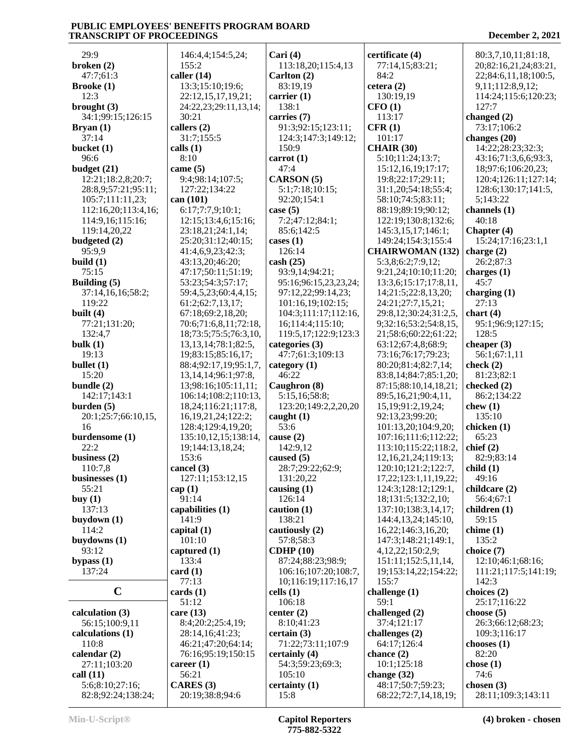29:9
**broken (2)**
47:7;61:3
**Brooke (1)**
12:3
**brought (3)**
34:1;99:15;126:15
**Bryan (1)**
37:14
**bucket (1)**
96:6
**budget (21)**
12:21;18:2,8;20:7;
28:8,9;57:21;95:11;
105:7;111:11,23;
112:16,20;113:4,16;
114:9,16;115:16;
119:14,20,22
**budgeted (2)**
95:9,9
**build (1)**
75:15
**Building (5)**
37:14,16,16;58:2;
119:22
**built (4)**
77:21;131:20;
132:4,7
**bulk (1)**
19:13
**bullet (1)**
15:20
**bundle (2)**
142:17;143:1
**burden (5)**
20:1;25:7;66:10,15,
16
**burdensome (1)**
22:2
**business (2)**
110:7,8
**businesses (1)**
55:21
**buy (1)**
137:13
**buydown (1)**
114:2
**buydowns (1)**
93:12
**bypass (1)**
137:24

## C

**calculation (3)**
56:15;100:9,11
**calculations (1)**
110:8
**calendar (2)**
27:11;103:20
**call (11)**
5:6;8:10;27:16;
82:8;92:24;138:24;
146:4,4;154:5,24;
155:2
**caller (14)**
13:3;15:10;19:6;
22:12,15,17,19,21;
24:22,23;29:11,13,14;
30:21
**callers (2)**
31:7;155:5
**calls (1)**
8:10
**came (5)**
9:4;98:14;107:5;
127:22;134:22
**can (101)**
6:17;7:7,9;10:1;
12:15;13:4,6;15:16;
23:18,21;24:1,14;
25:20;31:12;40:15;
41:4,6,9,23;42:3;
43:13,20;46:20;
47:17;50:11;51:19;
53:23;54:3;57:17;
59:4,5,23;60:4,4,15;
61:2;62:7,13,17;
67:18;69:2,18,20;
70:6;71:6,8,11;72:18,
18;73:5;75:5;76:3,10,
13,13,14;78:1;82:5,
19;83:15;85:16,17;
88:4;92:17,19;95:1,7,
13,14,14;96:1;97:8,
13;98:16;105:11,11;
106:14;108:2;110:13,
18,24;116:21;117:8,
16,19,21,24;122:2;
128:4;129:4,19,20;
135:10,12,15;138:14,
19;144:13,18,24;
153:6
**cancel (3)**
127:11;153:12,15
**cap (1)**
91:14
**capabilities (1)**
141:9
**capital (1)**
101:10
**captured (1)**
133:4
**card (1)**
77:13
**cards (1)**
51:12
**care (13)**
8:4;20:2;25:4,19;
28:14,16;41:23;
46:21;47:20;64:14;
76:16;95:19;150:15
**career (1)**
56:21
**CARES (3)**
20:19;38:8;94:6
**Cari (4)**
113:18,20;115:4,13
**Carlton (2)**
83:19,19
**carrier (1)**
138:1
**carries (7)**
91:3;92:15;123:11;
124:3;147:3;149:12;
150:9
**carrot (1)**
47:4
**CARSON (5)**
5:1;7:18;10:15;
92:20;154:1
**case (5)**
7:2;47:12;84:1;
85:6;142:5
**cases (1)**
126:14
**cash (25)**
93:9,14;94:21;
95:16;96:15,23,23,24;
97:12,22;99:14,23;
101:16,19;102:15;
104:3;111:17;112:16,
16;114:4;115:10;
119:5,17;122:9;123:3
**categories (3)**
47:7;61:3;109:13
**category (1)**
46:22
**Caughron (8)**
5:15,16;58:8;
123:20;149:2,2,20,20
**caught (1)**
53:6
**cause (2)**
142:9,12
**caused (5)**
28:7;29:22;62:9;
131:20,22
**causing (1)**
126:14
**caution (1)**
138:21
**cautiously (2)**
57:8;58:3
**CDHP (10)**
87:24;88:23;98:9;
106:16;107:20;108:7,
10;116:19;117:16,17
**cells (1)**
106:18
**center (2)**
8:10;41:23
**certain (3)**
71:22;73:11;107:9
**certainly (4)**
54:3;59:23;69:3;
105:10
**certainty (1)**
15:8
**certificate (4)**
77:14,15;83:21;
84:2
**cetera (2)**
130:19,19
**CFO (1)**
113:17
**CFR (1)**
101:17
**CHAIR (30)**
5:10;11:24;13:7;
15:12,16,19;17:17;
19:8;22:17;29:11;
31:1,20;54:18;55:4;
58:10;74:5;83:11;
88:19;89:19;90:12;
122:19;130:8;132:6;
145:3,15,17;146:1;
149:24;154:3;155:4
**CHAIRWOMAN (132)**
5:3,8;6:2;7:9,12;
9:21,24;10:10;11:20;
13:3,6;15:17;17:8,11,
14;21:5;22:8,13,20;
24:21;27:7,15,21;
29:8,12;30:24;31:2,5,
9;32:16;53:2;54:8,15,
21;58:6;60:22;61:22;
63:12;67:4,8;68:9;
73:16;76:17;79:23;
80:20;81:4;82:7,14;
83:8,14;84:7;85:1,20;
87:15;88:10,14,18,21;
89:5,16,21;90:4,11,
15,19;91:2,19,24;
92:13,23;99:20;
101:13,20;104:9,20;
107:16;111:6;112:22;
113:10;115:22;118:2,
12,16,21,24;119:13;
120:10;121:2;122:7,
17,22;123:1,11,19,22;
124:3;128:12;129:1,
18;131:5;132:2,10;
137:10;138:3,14,17;
144:4,13,24;145:10,
16,22;146:3,16,20;
147:3;148:21;149:1,
4,12,22;150:2,9;
151:11;152:5,11,14,
19;153:14,22;154:22;
155:7
**challenge (1)**
59:1
**challenged (2)**
37:4;121:17
**challenges (2)**
64:17;126:4
**chance (2)**
10:1;125:18
**change (32)**
48:17;50:7;59:23;
68:22;72:7,14,18,19;
80:3,7,10,11;81:18,
20;82:16,21,24;83:21,
22;84:6,11,18;100:5,
9,11;112:8,9,12;
114:24;115:6;120:23;
127:7
**changed (2)**
73:17;106:2
**changes (20)**
14:22;28:23;32:3;
43:16;71:3,6,6;93:3,
18;97:6;106:20,23;
120:4;126:11;127:14;
128:6;130:17;141:5,
5;143:22
**channels (1)**
40:18
**Chapter (4)**
15:24;17:16;23:1,1
**charge (2)**
26:2;87:3
**charges (1)**
45:7
**charging (1)**
27:13
**chart (4)**
95:1;96:9;127:15;
128:5
**cheaper (3)**
56:1;67:1,11
**check (2)**
81:23;82:1
**checked (2)**
86:2;134:22
**chew (1)**
135:10
**chicken (1)**
65:23
**chief (2)**
82:9;83:14
**child (1)**
49:16
**childcare (2)**
56:4;67:1
**children (1)**
59:15
**chime (1)**
135:2
**choice (7)**
12:10;46:1;68:16;
111:21;117:5;141:19;
142:3
**choices (2)**
25:17;116:22
**choose (5)**
26:3;66:12;68:23;
109:3;116:17
**chooses (1)**
82:20
**chose (1)**
74:6
**chosen (3)**
28:11;109:3;143:11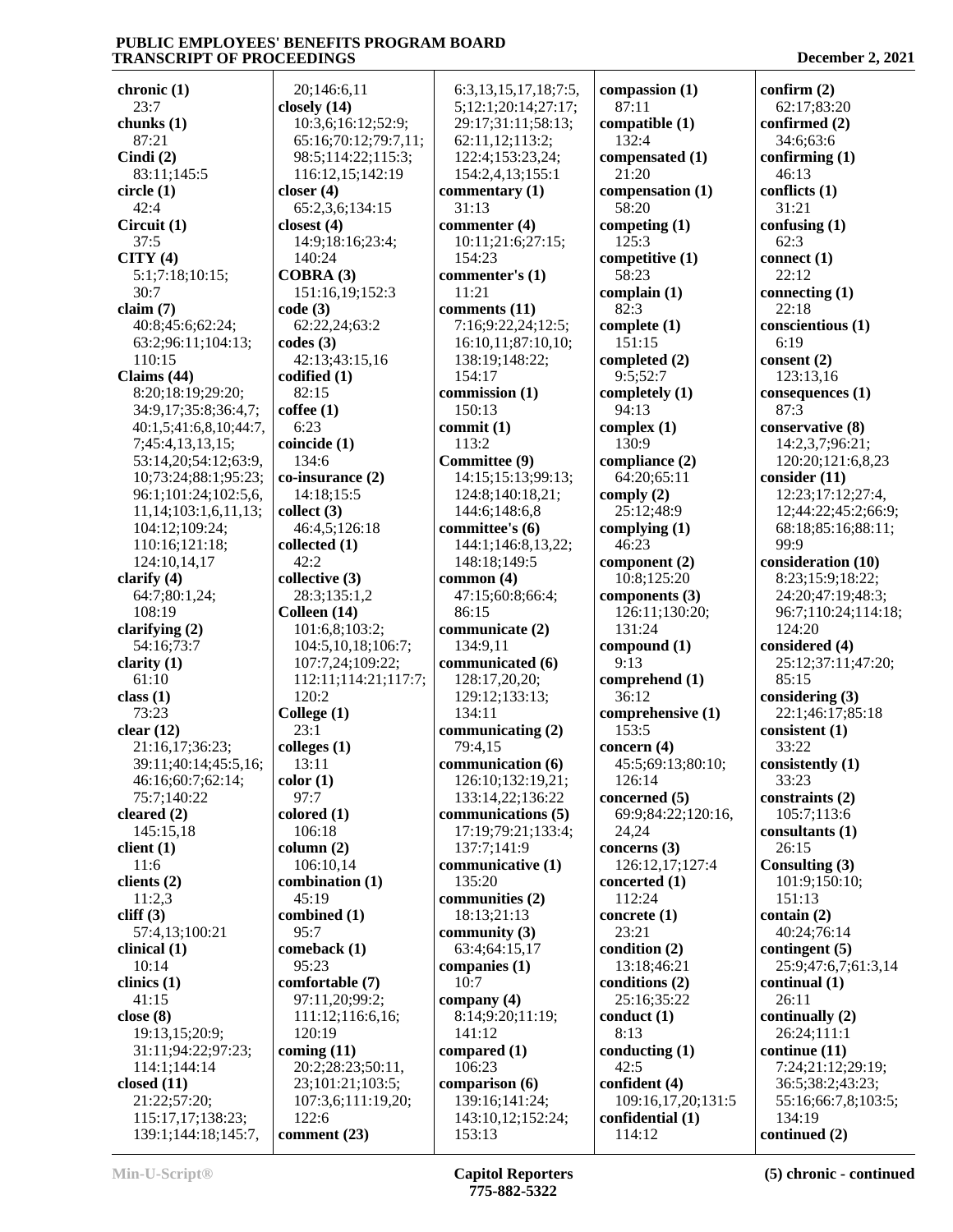**chronic (1)**
23:7
**chunks (1)**
87:21
**Cindi (2)**
83:11;145:5
**circle (1)**
42:4
**Circuit (1)**
37:5
**CITY (4)**
5:1;7:18;10:15;
30:7
**claim (7)**
40:8;45:6;62:24;
63:2;96:11;104:13;
110:15
**Claims (44)**
8:20;18:19;29:20;
34:9,17;35:8;36:4,7;
40:1,5;41:6,8,10;44:7,
7;45:4,13,13,15;
53:14,20;54:12;63:9,
10;73:24;88:1;95:23;
96:1;101:24;102:5,6,
11,14;103:1,6,11,13;
104:12;109:24;
110:16;121:18;
124:10,14,17
**clarify (4)**
64:7;80:1,24;
108:19
**clarifying (2)**
54:16;73:7
**clarity (1)**
61:10
**class (1)**
73:23
**clear (12)**
21:16,17;36:23;
39:11;40:14;45:5,16;
46:16;60:7;62:14;
75:7;140:22
**cleared (2)**
145:15,18
**client (1)**
11:6
**clients (2)**
11:2,3
**cliff (3)**
57:4,13;100:21
**clinical (1)**
10:14
**clinics (1)**
41:15
**close (8)**
19:13,15;20:9;
31:11;94:22;97:23;
114:1;144:14
**closed (11)**
21:22;57:20;
115:17,17;138:23;
139:1;144:18;145:7,
20;146:6,11
**closely (14)**
10:3,6;16:12;52:9;
65:16;70:12;79:7,11;
98:5;114:22;115:3;
116:12,15;142:19
**closer (4)**
65:2,3,6;134:15
**closest (4)**
14:9;18:16;23:4;
140:24
**COBRA (3)**
151:16,19;152:3
**code (3)**
62:22,24;63:2
**codes (3)**
42:13;43:15,16
**codified (1)**
82:15
**coffee (1)**
6:23
**coincide (1)**
134:6
**co-insurance (2)**
14:18;15:5
**collect (3)**
46:4,5;126:18
**collected (1)**
42:2
**collective (3)**
28:3;135:1,2
**Colleen (14)**
101:6,8;103:2;
104:5,10,18;106:7;
107:7,24;109:22;
112:11;114:21;117:7;
120:2
**College (1)**
23:1
**colleges (1)**
13:11
**color (1)**
97:7
**colored (1)**
106:18
**column (2)**
106:10,14
**combination (1)**
45:19
**combined (1)**
95:7
**comeback (1)**
95:23
**comfortable (7)**
97:11,20;99:2;
111:12;116:6,16;
120:19
**coming (11)**
20:2;28:23;50:11,
23;101:21;103:5;
107:3,6;111:19,20;
122:6
**comment (23)**
6:3,13,15,17,18;7:5,
5;12:1;20:14;27:17;
29:17;31:11;58:13;
62:11,12;113:2;
122:4;153:23,24;
154:2,4,13;155:1
**commentary (1)**
31:13
**commenter (4)**
10:11;21:6;27:15;
154:23
**commenter's (1)**
11:21
**comments (11)**
7:16;9:22,24;12:5;
16:10,11;87:10,10;
138:19;148:22;
154:17
**commission (1)**
150:13
**commit (1)**
113:2
**Committee (9)**
14:15;15:13;99:13;
124:8;140:18,21;
144:6;148:6,8
**committee's (6)**
144:1;146:8,13,22;
148:18;149:5
**common (4)**
47:15;60:8;66:4;
86:15
**communicate (2)**
134:9,11
**communicated (6)**
128:17,20,20;
129:12;133:13;
134:11
**communicating (2)**
79:4,15
**communication (6)**
126:10;132:19,21;
133:14,22;136:22
**communications (5)**
17:19;79:21;133:4;
137:7;141:9
**communicative (1)**
135:20
**communities (2)**
18:13;21:13
**community (3)**
63:4;64:15,17
**companies (1)**
10:7
**company (4)**
8:14;9:20;11:19;
141:12
**compared (1)**
106:23
**comparison (6)**
139:16;141:24;
143:10,12;152:24;
153:13
**compassion (1)**
87:11
**compatible (1)**
132:4
**compensated (1)**
21:20
**compensation (1)**
58:20
**competing (1)**
125:3
**competitive (1)**
58:23
**complain (1)**
82:3
**complete (1)**
151:15
**completed (2)**
9:5;52:7
**completely (1)**
94:13
**complex (1)**
130:9
**compliance (2)**
64:20;65:11
**comply (2)**
25:12;48:9
**complying (1)**
46:23
**component (2)**
10:8;125:20
**components (3)**
126:11;130:20;
131:24
**compound (1)**
9:13
**comprehend (1)**
36:12
**comprehensive (1)**
153:5
**concern (4)**
45:5;69:13;80:10;
126:14
**concerned (5)**
69:9;84:22;120:16,
24,24
**concerns (3)**
126:12,17;127:4
**concerted (1)**
112:24
**concrete (1)**
23:21
**condition (2)**
13:18;46:21
**conditions (2)**
25:16;35:22
**conduct (1)**
8:13
**conducting (1)**
42:5
**confident (4)**
109:16,17,20;131:5
**confidential (1)**
114:12
**confirm (2)**
62:17;83:20
**confirmed (2)**
34:6;63:6
**confirming (1)**
46:13
**conflicts (1)**
31:21
**confusing (1)**
62:3
**connect (1)**
22:12
**connecting (1)**
22:18
**conscientious (1)**
6:19
**consent (2)**
123:13,16
**consequences (1)**
87:3
**conservative (8)**
14:2,3,7;96:21;
120:20;121:6,8,23
**consider (11)**
12:23;17:12;27:4,
12;44:22;45:2;66:9;
68:18;85:16;88:11;
99:9
**consideration (10)**
8:23;15:9;18:22;
24:20;47:19;48:3;
96:7;110:24;114:18;
124:20
**considered (4)**
25:12;37:11;47:20;
85:15
**considering (3)**
22:1;46:17;85:18
**consistent (1)**
33:22
**consistently (1)**
33:23
**constraints (2)**
105:7;113:6
**consultants (1)**
26:15
**Consulting (3)**
101:9;150:10;
151:13
**contain (2)**
40:24;76:14
**contingent (5)**
25:9;47:6,7;61:3,14
**continual (1)**
26:11
**continually (2)**
26:24;111:1
**continue (11)**
7:24;21:12;29:19;
36:5;38:2;43:23;
55:16;66:7,8;103:5;
134:19
**continued (2)**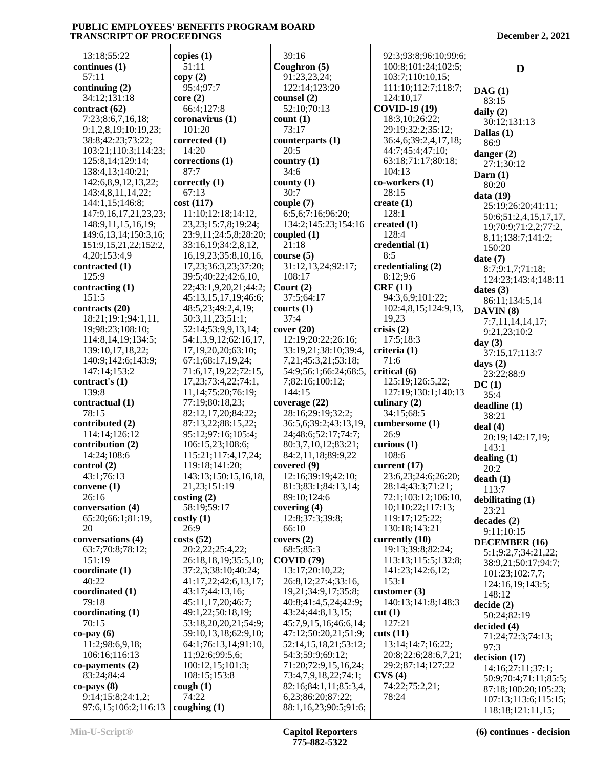13:18;55:22
**continues (1)**
57:11
**continuing (2)**
34:12;131:18
**contract (62)**
7:23;8:6,7,16,18;
9:1,2,8,19;10:19,23;
38:8;42:23;73:22;
103:21;110:3;114:23;
125:8,14;129:14;
138:4,13;140:21;
142:6,8,9,12,13,22;
143:4,8,11,14,22;
144:1,15;146:8;
147:9,16,17,21,23,23;
148:9,11,15,16,19;
149:6,13,14;150:3,16;
151:9,15,21,22;152:2,
4,20;153:4,9
**contracted (1)**
125:9
**contracting (1)**
151:5
**contracts (20)**
18:21;19:1;94:1,11,
19;98:23;108:10;
114:8,14,19;134:5;
139:10,17,18,22;
140:9;142:6;143:9;
147:14;153:2
**contract's (1)**
139:8
**contractual (1)**
78:15
**contributed (2)**
114:14;126:12
**contribution (2)**
14:24;108:6
**control (2)**
43:1;76:13
**convene (1)**
26:16
**conversation (4)**
65:20;66:1;81:19,
20
**conversations (4)**
63:7;70:8;78:12;
151:19
**coordinate (1)**
40:22
**coordinated (1)**
79:18
**coordinating (1)**
70:15
**co-pay (6)**
11:2;98:6,9,18;
106:16;116:13
**co-payments (2)**
83:24;84:4
**co-pays (8)**
9:14;15:8;24:1,2;
97:6,15;106:2;116:13
**copies (1)**
51:11
**copy (2)**
95:4;97:7
**core (2)**
66:4;127:8
**coronavirus (1)**
101:20
**corrected (1)**
14:20
**corrections (1)**
87:7
**correctly (1)**
67:13
**cost (117)**
11:10;12:18;14:12,
23,23;15:7,8;19:24;
23:9,11;24:5,8;28:20;
33:16,19;34:2,8,12,
16,19,23;35:8,10,16,
17,23;36:3,23;37:20;
39:5;40:22;42:6,10,
22;43:1,9,20,21;44:2;
45:13,15,17,19;46:6;
48:5,23;49:2,4,19;
50:3,11,23;51:1;
52:14;53:9,9,13,14;
54:1,3,9,12;62:16,17,
17,19,20,20;63:10;
67:1;68:17,19,24;
71:6,17,19,22;72:15,
17,23;73:4,22;74:1,
11,14;75:20;76:19;
77:19;80:18,23;
82:12,17,20;84:22;
87:13,22;88:15,22;
95:12;97:16;105:4;
106:15,23;108:6;
115:21;117:4,17,24;
119:18;141:20;
143:13;150:15,16,18,
21,23;151:19
**costing (2)**
58:19;59:17
**costly (1)**
26:9
**costs (52)**
20:2,22;25:4,22;
26:18,18,19;35:5,10;
37:2,3;38:10;40:24;
41:17,22;42:6,13,17;
43:17;44:13,16;
45:11,17,20;46:7;
49:1,22;50:18,19;
53:18,20,20,21;54:9;
59:10,13,18;62:9,10;
64:1;76:13,14;91:10,
11;92:6;99:5,6;
100:12,15;101:3;
108:15;153:8
**cough (1)**
74:22
**coughing (1)**
39:16
**Coughron (5)**
91:23,23,24;
122:14;123:20
**counsel (2)**
52:10;70:13
**count (1)**
73:17
**counterparts (1)**
20:5
**country (1)**
34:6
**county (1)**
30:7
**couple (7)**
6:5,6;7:16;96:20;
134:2;145:23;154:16
**coupled (1)**
21:18
**course (5)**
31:12,13,24;92:17;
108:17
**Court (2)**
37:5;64:17
**courts (1)**
37:4
**cover (20)**
12:19;20:22;26:16;
33:19,21;38:10;39:4,
7,21;45:3,21;53:18;
54:9;56:1;66:24;68:5,
7;82:16;100:12;
144:15
**coverage (22)**
28:16;29:19;32:2;
36:5,6;39:2;43:13,19,
24;48:6;52:17;74:7;
80:3,7,10,12;83:21;
84:2,11,18;89:9,22
**covered (9)**
12:16;39:19;42:10;
81:3;83:1;84:13,14;
89:10;124:6
**covering (4)**
12:8;37:3;39:8;
66:10
**covers (2)**
68:5;85:3
**COVID (79)**
13:17;20:10,22;
26:8,12;27:4;33:16,
19,21;34:9,17;35:8;
40:8;41:4,5,24;42:9;
43:24;44:8,13,15;
45:7,9,15,16;46:6,14;
47:12;50:20,21;51:9;
52:14,15,18,21;53:12;
54:3;59:9;69:12;
71:20;72:9,15,16,24;
73:4,7,9,18,22;74:1;
82:16;84:1,11;85:3,4,
6,23;86:20;87:22;
88:1,16,23;90:5;91:6;
92:3;93:8;96:10;99:6;
100:8;101:24;102:5;
103:7;110:10,15;
111:10;112:7;118:7;
124:10,17
**COVID-19 (19)**
18:3,10;26:22;
29:19;32:2;35:12;
36:4,6;39:2,4,17,18;
44:7;45:4;47:10;
63:18;71:17;80:18;
104:13
**co-workers (1)**
28:15
**create (1)**
128:1
**created (1)**
128:4
**credential (1)**
8:5
**credentialing (2)**
8:12;9:6
**CRF (11)**
94:3,6,9;101:22;
102:4,8,15;124:9,13,
19,23
**crisis (2)**
17:5;18:3
**criteria (1)**
71:6
**critical (6)**
125:19;126:5,22;
127:19;130:1;140:13
**culinary (2)**
34:15;68:5
**cumbersome (1)**
26:9
**curious (1)**
108:6
**current (17)**
23:6,23;24:6;26:20;
28:14;43:3;71:21;
72:1;103:12;106:10,
10;110:22;117:13;
119:17;125:22;
130:18;143:21
**currently (10)**
19:13;39:8;82:24;
113:13;115:5;132:8;
141:23;142:6,12;
153:1
**customer (3)**
140:13;141:8;148:3
**cut (1)**
127:21
**cuts (11)**
13:14;14:7;16:22;
20:8;22:6;28:6,7,21;
29:2;87:14;127:22
**CVS (4)**
74:22;75:2,21;
78:24

## D

**DAG (1)**
83:15
**daily (2)**
30:12;131:13
**Dallas (1)**
86:9
**danger (2)**
27:1;30:12
**Darn (1)**
80:20
**data (19)**
25:19;26:20;41:11;
50:6;51:2,4,15,17,17,
19;70:9;71:2,2;77:2,
8,11;138:7;141:2;
150:20
**date (7)**
8:7;9:1,7;71:18;
124:23;143:4;148:11
**dates (3)**
86:11;134:5,14
**DAVIN (8)**
7:7,11,14,14,17;
9:21,23;10:2
**day (3)**
37:15,17;113:7
**days (2)**
23:22;88:9
**DC (1)**
35:4
**deadline (1)**
38:21
**deal (4)**
20:19;142:17,19;
143:1
**dealing (1)**
20:2
**death (1)**
113:7
**debilitating (1)**
23:21
**decades (2)**
9:11;10:15
**DECEMBER (16)**
5:1;9:2,7;34:21,22;
38:9,21;50:17;94:7;
101:23;102:7,7;
124:16,19;143:5;
148:12
**decide (2)**
50:24;82:19
**decided (4)**
71:24;72:3;74:13;
97:3
**decision (17)**
14:16;27:11;37:1;
50:9;70:4;71:11;85:5;
87:18;100:20;105:23;
107:13;113:6;115:15;
118:18;121:11,15;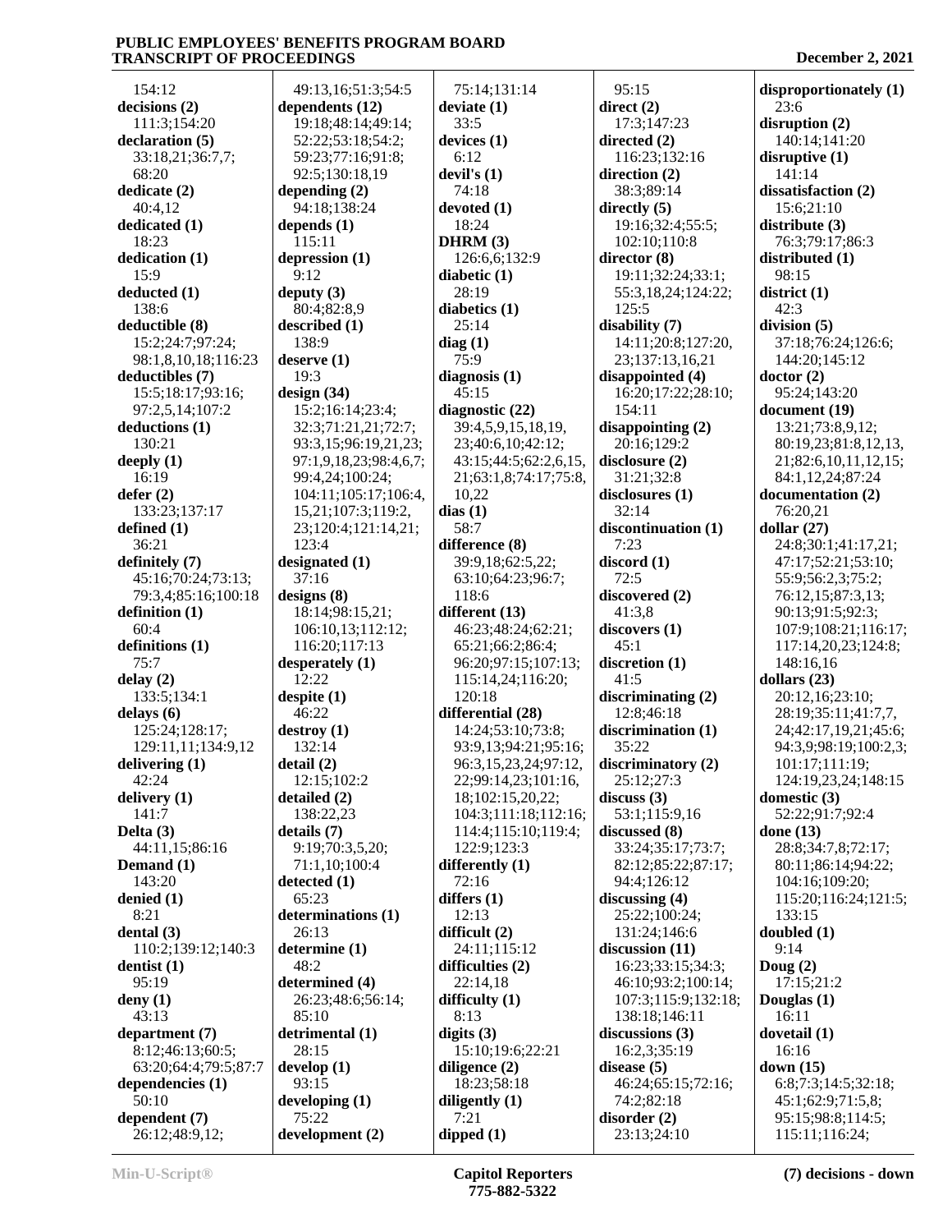154:12
**decisions (2)**
111:3;154:20
**declaration (5)**
33:18,21;36:7,7;
68:20
**dedicate (2)**
40:4,12
**dedicated (1)**
18:23
**dedication (1)**
15:9
**deducted (1)**
138:6
**deductible (8)**
15:2;24:7;97:24;
98:1,8,10,18;116:23
**deductibles (7)**
15:5;18:17;93:16;
97:2,5,14;107:2
**deductions (1)**
130:21
**deeply (1)**
16:19
**defer (2)**
133:23;137:17
**defined (1)**
36:21
**definitely (7)**
45:16;70:24;73:13;
79:3,4;85:16;100:18
**definition (1)**
60:4
**definitions (1)**
75:7
**delay (2)**
133:5;134:1
**delays (6)**
125:24;128:17;
129:11,11;134:9,12
**delivering (1)**
42:24
**delivery (1)**
141:7
**Delta (3)**
44:11,15;86:16
**Demand (1)**
143:20
**denied (1)**
8:21
**dental (3)**
110:2;139:12;140:3
**dentist (1)**
95:19
**deny (1)**
43:13
**department (7)**
8:12;46:13;60:5;
63:20;64:4;79:5;87:7
**dependencies (1)**
50:10
**dependent (7)**
26:12;48:9,12;
49:13,16;51:3;54:5
**dependents (12)**
19:18;48:14;49:14;
52:22;53:18;54:2;
59:23;77:16;91:8;
92:5;130:18,19
**depending (2)**
94:18;138:24
**depends (1)**
115:11
**depression (1)**
9:12
**deputy (3)**
80:4;82:8,9
**described (1)**
138:9
**deserve (1)**
19:3
**design (34)**
15:2;16:14;23:4;
32:3;71:21,21;72:7;
93:3,15;96:19,21,23;
97:1,9,18,23;98:4,6,7;
99:4,24;100:24;
104:11;105:17;106:4,
15,21;107:3;119:2,
23;120:4;121:14,21;
123:4
**designated (1)**
37:16
**designs (8)**
18:14;98:15,21;
106:10,13;112:12;
116:20;117:13
**desperately (1)**
12:22
**despite (1)**
46:22
**destroy (1)**
132:14
**detail (2)**
12:15;102:2
**detailed (2)**
138:22,23
**details (7)**
9:19;70:3,5,20;
71:1,10;100:4
**detected (1)**
65:23
**determinations (1)**
26:13
**determine (1)**
48:2
**determined (4)**
26:23;48:6;56:14;
85:10
**detrimental (1)**
28:15
**develop (1)**
93:15
**developing (1)**
75:22
**development (2)**
75:14;131:14
**deviate (1)**
33:5
**devices (1)**
6:12
**devil's (1)**
74:18
**devoted (1)**
18:24
**DHRM (3)**
126:6,6;132:9
**diabetic (1)**
28:19
**diabetics (1)**
25:14
**diag (1)**
75:9
**diagnosis (1)**
45:15
**diagnostic (22)**
39:4,5,9,15,18,19,
23;40:6,10;42:12;
43:15;44:5;62:2,6,15,
21;63:1,8;74:17;75:8,
10,22
**dias (1)**
58:7
**difference (8)**
39:9,18;62:5,22;
63:10;64:23;96:7;
118:6
**different (13)**
46:23;48:24;62:21;
65:21;66:2;86:4;
96:20;97:15;107:13;
115:14,24;116:20;
120:18
**differential (28)**
14:24;53:10;73:8;
93:9,13;94:21;95:16;
96:3,15,23,24;97:12,
22;99:14,23;101:16,
18;102:15,20,22;
104:3;111:18;112:16;
114:4;115:10;119:4;
122:9;123:3
**differently (1)**
72:16
**differs (1)**
12:13
**difficult (2)**
24:11;115:12
**difficulties (2)**
22:14,18
**difficulty (1)**
8:13
**digits (3)**
15:10;19:6;22:21
**diligence (2)**
18:23;58:18
**diligently (1)**
7:21
**dipped (1)**
95:15
**direct (2)**
17:3;147:23
**directed (2)**
116:23;132:16
**direction (2)**
38:3;89:14
**directly (5)**
19:16;32:4;55:5;
102:10;110:8
**director (8)**
19:11;32:24;33:1;
55:3,18,24;124:22;
125:5
**disability (7)**
14:11;20:8;127:20,
23;137:13,16,21
**disappointed (4)**
16:20;17:22;28:10;
154:11
**disappointing (2)**
20:16;129:2
**disclosure (2)**
31:21;32:8
**disclosures (1)**
32:14
**discontinuation (1)**
7:23
**discord (1)**
72:5
**discovered (2)**
41:3,8
**discovers (1)**
45:1
**discretion (1)**
41:5
**discriminating (2)**
12:8;46:18
**discrimination (1)**
35:22
**discriminatory (2)**
25:12;27:3
**discuss (3)**
53:1;115:9,16
**discussed (8)**
33:24;35:17;73:7;
82:12;85:22;87:17;
94:4;126:12
**discussing (4)**
25:22;100:24;
131:24;146:6
**discussion (11)**
16:23;33:15;34:3;
46:10;93:2;100:14;
107:3;115:9;132:18;
138:18;146:11
**discussions (3)**
16:2,3;35:19
**disease (5)**
46:24;65:15;72:16;
74:2;82:18
**disorder (2)**
23:13;24:10
**disproportionately (1)**
23:6
**disruption (2)**
140:14;141:20
**disruptive (1)**
141:14
**dissatisfaction (2)**
15:6;21:10
**distribute (3)**
76:3;79:17;86:3
**distributed (1)**
98:15
**district (1)**
42:3
**division (5)**
37:18;76:24;126:6;
144:20;145:12
**doctor (2)**
95:24;143:20
**document (19)**
13:21;73:8,9,12;
80:19,23;81:8,12,13,
21;82:6,10,11,12,15;
84:1,12,24;87:24
**documentation (2)**
76:20,21
**dollar (27)**
24:8;30:1;41:17,21;
47:17;52:21;53:10;
55:9;56:2,3;75:2;
76:12,15;87:3,13;
90:13;91:5;92:3;
107:9;108:21;116:17;
117:14,20,23;124:8;
148:16,16
**dollars (23)**
20:12,16;23:10;
28:19;35:11;41:7,7,
24;42:17,19,21;45:6;
94:3,9;98:19;100:2,3;
101:17;111:19;
124:19,23,24;148:15
**domestic (3)**
52:22;91:7;92:4
**done (13)**
28:8;34:7,8;72:17;
80:11;86:14;94:22;
104:16;109:20;
115:20;116:24;121:5;
133:15
**doubled (1)**
9:14
**Doug (2)**
17:15;21:2
**Douglas (1)**
16:11
**dovetail (1)**
16:16
**down (15)**
6:8;7:3;14:5;32:18;
45:1;62:9;71:5,8;
95:15;98:8;114:5;
115:11;116:24;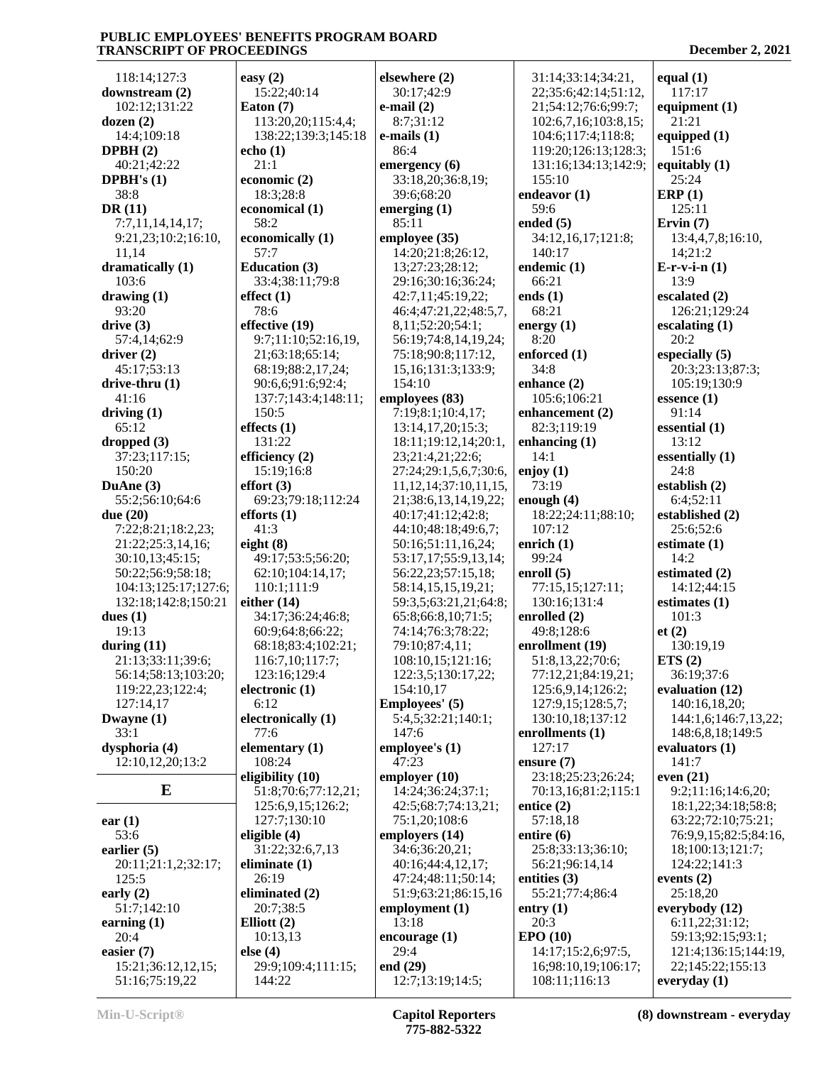118:14;127:3
**downstream (2)**
102:12;131:22
**dozen (2)**
14:4;109:18
**DPBH (2)**
40:21;42:22
**DPBH's (1)**
38:8
**DR (11)**
7:7,11,14,14,17;
9:21,23;10:2;16:10,
11,14
**dramatically (1)**
103:6
**drawing (1)**
93:20
**drive (3)**
57:4,14;62:9
**driver (2)**
45:17;53:13
**drive-thru (1)**
41:16
**driving (1)**
65:12
**dropped (3)**
37:23;117:15;
150:20
**DuAne (3)**
55:2;56:10;64:6
**due (20)**
7:22;8:21;18:2,23;
21:22;25:3,14,16;
30:10,13;45:15;
50:22;56:9;58:18;
104:13;125:17;127:6;
132:18;142:8;150:21
**dues (1)**
19:13
**during (11)**
21:13;33:11;39:6;
56:14;58:13;103:20;
119:22,23;122:4;
127:14,17
**Dwayne (1)**
33:1
**dysphoria (4)**
12:10,12,20;13:2

## E

**ear (1)**
53:6
**earlier (5)**
20:11;21:1,2;32:17;
125:5
**early (2)**
51:7;142:10
**earning (1)**
20:4
**easier (7)**
15:21;36:12,12,15;
51:16;75:19,22
**easy (2)**
15:22;40:14
**Eaton (7)**
113:20,20;115:4,4;
138:22;139:3;145:18
**echo (1)**
21:1
**economic (2)**
18:3;28:8
**economical (1)**
58:2
**economically (1)**
57:7
**Education (3)**
33:4;38:11;79:8
**effect (1)**
78:6
**effective (19)**
9:7;11:10;52:16,19,
21;63:18;65:14;
68:19;88:2,17,24;
90:6,6;91:6;92:4;
137:7;143:4;148:11;
150:5
**effects (1)**
131:22
**efficiency (2)**
15:19;16:8
**effort (3)**
69:23;79:18;112:24
**efforts (1)**
41:3
**eight (8)**
49:17;53:5;56:20;
62:10;104:14,17;
110:1;111:9
**either (14)**
34:17;36:24;46:8;
60:9;64:8;66:22;
68:18;83:4;102:21;
116:7,10;117:7;
123:16;129:4
**electronic (1)**
6:12
**electronically (1)**
77:6
**elementary (1)**
108:24
**eligibility (10)**
51:8;70:6;77:12,21;
125:6,9,15;126:2;
127:7;130:10
**eligible (4)**
31:22;32:6,7,13
**eliminate (1)**
26:19
**eliminated (2)**
20:7;38:5
**Elliott (2)**
10:13,13
**else (4)**
29:9;109:4;111:15;
144:22
**elsewhere (2)**
30:17;42:9
**e-mail (2)**
8:7;31:12
**e-mails (1)**
86:4
**emergency (6)**
33:18,20;36:8,19;
39:6;68:20
**emerging (1)**
85:11
**employee (35)**
14:20;21:8;26:12,
13;27:23;28:12;
29:16;30:16;36:24;
42:7,11;45:19,22;
46:4;47:21,22;48:5,7,
8,11;52:20;54:1;
56:19;74:8,14,19,24;
75:18;90:8;117:12,
15,16;131:3;133:9;
154:10
**employees (83)**
7:19;8:1;10:4,17;
13:14,17,20;15:3;
18:11;19:12,14;20:1,
23;21:4,21;22:6;
27:24;29:1,5,6,7;30:6,
11,12,14;37:10,11,15,
21;38:6,13,14,19,22;
40:17;41:12;42:8;
44:10;48:18;49:6,7;
50:16;51:11,16,24;
53:17,17;55:9,13,14;
56:22,23;57:15,18;
58:14,15,15,19,21;
59:3,5;63:21,21;64:8;
65:8;66:8,10;71:5;
74:14;76:3;78:22;
79:10;87:4,11;
108:10,15;121:16;
122:3,5;130:17,22;
154:10,17
**Employees' (5)**
5:4,5;32:21;140:1;
147:6
**employee's (1)**
47:23
**employer (10)**
14:24;36:24;37:1;
42:5;68:7;74:13,21;
75:1,20;108:6
**employers (14)**
34:6;36:20,21;
40:16;44:4,12,17;
47:24;48:11;50:14;
51:9;63:21;86:15,16
**employment (1)**
13:18
**encourage (1)**
29:4
**end (29)**
12:7;13:19;14:5;
31:14;33:14;34:21,
22;35:6;42:14;51:12,
21;54:12;76:6;99:7;
102:6,7,16;103:8,15;
104:6;117:4;118:8;
119:20;126:13;128:3;
131:16;134:13;142:9;
155:10
**endeavor (1)**
59:6
**ended (5)**
34:12,16,17;121:8;
140:17
**endemic (1)**
66:21
**ends (1)**
68:21
**energy (1)**
8:20
**enforced (1)**
34:8
**enhance (2)**
105:6;106:21
**enhancement (2)**
82:3;119:19
**enhancing (1)**
14:1
**enjoy (1)**
73:19
**enough (4)**
18:22;24:11;88:10;
107:12
**enrich (1)**
99:24
**enroll (5)**
77:15,15;127:11;
130:16;131:4
**enrolled (2)**
49:8;128:6
**enrollment (19)**
51:8,13,22;70:6;
77:12,21;84:19,21;
125:6,9,14;126:2;
127:9,15;128:5,7;
130:10,18;137:12
**enrollments (1)**
127:17
**ensure (7)**
23:18;25:23;26:24;
70:13,16;81:2;115:1
**entice (2)**
57:18,18
**entire (6)**
25:8;33:13;36:10;
56:21;96:14,14
**entities (3)**
55:21;77:4;86:4
**entry (1)**
20:3
**EPO (10)**
14:17;15:2,6;97:5,
16;98:10,19;106:17;
108:11;116:13
**equal (1)**
117:17
**equipment (1)**
21:21
**equipped (1)**
151:6
**equitably (1)**
25:24
**ERP (1)**
125:11
**Ervin (7)**
13:4,4,7,8;16:10,
14;21:2
**E-r-v-i-n (1)**
13:9
**escalated (2)**
126:21;129:24
**escalating (1)**
20:2
**especially (5)**
20:3;23:13;87:3;
105:19;130:9
**essence (1)**
91:14
**essential (1)**
13:12
**essentially (1)**
24:8
**establish (2)**
6:4;52:11
**established (2)**
25:6;52:6
**estimate (1)**
14:2
**estimated (2)**
14:12;44:15
**estimates (1)**
101:3
**et (2)**
130:19,19
**ETS (2)**
36:19;37:6
**evaluation (12)**
140:16,18,20;
144:1,6;146:7,13,22;
148:6,8,18;149:5
**evaluators (1)**
141:7
**even (21)**
9:2;11:16;14:6,20;
18:1,22;34:18;58:8;
63:22;72:10;75:21;
76:9,9,15;82:5;84:16,
18;100:13;121:7;
124:22;141:3
**events (2)**
25:18,20
**everybody (12)**
6:11,22;31:12;
59:13;92:15;93:1;
121:4;136:15;144:19,
22;145:22;155:13
**everyday (1)**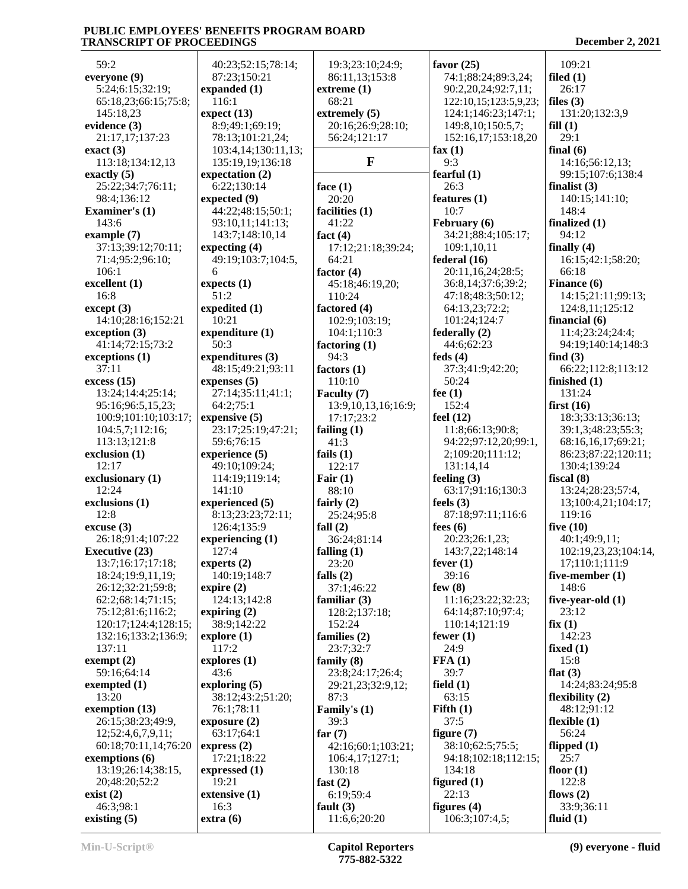59:2
**everyone (9)**
5:24;6:15;32:19;
65:18,23;66:15;75:8;
145:18,23
**evidence (3)**
21:17,17;137:23
**exact (3)**
113:18;134:12,13
**exactly (5)**
25:22;34:7;76:11;
98:4;136:12
**Examiner's (1)**
143:6
**example (7)**
37:13;39:12;70:11;
71:4;95:2;96:10;
106:1
**excellent (1)**
16:8
**except (3)**
14:10;28:16;152:21
**exception (3)**
41:14;72:15;73:2
**exceptions (1)**
37:11
**excess (15)**
13:24;14:4;25:14;
95:16;96:5,15,23;
100:9;101:10;103:17;
104:5,7;112:16;
113:13;121:8
**exclusion (1)**
12:17
**exclusionary (1)**
12:24
**exclusions (1)**
12:8
**excuse (3)**
26:18;91:4;107:22
**Executive (23)**
13:7;16:17;17:18;
18:24;19:9,11,19;
26:12;32:21;59:8;
62:2;68:14;71:15;
75:12;81:6;116:2;
120:17;124:4;128:15;
132:16;133:2;136:9;
137:11
**exempt (2)**
59:16;64:14
**exempted (1)**
13:20
**exemption (13)**
26:15;38:23;49:9,
12;52:4,6,7,9,11;
60:18;70:11,14;76:20
**exemptions (6)**
13:19;26:14;38:15,
20;48:20;52:2
**exist (2)**
46:3;98:1
**existing (5)**
40:23;52:15;78:14;
87:23;150:21
**expanded (1)**
116:1
**expect (13)**
8:9;49:1;69:19;
78:13;101:21,24;
103:4,14;130:11,13;
135:19,19;136:18
**expectation (2)**
6:22;130:14
**expected (9)**
44:22;48:15;50:1;
93:10,11;141:13;
143:7;148:10,14
**expecting (4)**
49:19;103:7;104:5,
6
**expects (1)**
51:2
**expedited (1)**
10:21
**expenditure (1)**
50:3
**expenditures (3)**
48:15;49:21;93:11
**expenses (5)**
27:14;35:11;41:1;
64:2;75:1
**expensive (5)**
23:17;25:19;47:21;
59:6;76:15
**experience (5)**
49:10;109:24;
114:19;119:14;
141:10
**experienced (5)**
8:13;23:23;72:11;
126:4;135:9
**experiencing (1)**
127:4
**experts (2)**
140:19;148:7
**expire (2)**
124:13;142:8
**expiring (2)**
38:9;142:22
**explore (1)**
117:2
**explores (1)**
43:6
**exploring (5)**
38:12;43:2;51:20;
76:1;78:11
**exposure (2)**
63:17;64:1
**express (2)**
17:21;18:22
**expressed (1)**
19:21
**extensive (1)**
16:3
**extra (6)**
19:3;23:10;24:9;
86:11,13;153:8
**extreme (1)**
68:21
**extremely (5)**
20:16;26:9;28:10;
56:24;121:17

## F

**face (1)**
20:20
**facilities (1)**
41:22
**fact (4)**
17:12;21:18;39:24;
64:21
**factor (4)**
45:18;46:19,20;
110:24
**factored (4)**
102:9;103:19;
104:1;110:3
**factoring (1)**
94:3
**factors (1)**
110:10
**Faculty (7)**
13:9,10,13,16;16:9;
17:17;23:2
**failing (1)**
41:3
**fails (1)**
122:17
**Fair (1)**
88:10
**fairly (2)**
25:24;95:8
**fall (2)**
36:24;81:14
**falling (1)**
23:20
**falls (2)**
37:1;46:22
**familiar (3)**
128:2;137:18;
152:24
**families (2)**
23:7;32:7
**family (8)**
23:8;24:17;26:4;
29:21,23;32:9,12;
87:3
**Family's (1)**
39:3
**far (7)**
42:16;60:1;103:21;
106:4,17;127:1;
130:18
**fast (2)**
6:19;59:4
**fault (3)**
11:6,6;20:20
**favor (25)**
74:1;88:24;89:3,24;
90:2,20,24;92:7,11;
122:10,15;123:5,9,23;
124:1;146:23;147:1;
149:8,10;150:5,7;
152:16,17;153:18,20
**fax (1)**
9:3
**fearful (1)**
26:3
**features (1)**
10:7
**February (6)**
34:21;88:4;105:17;
109:1,10,11
**federal (16)**
20:11,16,24;28:5;
36:8,14;37:6;39:2;
47:18;48:3;50:12;
64:13,23;72:2;
101:24;124:7
**federally (2)**
44:6;62:23
**feds (4)**
37:3;41:9;42:20;
50:24
**fee (1)**
152:4
**feel (12)**
11:8;66:13;90:8;
94:22;97:12,20;99:1,
2;109:20;111:12;
131:14,14
**feeling (3)**
63:17;91:16;130:3
**feels (3)**
87:18;97:11;116:6
**fees (6)**
20:23;26:1,23;
143:7,22;148:14
**fever (1)**
39:16
**few (8)**
11:16;23:22;32:23;
64:14;87:10;97:4;
110:14;121:19
**fewer (1)**
24:9
**FFA (1)**
39:7
**field (1)**
63:15
**Fifth (1)**
37:5
**figure (7)**
38:10;62:5;75:5;
94:18;102:18;112:15;
134:18
**figured (1)**
22:13
**figures (4)**
106:3;107:4,5;
109:21
**filed (1)**
26:17
**files (3)**
131:20;132:3,9
**fill (1)**
29:1
**final (6)**
14:16;56:12,13;
99:15;107:6;138:4
**finalist (3)**
140:15;141:10;
148:4
**finalized (1)**
94:12
**finally (4)**
16:15;42:1;58:20;
66:18
**Finance (6)**
14:15;21:11;99:13;
124:8,11;125:12
**financial (6)**
11:4;23:24;24:4;
94:19;140:14;148:3
**find (3)**
66:22;112:8;113:12
**finished (1)**
131:24
**first (16)**
18:3;33:13;36:13;
39:1,3;48:23;55:3;
68:16,16,17;69:21;
86:23;87:22;120:11;
130:4;139:24
**fiscal (8)**
13:24;28:23;57:4,
13;100:4,21;104:17;
119:16
**five (10)**
40:1;49:9,11;
102:19,23,23;104:14,
17;110:1;111:9
**five-member (1)**
148:6
**five-year-old (1)**
23:12
**fix (1)**
142:23
**fixed (1)**
15:8
**flat (3)**
14:24;83:24;95:8
**flexibility (2)**
48:12;91:12
**flexible (1)**
56:24
**flipped (1)**
25:7
**floor (1)**
122:8
**flows (2)**
33:9;36:11
**fluid (1)**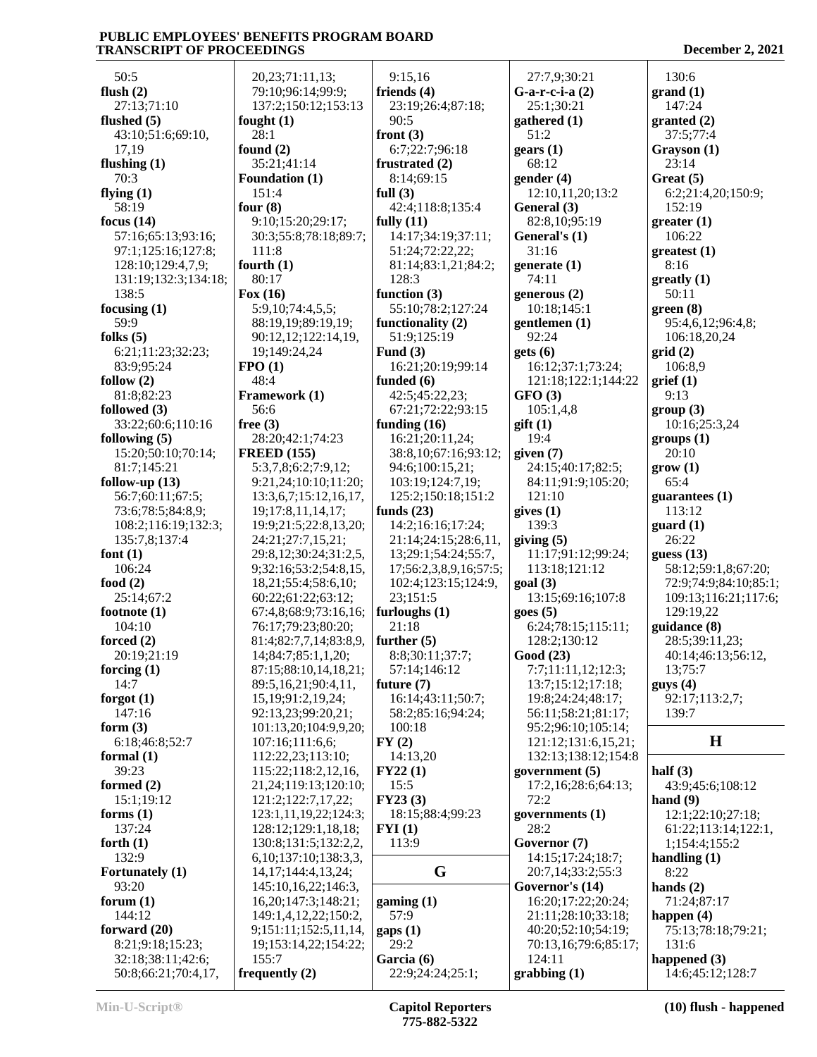50:5
**flush (2)**
27:13;71:10
**flushed (5)**
43:10;51:6;69:10,
17,19
**flushing (1)**
70:3
**flying (1)**
58:19
**focus (14)**
57:16;65:13;93:16;
97:1;125:16;127:8;
128:10;129:4,7,9;
131:19;132:3;134:18;
138:5
**focusing (1)**
59:9
**folks (5)**
6:21;11:23;32:23;
83:9;95:24
**follow (2)**
81:8;82:23
**followed (3)**
33:22;60:6;110:16
**following (5)**
15:20;50:10;70:14;
81:7;145:21
**follow-up (13)**
56:7;60:11;67:5;
73:6;78:5;84:8,9;
108:2;116:19;132:3;
135:7,8;137:4
**font (1)**
106:24
**food (2)**
25:14;67:2
**footnote (1)**
104:10
**forced (2)**
20:19;21:19
**forcing (1)**
14:7
**forgot (1)**
147:16
**form (3)**
6:18;46:8;52:7
**formal (1)**
39:23
**formed (2)**
15:1;19:12
**forms (1)**
137:24
**forth (1)**
132:9
**Fortunately (1)**
93:20
**forum (1)**
144:12
**forward (20)**
8:21;9:18;15:23;
32:18;38:11;42:6;
50:8;66:21;70:4,17,
20,23;71:11,13;
79:10;96:14;99:9;
137:2;150:12;153:13
**fought (1)**
28:1
**found (2)**
35:21;41:14
**Foundation (1)**
151:4
**four (8)**
9:10;15:20;29:17;
30:3;55:8;78:18;89:7;
111:8
**fourth (1)**
80:17
**Fox (16)**
5:9,10;74:4,5,5;
88:19,19;89:19,19;
90:12,12;122:14,19,
19;149:24,24
**FPO (1)**
48:4
**Framework (1)**
56:6
**free (3)**
28:20;42:1;74:23
**FREED (155)**
5:3,7,8;6:2;7:9,12;
9:21,24;10:10;11:20;
13:3,6,7;15:12,16,17,
19;17:8,11,14,17;
19:9;21:5;22:8,13,20;
24:21;27:7,15,21;
29:8,12;30:24;31:2,5,
9;32:16;53:2;54:8,15,
18,21;55:4;58:6,10;
60:22;61:22;63:12;
67:4,8;68:9;73:16,16;
76:17;79:23;80:20;
81:4;82:7,7,14;83:8,9,
14;84:7;85:1,1,20;
87:15;88:10,14,18,21;
89:5,16,21;90:4,11,
15,19;91:2,19,24;
92:13,23;99:20,21;
101:13,20;104:9,9,20;
107:16;111:6,6;
112:22,23;113:10;
115:22;118:2,12,16,
21,24;119:13;120:10;
121:2;122:7,17,22;
123:1,11,19,22;124:3;
128:12;129:1,18,18;
130:8;131:5;132:2,2,
6,10;137:10;138:3,3,
14,17;144:4,13,24;
145:10,16,22;146:3,
16,20;147:3;148:21;
149:1,4,12,22;150:2,
9;151:11;152:5,11,14,
19;153:14,22;154:22;
155:7
**frequently (2)**
9:15,16
**friends (4)**
23:19;26:4;87:18;
90:5
**front (3)**
6:7;22:7;96:18
**frustrated (2)**
8:14;69:15
**full (3)**
42:4;118:8;135:4
**fully (11)**
14:17;34:19;37:11;
51:24;72:22,22;
81:14;83:1,21;84:2;
128:3
**function (3)**
55:10;78:2;127:24
**functionality (2)**
51:9;125:19
**Fund (3)**
16:21;20:19;99:14
**funded (6)**
42:5;45:22,23;
67:21;72:22;93:15
**funding (16)**
16:21;20:11,24;
38:8,10;67:16;93:12;
94:6;100:15,21;
103:19;124:7,19;
125:2;150:18;151:2
**funds (23)**
14:2;16:16;17:24;
21:14;24:15;28:6,11,
13;29:1;54:24;55:7,
17;56:2,3,8,9,16;57:5;
102:4;123:15;124:9,
23;151:5
**furloughs (1)**
21:18
**further (5)**
8:8;30:11;37:7;
57:14;146:12
**future (7)**
16:14;43:11;50:7;
58:2;85:16;94:24;
100:18
**FY (2)**
14:13,20
**FY22 (1)**
15:5
**FY23 (3)**
18:15;88:4;99:23
**FYI (1)**
113:9

## G

**gaming (1)**
57:9
**gaps (1)**
29:2
**Garcia (6)**
22:9;24:24;25:1;
27:7,9;30:21
**G-a-r-c-i-a (2)**
25:1;30:21
**gathered (1)**
51:2
**gears (1)**
68:12
**gender (4)**
12:10,11,20;13:2
**General (3)**
82:8,10;95:19
**General's (1)**
31:16
**generate (1)**
74:11
**generous (2)**
10:18;145:1
**gentlemen (1)**
92:24
**gets (6)**
16:12;37:1;73:24;
121:18;122:1;144:22
**GFO (3)**
105:1,4,8
**gift (1)**
19:4
**given (7)**
24:15;40:17;82:5;
84:11;91:9;105:20;
121:10
**gives (1)**
139:3
**giving (5)**
11:17;91:12;99:24;
113:18;121:12
**goal (3)**
13:15;69:16;107:8
**goes (5)**
6:24;78:15;115:11;
128:2;130:12
**Good (23)**
7:7;11:11,12;12:3;
13:7;15:12;17:18;
19:8;24:24;48:17;
56:11;58:21;81:17;
95:2;96:10;105:14;
121:12;131:6,15,21;
132:13;138:12;154:8
**government (5)**
17:2,16;28:6;64:13;
72:2
**governments (1)**
28:2
**Governor (7)**
14:15;17:24;18:7;
20:7,14;33:2;55:3
**Governor's (14)**
16:20;17:22;20:24;
21:11;28:10;33:18;
40:20;52:10;54:19;
70:13,16;79:6;85:17;
124:11
**grabbing (1)**
130:6
**grand (1)**
147:24
**granted (2)**
37:5;77:4
**Grayson (1)**
23:14
**Great (5)**
6:2;21:4,20;150:9;
152:19
**greater (1)**
106:22
**greatest (1)**
8:16
**greatly (1)**
50:11
**green (8)**
95:4,6,12;96:4,8;
106:18,20,24
**grid (2)**
106:8,9
**grief (1)**
9:13
**group (3)**
10:16;25:3,24
**groups (1)**
20:10
**grow (1)**
65:4
**guarantees (1)**
113:12
**guard (1)**
26:22
**guess (13)**
58:12;59:1,8;67:20;
72:9;74:9;84:10;85:1;
109:13;116:21;117:6;
129:19,22
**guidance (8)**
28:5;39:11,23;
40:14;46:13;56:12,
13;75:7
**guys (4)**
92:17;113:2,7;
139:7

## H

**half (3)**
43:9;45:6;108:12
**hand (9)**
12:1;22:10;27:18;
61:22;113:14;122:1,
1;154:4;155:2
**handling (1)**
8:22
**hands (2)**
71:24;87:17
**happen (4)**
75:13;78:18;79:21;
131:6
**happened (3)**
14:6;45:12;128:7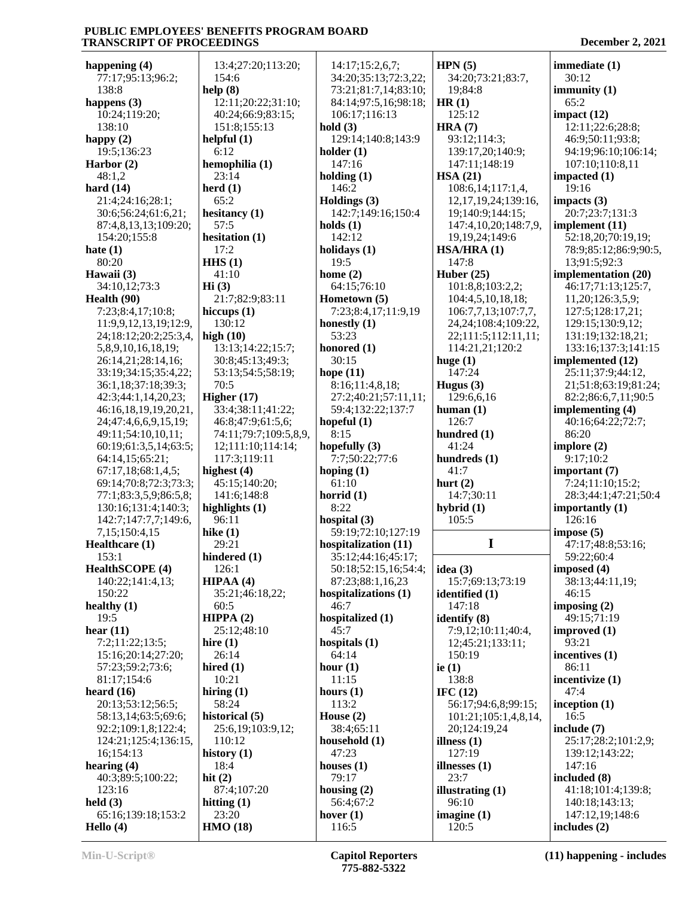**happening (4)**
77:17;95:13;96:2;
138:8
**happens (3)**
10:24;119:20;
138:10
**happy (2)**
19:5;136:23
**Harbor (2)**
48:1,2
**hard (14)**
21:4;24:16;28:1;
30:6;56:24;61:6,21;
87:4,8,13,13;109:20;
154:20;155:8
**hate (1)**
80:20
**Hawaii (3)**
34:10,12;73:3
**Health (90)**
7:23;8:4,17;10:8;
11:9,9,12,13,19;12:9,
24;18:12;20:2;25:3,4,
5,8,9,10,16,18,19;
26:14,21;28:14,16;
33:19;34:15;35:4,22;
36:1,18;37:18;39:3;
42:3;44:1,14,20,23;
46:16,18,19,19,20,21,
24;47:4,6,6,9,15,19;
49:11;54:10,10,11;
60:19;61:3,5,14;63:5;
64:14,15;65:21;
67:17,18;68:1,4,5;
69:14;70:8;72:3;73:3;
77:1;83:3,5,9;86:5,8;
130:16;131:4;140:3;
142:7;147:7,7;149:6,
7,15;150:4,15
**Healthcare (1)**
153:1
**HealthSCOPE (4)**
140:22;141:4,13;
150:22
**healthy (1)**
19:5
**hear (11)**
7:2;11:22;13:5;
15:16;20:14;27:20;
57:23;59:2;73:6;
81:17;154:6
**heard (16)**
20:13;53:12;56:5;
58:13,14;63:5;69:6;
92:2;109:1,8;122:4;
124:21;125:4;136:15,
16;154:13
**hearing (4)**
40:3;89:5;100:22;
123:16
**held (3)**
65:16;139:18;153:2
**Hello (4)**
13:4;27:20;113:20;
154:6
**help (8)**
12:11;20:22;31:10;
40:24;66:9;83:15;
151:8;155:13
**helpful (1)**
6:12
**hemophilia (1)**
23:14
**herd (1)**
65:2
**hesitancy (1)**
57:5
**hesitation (1)**
17:2
**HHS (1)**
41:10
**Hi (3)**
21:7;82:9;83:11
**hiccups (1)**
130:12
**high (10)**
13:13;14:22;15:7;
30:8;45:13;49:3;
53:13;54:5;58:19;
70:5
**Higher (17)**
33:4;38:11;41:22;
46:8;47:9;61:5,6;
74:11;79:7;109:5,8,9,
12;111:10;114:14;
117:3;119:11
**highest (4)**
45:15;140:20;
141:6;148:8
**highlights (1)**
96:11
**hike (1)**
29:21
**hindered (1)**
126:1
**HIPAA (4)**
35:21;46:18,22;
60:5
**HIPPA (2)**
25:12;48:10
**hire (1)**
26:14
**hired (1)**
10:21
**hiring (1)**
58:24
**historical (5)**
25:6,19;103:9,12;
110:12
**history (1)**
18:4
**hit (2)**
87:4;107:20
**hitting (1)**
23:20
**HMO (18)**
14:17;15:2,6,7;
34:20;35:13;72:3,22;
73:21;81:7,14;83:10;
84:14;97:5,16;98:18;
106:17;116:13
**hold (3)**
129:14;140:8;143:9
**holder (1)**
147:16
**holding (1)**
146:2
**Holdings (3)**
142:7;149:16;150:4
**holds (1)**
142:12
**holidays (1)**
19:5
**home (2)**
64:15;76:10
**Hometown (5)**
7:23;8:4,17;11:9,19
**honestly (1)**
53:23
**honored (1)**
30:15
**hope (11)**
8:16;11:4,8,18;
27:2;40:21;57:11,11;
59:4;132:22;137:7
**hopeful (1)**
8:15
**hopefully (3)**
7:7;50:22;77:6
**hoping (1)**
61:10
**horrid (1)**
8:22
**hospital (3)**
59:19;72:10;127:19
**hospitalization (11)**
35:12;44:16;45:17;
50:18;52:15,16;54:4;
87:23;88:1,16,23
**hospitalizations (1)**
46:7
**hospitalized (1)**
45:7
**hospitals (1)**
64:14
**hour (1)**
11:15
**hours (1)**
113:2
**House (2)**
38:4;65:11
**household (1)**
47:23
**houses (1)**
79:17
**housing (2)**
56:4;67:2
**hover (1)**
116:5
**HPN (5)**
34:20;73:21;83:7,
19;84:8
**HR (1)**
125:12
**HRA (7)**
93:12;114:3;
139:17,20;140:9;
147:11;148:19
**HSA (21)**
108:6,14;117:1,4,
12,17,19,24;139:16,
19;140:9;144:15;
147:4,10,20;148:7,9,
19,19,24;149:6
**HSA/HRA (1)**
147:8
**Huber (25)**
101:8,8;103:2,2;
104:4,5,10,18,18;
106:7,7,13;107:7,7,
24,24;108:4;109:22,
22;111:5;112:11,11;
114:21,21;120:2
**huge (1)**
147:24
**Hugus (3)**
129:6,6,16
**human (1)**
126:7
**hundred (1)**
41:24
**hundreds (1)**
41:7
**hurt (2)**
14:7;30:11
**hybrid (1)**
105:5

## I

**idea (3)**
15:7;69:13;73:19
**identified (1)**
147:18
**identify (8)**
7:9,12;10:11;40:4,
12;45:21;133:11;
150:19
**ie (1)**
138:8
**IFC (12)**
56:17;94:6,8;99:15;
101:21;105:1,4,8,14,
20;124:19,24
**illness (1)**
127:19
**illnesses (1)**
23:7
**illustrating (1)**
96:10
**imagine (1)**
120:5
**immediate (1)**
30:12
**immunity (1)**
65:2
**impact (12)**
12:11;22:6;28:8;
46:9;50:11;93:8;
94:19;96:10;106:14;
107:10;110:8,11
**impacted (1)**
19:16
**impacts (3)**
20:7;23:7;131:3
**implement (11)**
52:18,20;70:19,19;
78:9;85:12;86:9;90:5,
13;91:5;92:3
**implementation (20)**
46:17;71:13;125:7,
11,20;126:3,5,9;
127:5;128:17,21;
129:15;130:9,12;
131:19;132:18,21;
133:16;137:3;141:15
**implemented (12)**
25:11;37:9;44:12,
21;51:8;63:19;81:24;
82:2;86:6,7,11;90:5
**implementing (4)**
40:16;64:22;72:7;
86:20
**implore (2)**
9:17;10:2
**important (7)**
7:24;11:10;15:2;
28:3;44:1;47:21;50:4
**importantly (1)**
126:16
**impose (5)**
47:17;48:8;53:16;
59:22;60:4
**imposed (4)**
38:13;44:11,19;
46:15
**imposing (2)**
49:15;71:19
**improved (1)**
93:21
**incentives (1)**
86:11
**incentivize (1)**
47:4
**inception (1)**
16:5
**include (7)**
25:17;28:2;101:2,9;
139:12;143:22;
147:16
**included (8)**
41:18;101:4;139:8;
140:18;143:13;
147:12,19;148:6
**includes (2)**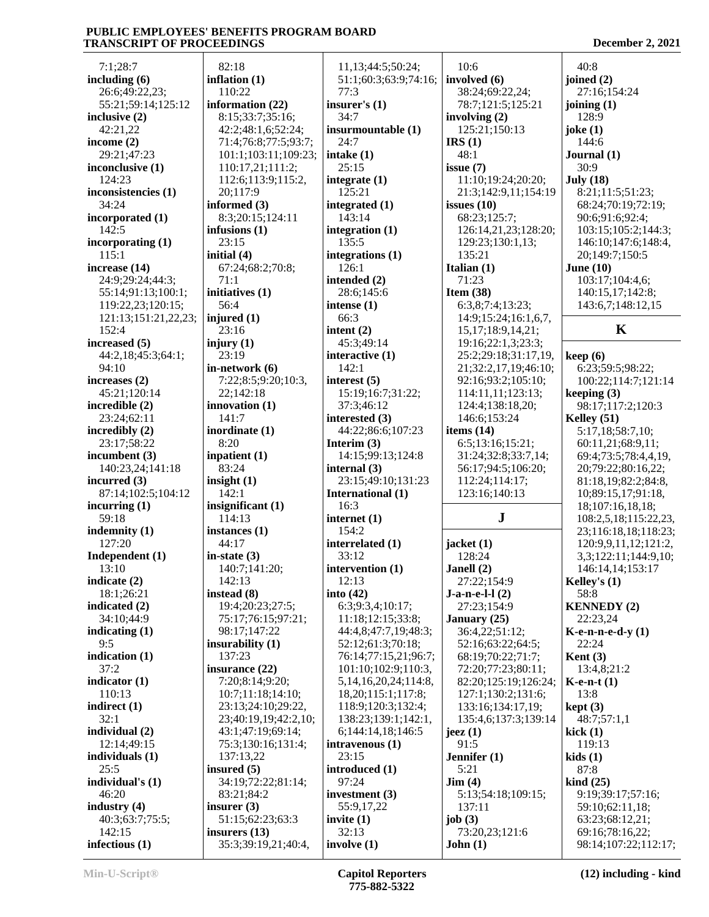7:1;28:7
**including (6)**
26:6;49:22,23;
55:21;59:14;125:12
**inclusive (2)**
42:21,22
**income (2)**
29:21;47:23
**inconclusive (1)**
124:23
**inconsistencies (1)**
34:24
**incorporated (1)**
142:5
**incorporating (1)**
115:1
**increase (14)**
24:9;29:24;44:3;
55:14;91:13;100:1;
119:22,23;120:15;
121:13;151:21,22,23;
152:4
**increased (5)**
44:2,18;45:3;64:1;
94:10
**increases (2)**
45:21;120:14
**incredible (2)**
23:24;62:11
**incredibly (2)**
23:17;58:22
**incumbent (3)**
140:23,24;141:18
**incurred (3)**
87:14;102:5;104:12
**incurring (1)**
59:18
**indemnity (1)**
127:20
**Independent (1)**
13:10
**indicate (2)**
18:1;26:21
**indicated (2)**
34:10;44:9
**indicating (1)**
9:5
**indication (1)**
37:2
**indicator (1)**
110:13
**indirect (1)**
32:1
**individual (2)**
12:14;49:15
**individuals (1)**
25:5
**individual's (1)**
46:20
**industry (4)**
40:3;63:7;75:5;
142:15
**infectious (1)**
82:18
**inflation (1)**
110:22
**information (22)**
8:15;33:7;35:16;
42:2;48:1,6;52:24;
71:4;76:8;77:5;93:7;
101:1;103:11;109:23;
110:17,21;111:2;
112:6;113:9;115:2,
20;117:9
**informed (3)**
8:3;20:15;124:11
**infusions (1)**
23:15
**initial (4)**
67:24;68:2;70:8;
71:1
**initiatives (1)**
56:4
**injured (1)**
23:16
**injury (1)**
23:19
**in-network (6)**
7:22;8:5;9:20;10:3,
22;142:18
**innovation (1)**
141:7
**inordinate (1)**
8:20
**inpatient (1)**
83:24
**insight (1)**
142:1
**insignificant (1)**
114:13
**instances (1)**
44:17
**in-state (3)**
140:7;141:20;
142:13
**instead (8)**
19:4;20:23;27:5;
75:17;76:15;97:21;
98:17;147:22
**insurability (1)**
137:23
**insurance (22)**
7:20;8:14;9:20;
10:7;11:18;14:10;
23:13;24:10;29:22,
23;40:19,19;42:2,10;
43:1;47:19;69:14;
75:3;130:16;131:4;
137:13,22
**insured (5)**
34:19;72:22;81:14;
83:21;84:2
**insurer (3)**
51:15;62:23;63:3
**insurers (13)**
35:3;39:19,21;40:4,
11,13;44:5;50:24;
51:1;60:3;63:9;74:16;
77:3
**insurer's (1)**
34:7
**insurmountable (1)**
24:7
**intake (1)**
25:15
**integrate (1)**
125:21
**integrated (1)**
143:14
**integration (1)**
135:5
**integrations (1)**
126:1
**intended (2)**
28:6;145:6
**intense (1)**
66:3
**intent (2)**
45:3;49:14
**interactive (1)**
142:1
**interest (5)**
15:19;16:7;31:22;
37:3;46:12
**interested (3)**
44:22;86:6;107:23
**Interim (3)**
14:15;99:13;124:8
**internal (3)**
23:15;49:10;131:23
**International (1)**
16:3
**internet (1)**
154:2
**interrelated (1)**
33:12
**intervention (1)**
12:13
**into (42)**
6:3;9:3,4;10:17;
11:18;12:15;33:8;
44:4,8;47:7,19;48:3;
52:12;61:3;70:18;
76:14;77:15,21;96:7;
101:10;102:9;110:3,
5,14,16,20,24;114:8,
18,20;115:1;117:8;
118:9;120:3;132:4;
138:23;139:1;142:1,
6;144:14,18;146:5
**intravenous (1)**
23:15
**introduced (1)**
97:24
**investment (3)**
55:9,17,22
**invite (1)**
32:13
**involve (1)**
10:6
**involved (6)**
38:24;69:22,24;
78:7;121:5;125:21
**involving (2)**
125:21;150:13
**IRS (1)**
48:1
**issue (7)**
11:10;19:24;20:20;
21:3;142:9,11;154:19
**issues (10)**
68:23;125:7;
126:14,21,23;128:20;
129:23;130:1,13;
135:21
**Italian (1)**
71:23
**Item (38)**
6:3,8;7:4;13:23;
14:9;15:24;16:1,6,7,
15,17;18:9,14,21;
19:16;22:1,3;23:3;
25:2;29:18;31:17,19,
21;32:2,17,19;46:10;
92:16;93:2;105:10;
114:11,11;123:13;
124:4;138:18,20;
146:6;153:24
**items (14)**
6:5;13:16;15:21;
31:24;32:8;33:7,14;
56:17;94:5;106:20;
112:24;114:17;
123:16;140:13

## J

**jacket (1)**
128:24
**Janell (2)**
27:22;154:9
**J-a-n-e-l-l (2)**
27:23;154:9
**January (25)**
36:4,22;51:12;
52:16;63:22;64:5;
68:19;70:22;71:7;
72:20;77:23;80:11;
82:20;125:19;126:24;
127:1;130:2;131:6;
133:16;134:17,19;
135:4,6;137:3;139:14
**jeez (1)**
91:5
**Jennifer (1)**
5:21
**Jim (4)**
5:13;54:18;109:15;
137:11
**job (3)**
73:20,23;121:6
**John (1)**
40:8
**joined (2)**
27:16;154:24
**joining (1)**
128:9
**joke (1)**
144:6
**Journal (1)**
30:9
**July (18)**
8:21;11:5;51:23;
68:24;70:19;72:19;
90:6;91:6;92:4;
103:15;105:2;144:3;
146:10;147:6;148:4,
20;149:7;150:5
**June (10)**
103:17;104:4,6;
140:15,17;142:8;
143:6,7;148:12,15

## K

**keep (6)**
6:23;59:5;98:22;
100:22;114:7;121:14
**keeping (3)**
98:17;117:2;120:3
**Kelley (51)**
5:17,18;58:7,10;
60:11,21;68:9,11;
69:4;73:5;78:4,4,19,
20;79:22;80:16,22;
81:18,19;82:2;84:8,
10;89:15,17;91:18,
18;107:16,18,18;
108:2,5,18;115:22,23,
23;116:18,18;118:23;
120:9,9,11,12;121:2,
3,3;122:11;144:9,10;
146:14,14;153:17
**Kelley's (1)**
58:8
**KENNEDY (2)**
22:23,24
**K-e-n-n-e-d-y (1)**
22:24
**Kent (3)**
13:4,8;21:2
**K-e-n-t (1)**
13:8
**kept (3)**
48:7;57:1,1
**kick (1)**
119:13
**kids (1)**
87:8
**kind (25)**
9:19;39:17;57:16;
59:10;62:11,18;
63:23;68:12,21;
69:16;78:16,22;
98:14;107:22;112:17;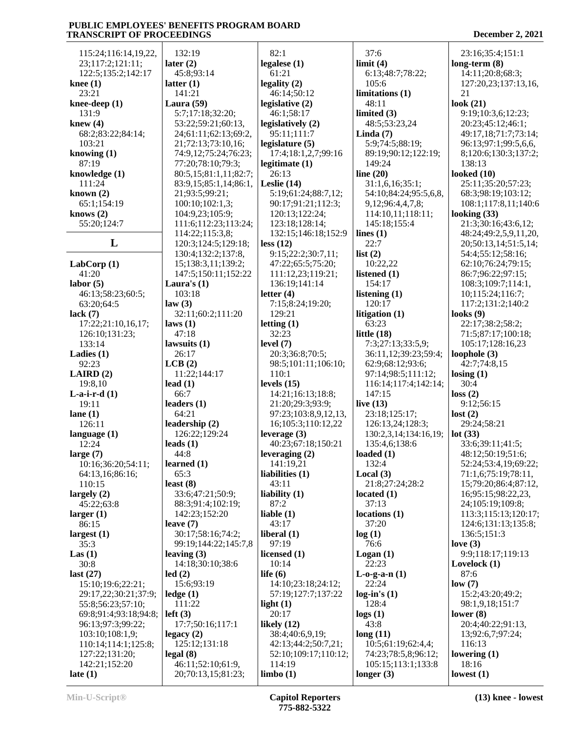115:24;116:14,19,22,
23;117:2;121:11;
122:5;135:2;142:17

**knee (1)**
23:21

**knee-deep (1)**
131:9

**knew (4)**
68:2;83:22;84:14;
103:21

**knowing (1)**
87:19

**knowledge (1)**
111:24

**known (2)**
65:1;154:19

**knows (2)**
55:20;124:7

## L

**LabCorp (1)**
41:20

**labor (5)**
46:13;58:23;60:5;
63:20;64:5

**lack (7)**
17:22;21:10,16,17;
126:10;131:23;
133:14

**Ladies (1)**
92:23

**LAIRD (2)**
19:8,10

**L-a-i-r-d (1)**
19:11

**lane (1)**
126:11

**language (1)**
12:24

**large (7)**
10:16;36:20;54:11;
64:13,16;86:16;
110:15

**largely (2)**
45:22;63:8

**larger (1)**
86:15

**largest (1)**
35:3

**Las (1)**
30:8

**last (27)**
15:10;19:6;22:21;
29:17,22;30:21;37:9;
55:8;56:23;57:10;
69:8;91:4;93:18;94:8;
96:13;97:3;99:22;
103:10;108:1,9;
110:14;114:1;125:8;
127:22;131:20;
142:21;152:20

**late (1)**
132:19

**later (2)**
45:8;93:14

**latter (1)**
141:21

**Laura (59)**
5:7;17:18;32:20;
53:22;59:21;60:13,
24;61:11;62:13;69:2,
21;72:13;73:10,16;
74:9,12;75:24;76:23;
77:20;78:10;79:3;
80:5,15;81:1,11;82:7;
83:9,15;85:1,14;86:1,
21;93:5;99:21;
100:10;102:1,3;
104:9,23;105:9;
111:6;112:23;113:24;
114:22;115:3,8;
120:3;124:5;129:18;
130:4;132:2;137:8,
15;138:3,11;139:2;
147:5;150:11;152:22

**Laura's (1)**
103:18

**law (3)**
32:11;60:2;111:20

**laws (1)**
47:18

**lawsuits (1)**
26:17

**LCB (2)**
11:22;144:17

**lead (1)**
66:7

**leaders (1)**
64:21

**leadership (2)**
126:22;129:24

**leads (1)**
44:8

**learned (1)**
65:3

**least (8)**
33:6;47:21;50:9;
88:3;91:4;102:19;
142:23;152:20

**leave (7)**
30:17;58:16;74:2;
99:19;144:22;145:7,8

**leaving (3)**
14:18;30:10;38:6

**led (2)**
15:6;93:19

**ledge (1)**
111:22

**left (3)**
17:7;50:16;117:1

**legacy (2)**
125:12;131:18

**legal (8)**
46:11;52:10;61:9,
20;70:13,15;81:23;
82:1

**legalese (1)**
61:21

**legality (2)**
46:14;50:12

**legislative (2)**
46:1;58:17

**legislatively (2)**
95:11;111:7

**legislature (5)**
17:4;18:1,2,7;99:16

**legitimate (1)**
26:13

**Leslie (14)**
5:19;61:24;88:7,12;
90:17;91:21;112:3;
120:13;122:24;
123:18;128:14;
132:15;146:18;152:9

**less (12)**
9:15;22:2;30:7,11;
47:22;65:5;75:20;
111:12,23;119:21;
136:19;141:14

**letter (4)**
7:15;8:24;19:20;
129:21

**letting (1)**
32:23

**level (7)**
20:3;36:8;70:5;
98:5;101:11;106:10;
110:1

**levels (15)**
14:21;16:13;18:8;
21:20;29:3;93:9;
97:23;103:8,9,12,13,
16;105:3;110:12,22

**leverage (3)**
40:23;67:18;150:21

**leveraging (2)**
141:19,21

**liabilities (1)**
43:11

**liability (1)**
87:2

**liable (1)**
43:17

**liberal (1)**
97:19

**licensed (1)**
10:14

**life (6)**
14:10;23:18;24:12;
57:19;127:7;137:22

**light (1)**
20:17

**likely (12)**
38:4;40:6,9,19;
42:13;44:2;50:7,21;
52:10;109:17;110:12;
114:19

**limbo (1)**
37:6

**limit (4)**
6:13;48:7;78:22;
105:6

**limitations (1)**
48:11

**limited (3)**
48:5;53:23,24

**Linda (7)**
5:9;74:5;88:19;
89:19;90:12;122:19;
149:24

**line (20)**
31:1,6,16;35:1;
54:10;84:24;95:5,6,8,
9,12;96:4,4,7,8;
114:10,11;118:11;
145:18;155:4

**lines (1)**
22:7

**list (2)**
10:22,22

**listened (1)**
154:17

**listening (1)**
120:17

**litigation (1)**
63:23

**little (18)**
7:3;27:13;33:5,9;
36:11,12;39:23;59:4;
62:9;68:12;93:6;
97:14;98:5;111:12;
116:14;117:4;142:14;
147:15

**live (13)**
23:18;125:17;
126:13,24;128:3;
130:2,3,14;134:16,19;
135:4,6;138:6

**loaded (1)**
132:4

**Local (3)**
21:8;27:24;28:2

**located (1)**
37:13

**locations (1)**
37:20

**log (1)**
76:6

**Logan (1)**
22:23

**L-o-g-a-n (1)**
22:24

**log-in's (1)**
128:4

**logs (1)**
43:8

**long (11)**
10:5;61:19;62:4,4;
74:23;78:5,8;96:12;
105:15;113:1;133:8

**longer (3)**
23:16;35:4;151:1

**long-term (8)**
14:11;20:8;68:3;
127:20,23;137:13,16,
21

**look (21)**
9:19;10:3,6;12:23;
20:23;45:12;46:1;
49:17,18;71:7;73:14;
96:13;97:1;99:5,6,6,
8;120:6;130:3;137:2;
138:13

**looked (10)**
25:11;35:20;57:23;
68:3;98:19;103:12;
108:1;117:8,11;140:6

**looking (33)**
21:3;30:16;43:6,12;
48:24;49:2,5,9,11,20,
20;50:13,14;51:5,14;
54:4;55:12;58:16;
62:10;76:24;79:15;
86:7;96:22;97:15;
108:3;109:7;114:1,
10;115:24;116:7;
117:2;131:2;140:2

**looks (9)**
22:17;38:2;58:2;
71:5;87:17;100:18;
105:17;128:16,23

**loophole (3)**
42:7;74:8,15

**losing (1)**
30:4

**loss (2)**
9:12;56:15

**lost (2)**
29:24;58:21

**lot (33)**
33:6;39:11;41:5;
48:12;50:19;51:6;
52:24;53:4,19;69:22;
71:1,6;75:19;78:11,
15;79:20;86:4;87:12,
16;95:15;98:22,23,
24;105:19;109:8;
113:3;115:13;120:17;
124:6;131:13;135:8;
136:5;151:3

**love (3)**
9:9;118:17;119:13

**Lovelock (1)**
87:6

**low (7)**
15:2;43:20;49:2;
98:1,9,18;151:7

**lower (8)**
20:4;40:22;91:13,
13;92:6,7;97:24;
116:13

**lowering (1)**
18:16

**lowest (1)**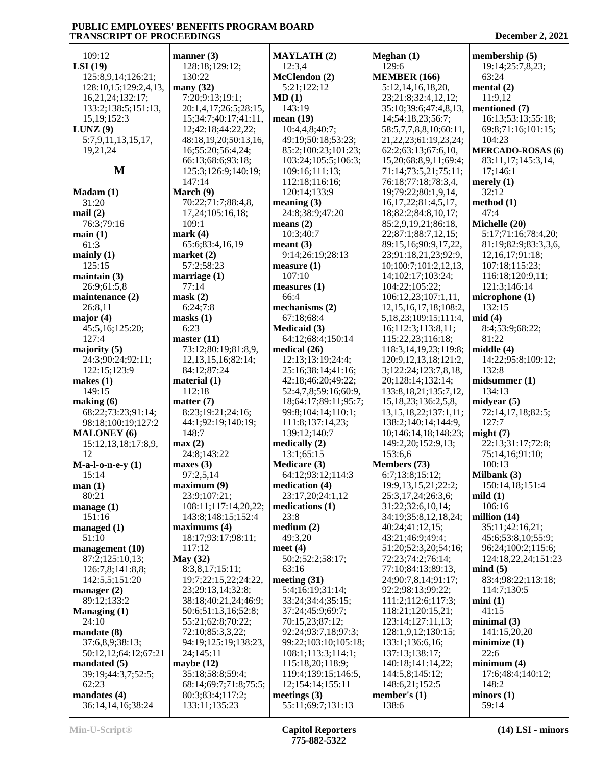109:12
**LSI (19)**
125:8,9,14;126:21;
128:10,15;129:2,4,13,
16,21,24;132:17;
133:2;138:5;151:13,
15,19;152:3
**LUNZ (9)**
5:7,9,11,13,15,17,
19,21,24

## M

**Madam (1)**
31:20
**mail (2)**
76:3;79:16
**main (1)**
61:3
**mainly (1)**
125:15
**maintain (3)**
26:9;61:5,8
**maintenance (2)**
26:8,11
**major (4)**
45:5,16;125:20;
127:4
**majority (5)**
24:3;90:24;92:11;
122:15;123:9
**makes (1)**
149:15
**making (6)**
68:22;73:23;91:14;
98:18;100:19;127:2
**MALONEY (6)**
15:12,13,18;17:8,9,
12
**M-a-l-o-n-e-y (1)**
15:14
**man (1)**
80:21
**manage (1)**
151:16
**managed (1)**
51:10
**management (10)**
87:2;125:10,13;
126:7,8;141:8,8;
142:5,5;151:20
**manager (2)**
89:12;133:2
**Managing (1)**
24:10
**mandate (8)**
37:6,8,9;38:13;
50:12,12;64:12;67:21
**mandated (5)**
39:19;44:3,7;52:5;
62:23
**mandates (4)**
36:14,14,16;38:24

**manner (3)**
128:18;129:12;
130:22
**many (32)**
7:20;9:13;19:1;
20:1,4,17;26:5;28:15,
15;34:7;40:17;41:11,
12;42:18;44:22,22;
48:18,19,20;50:13,16,
16;55:20;56:4,24;
66:13;68:6;93:18;
125:3;126:9;140:19;
147:14
**March (9)**
70:22;71:7;88:4,8,
17,24;105:16,18;
109:1
**mark (4)**
65:6;83:4,16,19
**market (2)**
57:2;58:23
**marriage (1)**
77:14
**mask (2)**
6:24;7:8
**masks (1)**
6:23
**master (11)**
73:12;80:19;81:8,9,
12,13,15,16;82:14;
84:12;87:24
**material (1)**
112:18
**matter (7)**
8:23;19:21;24:16;
44:1;92:19;140:19;
148:7
**max (2)**
24:8;143:22
**maxes (3)**
97:2,5,14
**maximum (9)**
23:9;107:21;
108:11;117:14,20,22;
143:8;148:15;152:4
**maximums (4)**
18:17;93:17;98:11;
117:12
**May (32)**
8:3,8,17;15:11;
19:7;22:15,22;24:22,
23;29:13,14;32:8;
38:18;40:21,24;46:9;
50:6;51:13,16;52:8;
55:21;62:8;70:22;
72:10;85:3,3,22;
94:19;125:19;138:23,
24;145:11
**maybe (12)**
35:18;58:8;59:4;
68:14;69:7;71:8;75:5;
80:3;83:4;117:2;
133:11;135:23

**MAYLATH (2)**
12:3,4
**McClendon (2)**
5:21;122:12
**MD (1)**
143:19
**mean (19)**
10:4,4,8;40:7;
49:19;50:18;53:23;
85:2;100:23;101:23;
103:24;105:5;106:3;
109:16;111:13;
112:18;116:16;
120:14;133:9
**meaning (3)**
24:8;38:9;47:20
**means (2)**
10:3;40:7
**meant (3)**
9:14;26:19;28:13
**measure (1)**
107:10
**measures (1)**
66:4
**mechanisms (2)**
67:18;68:4
**Medicaid (3)**
64:12;68:4;150:14
**medical (26)**
12:13;13:19;24:4;
25:16;38:14;41:16;
42:18;46:20;49:22;
52:4,7,8;59:16;60:9,
18;64:17;89:11;95:7;
99:8;104:14;110:1;
111:8;137:14,23;
139:12;140:7
**medically (2)**
13:1;65:15
**Medicare (3)**
64:12;93:12;114:3
**medication (4)**
23:17,20;24:1,12
**medications (1)**
23:8
**medium (2)**
49:3,20
**meet (4)**
50:2;52:2;58:17;
63:16
**meeting (31)**
5:4;16:19;31:14;
33:24;34:4;35:15;
37:24;45:9;69:7;
70:15,23;87:12;
92:24;93:7,18;97:3;
99:22;103:10;105:18;
108:1;113:3;114:1;
115:18,20;118:9;
119:4;139:15;146:5,
12;154:14;155:11
**meetings (3)**
55:11;69:7;131:13

**Meghan (1)**
129:6
**MEMBER (166)**
5:12,14,16,18,20,
23;21:8;32:4,12,12;
35:10;39:6;47:4,8,13,
14;54:18,23;56:7;
58:5,7,7,8,8,10;60:11,
21,22,23;61:19,23,24;
62:2;63:13;67:6,10,
15,20;68:8,9,11;69:4;
71:14;73:5,21;75:11;
76:18;77:18;78:3,4,
19;79:22;80:1,9,14,
16,17,22;81:4,5,17,
18;82:2;84:8,10,17;
85:2,9,19,21;86:18,
22;87:1;88:7,12,15;
89:15,16;90:9,17,22,
23;91:18,21,23;92:9,
10;100:7;101:2,12,13,
14;102:17;103:24;
104:22;105:22;
106:12,23;107:1,11,
12,15,16,17,18;108:2,
5,18,23;109:15;111:4,
16;112:3;113:8,11;
115:22,23;116:18;
118:3,14,19,23;119:8;
120:9,12,13,18;121:2,
3;122:24;123:7,8,18,
20;128:14;132:14;
133:8,18,21;135:7,12,
15,18,23;136:2,5,8,
13,15,18,22;137:1,11;
138:2;140:14;144:9,
10;146:14,18;148:23;
149:2,20;152:9,13;
153:6,6
**Members (73)**
6:7;13:8;15:12;
19:9,13,15,21;22:2;
25:3,17,24;26:3,6;
31:22;32:6,10,14;
34:19;35:8,12,18,24;
40:24;41:12,15;
43:21;46:9;49:4;
51:20;52:3,20;54:16;
72:23;74:2;76:14;
77:10;84:13;89:13,
24;90:7,8,14;91:17;
92:2;98:13;99:22;
111:2;112:6;117:3;
118:21;120:15,21;
123:14;127:11,13;
128:1,9,12;130:15;
133:1;136:6,16;
137:13;138:17;
140:18;141:14,22;
144:5,8;145:12;
148:6,21;152:5
**member's (1)**
138:6

**membership (5)**
19:14;25:7,8,23;
63:24
**mental (2)**
11:9,12
**mentioned (7)**
16:13;53:13;55:18;
69:8;71:16;101:15;
104:23
**MERCADO-ROSAS (6)**
83:11,17;145:3,14,
17;146:1
**merely (1)**
32:12
**method (1)**
47:4
**Michelle (20)**
5:17;71:16;78:4,20;
81:19;82:9;83:3,3,6,
12,16,17;91:18;
107:18;115:23;
116:18;120:9,11;
121:3;146:14
**microphone (1)**
132:15
**mid (4)**
8:4;53:9;68:22;
81:22
**middle (4)**
14:22;95:8;109:12;
132:8
**midsummer (1)**
134:13
**midyear (5)**
72:14,17,18;82:5;
127:7
**might (7)**
22:13;31:17;72:8;
75:14,16;91:10;
100:13
**Milbank (3)**
150:14,18;151:4
**mild (1)**
106:16
**million (14)**
35:11;42:16,21;
45:6;53:8,10;55:9;
96:24;100:2;115:6;
124:18,22,24;151:23
**mind (5)**
83:4;98:22;113:18;
114:7;130:5
**mini (1)**
41:15
**minimal (3)**
141:15,20,20
**minimize (1)**
22:6
**minimum (4)**
17:6;48:4;140:12;
148:2
**minors (1)**
59:14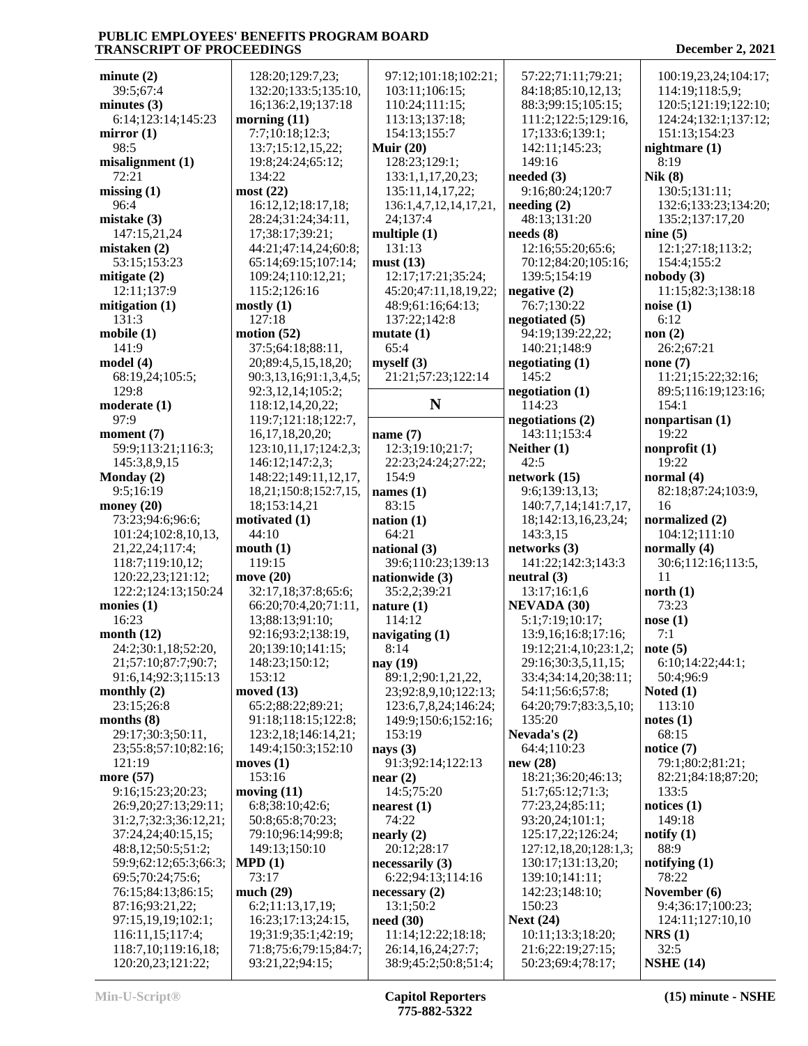**minute (2)**
39:5;67:4
**minutes (3)**
6:14;123:14;145:23
**mirror (1)**
98:5
**misalignment (1)**
72:21
**missing (1)**
96:4
**mistake (3)**
147:15,21,24
**mistaken (2)**
53:15;153:23
**mitigate (2)**
12:11;137:9
**mitigation (1)**
131:3
**mobile (1)**
141:9
**model (4)**
68:19,24;105:5;
129:8
**moderate (1)**
97:9
**moment (7)**
59:9;113:21;116:3;
145:3,8,9,15
**Monday (2)**
9:5;16:19
**money (20)**
73:23;94:6;96:6;
101:24;102:8,10,13,
21,22,24;117:4;
118:7;119:10,12;
120:22,23;121:12;
122:2;124:13;150:24
**monies (1)**
16:23
**month (12)**
24:2;30:1,18;52:20,
21;57:10;87:7;90:7;
91:6,14;92:3;115:13
**monthly (2)**
23:15;26:8
**months (8)**
29:17;30:3;50:11,
23;55:8;57:10;82:16;
121:19
**more (57)**
9:16;15:23;20:23;
26:9,20;27:13;29:11;
31:2,7;32:3;36:12,21;
37:24,24;40:15,15;
48:8,12;50:5;51:2;
59:9;62:12;65:3;66:3;
69:5;70:24;75:6;
76:15;84:13;86:15;
87:16;93:21,22;
97:15,19,19;102:1;
116:11,15;117:4;
118:7,10;119:16,18;
120:20,23;121:22;
128:20;129:7,23;
132:20;133:5;135:10,
16;136:2,19;137:18
**morning (11)**
7:7;10:18;12:3;
13:7;15:12,15,22;
19:8;24:24;65:12;
134:22
**most (22)**
16:12,12;18:17,18;
28:24;31:24;34:11,
17;38:17;39:21;
44:21;47:14,24;60:8;
65:14;69:15;107:14;
109:24;110:12,21;
115:2;126:16
**mostly (1)**
127:18
**motion (52)**
37:5;64:18;88:11,
20;89:4,5,15,18,20;
90:3,13,16;91:1,3,4,5;
92:3,12,14;105:2;
118:12,14,20,22;
119:7;121:18;122:7,
16,17,18,20,20;
123:10,11,17;124:2,3;
146:12;147:2,3;
148:22;149:11,12,17,
18,21;150:8;152:7,15,
18;153:14,21
**motivated (1)**
44:10
**mouth (1)**
119:15
**move (20)**
32:17,18;37:8;65:6;
66:20;70:4,20;71:11,
13;88:13;91:10;
92:16;93:2;138:19,
20;139:10;141:15;
148:23;150:12;
153:12
**moved (13)**
65:2;88:22;89:21;
91:18;118:15;122:8;
123:2,18;146:14,21;
149:4;150:3;152:10
**moves (1)**
153:16
**moving (11)**
6:8;38:10;42:6;
50:8;65:8;70:23;
79:10;96:14;99:8;
149:13;150:10
**MPD (1)**
73:17
**much (29)**
6:2;11:13,17,19;
16:23;17:13;24:15,
19;31:9;35:1;42:19;
71:8;75:6;79:15;84:7;
93:21,22;94:15;
97:12;101:18;102:21;
103:11;106:15;
110:24;111:15;
113:13;137:18;
154:13;155:7
**Muir (20)**
128:23;129:1;
133:1,1,17,20,23;
135:11,14,17,22;
136:1,4,7,12,14,17,21,
24;137:4
**multiple (1)**
131:13
**must (13)**
12:17;17:21;35:24;
45:20;47:11,18,19,22;
48:9;61:16;64:13;
137:22;142:8
**mutate (1)**
65:4
**myself (3)**
21:21;57:23;122:14

## N

**name (7)**
12:3;19:10;21:7;
22:23;24:24;27:22;
154:9
**names (1)**
83:15
**nation (1)**
64:21
**national (3)**
39:6;110:23;139:13
**nationwide (3)**
35:2,2;39:21
**nature (1)**
114:12
**navigating (1)**
8:14
**nay (19)**
89:1,2;90:1,21,22,
23;92:8,9,10;122:13;
123:6,7,8,24;146:24;
149:9;150:6;152:16;
153:19
**nays (3)**
91:3;92:14;122:13
**near (2)**
14:5;75:20
**nearest (1)**
74:22
**nearly (2)**
20:12;28:17
**necessarily (3)**
6:22;94:13;114:16
**necessary (2)**
13:1;50:2
**need (30)**
11:14;12:22;18:18;
26:14,16,24;27:7;
38:9;45:2;50:8;51:4;
57:22;71:11;79:21;
84:18;85:10,12,13;
88:3;99:15;105:15;
111:2;122:5;129:16,
17;133:6;139:1;
142:11;145:23;
149:16
**needed (3)**
9:16;80:24;120:7
**needing (2)**
48:13;131:20
**needs (8)**
12:16;55:20;65:6;
70:12;84:20;105:16;
139:5;154:19
**negative (2)**
76:7;130:22
**negotiated (5)**
94:19;139:22,22;
140:21;148:9
**negotiating (1)**
145:2
**negotiation (1)**
114:23
**negotiations (2)**
143:11;153:4
**Neither (1)**
42:5
**network (15)**
9:6;139:13,13;
140:7,7,14;141:7,17,
18;142:13,16,23,24;
143:3,15
**networks (3)**
141:22;142:3;143:3
**neutral (3)**
13:17;16:1,6
**NEVADA (30)**
5:1;7:19;10:17;
13:9,16;16:8;17:16;
19:12;21:4,10;23:1,2;
29:16;30:3,5,11,15;
33:4;34:14,20;38:11;
54:11;56:6;57:8;
64:20;79:7;83:3,5,10;
135:20
**Nevada's (2)**
64:4;110:23
**new (28)**
18:21;36:20;46:13;
51:7;65:12;71:3;
77:23,24;85:11;
93:20,24;101:1;
125:17,22;126:24;
127:12,18,20;128:1,3;
130:17;131:13,20;
139:10;141:11;
142:23;148:10;
150:23
**Next (24)**
10:11;13:3;18:20;
21:6;22:19;27:15;
50:23;69:4;78:17;
100:19,23,24;104:17;
114:19;118:5,9;
120:5;121:19;122:10;
124:24;132:1;137:12;
151:13;154:23
**nightmare (1)**
8:19
**Nik (8)**
130:5;131:11;
132:6;133:23;134:20;
135:2;137:17,20
**nine (5)**
12:1;27:18;113:2;
154:4;155:2
**nobody (3)**
11:15;82:3;138:18
**noise (1)**
6:12
**non (2)**
26:2;67:21
**none (7)**
11:21;15:22;32:16;
89:5;116:19;123:16;
154:1
**nonpartisan (1)**
19:22
**nonprofit (1)**
19:22
**normal (4)**
82:18;87:24;103:9,
16
**normalized (2)**
104:12;111:10
**normally (4)**
30:6;112:16;113:5,
11
**north (1)**
73:23
**nose (1)**
7:1
**note (5)**
6:10;14:22;44:1;
50:4;96:9
**Noted (1)**
113:10
**notes (1)**
68:15
**notice (7)**
79:1;80:2;81:21;
82:21;84:18;87:20;
133:5
**notices (1)**
149:18
**notify (1)**
88:9
**notifying (1)**
78:22
**November (6)**
9:4;36:17;100:23;
124:11;127:10,10
**NRS (1)**
32:5
**NSHE (14)**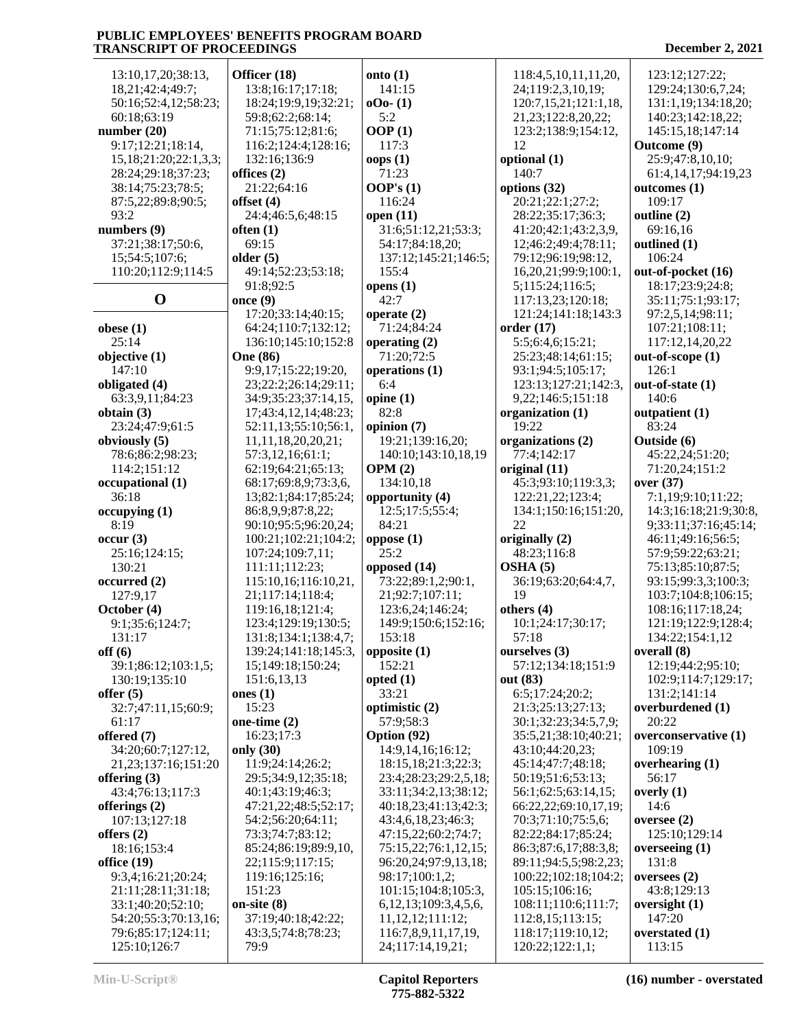13:10,17,20;38:13,
18,21;42:4;49:7;
50:16;52:4,12;58:23;
60:18;63:19

**number (20)**
9:17;12:21;18:14,
15,18;21:20;22:1,3,3;
28:24;29:18;37:23;
38:14;75:23;78:5;
87:5,22;89:8;90:5;
93:2

**numbers (9)**
37:21;38:17;50:6,
15;54:5;107:6;
110:20;112:9;114:5

## O

**obese (1)**
25:14

**objective (1)**
147:10

**obligated (4)**
63:3,9,11;84:23

**obtain (3)**
23:24;47:9;61:5

**obviously (5)**
78:6;86:2;98:23;
114:2;151:12

**occupational (1)**
36:18

**occupying (1)**
8:19

**occur (3)**
25:16;124:15;
130:21

**occurred (2)**
127:9,17

**October (4)**
9:1;35:6;124:7;
131:17

**off (6)**
39:1;86:12;103:1,5;
130:19;135:10

**offer (5)**
32:7;47:11,15;60:9;
61:17

**offered (7)**
34:20;60:7;127:12,
21,23;137:16;151:20

**offering (3)**
43:4;76:13;117:3

**offerings (2)**
107:13;127:18

**offers (2)**
18:16;153:4

**office (19)**
9:3,4;16:21;20:24;
21:11;28:11;31:18;
33:1;40:20;52:10;
54:20;55:3;70:13,16;
79:6;85:17;124:11;
125:10;126:7

**Officer (18)**
13:8;16:17;17:18;
18:24;19:9,19;32:21;
59:8;62:2;68:14;
71:15;75:12;81:6;
116:2;124:4;128:16;
132:16;136:9

**offices (2)**
21:22;64:16

**offset (4)**
24:4;46:5,6;48:15

**often (1)**
69:15

**older (5)**
49:14;52:23;53:18;
91:8;92:5

**once (9)**
17:20;33:14;40:15;
64:24;110:7;132:12;
136:10;145:10;152:8

**One (86)**
9:9,17;15:22;19:20,
23;22:2;26:14;29:11;
34:9;35:23;37:14,15,
17;43:4,12,14;48:23;
52:11,13;55:10;56:1,
11,11,18,20,20,21;
57:3,12,16;61:1;
62:19;64:21;65:13;
68:17;69:8,9;73:3,6,
13;82:1;84:17;85:24;
86:8,9,9;87:8,22;
90:10;95:5;96:20,24;
100:21;102:21;104:2;
107:24;109:7,11;
111:11;112:23;
115:10,16;116:10,21,
21;117:14;118:4;
119:16,18;121:4;
123:4;129:19;130:5;
131:8;134:1;138:4,7;
139:24;141:18;145:3,
15;149:18;150:24;
151:6,13,13

**ones (1)**
15:23

**one-time (2)**
16:23;17:3

**only (30)**
11:9;24:14;26:2;
29:5;34:9,12;35:18;
40:1;43:19;46:3;
47:21,22;48:5;52:17;
54:2;56:20;64:11;
73:3;74:7;83:12;
85:24;86:19;89:9,10,
22;115:9;117:15;
119:16;125:16;
151:23

**on-site (8)**
37:19;40:18;42:22;
43:3,5;74:8;78:23;
79:9

**onto (1)**
141:15

**oOo- (1)**
5:2

**OOP (1)**
117:3

**oops (1)**
71:23

**OOP's (1)**
116:24

**open (11)**
31:6;51:12,21;53:3;
54:17;84:18,20;
137:12;145:21;146:5;
155:4

**opens (1)**
42:7

**operate (2)**
71:24;84:24

**operating (2)**
71:20;72:5

**operations (1)**
6:4

**opine (1)**
82:8

**opinion (7)**
19:21;139:16,20;
140:10;143:10,18,19

**OPM (2)**
134:10,18

**opportunity (4)**
12:5;17:5;55:4;
84:21

**oppose (1)**
25:2

**opposed (14)**
73:22;89:1,2;90:1,
21;92:7;107:11;
123:6,24;146:24;
149:9;150:6;152:16;
153:18

**opposite (1)**
152:21

**opted (1)**
33:21

**optimistic (2)**
57:9;58:3

**Option (92)**
14:9,14,16;16:12;
18:15,18;21:3;22:3;
23:4;28:23;29:2,5,18;
33:11;34:2,13;38:12;
40:18,23;41:13;42:3;
43:4,6,18,23;46:3;
47:15,22;60:2;74:7;
75:15,22;76:1,12,15;
96:20,24;97:9,13,18;
98:17;100:1,2;
101:15;104:8;105:3,
6,12,13;109:3,4,5,6,
11,12,12;111:12;
116:7,8,9,11,17,19,
24;117:14,19,21;
118:4,5,10,11,11,20,
24;119:2,3,10,19;
120:7,15,21;121:1,18,
21,23;122:8,20,22;
123:2;138:9;154:12,
12

**optional (1)**
140:7

**options (32)**
20:21;22:1;27:2;
28:22;35:17;36:3;
41:20;42:1;43:2,3,9,
12;46:2;49:4;78:11;
79:12;96:19;98:12,
16,20,21;99:9;100:1,
5;115:24;116:5;
117:13,23;120:18;
121:24;141:18;143:3

**order (17)**
5:5;6:4,6;15:21;
25:23;48:14;61:15;
93:1;94:5;105:17;
123:13;127:21;142:3,
9,22;146:5;151:18

**organization (1)**
19:22

**organizations (2)**
77:4;142:17

**original (11)**
45:3;93:10;119:3,3;
122:21,22;123:4;
134:1;150:16;151:20,
22

**originally (2)**
48:23;116:8

**OSHA (5)**
36:19;63:20;64:4,7,
19

**others (4)**
10:1;24:17;30:17;
57:18

**ourselves (3)**
57:12;134:18;151:9

**out (83)**
6:5;17:24;20:2;
21:3;25:13;27:13;
30:1;32:23;34:5,7,9;
35:5,21;38:10;40:21;
43:10;44:20,23;
45:14;47:7;48:18;
50:19;51:6;53:13;
56:1;62:5;63:14,15;
66:22,22;69:10,17,19;
70:3;71:10;75:5,6;
82:22;84:17;85:24;
86:3;87:6,17;88:3,8;
89:11;94:5,5;98:2,23;
100:22;102:18;104:2;
105:15;106:16;
108:11;110:6;111:7;
112:8,15;113:15;
118:17;119:10,12;
120:22;122:1,1;
123:12;127:22;
129:24;130:6,7,24;
131:1,19;134:18,20;
140:23;142:18,22;
145:15,18;147:14

**Outcome (9)**
25:9;47:8,10,10;
61:4,14,17;94:19,23

**outcomes (1)**
109:17

**outline (2)**
69:16,16

**outlined (1)**
106:24

**out-of-pocket (16)**
18:17;23:9;24:8;
35:11;75:1;93:17;
97:2,5,14;98:11;
107:21;108:11;
117:12,14,20,22

**out-of-scope (1)**
126:1

**out-of-state (1)**
140:6

**outpatient (1)**
83:24

**Outside (6)**
45:22,24;51:20;
71:20,24;151:2

**over (37)**
7:1,19;9:10;11:22;
14:3;16:18;21:9;30:8,
9;33:11;37:16;45:14;
46:11;49:16;56:5;
57:9;59:22;63:21;
75:13;85:10;87:5;
93:15;99:3,3;100:3;
103:7;104:8;106:15;
108:16;117:18,24;
121:19;122:9;128:4;
134:22;154:1,12

**overall (8)**
12:19;44:2;95:10;
102:9;114:7;129:17;
131:2;141:14

**overburdened (1)**
20:22

**overconservative (1)**
109:19

**overhearing (1)**
56:17

**overly (1)**
14:6

**oversee (2)**
125:10;129:14

**overseeing (1)**
131:8

**oversees (2)**
43:8;129:13

**oversight (1)**
147:20

**overstated (1)**
113:15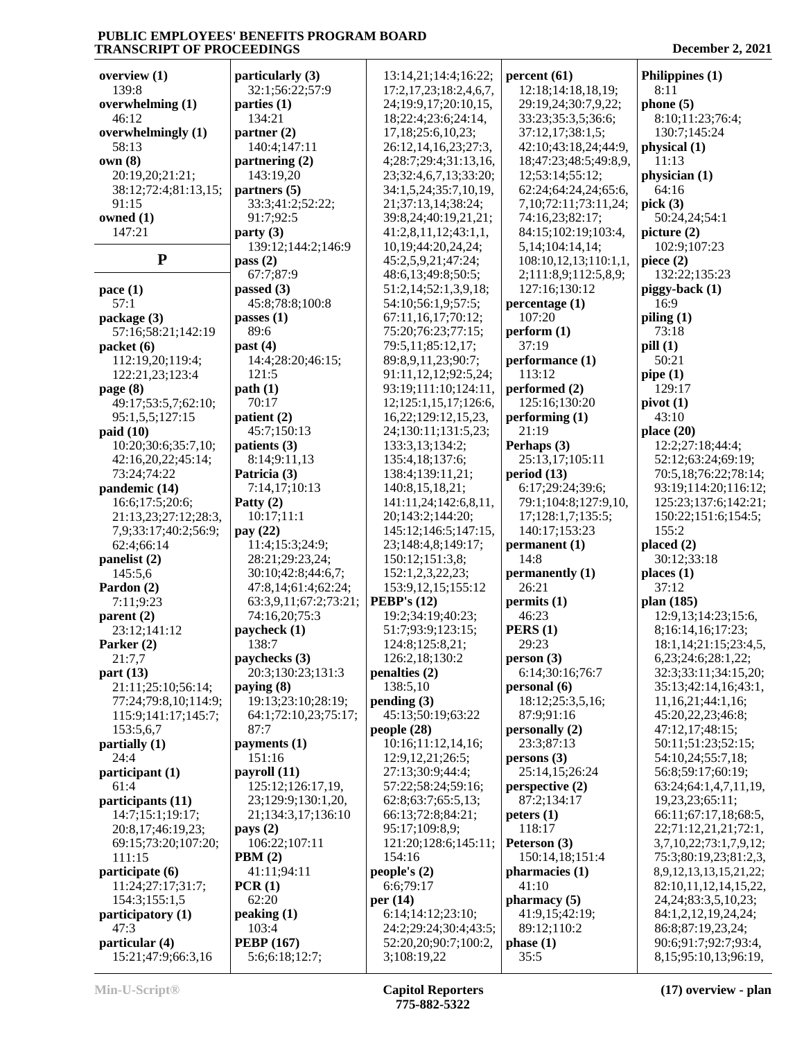overview (1)
139:8
overwhelming (1)
46:12
overwhelmingly (1)
58:13
own (8)
20:19,20;21:21;
38:12;72:4;81:13,15;
91:15
owned (1)
147:21

## P

pace (1)
57:1
package (3)
57:16;58:21;142:19
packet (6)
112:19,20;119:4;
122:21,23;123:4
page (8)
49:17;53:5,7;62:10;
95:1,5,5;127:15
paid (10)
10:20;30:6;35:7,10;
42:16,20,22;45:14;
73:24;74:22
pandemic (14)
16:6;17:5;20:6;
21:13,23;27:12;28:3,
7,9;33:17;40:2;56:9;
62:4;66:14
panelist (2)
145:5,6
Pardon (2)
7:11;9:23
parent (2)
23:12;141:12
Parker (2)
21:7,7
part (13)
21:11;25:10;56:14;
77:24;79:8,10;114:9;
115:9;141:17;145:7;
153:5,6,7
partially (1)
24:4
participant (1)
61:4
participants (11)
14:7;15:1;19:17;
20:8,17;46:19,23;
69:15;73:20;107:20;
111:15
participate (6)
11:24;27:17;31:7;
154:3;155:1,5
participatory (1)
47:3
particular (4)
15:21;47:9;66:3,16
particularly (3)
32:1;56:22;57:9
parties (1)
134:21
partner (2)
140:4;147:11
partnering (2)
143:19,20
partners (5)
33:3;41:2;52:22;
91:7;92:5
party (3)
139:12;144:2;146:9
pass (2)
67:7;87:9
passed (3)
45:8;78:8;100:8
passes (1)
89:6
past (4)
14:4;28:20;46:15;
121:5
path (1)
70:17
patient (2)
45:7;150:13
patients (3)
8:14;9:11,13
Patricia (3)
7:14,17;10:13
Patty (2)
10:17;11:1
pay (22)
11:4;15:3;24:9;
28:21;29:23,24;
30:10;42:8;44:6,7;
47:8,14;61:4;62:24;
63:3,9,11;67:2;73:21;
74:16,20;75:3
paycheck (1)
138:7
paychecks (3)
20:3;130:23;131:3
paying (8)
19:13;23:10;28:19;
64:1;72:10,23;75:17;
87:7
payments (1)
151:16
payroll (11)
125:12;126:17,19,
23;129:9;130:1,20,
21;134:3,17;136:10
pays (2)
106:22;107:11
PBM (2)
41:11;94:11
PCR (1)
62:20
peaking (1)
103:4
PEBP (167)
5:6;6:18;12:7;
13:14,21;14:4;16:22;
17:2,17,23;18:2,4,6,7,
24;19:9,17;20:10,15,
18;22:4;23:6;24:14,
17,18;25:6,10,23;
26:12,14,16,23;27:3,
4;28:7;29:4;31:13,16,
23;32:4,6,7,13;33:20;
34:1,5,24;35:7,10,19,
21;37:13,14;38:24;
39:8,24;40:19,21,21;
41:2,8,11,12;43:1,1,
10,19;44:20,24,24;
45:2,5,9,21;47:24;
48:6,13;49:8;50:5;
51:2,14;52:1,3,9,18;
54:10;56:1,9;57:5;
67:11,16,17;70:12;
75:20;76:23;77:15;
79:5,11;85:12,17;
89:8,9,11,23;90:7;
91:11,12,12;92:5,24;
93:19;111:10;124:11,
12;125:1,15,17;126:6,
16,22;129:12,15,23,
24;130:11;131:5,23;
133:3,13;134:2;
135:4,18;137:6;
138:4;139:11,21;
140:8,15,18,21;
141:11,24;142:6,8,11,
20;143:2;144:20;
145:12;146:5;147:15,
23;148:4,8;149:17;
150:12;151:3,8;
152:1,2,3,22,23;
153:9,12,15;155:12
PEBP's (12)
19:2;34:19;40:23;
51:7;93:9;123:15;
124:8;125:8,21;
126:2,18;130:2
penalties (2)
138:5,10
pending (3)
45:13;50:19;63:22
people (28)
10:16;11:12,14,16;
12:9,12,21;26:5;
27:13;30:9;44:4;
57:22;58:24;59:16;
62:8;63:7;65:5,13;
66:13;72:8;84:21;
95:17;109:8,9;
121:20;128:6;145:11;
154:16
people's (2)
6:6;79:17
per (14)
6:14;14:12;23:10;
24:2;29:24;30:4;43:5;
52:20,20;90:7;100:2,
3;108:19,22
percent (61)
12:18;14:18,18,19;
29:19,24;30:7,9,22;
33:23;35:3,5;36:6;
37:12,17;38:1,5;
42:10;43:18,24;44:9,
18;47:23;48:5;49:8,9,
12;53:14;55:12;
62:24;64:24,24;65:6,
7,10;72:11;73:11,24;
74:16,23;82:17;
84:15;102:19;103:4,
5,14;104:14,14;
108:10,12,13;110:1,1,
2;111:8,9;112:5,8,9;
127:16;130:12
percentage (1)
107:20
perform (1)
37:19
performance (1)
113:12
performed (2)
125:16;130:20
performing (1)
21:19
Perhaps (3)
25:13,17;105:11
period (13)
6:17;29:24;39:6;
79:1;104:8;127:9,10,
17;128:1,7;135:5;
140:17;153:23
permanent (1)
14:8
permanently (1)
26:21
permits (1)
46:23
PERS (1)
29:23
person (3)
6:14;30:16;76:7
personal (6)
18:12;25:3,5,16;
87:9;91:16
personally (2)
23:3;87:13
persons (3)
25:14,15;26:24
perspective (2)
87:2;134:17
peters (1)
118:17
Peterson (3)
150:14,18;151:4
pharmacies (1)
41:10
pharmacy (5)
41:9,15;42:19;
89:12;110:2
phase (1)
35:5
Philippines (1)
8:11
phone (5)
8:10;11:23;76:4;
130:7;145:24
physical (1)
11:13
physician (1)
64:16
pick (3)
50:24,24;54:1
picture (2)
102:9;107:23
piece (2)
132:22;135:23
piggy-back (1)
16:9
piling (1)
73:18
pill (1)
50:21
pipe (1)
129:17
pivot (1)
43:10
place (20)
12:2;27:18;44:4;
52:12;63:24;69:19;
70:5,18;76:22;78:14;
93:19;114:20;116:12;
125:23;137:6;142:21;
150:22;151:6;154:5;
155:2
placed (2)
30:12;33:18
places (1)
37:12
plan (185)
12:9,13;14:23;15:6,
8;16:14,16;17:23;
18:1,14;21:15;23:4,5,
6,23;24:6;28:1,22;
32:3;33:11;34:15,20;
35:13;42:14,16;43:1,
11,16,21;44:1,16;
45:20,22,23;46:8;
47:12,17;48:15;
50:11;51:23;52:15;
54:10,24;55:7,18;
56:8;59:17;60:19;
63:24;64:1,4,7,11,19,
19,23,23;65:11;
66:11;67:17,18;68:5,
22;71:12,21,21;72:1,
3,7,10,22;73:1,7,9,12;
75:3;80:19,23;81:2,3,
8,9,12,13,13,15,21,22;
82:10,11,12,14,15,22,
24,24;83:3,5,10,23;
84:1,2,12,19,24,24;
86:8;87:19,23,24;
90:6;91:7;92:7;93:4,
8,15;95:10,13;96:19,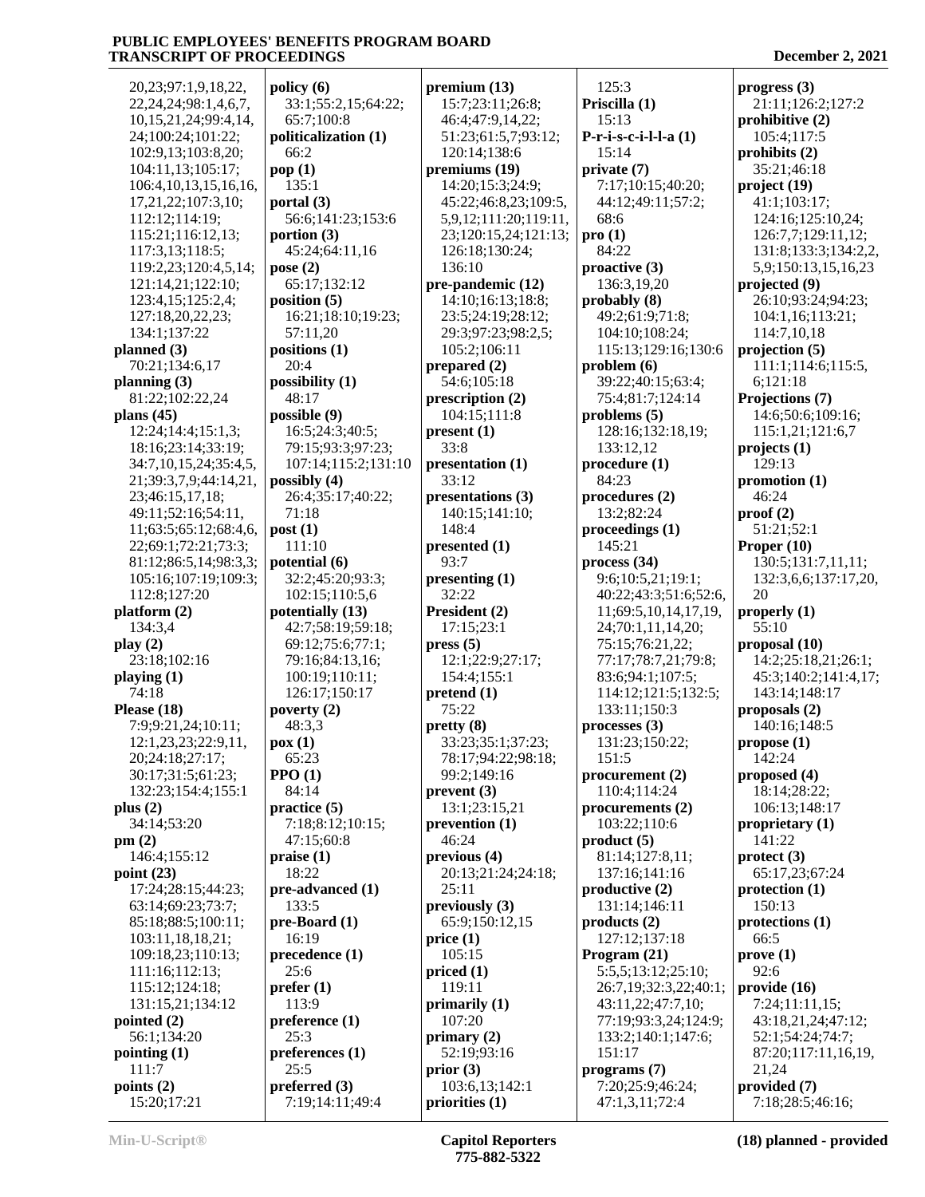20,23;97:1,9,18,22, 22,24,24;98:1,4,6,7, 10,15,21,24;99:4,14, 24;100:24;101:22; 102:9,13;103:8,20; 104:11,13;105:17; 106:4,10,13,15,16,16, 17,21,22;107:3,10; 112:12;114:19; 115:21;116:12,13; 117:3,13;118:5; 119:2,23;120:4,5,14; 121:14,21;122:10; 123:4,15;125:2,4; 127:18,20,22,23; 134:1;137:22

**planned (3)**
70:21;134:6,17

**planning (3)**
81:22;102:22,24

**plans (45)**
12:24;14:4;15:1,3; 18:16;23:14;33:19; 34:7,10,15,24;35:4,5, 21;39:3,7,9;44:14,21, 23;46:15,17,18; 49:11;52:16;54:11, 11;63:5;65:12;68:4,6, 22;69:1;72:21;73:3; 81:12;86:5,14;98:3,3; 105:16;107:19;109:3; 112:8;127:20

**platform (2)**
134:3,4

**play (2)**
23:18;102:16

**playing (1)**
74:18

**Please (18)**
7:9;9:21,24;10:11; 12:1,23,23;22:9,11, 20;24:18;27:17; 30:17;31:5;61:23; 132:23;154:4;155:1

**plus (2)**
34:14;53:20

**pm (2)**
146:4;155:12

**point (23)**
17:24;28:15;44:23; 63:14;69:23;73:7; 85:18;88:5;100:11; 103:11,18,18,21; 109:18,23;110:13; 111:16;112:13; 115:12;124:18; 131:15,21;134:12

**pointed (2)**
56:1;134:20

**pointing (1)**
111:7

**points (2)**
15:20;17:21

**policy (6)**
33:1;55:2,15;64:22; 65:7;100:8

**politicalization (1)**
66:2

**pop (1)**
135:1

**portal (3)**
56:6;141:23;153:6

**portion (3)**
45:24;64:11,16

**pose (2)**
65:17;132:12

**position (5)**
16:21;18:10;19:23; 57:11,20

**positions (1)**
20:4

**possibility (1)**
48:17

**possible (9)**
16:5;24:3;40:5; 79:15;93:3;97:23; 107:14;115:2;131:10

**possibly (4)**
26:4;35:17;40:22; 71:18

**post (1)**
111:10

**potential (6)**
32:2;45:20;93:3; 102:15;110:5,6

**potentially (13)**
42:7;58:19;59:18; 69:12;75:6;77:1; 79:16;84:13,16; 100:19;110:11; 126:17;150:17

**poverty (2)**
48:3,3

**pox (1)**
65:23

**PPO (1)**
84:14

**practice (5)**
7:18;8:12;10:15; 47:15;60:8

**praise (1)**
18:22

**pre-advanced (1)**
133:5

**pre-Board (1)**
16:19

**precedence (1)**
25:6

**prefer (1)**
113:9

**preference (1)**
25:3

**preferences (1)**
25:5

**preferred (3)**
7:19;14:11;49:4

**premium (13)**
15:7;23:11;26:8; 46:4;47:9,14,22; 51:23;61:5,7;93:12; 120:14;138:6

**premiums (19)**
14:20;15:3;24:9; 45:22;46:8,23;109:5, 5,9,12;111:20;119:11, 23;120:15,24;121:13; 126:18;130:24; 136:10

**pre-pandemic (12)**
14:10;16:13;18:8; 23:5;24:19;28:12; 29:3;97:23;98:2,5; 105:2;106:11

**prepared (2)**
54:6;105:18

**prescription (2)**
104:15;111:8

**present (1)**
33:8

**presentation (1)**
33:12

**presentations (3)**
140:15;141:10; 148:4

**presented (1)**
93:7

**presenting (1)**
32:22

**President (2)**
17:15;23:1

**press (5)**
12:1;22:9;27:17; 154:4;155:1

**pretend (1)**
75:22

**pretty (8)**
33:23;35:1;37:23; 78:17;94:22;98:18; 99:2;149:16

**prevent (3)**
13:1;23:15,21

**prevention (1)**
46:24

**previous (4)**
20:13;21:24;24:18; 25:11

**previously (3)**
65:9;150:12,15

**price (1)**
105:15

**priced (1)**
119:11

**primarily (1)**
107:20

**primary (2)**
52:19;93:16

**prior (3)**
103:6,13;142:1

**priorities (1)**
125:3

**Priscilla (1)**
15:13

**P-r-i-s-c-i-l-l-a (1)**
15:14

**private (7)**
7:17;10:15;40:20; 44:12;49:11;57:2; 68:6

**pro (1)**
84:22

**proactive (3)**
136:3,19,20

**probably (8)**
49:2;61:9;71:8; 104:10;108:24; 115:13;129:16;130:6

**problem (6)**
39:22;40:15;63:4; 75:4;81:7;124:14

**problems (5)**
128:16;132:18,19; 133:12,12

**procedure (1)**
84:23

**procedures (2)**
13:2;82:24

**proceedings (1)**
145:21

**process (34)**
9:6;10:5,21;19:1; 40:22;43:3;51:6;52:6, 11;69:5,10,14,17,19, 24;70:1,11,14,20; 75:15;76:21,22; 77:17;78:7,21;79:8; 83:6;94:1;107:5; 114:12;121:5;132:5; 133:11;150:3

**processes (3)**
131:23;150:22; 151:5

**procurement (2)**
110:4;114:24

**procurements (2)**
103:22;110:6

**product (5)**
81:14;127:8,11; 137:16;141:16

**productive (2)**
131:14;146:11

**products (2)**
127:12;137:18

**Program (21)**
5:5,5;13:12;25:10; 26:7,19;32:3,22;40:1; 43:11,22;47:7,10; 77:19;93:3,24;124:9; 133:2;140:1;147:6; 151:17

**programs (7)**
7:20;25:9;46:24; 47:1,3,11;72:4

**progress (3)**
21:11;126:2;127:2

**prohibitive (2)**
105:4;117:5

**prohibits (2)**
35:21;46:18

**project (19)**
41:1;103:17; 124:16;125:10,24; 126:7,7;129:11,12; 131:8;133:3;134:2,2, 5,9;150:13,15,16,23

**projected (9)**
26:10;93:24;94:23; 104:1,16;113:21; 114:7,10,18

**projection (5)**
111:1;114:6;115:5, 6;121:18

**Projections (7)**
14:6;50:6;109:16; 115:1,21;121:6,7

**projects (1)**
129:13

**promotion (1)**
46:24

**proof (2)**
51:21;52:1

**Proper (10)**
130:5;131:7,11,11; 132:3,6,6;137:17,20, 20

**properly (1)**
55:10

**proposal (10)**
14:2;25:18,21;26:1; 45:3;140:2;141:4,17; 143:14;148:17

**proposals (2)**
140:16;148:5

**propose (1)**
142:24

**proposed (4)**
18:14;28:22; 106:13;148:17

**proprietary (1)**
141:22

**protect (3)**
65:17,23;67:24

**protection (1)**
150:13

**protections (1)**
66:5

**prove (1)**
92:6

**provide (16)**
7:24;11:11,15; 43:18,21,24;47:12; 52:1;54:24;74:7; 87:20;117:11,16,19, 21,24

**provided (7)**
7:18;28:5;46:16;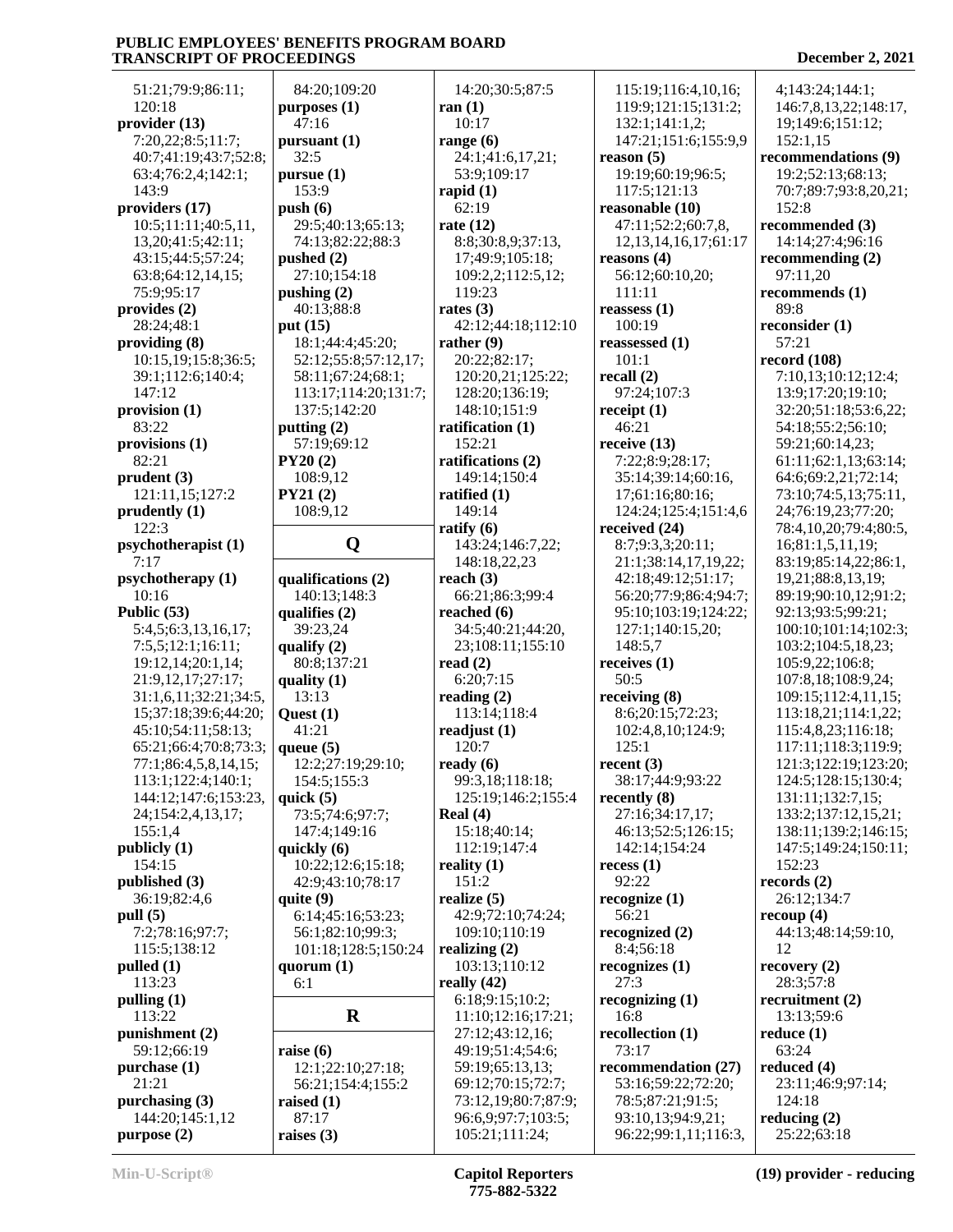51:21;79:9;86:11; 120:18
**provider (13)**
7:20,22;8:5;11:7; 40:7;41:19;43:7;52:8; 63:4;76:2,4;142:1; 143:9
**providers (17)**
10:5;11:11;40:5,11, 13,20;41:5;42:11; 43:15;44:5;57:24; 63:8;64:12,14,15; 75:9;95:17
**provides (2)**
28:24;48:1
**providing (8)**
10:15,19;15:8;36:5; 39:1;112:6;140:4; 147:12
**provision (1)**
83:22
**provisions (1)**
82:21
**prudent (3)**
121:11,15;127:2
**prudently (1)**
122:3
**psychotherapist (1)**
7:17
**psychotherapy (1)**
10:16
**Public (53)**
5:4,5;6:3,13,16,17; 7:5,5;12:1;16:11; 19:12,14;20:1,14; 21:9,12,17;27:17; 31:1,6,11;32:21;34:5, 15;37:18;39:6;44:20; 45:10;54:11;58:13; 65:21;66:4;70:8;73:3; 77:1;86:4,5,8,14,15; 113:1;122:4;140:1; 144:12;147:6;153:23, 24;154:2,4,13,17; 155:1,4
**publicly (1)**
154:15
**published (3)**
36:19;82:4,6
**pull (5)**
7:2;78:16;97:7; 115:5;138:12
**pulled (1)**
113:23
**pulling (1)**
113:22
**punishment (2)**
59:12;66:19
**purchase (1)**
21:21
**purchasing (3)**
144:20;145:1,12
**purpose (2)**
84:20;109:20
**purposes (1)**
47:16
**pursuant (1)**
32:5
**pursue (1)**
153:9
**push (6)**
29:5;40:13;65:13; 74:13;82:22;88:3
**pushed (2)**
27:10;154:18
**pushing (2)**
40:13;88:8
**put (15)**
18:1;44:4;45:20; 52:12;55:8;57:12,17; 58:11;67:24;68:1; 113:17;114:20;131:7; 137:5;142:20
**putting (2)**
57:19;69:12
**PY20 (2)**
108:9,12
**PY21 (2)**
108:9,12

## Q

**qualifications (2)**
140:13;148:3
**qualifies (2)**
39:23,24
**qualify (2)**
80:8;137:21
**quality (1)**
13:13
**Quest (1)**
41:21
**queue (5)**
12:2;27:19;29:10; 154:5;155:3
**quick (5)**
73:5;74:6;97:7; 147:4;149:16
**quickly (6)**
10:22;12:6;15:18; 42:9;43:10;78:17
**quite (9)**
6:14;45:16;53:23; 56:1;82:10;99:3; 101:18;128:5;150:24
**quorum (1)**
6:1

## R

**raise (6)**
12:1;22:10;27:18; 56:21;154:4;155:2
**raised (1)**
87:17
**raises (3)**
14:20;30:5;87:5
**ran (1)**
10:17
**range (6)**
24:1;41:6,17,21; 53:9;109:17
**rapid (1)**
62:19
**rate (12)**
8:8;30:8,9;37:13, 17;49:9;105:18; 109:2,2;112:5,12; 119:23
**rates (3)**
42:12;44:18;112:10
**rather (9)**
20:22;82:17; 120:20,21;125:22; 128:20;136:19; 148:10;151:9
**ratification (1)**
152:21
**ratifications (2)**
149:14;150:4
**ratified (1)**
149:14
**ratify (6)**
143:24;146:7,22; 148:18,22,23
**reach (3)**
66:21;86:3;99:4
**reached (6)**
34:5;40:21;44:20, 23;108:11;155:10
**read (2)**
6:20;7:15
**reading (2)**
113:14;118:4
**readjust (1)**
120:7
**ready (6)**
99:3,18;118:18; 125:19;146:2;155:4
**Real (4)**
15:18;40:14; 112:19;147:4
**reality (1)**
151:2
**realize (5)**
42:9;72:10;74:24; 109:10;110:19
**realizing (2)**
103:13;110:12
**really (42)**
6:18;9:15;10:2; 11:10;12:16;17:21; 27:12;43:12,16; 49:19;51:4;54:6; 59:19;65:13,13; 69:12;70:15;72:7; 73:12,19;80:7;87:9; 96:6,9;97:7;103:5; 105:21;111:24; 115:19;116:4,10,16; 119:9;121:15;131:2; 132:1;141:1,2; 147:21;151:6;155:9,9
**reason (5)**
19:19;60:19;96:5; 117:5;121:13
**reasonable (10)**
47:11;52:2;60:7,8, 12,13,14,16,17;61:17
**reasons (4)**
56:12;60:10,20; 111:11
**reassess (1)**
100:19
**reassessed (1)**
101:1
**recall (2)**
97:24;107:3
**receipt (1)**
46:21
**receive (13)**
7:22;8:9;28:17; 35:14;39:14;60:16, 17;61:16;80:16; 124:24;125:4;151:4,6
**received (24)**
8:7;9:3,3;20:11; 21:1;38:14,17,19,22; 42:18;49:12;51:17; 56:20;77:9;86:4;94:7; 95:10;103:19;124:22; 127:1;140:15,20; 148:5,7
**receives (1)**
50:5
**receiving (8)**
8:6;20:15;72:23; 102:4,8,10;124:9; 125:1
**recent (3)**
38:17;44:9;93:22
**recently (8)**
27:16;34:17,17; 46:13;52:5;126:15; 142:14;154:24
**recess (1)**
92:22
**recognize (1)**
56:21
**recognized (2)**
8:4;56:18
**recognizes (1)**
27:3
**recognizing (1)**
16:8
**recollection (1)**
73:17
**recommendation (27)**
53:16;59:22;72:20; 78:5;87:21;91:5; 93:10,13;94:9,21; 96:22;99:1,11;116:3, 4;143:24;144:1; 146:7,8,13,22;148:17, 19,21;149:6;151:12; 152:1,15
**recommendations (9)**
19:2;52:13;68:13; 70:7;89:7;93:8,20,21; 152:8
**recommended (3)**
14:14;27:4;96:16
**recommending (2)**
97:11,20
**recommends (1)**
89:8
**reconsider (1)**
57:21
**record (108)**
7:10,13;10:12;12:4; 13:9;17:20;19:10; 32:20;51:18;53:6,22; 54:18;55:2;56:10; 59:21;60:14,23; 61:11;62:1,13;63:14; 64:6;69:2,21;72:14; 73:10;74:5,13;75:11, 24;76:19,23;77:20; 78:4,10,20;79:4;80:5, 16;81:1,5,11,19; 83:19;85:14,22;86:1, 19,21;88:8,13,19; 89:19;90:10,12;91:2; 92:13;93:5;99:21; 100:10;101:14;102:3; 103:2;104:5,18,23; 105:9,22;106:8; 107:8,18;108:9,24; 109:15;112:4,11,15; 113:18,21;114:1,22; 115:4,8,23;116:18; 117:11;118:3;119:9; 121:3;122:19;123:20; 124:5;128:15;130:4; 131:11;132:7,15; 133:2;137:12,15,21; 138:11;139:2;146:15; 147:5;149:24;150:11; 152:23
**records (2)**
26:12;134:7
**recoup (4)**
44:13;48:14;59:10, 12
**recovery (2)**
28:3;57:8
**recruitment (2)**
13:13;59:6
**reduce (1)**
63:24
**reduced (4)**
23:11;46:9;97:14; 124:18
**reducing (2)**
25:22;63:18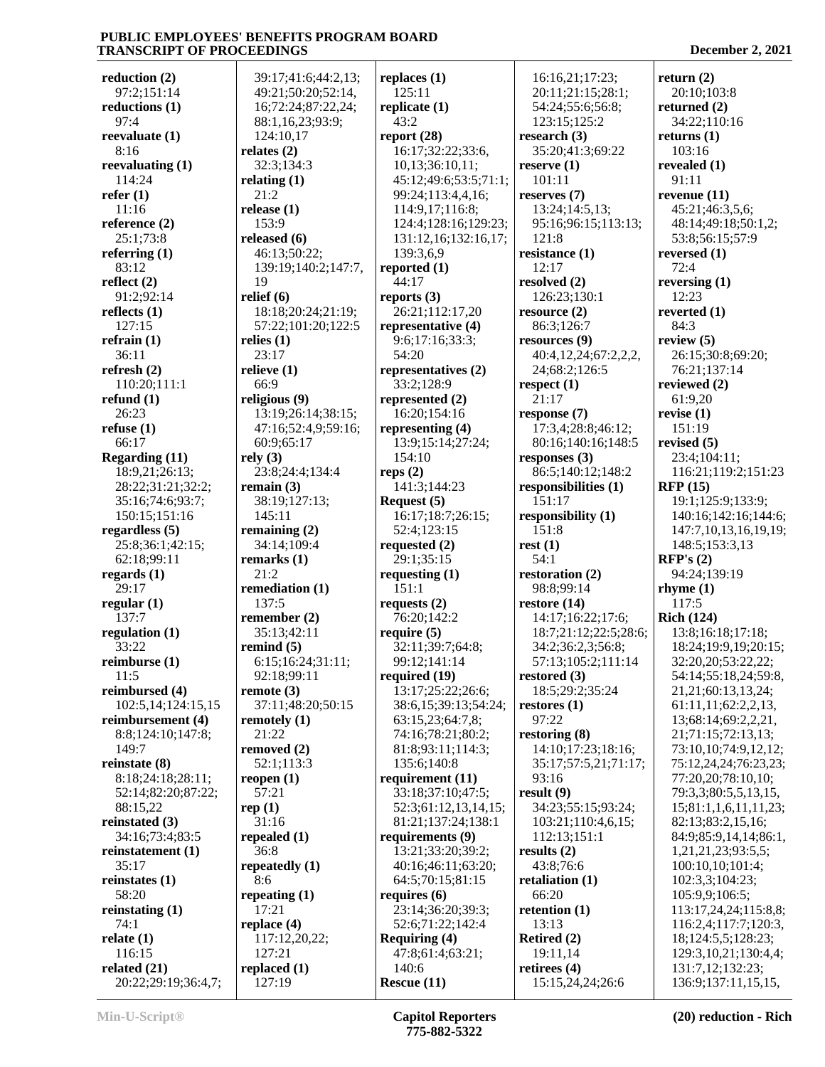**reduction (2)**
97:2;151:14
**reductions (1)**
97:4
**reevaluate (1)**
8:16
**reevaluating (1)**
114:24
**refer (1)**
11:16
**reference (2)**
25:1;73:8
**referring (1)**
83:12
**reflect (2)**
91:2;92:14
**reflects (1)**
127:15
**refrain (1)**
36:11
**refresh (2)**
110:20;111:1
**refund (1)**
26:23
**refuse (1)**
66:17
**Regarding (11)**
18:9,21;26:13;
28:22;31:21;32:2;
35:16;74:6;93:7;
150:15;151:16
**regardless (5)**
25:8;36:1;42:15;
62:18;99:11
**regards (1)**
29:17
**regular (1)**
137:7
**regulation (1)**
33:22
**reimburse (1)**
11:5
**reimbursed (4)**
102:5,14;124:15,15
**reimbursement (4)**
8:8;124:10;147:8;
149:7
**reinstate (8)**
8:18;24:18;28:11;
52:14;82:20;87:22;
88:15,22
**reinstated (3)**
34:16;73:4;83:5
**reinstatement (1)**
35:17
**reinstates (1)**
58:20
**reinstating (1)**
74:1
**relate (1)**
116:15
**related (21)**
20:22;29:19;36:4,7;
39:17;41:6;44:2,13;
49:21;50:20;52:14,
16;72:24;87:22,24;
88:1,16,23;93:9;
124:10,17
**relates (2)**
32:3;134:3
**relating (1)**
21:2
**release (1)**
153:9
**released (6)**
46:13;50:22;
139:19;140:2;147:7,
19
**relief (6)**
18:18;20:24;21:19;
57:22;101:20;122:5
**relies (1)**
23:17
**relieve (1)**
66:9
**religious (9)**
13:19;26:14;38:15;
47:16;52:4,9;59:16;
60:9;65:17
**rely (3)**
23:8;24:4;134:4
**remain (3)**
38:19;127:13;
145:11
**remaining (2)**
34:14;109:4
**remarks (1)**
21:2
**remediation (1)**
137:5
**remember (2)**
35:13;42:11
**remind (5)**
6:15;16:24;31:11;
92:18;99:11
**remote (3)**
37:11;48:20;50:15
**remotely (1)**
21:22
**removed (2)**
52:1;113:3
**reopen (1)**
57:21
**rep (1)**
31:16
**repealed (1)**
36:8
**repeatedly (1)**
8:6
**repeating (1)**
17:21
**replace (4)**
117:12,20,22;
127:21
**replaced (1)**
127:19
**replaces (1)**
125:11
**replicate (1)**
43:2
**report (28)**
16:17;32:22;33:6,
10,13;36:10,11;
45:12;49:6;53:5;71:1;
99:24;113:4,4,16;
114:9,17;116:8;
124:4;128:16;129:23;
131:12,16;132:16,17;
139:3,6,9
**reported (1)**
44:17
**reports (3)**
26:21;112:17,20
**representative (4)**
9:6;17:16;33:3;
54:20
**representatives (2)**
33:2;128:9
**represented (2)**
16:20;154:16
**representing (4)**
13:9;15:14;27:24;
154:10
**reps (2)**
141:3;144:23
**Request (5)**
16:17;18:7;26:15;
52:4;123:15
**requested (2)**
29:1;35:15
**requesting (1)**
151:1
**requests (2)**
76:20;142:2
**require (5)**
32:11;39:7;64:8;
99:12;141:14
**required (19)**
13:17;25:22;26:6;
38:6,15;39:13;54:24;
63:15,23;64:7,8;
74:16;78:21;80:2;
81:8;93:11;114:3;
135:6;140:8
**requirement (11)**
33:18;37:10;47:5;
52:3;61:12,13,14,15;
81:21;137:24;138:1
**requirements (9)**
13:21;33:20;39:2;
40:16;46:11;63:20;
64:5;70:15;81:15
**requires (6)**
23:14;36:20;39:3;
52:6;71:22;142:4
**Requiring (4)**
47:8;61:4;63:21;
140:6
**Rescue (11)**
16:16,21;17:23;
20:11;21:15;28:1;
54:24;55:6;56:8;
123:15;125:2
**research (3)**
35:20;41:3;69:22
**reserve (1)**
101:11
**reserves (7)**
13:24;14:5,13;
95:16;96:15;113:13;
121:8
**resistance (1)**
12:17
**resolved (2)**
126:23;130:1
**resource (2)**
86:3;126:7
**resources (9)**
40:4,12,24;67:2,2,2,
24;68:2;126:5
**respect (1)**
21:17
**response (7)**
17:3,4;28:8;46:12;
80:16;140:16;148:5
**responses (3)**
86:5;140:12;148:2
**responsibilities (1)**
151:17
**responsibility (1)**
151:8
**rest (1)**
54:1
**restoration (2)**
98:8;99:14
**restore (14)**
14:17;16:22;17:6;
18:7;21:12;22:5;28:6;
34:2;36:2,3;56:8;
57:13;105:2;111:14
**restored (3)**
18:5;29:2;35:24
**restores (1)**
97:22
**restoring (8)**
14:10;17:23;18:16;
35:17;57:5,21;71:17;
93:16
**result (9)**
34:23;55:15;93:24;
103:21;110:4,6,15;
112:13;151:1
**results (2)**
43:8;76:6
**retaliation (1)**
66:20
**retention (1)**
13:13
**Retired (2)**
19:11,14
**retirees (4)**
15:15,24,24;26:6
**return (2)**
20:10;103:8
**returned (2)**
34:22;110:16
**returns (1)**
103:16
**revealed (1)**
91:11
**revenue (11)**
45:21;46:3,5,6;
48:14;49:18;50:1,2;
53:8;56:15;57:9
**reversed (1)**
72:4
**reversing (1)**
12:23
**reverted (1)**
84:3
**review (5)**
26:15;30:8;69:20;
76:21;137:14
**reviewed (2)**
61:9,20
**revise (1)**
151:19
**revised (5)**
23:4;104:11;
116:21;119:2;151:23
**RFP (15)**
19:1;125:9;133:9;
140:16;142:16;144:6;
147:7,10,13,16,19,19;
148:5;153:3,13
**RFP's (2)**
94:24;139:19
**rhyme (1)**
117:5
**Rich (124)**
13:8;16:18;17:18;
18:24;19:9,19;20:15;
32:20,20;53:22,22;
54:14;55:18,24;59:8,
21,21;60:13,13,24;
61:11,11;62:2,2,13,
13;68:14;69:2,2,21,
21;71:15;72:13,13;
73:10,10;74:9,12,12;
75:12,24,24;76:23,23;
77:20,20;78:10,10;
79:3,3;80:5,5,13,15,
15;81:1,1,6,11,11,23;
82:13;83:2,15,16;
84:9;85:9,14,14;86:1,
1,21,21,23;93:5,5;
100:10,10;101:4;
102:3,3;104:23;
105:9,9;106:5;
113:17,24,24;115:8,8;
116:2,4;117:7;120:3,
18;124:5,5;128:23;
129:3,10,21;130:4,4;
131:7,12;132:23;
136:9;137:11,15,15,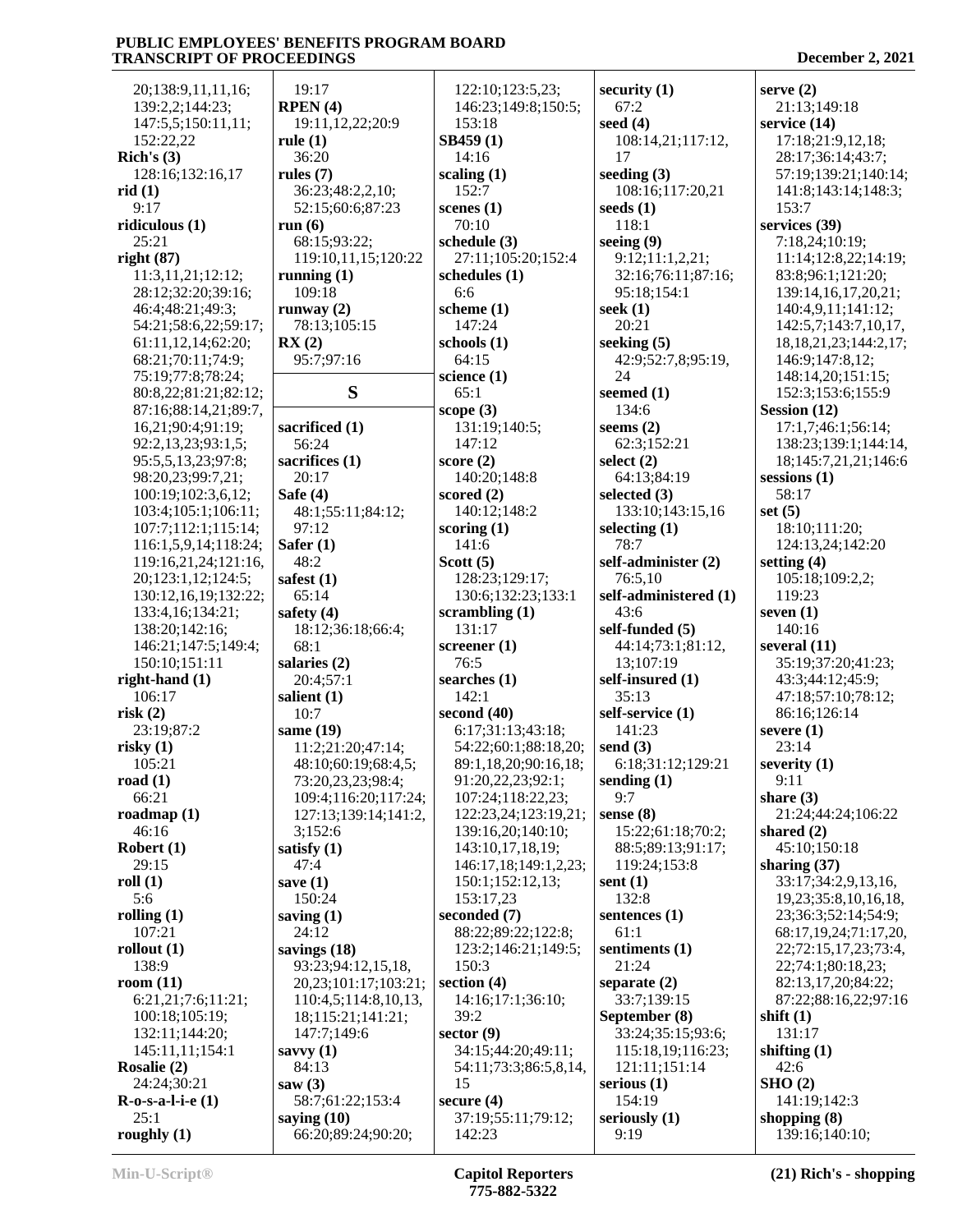20;138:9,11,11,16;
139:2,2;144:23;
147:5,5;150:11,11;
152:22,22

**Rich's (3)**
128:16;132:16,17

**rid (1)**
9:17

**ridiculous (1)**
25:21

**right (87)**
11:3,11,21;12:12;
28:12;32:20;39:16;
46:4;48:21;49:3;
54:21;58:6,22;59:17;
61:11,12,14;62:20;
68:21;70:11;74:9;
75:19;77:8;78:24;
80:8,22;81:21;82:12;
87:16;88:14,21;89:7,
16,21;90:4;91:19;
92:2,13,23;93:1,5;
95:5,5,13,23;97:8;
98:20,23;99:7,21;
100:19;102:3,6,12;
103:4;105:1;106:11;
107:7;112:1;115:14;
116:1,5,9,14;118:24;
119:16,21,24;121:16,
20;123:1,12;124:5;
130:12,16,19;132:22;
133:4,16;134:21;
138:20;142:16;
146:21;147:5;149:4;
150:10;151:11

**right-hand (1)**
106:17

**risk (2)**
23:19;87:2

**risky (1)**
105:21

**road (1)**
66:21

**roadmap (1)**
46:16

**Robert (1)**
29:15

**roll (1)**
5:6

**rolling (1)**
107:21

**rollout (1)**
138:9

**room (11)**
6:21,21;7:6;11:21;
100:18;105:19;
132:11;144:20;
145:11,11;154:1

**Rosalie (2)**
24:24;30:21

**R-o-s-a-l-i-e (1)**
25:1

**roughly (1)**
19:17

**RPEN (4)**
19:11,12,22;20:9

**rule (1)**
36:20

**rules (7)**
36:23;48:2,2,10;
52:15;60:6;87:23

**run (6)**
68:15;93:22;
119:10,11,15;120:22

**running (1)**
109:18

**runway (2)**
78:13;105:15

**RX (2)**
95:7;97:16

## S

**sacrificed (1)**
56:24

**sacrifices (1)**
20:17

**Safe (4)**
48:1;55:11;84:12;
97:12

**Safer (1)**
48:2

**safest (1)**
65:14

**safety (4)**
18:12;36:18;66:4;
68:1

**salaries (2)**
20:4;57:1

**salient (1)**
10:7

**same (19)**
11:2;21:20;47:14;
48:10;60:19;68:4,5;
73:20,23,23;98:4;
109:4;116:20;117:24;
127:13;139:14;141:2,
3;152:6

**satisfy (1)**
47:4

**save (1)**
150:24

**saving (1)**
24:12

**savings (18)**
93:23;94:12,15,18,
20,23;101:17;103:21;
110:4,5;114:8,10,13,
18;115:21;141:21;
147:7;149:6

**savvy (1)**
84:13

**saw (3)**
58:7;61:22;153:4

**saying (10)**
66:20;89:24;90:20;
122:10;123:5,23;
146:23;149:8;150:5;
153:18

**SB459 (1)**
14:16

**scaling (1)**
152:7

**scenes (1)**
70:10

**schedule (3)**
27:11;105:20;152:4

**schedules (1)**
6:6

**scheme (1)**
147:24

**schools (1)**
64:15

**science (1)**
65:1

**scope (3)**
131:19;140:5;
147:12

**score (2)**
140:20;148:8

**scored (2)**
140:12;148:2

**scoring (1)**
141:6

**Scott (5)**
128:23;129:17;
130:6;132:23;133:1

**scrambling (1)**
131:17

**screener (1)**
76:5

**searches (1)**
142:1

**second (40)**
6:17;31:13;43:18;
54:22;60:1;88:18,20;
89:1,18,20;90:16,18;
91:20,22,23;92:1;
107:24;118:22,23;
122:23,24;123:19,21;
139:16,20;140:10;
143:10,17,18,19;
146:17,18;149:1,2,23;
150:1;152:12,13;
153:17,23

**seconded (7)**
88:22;89:22;122:8;
123:2;146:21;149:5;
150:3

**section (4)**
14:16;17:1;36:10;
39:2

**sector (9)**
34:15;44:20;49:11;
54:11;73:3;86:5,8,14,
15

**secure (4)**
37:19;55:11;79:12;
142:23

**security (1)**
67:2

**seed (4)**
108:14,21;117:12,
17

**seeding (3)**
108:16;117:20,21

**seeds (1)**
118:1

**seeing (9)**
9:12;11:1,2,21;
32:16;76:11;87:16;
95:18;154:1

**seek (1)**
20:21

**seeking (5)**
42:9;52:7,8;95:19,
24

**seemed (1)**
134:6

**seems (2)**
62:3;152:21

**select (2)**
64:13;84:19

**selected (3)**
133:10;143:15,16

**selecting (1)**
78:7

**self-administer (2)**
76:5,10

**self-administered (1)**
43:6

**self-funded (5)**
44:14;73:1;81:12,
13;107:19

**self-insured (1)**
35:13

**self-service (1)**
141:23

**send (3)**
6:18;31:12;129:21

**sending (1)**
9:7

**sense (8)**
15:22;61:18;70:2;
88:5;89:13;91:17;
119:24;153:8

**sent (1)**
132:8

**sentences (1)**
61:1

**sentiments (1)**
21:24

**separate (2)**
33:7;139:15

**September (8)**
33:24;35:15;93:6;
115:18,19;116:23;
121:11;151:14

**serious (1)**
154:19

**seriously (1)**
9:19

**serve (2)**
21:13;149:18

**service (14)**
17:18;21:9,12,18;
28:17;36:14;43:7;
57:19;139:21;140:14;
141:8;143:14;148:3;
153:7

**services (39)**
7:18,24;10:19;
11:14;12:8,22;14:19;
83:8;96:1;121:20;
139:14,16,17,20,21;
140:4,9,11;141:12;
142:5,7;143:7,10,17,
18,18,21,23;144:2,17;
146:9;147:8,12;
148:14,20;151:15;
152:3;153:6;155:9

**Session (12)**
17:1,7;46:1;56:14;
138:23;139:1;144:14,
18;145:7,21,21;146:6

**sessions (1)**
58:17

**set (5)**
18:10;111:20;
124:13,24;142:20

**setting (4)**
105:18;109:2,2;
119:23

**seven (1)**
140:16

**several (11)**
35:19;37:20;41:23;
43:3;44:12;45:9;
47:18;57:10;78:12;
86:16;126:14

**severe (1)**
23:14

**severity (1)**
9:11

**share (3)**
21:24;44:24;106:22

**shared (2)**
45:10;150:18

**sharing (37)**
33:17;34:2,9,13,16,
19,23;35:8,10,16,18,
23;36:3;52:14;54:9;
68:17,19,24;71:17,20,
22;72:15,17,23;73:4,
22;74:1;80:18,23;
82:13,17,20;84:22;
87:22;88:16,22;97:16

**shift (1)**
131:17

**shifting (1)**
42:6

**SHO (2)**
141:19;142:3

**shopping (8)**
139:16;140:10;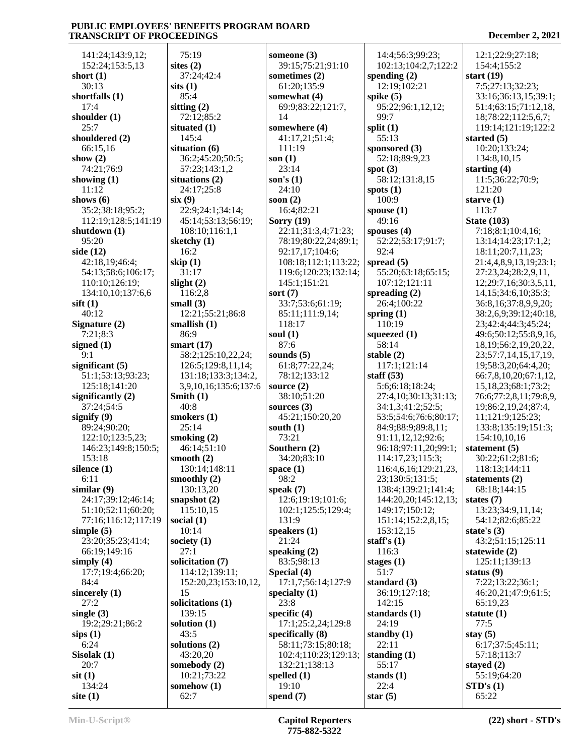141:24;143:9,12;
152:24;153:5,13

**short (1)**
30:13

**shortfalls (1)**
17:4

**shoulder (1)**
25:7

**shouldered (2)**
66:15,16

**show (2)**
74:21;76:9

**showing (1)**
11:12

**shows (6)**
35:2;38:18;95:2;
112:19;128:5;141:19

**shutdown (1)**
95:20

**side (12)**
42:18,19;46:4;
54:13;58:6;106:17;
110:10;126:19;
134:10,10;137:6,6

**sift (1)**
40:12

**Signature (2)**
7:21;8:3

**signed (1)**
9:1

**significant (5)**
51:1;53:13;93:23;
125:18;141:20

**significantly (2)**
37:24;54:5

**signify (9)**
89:24;90:20;
122:10;123:5,23;
146:23;149:8;150:5;
153:18

**silence (1)**
6:11

**similar (9)**
24:17;39:12;46:14;
51:10;52:11;60:20;
77:16;116:12;117:19

**simple (5)**
23:20;35:23;41:4;
66:19;149:16

**simply (4)**
17:7;19:4;66:20;
84:4

**sincerely (1)**
27:2

**single (3)**
19:2;29:21;86:2

**sips (1)**
6:24

**Sisolak (1)**
20:7

**sit (1)**
134:24

**site (1)**
75:19

**sites (2)**
37:24;42:4

**sits (1)**
85:4

**sitting (2)**
72:12;85:2

**situated (1)**
145:4

**situation (6)**
36:2;45:20;50:5;
57:23;143:1,2

**situations (2)**
24:17;25:8

**six (9)**
22:9;24:1;34:14;
45:14;53:13;56:19;
108:10;116:1,1

**sketchy (1)**
16:2

**skip (1)**
31:17

**slight (2)**
116:2,8

**small (3)**
12:21;55:21;86:8

**smallish (1)**
86:9

**smart (17)**
58:2;125:10,22,24;
126:5;129:8,11,14;
131:18;133:3;134:2,
3,9,10,16;135:6;137:6

**Smith (1)**
40:8

**smokers (1)**
25:14

**smoking (2)**
46:14;51:10

**smooth (2)**
130:14;148:11

**smoothly (2)**
130:13,20

**snapshot (2)**
115:10,15

**social (1)**
10:14

**society (1)**
27:1

**solicitation (7)**
114:12;139:11;
152:20,23;153:10,12,
15

**solicitations (1)**
139:15

**solution (1)**
43:5

**solutions (2)**
43:20,20

**somebody (2)**
10:21;73:22

**somehow (1)**
62:7

**someone (3)**
39:15;75:21;91:10

**sometimes (2)**
61:20;135:9

**somewhat (4)**
69:9;83:22;121:7,
14

**somewhere (4)**
41:17,21;51:4;
111:19

**son (1)**
23:14

**son's (1)**
24:10

**soon (2)**
16:4;82:21

**Sorry (19)**
22:11;31:3,4;71:23;
78:19;80:22,24;89:1;
92:17,17;104:6;
108:18;112:1;113:22;
119:6;120:23;132:14;
145:1;151:21

**sort (7)**
33:7;53:6;61:19;
85:11;111:9,14;
118:17

**soul (1)**
87:6

**sounds (5)**
61:8;77:22,24;
78:12;133:12

**source (2)**
38:10;51:20

**sources (3)**
45:21;150:20,20

**south (1)**
73:21

**Southern (2)**
34:20;83:10

**space (1)**
98:2

**speak (7)**
12:6;19:19;101:6;
102:1;125:5;129:4;
131:9

**speakers (1)**
21:24

**speaking (2)**
83:5;98:13

**Special (4)**
17:1,7;56:14;127:9

**specialty (1)**
23:8

**specific (4)**
17:1;25:2,24;129:8

**specifically (8)**
58:11;73:15;80:18;
102:4;110:23;129:13;
132:21;138:13

**spelled (1)**
19:10

**spend (7)**
14:4;56:3;99:23;
102:13;104:2,7;122:2

**spending (2)**
12:19;102:21

**spike (5)**
95:22;96:1,12,12;
99:7

**split (1)**
55:13

**sponsored (3)**
52:18;89:9,23

**spot (3)**
58:12;131:8,15

**spots (1)**
100:9

**spouse (1)**
49:16

**spouses (4)**
52:22;53:17;91:7;
92:4

**spread (5)**
55:20;63:18;65:15;
107:12;121:11

**spreading (2)**
26:4;100:22

**spring (1)**
110:19

**squeezed (1)**
58:14

**stable (2)**
117:1;121:14

**staff (53)**
5:6;6:18;18:24;
27:4,10;30:13;31:13;
34:1,3;41:2;52:5;
53:5;54:6;76:6;80:17;
84:9;88:9;89:8,11;
91:11,12,12;92:6;
96:18;97:11,20;99:1;
114:17,23;115:3;
116:4,6,16;129:21,23,
23;130:5;131:5;
138:4;139:21;141:4;
144:20,20;145:12,13;
149:17;150:12;
151:14;152:2,8,15;
153:12,15

**staff's (1)**
116:3

**stages (1)**
51:7

**standard (3)**
36:19;127:18;
142:15

**standards (1)**
24:19

**standby (1)**
22:11

**standing (1)**
55:17

**stands (1)**
22:4

**star (5)**
12:1;22:9;27:18;
154:4;155:2

**start (19)**
7:5;27:13;32:23;
33:16;36:13,15;39:1;
51:4;63:15;71:12,18,
18;78:22;112:5,6,7;
119:14;121:19;122:2

**started (5)**
10:20;133:24;
134:8,10,15

**starting (4)**
11:5;36:22;70:9;
121:20

**starve (1)**
113:7

**State (103)**
7:18;8:1;10:4,16;
13:14;14:23;17:1,2;
18:11;20:7,11,23;
21:4,4,8,9,13,19;23:1;
27:23,24;28:2,9,11,
12;29:7,16;30:3,5,11,
14,15;34:6,10;35:3;
36:8,16;37:8,9,9,20;
38:2,6,9;39:12;40:18,
23;42:4;44:3;45:24;
49:6;50:12;55:8,9,16,
18,19;56:2,19,20,22,
23;57:7,14,15,17,19,
19;58:3,20;64:4,20;
66:7,8,10,20;67:1,12,
15,18,23;68:1;73:2;
76:6;77:2,8,11;79:8,9,
19;86:2,19,24;87:4,
11;121:9;125:23;
133:8;135:19;151:3;
154:10,10,16

**statement (5)**
30:22;61:2;81:6;
118:13;144:11

**statements (2)**
68:18;144:15

**states (7)**
13:23;34:9,11,14;
54:12;82:6;85:22

**state's (3)**
43:2;51:15;125:11

**statewide (2)**
125:11;139:13

**status (9)**
7:22;13:22;36:1;
46:20,21;47:9;61:5;
65:19,23

**statute (1)**
77:5

**stay (5)**
6:17;37:5;45:11;
57:18;113:7

**stayed (2)**
55:19;64:20

**STD's (1)**
65:22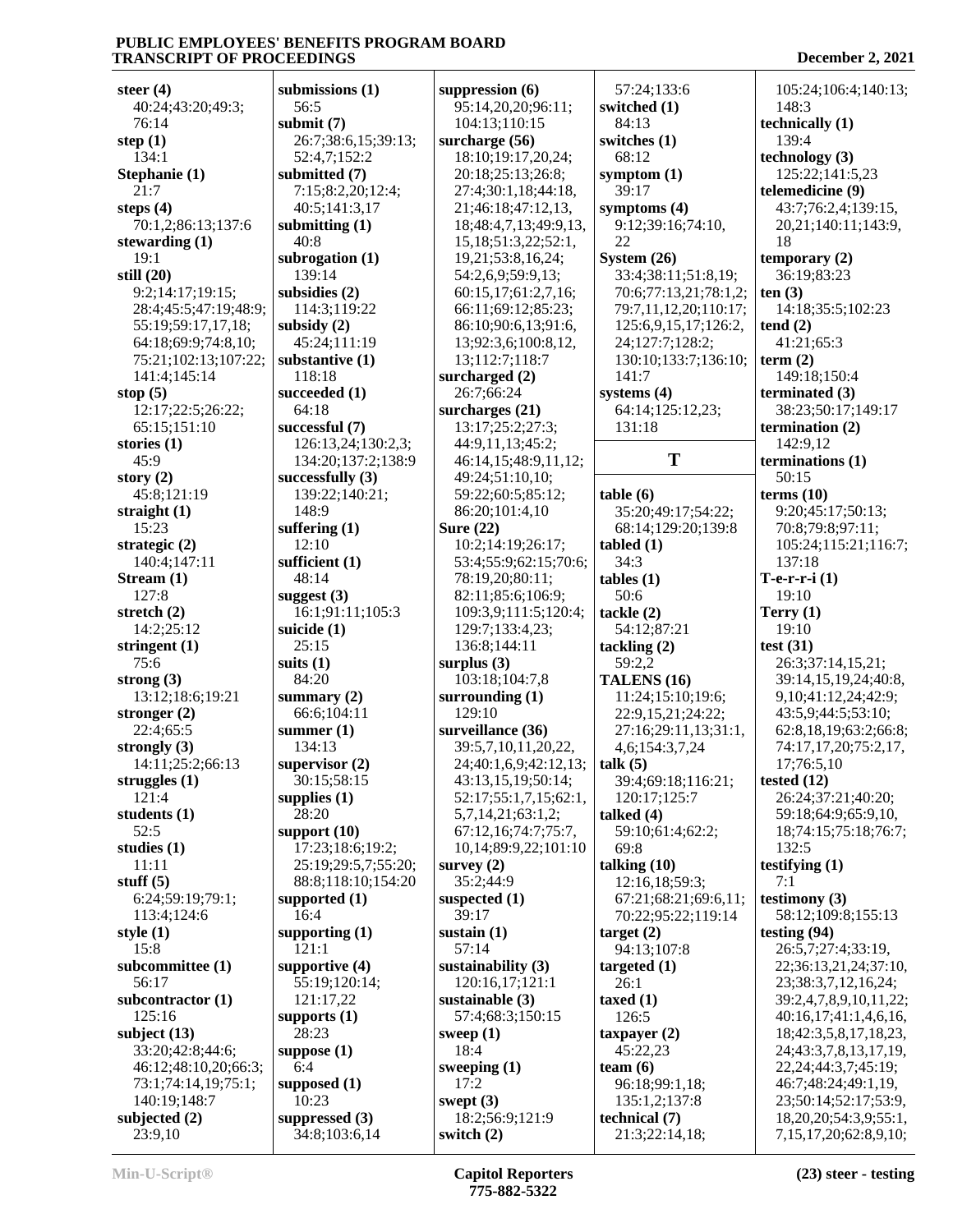**steer (4)**
40:24;43:20;49:3;76:14
**step (1)**
134:1
**Stephanie (1)**
21:7
**steps (4)**
70:1,2;86:13;137:6
**stewarding (1)**
19:1
**still (20)**
9:2;14:17;19:15;28:4;45:5;47:19;48:9;55:19;59:17,17,18;64:18;69:9;74:8,10;75:21;102:13;107:22;141:4;145:14
**stop (5)**
12:17;22:5;26:22;65:15;151:10
**stories (1)**
45:9
**story (2)**
45:8;121:19
**straight (1)**
15:23
**strategic (2)**
140:4;147:11
**Stream (1)**
127:8
**stretch (2)**
14:2;25:12
**stringent (1)**
75:6
**strong (3)**
13:12;18:6;19:21
**stronger (2)**
22:4;65:5
**strongly (3)**
14:11;25:2;66:13
**struggles (1)**
121:4
**students (1)**
52:5
**studies (1)**
11:11
**stuff (5)**
6:24;59:19;79:1;113:4;124:6
**style (1)**
15:8
**subcommittee (1)**
56:17
**subcontractor (1)**
125:16
**subject (13)**
33:20;42:8;44:6;46:12;48:10,20;66:3;73:1;74:14,19;75:1;140:19;148:7
**subjected (2)**
23:9,10
**submissions (1)**
56:5
**submit (7)**
26:7;38:6,15;39:13;52:4,7;152:2
**submitted (7)**
7:15;8:2,20;12:4;40:5;141:3,17
**submitting (1)**
40:8
**subrogation (1)**
139:14
**subsidies (2)**
114:3;119:22
**subsidy (2)**
45:24;111:19
**substantive (1)**
118:18
**succeeded (1)**
64:18
**successful (7)**
126:13,24;130:2,3;134:20;137:2;138:9
**successfully (3)**
139:22;140:21;148:9
**suffering (1)**
12:10
**sufficient (1)**
48:14
**suggest (3)**
16:1;91:11;105:3
**suicide (1)**
25:15
**suits (1)**
84:20
**summary (2)**
66:6;104:11
**summer (1)**
134:13
**supervisor (2)**
30:15;58:15
**supplies (1)**
28:20
**support (10)**
17:23;18:6;19:2;25:19;29:5,7;55:20;88:8;118:10;154:20
**supported (1)**
16:4
**supporting (1)**
121:1
**supportive (4)**
55:19;120:14;121:17,22
**supports (1)**
28:23
**suppose (1)**
6:4
**supposed (1)**
10:23
**suppressed (3)**
34:8;103:6,14
**suppression (6)**
95:14,20,20;96:11;104:13;110:15
**surcharge (56)**
18:10;19:17,20,24;20:18;25:13;26:8;27:4;30:1,18;44:18,21;46:18;47:12,13,18;48:4,7,13;49:9,13,15,18;51:3,22;52:1,19,21;53:8,16,24;54:2,6,9;59:9,13;60:15,17;61:2,7,16;66:11;69:12;85:23;86:10;90:6,13;91:6,13;92:3,6;100:8,12,13;112:7;118:7
**surcharged (2)**
26:7;66:24
**surcharges (21)**
13:17;25:2;27:3;44:9,11,13;45:2;46:14,15;48:9,11,12;49:24;51:10,10;59:22;60:5;85:12;86:20;101:4,10
**Sure (22)**
10:2;14:19;26:17;53:4;55:9;62:15;70:6;78:19,20;80:11;82:11;85:6;106:9;109:3,9;111:5;120:4;129:7;133:4,23;136:8;144:11
**surplus (3)**
103:18;104:7,8
**surrounding (1)**
129:10
**surveillance (36)**
39:5,7,10,11,20,22,24;40:1,6,9;42:12,13;43:13,15,19;50:14;52:17;55:1,7,15;62:1,5,7,14,21;63:1,2;67:12,16;74:7;75:7,10,14;89:9,22;101:10
**survey (2)**
35:2;44:9
**suspected (1)**
39:17
**sustain (1)**
57:14
**sustainability (3)**
120:16,17;121:1
**sustainable (3)**
57:4;68:3;150:15
**sweep (1)**
18:4
**sweeping (1)**
17:2
**swept (3)**
18:2;56:9;121:9
**switch (2)**
57:24;133:6
**switched (1)**
84:13
**switches (1)**
68:12
**symptom (1)**
39:17
**symptoms (4)**
9:12;39:16;74:10,22
**System (26)**
33:4;38:11;51:8,19;70:6;77:13,21;78:1,2;79:7,11,12,20;110:17;125:6,9,15,17;126:2,24;127:7;128:2;130:10;133:7;136:10;141:7
**systems (4)**
64:14;125:12,23;131:18

## T

**table (6)**
35:20;49:17;54:22;68:14;129:20;139:8
**tabled (1)**
34:3
**tables (1)**
50:6
**tackle (2)**
54:12;87:21
**tackling (2)**
59:2,2
**TALENS (16)**
11:24;15:10;19:6;22:9,15,21;24:22;27:16;29:11,13;31:1,4,6;154:3,7,24
**talk (5)**
39:4;69:18;116:21;120:17;125:7
**talked (4)**
59:10;61:4;62:2;69:8
**talking (10)**
12:16,18;59:3;67:21;68:21;69:6,11;70:22;95:22;119:14
**target (2)**
94:13;107:8
**targeted (1)**
26:1
**taxed (1)**
126:5
**taxpayer (2)**
45:22,23
**team (6)**
96:18;99:1,18;135:1,2;137:8
**technical (7)**
21:3;22:14,18;105:24;106:4;140:13;148:3
**technically (1)**
139:4
**technology (3)**
125:22;141:5,23
**telemedicine (9)**
43:7;76:2,4;139:15,20,21;140:11;143:9,18
**temporary (2)**
36:19;83:23
**ten (3)**
14:18;35:5;102:23
**tend (2)**
41:21;65:3
**term (2)**
149:18;150:4
**terminated (3)**
38:23;50:17;149:17
**termination (2)**
142:9,12
**terminations (1)**
50:15
**terms (10)**
9:20;45:17;50:13;70:8;79:8;97:11;105:24;115:21;116:7;137:18
**T-e-r-r-i (1)**
19:10
**Terry (1)**
19:10
**test (31)**
26:3;37:14,15,21;39:14,15,19,24;40:8,9,10;41:12,24;42:9;43:5,9;44:5;53:10;62:8,18,19;63:2;66:8;74:17,17,20;75:2,17,17;76:5,10
**tested (12)**
26:24;37:21;40:20;59:18;64:9;65:9,10,18;74:15;75:18;76:7;132:5
**testifying (1)**
7:1
**testimony (3)**
58:12;109:8;155:13
**testing (94)**
26:5,7;27:4;33:19,22;36:13,21,24;37:10,23;38:3,7,12,16,24;39:2,4,7,8,9,10,11,22;40:16,17;41:1,4,6,16,18;42:3,5,8,17,18,23,24;43:3,7,8,13,17,19,22,24;44:3,7;45:19;46:7;48:24;49:1,19,23;50:14;52:17;53:9,18,20,20;54:3,9;55:1,7,15,17,20;62:8,9,10;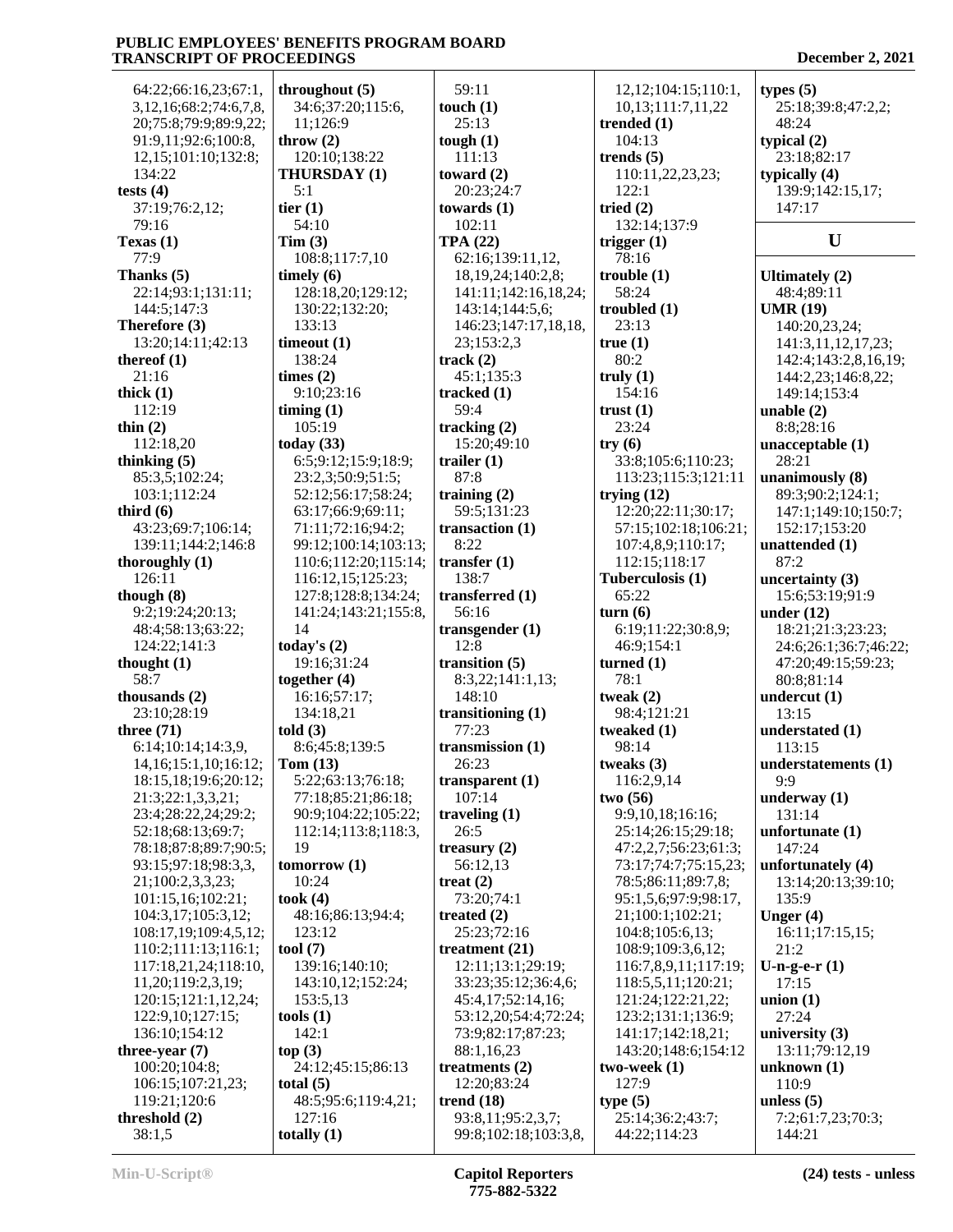64:22;66:16,23;67:1,3,12,16;68:2;74:6,7,8,20;75:8;79:9;89:9,22;91:9,11;92:6;100:8,12,15;101:10;132:8;134:22

**tests (4)**
37:19;76:2,12;79:16

**Texas (1)**
77:9

**Thanks (5)**
22:14;93:1;131:11;144:5;147:3

**Therefore (3)**
13:20;14:11;42:13

**thereof (1)**
21:16

**thick (1)**
112:19

**thin (2)**
112:18,20

**thinking (5)**
85:3,5;102:24;103:1;112:24

**third (6)**
43:23;69:7;106:14;139:11;144:2;146:8

**thoroughly (1)**
126:11

**though (8)**
9:2;19:24;20:13;48:4;58:13;63:22;124:22;141:3

**thought (1)**
58:7

**thousands (2)**
23:10;28:19

**three (71)**
6:14;10:14;14:3,9,14,16;15:1,10;16:12;18:15,18;19:6;20:12;21:3;22:1,3,3,21;23:4;28:22,24;29:2;52:18;68:13;69:7;78:18;87:8;89:7;90:5;93:15;97:18;98:3,3,21;100:2,3,3,23;101:15,16;102:21;104:3,17;105:3,12;108:17,19;109:4,5,12;110:2;111:13;116:1;117:18,21,24;118:10,11,20;119:2,3,19;120:15;121:1,12,24;122:9,10;127:15;136:10;154:12

**three-year (7)**
100:20;104:8;106:15;107:21,23;119:21;120:6

**threshold (2)**
38:1,5

**throughout (5)**
34:6;37:20;115:6,11;126:9

**throw (2)**
120:10;138:22

**THURSDAY (1)**
5:1

**tier (1)**
54:10

**Tim (3)**
108:8;117:7,10

**timely (6)**
128:18,20;129:12;130:22;132:20;133:13

**timeout (1)**
138:24

**times (2)**
9:10;23:16

**timing (1)**
105:19

**today (33)**
6:5;9:12;15:9;18:9;23:2,3;50:9;51:5;52:12;56:17;58:24;63:17;66:9;69:11;71:11;72:16;94:2;99:12;100:14;103:13;110:6;112:20;115:14;116:12,15;125:23;127:8;128:8;134:24;141:24;143:21;155:8,14

**today's (2)**
19:16;31:24

**together (4)**
16:16;57:17;134:18,21

**told (3)**
8:6;45:8;139:5

**Tom (13)**
5:22;63:13;76:18;77:18;85:21;86:18;90:9;104:22;105:22;112:14;113:8;118:3,19

**tomorrow (1)**
10:24

**took (4)**
48:16;86:13;94:4;123:12

**tool (7)**
139:16;140:10;143:10,12;152:24;153:5,13

**tools (1)**
142:1

**top (3)**
24:12;45:15;86:13

**total (5)**
48:5;95:6;119:4,21;127:16

**totally (1)**
59:11

**touch (1)**
25:13

**tough (1)**
111:13

**toward (2)**
20:23;24:7

**towards (1)**
102:11

**TPA (22)**
62:16;139:11,12,18,19,24;140:2,8;141:11;142:16,18,24;143:14;144:5,6;146:23;147:17,18,18,23;153:2,3

**track (2)**
45:1;135:3

**tracked (1)**
59:4

**tracking (2)**
15:20;49:10

**trailer (1)**
87:8

**training (2)**
59:5;131:23

**transaction (1)**
8:22

**transfer (1)**
138:7

**transferred (1)**
56:16

**transgender (1)**
12:8

**transition (5)**
8:3,22;141:1,13;148:10

**transitioning (1)**
77:23

**transmission (1)**
26:23

**transparent (1)**
107:14

**traveling (1)**
26:5

**treasury (2)**
56:12,13

**treat (2)**
73:20;74:1

**treated (2)**
25:23;72:16

**treatment (21)**
12:11;13:1;29:19;33:23;35:12;36:4,6;45:4,17;52:14,16;53:12,20;54:4;72:24;73:9;82:17;87:23;88:1,16,23

**treatments (2)**
12:20;83:24

**trend (18)**
93:8,11;95:2,3,7;99:8;102:18;103:3,8,12,12;104:15;110:1,10,13;111:7,11,22

**trended (1)**
104:13

**trends (5)**
110:11,22,23,23;122:1

**tried (2)**
132:14;137:9

**trigger (1)**
78:16

**trouble (1)**
58:24

**troubled (1)**
23:13

**true (1)**
80:2

**truly (1)**
154:16

**trust (1)**
23:24

**try (6)**
33:8;105:6;110:23;113:23;115:3;121:11

**trying (12)**
12:20;22:11;30:17;57:15;102:18;106:21;107:4,8,9;110:17;112:15;118:17

**Tuberculosis (1)**
65:22

**turn (6)**
6:19;11:22;30:8,9;46:9;154:1

**turned (1)**
78:1

**tweak (2)**
98:4;121:21

**tweaked (1)**
98:14

**tweaks (3)**
116:2,9,14

**two (56)**
9:9,10,18;16:16;25:14;26:15;29:18;47:2,2,7;56:23;61:3;73:17;74:7;75:15,23;78:5;86:11;89:7,8;95:1,5,6;97:9;98:17,21;100:1;102:21;104:8;105:6,13;108:9;109:3,6,12;116:7,8,9,11;117:19;118:5,5,11;120:21;121:24;122:21,22;123:2;131:1;136:9;141:17;142:18,21;143:20;148:6;154:12

**two-week (1)**
127:9

**type (5)**
25:14;36:2;43:7;44:22;114:23

**types (5)**
25:18;39:8;47:2,2;48:24

**typical (2)**
23:18;82:17

**typically (4)**
139:9;142:15,17;147:17

## U

**Ultimately (2)**
48:4;89:11

**UMR (19)**
140:20,23,24;141:3,11,12,17,23;142:4;143:2,8,16,19;144:2,23;146:8,22;149:14;153:4

**unable (2)**
8:8;28:16

**unacceptable (1)**
28:21

**unanimously (8)**
89:3;90:2;124:1;147:1;149:10;150:7;152:17;153:20

**unattended (1)**
87:2

**uncertainty (3)**
15:6;53:19;91:9

**under (12)**
18:21;21:3;23:23;24:6;26:1;36:7;46:22;47:20;49:15;59:23;80:8;81:14

**undercut (1)**
13:15

**understated (1)**
113:15

**understatements (1)**
9:9

**underway (1)**
131:14

**unfortunate (1)**
147:24

**unfortunately (4)**
13:14;20:13;39:10;135:9

**Unger (4)**
16:11;17:15,15;21:2

**U-n-g-e-r (1)**
17:15

**union (1)**
27:24

**university (3)**
13:11;79:12,19

**unknown (1)**
110:9

**unless (5)**
7:2;61:7,23;70:3;144:21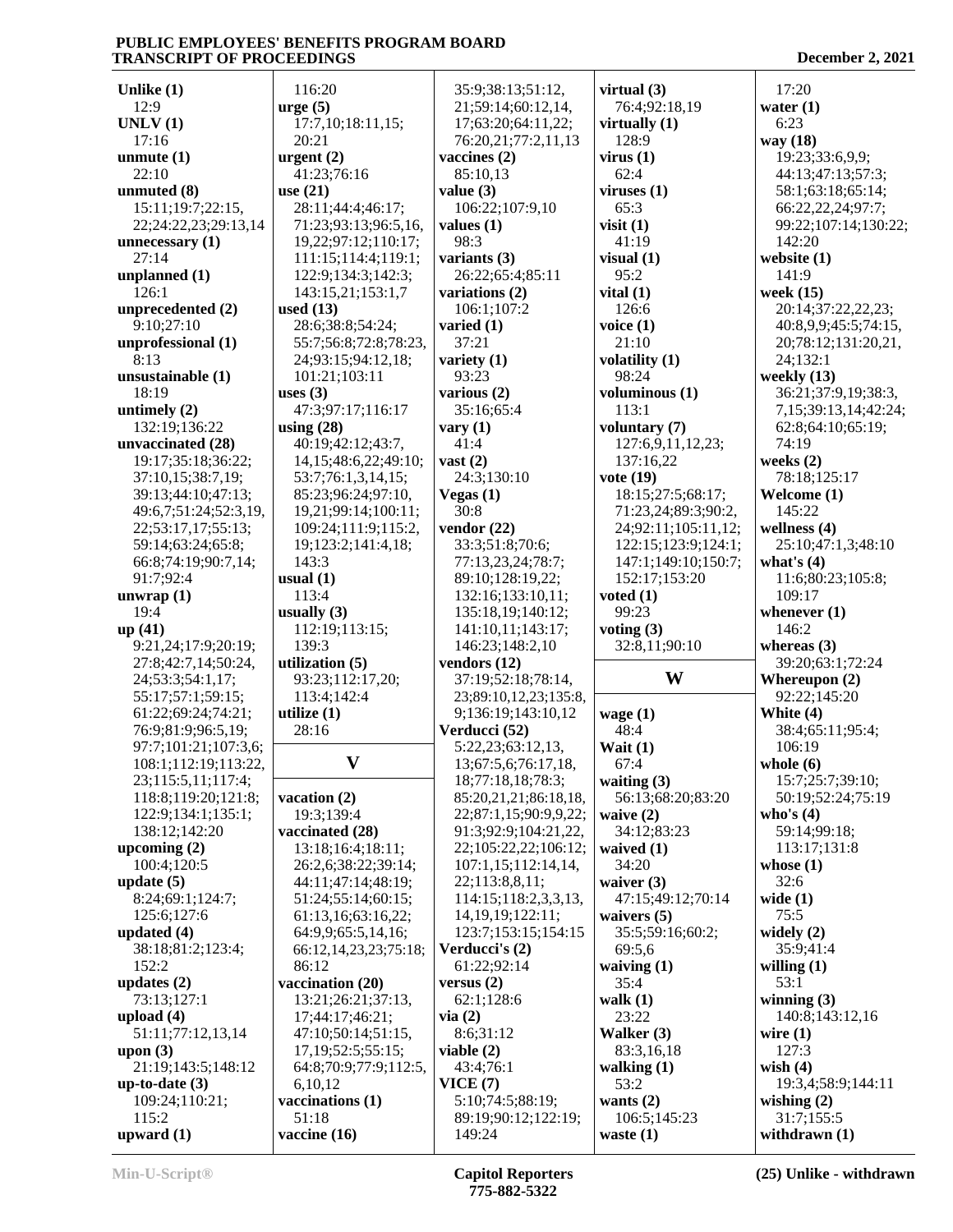Unlike (1)
12:9
UNLV (1)
17:16
unmute (1)
22:10
unmuted (8)
15:11;19:7;22:15,
22;24:22,23;29:13,14
unnecessary (1)
27:14
unplanned (1)
126:1
unprecedented (2)
9:10;27:10
unprofessional (1)
8:13
unsustainable (1)
18:19
untimely (2)
132:19;136:22
unvaccinated (28)
19:17;35:18;36:22;
37:10,15;38:7,19;
39:13;44:10;47:13;
49:6,7;51:24;52:3,19,
22;53:17,17;55:13;
59:14;63:24;65:8;
66:8;74:19;90:7,14;
91:7;92:4
unwrap (1)
19:4
up (41)
9:21,24;17:9;20:19;
27:8;42:7,14;50:24,
24;53:3;54:1,17;
55:17;57:1;59:15;
61:22;69:24;74:21;
76:9;81:9;96:5,19;
97:7;101:21;107:3,6;
108:1;112:19;113:22,
23;115:5,11;117:4;
118:8;119:20;121:8;
122:9;134:1;135:1;
138:12;142:20
upcoming (2)
100:4;120:5
update (5)
8:24;69:1;124:7;
125:6;127:6
updated (4)
38:18;81:2;123:4;
152:2
updates (2)
73:13;127:1
upload (4)
51:11;77:12,13,14
upon (3)
21:19;143:5;148:12
up-to-date (3)
109:24;110:21;
115:2
upward (1)
116:20
urge (5)
17:7,10;18:11,15;
20:21
urgent (2)
41:23;76:16
use (21)
28:11;44:4;46:17;
71:23;93:13;96:5,16,
19,22;97:12;110:17;
111:15;114:4;119:1;
122:9;134:3;142:3;
143:15,21;153:1,7
used (13)
28:6;38:8;54:24;
55:7;56:8;72:8;78:23,
24;93:15;94:12,18;
101:21;103:11
uses (3)
47:3;97:17;116:17
using (28)
40:19;42:12;43:7,
14,15;48:6,22;49:10;
53:7;76:1,3,14,15;
85:23;96:24;97:10,
19,21;99:14;100:11;
109:24;111:9;115:2,
19;123:2;141:4,18;
143:3
usual (1)
113:4
usually (3)
112:19;113:15;
139:3
utilization (5)
93:23;112:17,20;
113:4;142:4
utilize (1)
28:16

**V**

vacation (2)
19:3;139:4
vaccinated (28)
13:18;16:4;18:11;
26:2,6;38:22;39:14;
44:11;47:14;48:19;
51:24;55:14;60:15;
61:13,16;63:16,22;
64:9,9;65:5,14,16;
66:12,14,23,23;75:18;
86:12
vaccination (20)
13:21;26:21;37:13,
17;44:17;46:21;
47:10;50:14;51:15,
17,19;52:5;55:15;
64:8;70:9;77:9;112:5,
6,10,12
vaccinations (1)
51:18
vaccine (16)
35:9;38:13;51:12,
21;59:14;60:12,14,
17;63:20;64:11,22;
76:20,21;77:2,11,13
vaccines (2)
85:10,13
value (3)
106:22;107:9,10
values (1)
98:3
variants (3)
26:22;65:4;85:11
variations (2)
106:1;107:2
varied (1)
37:21
variety (1)
93:23
various (2)
35:16;65:4
vary (1)
41:4
vast (2)
24:3;130:10
Vegas (1)
30:8
vendor (22)
33:3;51:8;70:6;
77:13,23,24;78:7;
89:10;128:19,22;
132:16;133:10,11;
135:18,19;140:12;
141:10,11;143:17;
146:23;148:2,10
vendors (12)
37:19;52:18;78:14,
23;89:10,12,23;135:8,
9;136:19;143:10,12
Verducci (52)
5:22,23;63:12,13,
13;67:5,6;76:17,18,
18;77:18,18;78:3;
85:20,21,21;86:18,18,
22;87:1,15;90:9,9,22;
91:3;92:9;104:21,22,
22;105:22,22;106:12;
107:1,15;112:14,14,
22;113:8,8,11;
114:15;118:2,3,3,13,
14,19,19;122:11;
123:7;153:15;154:15
Verducci's (2)
61:22;92:14
versus (2)
62:1;128:6
via (2)
8:6;31:12
viable (2)
43:4;76:1
VICE (7)
5:10;74:5;88:19;
89:19;90:12;122:19;
149:24
virtual (3)
76:4;92:18,19
virtually (1)
128:9
virus (1)
62:4
viruses (1)
65:3
visit (1)
41:19
visual (1)
95:2
vital (1)
126:6
voice (1)
21:10
volatility (1)
98:24
voluminous (1)
113:1
voluntary (7)
127:6,9,11,12,23;
137:16,22
vote (19)
18:15;27:5;68:17;
71:23,24;89:3;90:2,
24;92:11;105:11,12;
122:15;123:9;124:1;
147:1;149:10;150:7;
152:17;153:20
voted (1)
99:23
voting (3)
32:8,11;90:10

**W**

wage (1)
48:4
Wait (1)
67:4
waiting (3)
56:13;68:20;83:20
waive (2)
34:12;83:23
waived (1)
34:20
waiver (3)
47:15;49:12;70:14
waivers (5)
35:5;59:16;60:2;
69:5,6
waiving (1)
35:4
walk (1)
23:22
Walker (3)
83:3,16,18
walking (1)
53:2
wants (2)
106:5;145:23
waste (1)
17:20
water (1)
6:23
way (18)
19:23;33:6,9,9;
44:13;47:13;57:3;
58:1;63:18;65:14;
66:22,22,24;97:7;
99:22;107:14;130:22;
142:20
website (1)
141:9
week (15)
20:14;37:22,22,23;
40:8,9,9;45:5;74:15,
20;78:12;131:20,21,
24;132:1
weekly (13)
36:21;37:9,19;38:3,
7,15;39:13,14;42:24;
62:8;64:10;65:19;
74:19
weeks (2)
78:18;125:17
Welcome (1)
145:22
wellness (4)
25:10;47:1,3;48:10
what's (4)
11:6;80:23;105:8;
109:17
whenever (1)
146:2
whereas (3)
39:20;63:1;72:24
Whereupon (2)
92:22;145:20
White (4)
38:4;65:11;95:4;
106:19
whole (6)
15:7;25:7;39:10;
50:19;52:24;75:19
who's (4)
59:14;99:18;
113:17;131:8
whose (1)
32:6
wide (1)
75:5
widely (2)
35:9;41:4
willing (1)
53:1
winning (3)
140:8;143:12,16
wire (1)
127:3
wish (4)
19:3,4;58:9;144:11
wishing (2)
31:7;155:5
withdrawn (1)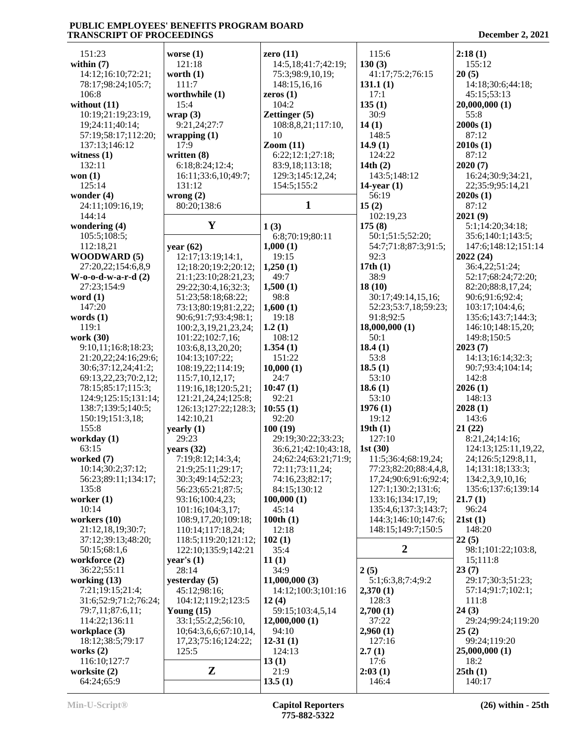151:23
**within (7)**
14:12;16:10;72:21;78:17;98:24;105:7;106:8
**without (11)**
10:19;21:19;23:19,19;24:11;40:14;57:19;58:17;112:20;137:13;146:12
**witness (1)**
132:11
**won (1)**
125:14
**wonder (4)**
24:11;109:16,19;144:14
**wondering (4)**
105:5;108:5;112:18,21
**WOODWARD (5)**
27:20,22;154:6,8,9
**W-o-o-d-w-a-r-d (2)**
27:23;154:9
**word (1)**
147:20
**words (1)**
119:1
**work (30)**
9:10,11;16:8;18:23;21:20,22;24:16;29:6;30:6;37:12,24;41:2;69:13,22,23;70:2,12;78:15;85:17;115:3;124:9;125:15;131:14;138:7;139:5;140:5;150:19;151:3,18;155:8
**workday (1)**
63:15
**worked (7)**
10:14;30:2;37:12;56:23;89:11;134:17;135:8
**worker (1)**
10:14
**workers (10)**
21:12,18,19;30:7;37:12;39:13;48:20;50:15;68:1,6
**workforce (2)**
36:22;55:11
**working (13)**
7:21;19:15;21:4;31:6;52:9;71:2;76:24;79:7,11;87:6,11;114:22;136:11
**workplace (3)**
18:12;38:5;79:17
**works (2)**
116:10;127:7
**worksite (2)**
64:24;65:9
**worse (1)**
121:18
**worth (1)**
111:7
**worthwhile (1)**
15:4
**wrap (3)**
9:21,24;27:7
**wrapping (1)**
17:9
**written (8)**
6:18;8:24;12:4;16:11;33:6,10;49:7;131:12
**wrong (2)**
80:20;138:6

## Y

**year (62)**
12:17;13:19;14:1,12;18:20;19:2;20:12;21:1;23:10;28:21,23;29:22;30:4,16;32:3;51:23;58:18;68:22;73:13;80:19;81:2,22;90:6;91:7;93:4;98:1;100:2,3,19,21,23,24;101:22;102:7,16;103:6,8,13,20,20;104:13;107:22;108:19,22;114:19;115:7,10,12,17;119:16,18;120:5,21;121:21,24,24;125:8;126:13;127:22;128:3;142:10,21
**yearly (1)**
29:23
**years (32)**
7:19;8:12;14:3,4;21:9;25:11;29:17;30:3;49:14;52:23;56:23;65:21;87:5;93:16;100:4,23;101:16;104:3,17;108:9,17,20;109:18;110:14;117:18,24;118:5;119:20;121:12;122:10;135:9;142:21
**year's (1)**
28:14
**yesterday (5)**
45:12;98:16;104:12;119:2;123:5
**Young (15)**
33:1;55:2,2;56:10,10;64:3,6,6;67:10,14,17,23;75:16;124:22;125:5

## Z

**zero (11)**
14:5,18;41:7;42:19;75:3;98:9,10,19;148:15,16,16
**zeros (1)**
104:2
**Zettinger (5)**
108:8,8,21;117:10,10
**Zoom (11)**
6:22;12:1;27:18;83:9,18;113:18;129:3;145:12,24;154:5;155:2

## 1

**1 (3)**
6:8;70:19;80:11
**1,000 (1)**
19:15
**1,250 (1)**
49:7
**1,500 (1)**
98:8
**1,600 (1)**
19:18
**1.2 (1)**
108:12
**1.354 (1)**
151:22
**10,000 (1)**
24:7
**10:47 (1)**
92:21
**10:55 (1)**
92:20
**100 (19)**
29:19;30:22;33:23;36:6,21;42:10;43:18,24;62:24;63:21;71:9;72:11;73:11,24;74:16,23;82:17;84:15;130:12
**100,000 (1)**
45:14
**100th (1)**
12:18
**102 (1)**
35:4
**11 (1)**
34:9
**11,000,000 (3)**
14:12;100:3;101:16
**12 (4)**
59:15;103:4,5,14
**12,000,000 (1)**
94:10
**12-31 (1)**
124:13
**13 (1)**
21:9
**13.5 (1)**
115:6
**130 (3)**
41:17;75:2;76:15
**131.1 (1)**
17:1
**135 (1)**
30:9
**14 (1)**
148:5
**14.9 (1)**
124:22
**14th (2)**
143:5;148:12
**14-year (1)**
56:19
**15 (2)**
102:19,23
**175 (8)**
50:1;51:5;52:20;54:7;71:8;87:3;91:5;92:3
**17th (1)**
38:9
**18 (10)**
30:17;49:14,15,16;52:23;53:7,18;59:23;91:8;92:5
**18,000,000 (1)**
50:1
**18.4 (1)**
53:8
**18.5 (1)**
53:10
**18.6 (1)**
53:10
**1976 (1)**
19:12
**19th (1)**
127:10
**1st (30)**
11:5;36:4;68:19,24;77:23;82:20;88:4,4,8,17,24;90:6;91:6;92:4;127:1;130:2;131:6;133:16;134:17,19;135:4,6;137:3;143:7;144:3;146:10;147:6;148:15;149:7;150:5

## 2

**2 (5)**
5:1;6:3,8;7:4;9:2
**2,370 (1)**
128:3
**2,700 (1)**
37:22
**2,960 (1)**
127:16
**2.7 (1)**
17:6
**2:03 (1)**
146:4
**2:18 (1)**
155:12
**20 (5)**
14:18;30:6;44:18;45:15;53:13
**20,000,000 (1)**
55:8
**2000s (1)**
87:12
**2010s (1)**
87:12
**2020 (7)**
16:24;30:9;34:21,22;35:9;95:14,21
**2020s (1)**
87:12
**2021 (9)**
5:1;14:20;34:18;35:6;140:1;143:5;147:6;148:12;151:14
**2022 (24)**
36:4,22;51:24;52:17;68:24;72:20;82:20;88:8,17,24;90:6;91:6;92:4;103:17;104:4,6;135:6;143:7;144:3;146:10;148:15,20;149:8;150:5
**2023 (7)**
14:13;16:14;32:3;90:7;93:4;104:14;142:8
**2026 (1)**
148:13
**2028 (1)**
143:6
**21 (22)**
8:21,24;14:16;124:13;125:11,19,22,24;126:5;129:8,11,14;131:18;133:3;134:2,3,9,10,16;135:6;137:6;139:14
**21.7 (1)**
96:24
**21st (1)**
148:20
**22 (5)**
98:1;101:22;103:8,15;111:8
**23 (7)**
29:17;30:3;51:23;57:14;91:7;102:1;111:8
**24 (3)**
29:24;99:24;119:20
**25 (2)**
99:24;119:20
**25,000,000 (1)**
18:2
**25th (1)**
140:17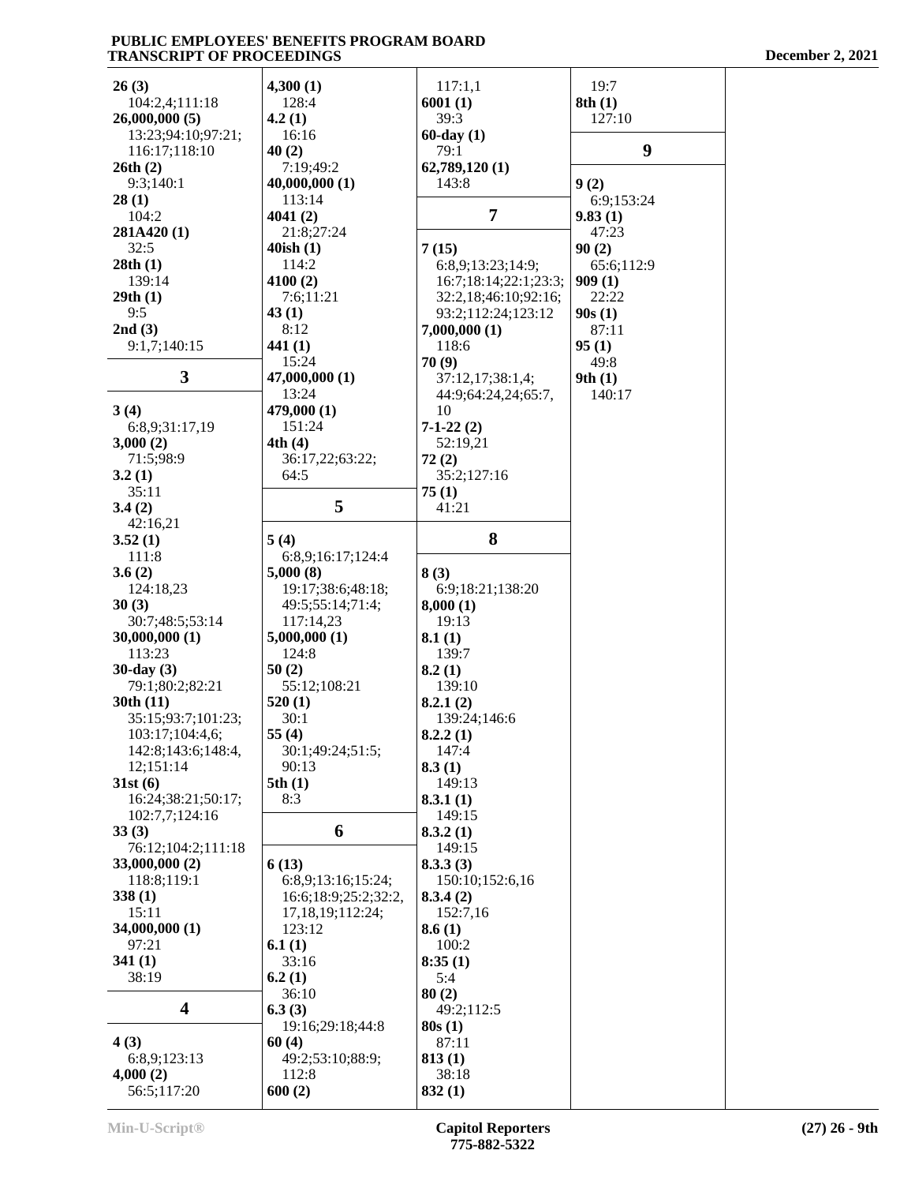**26 (3)**
104:2,4;111:18
**26,000,000 (5)**
13:23;94:10;97:21;
116:17;118:10
**26th (2)**
9:3;140:1
**28 (1)**
104:2
**281A420 (1)**
32:5
**28th (1)**
139:14
**29th (1)**
9:5
**2nd (3)**
9:1,7;140:15

## 3

**3 (4)**
6:8,9;31:17,19
**3,000 (2)**
71:5;98:9
**3.2 (1)**
35:11
**3.4 (2)**
42:16,21
**3.52 (1)**
111:8
**3.6 (2)**
124:18,23
**30 (3)**
30:7;48:5;53:14
**30,000,000 (1)**
113:23
**30-day (3)**
79:1;80:2;82:21
**30th (11)**
35:15;93:7;101:23;
103:17;104:4,6;
142:8;143:6;148:4,
12;151:14
**31st (6)**
16:24;38:21;50:17;
102:7,7;124:16
**33 (3)**
76:12;104:2;111:18
**33,000,000 (2)**
118:8;119:1
**338 (1)**
15:11
**34,000,000 (1)**
97:21
**341 (1)**
38:19

## 4

**4 (3)**
6:8,9;123:13
**4,000 (2)**
56:5;117:20
**4,300 (1)**
128:4
**4.2 (1)**
16:16
**40 (2)**
7:19;49:2
**40,000,000 (1)**
113:14
**4041 (2)**
21:8;27:24
**40ish (1)**
114:2
**4100 (2)**
7:6;11:21
**43 (1)**
8:12
**441 (1)**
15:24
**47,000,000 (1)**
13:24
**479,000 (1)**
151:24
**4th (4)**
36:17,22;63:22;
64:5

## 5

**5 (4)**
6:8,9;16:17;124:4
**5,000 (8)**
19:17;38:6;48:18;
49:5;55:14;71:4;
117:14,23
**5,000,000 (1)**
124:8
**50 (2)**
55:12;108:21
**520 (1)**
30:1
**55 (4)**
30:1;49:24;51:5;
90:13
**5th (1)**
8:3

## 6

**6 (13)**
6:8,9;13:16;15:24;
16:6;18:9;25:2;32:2,
17,18,19;112:24;
123:12
**6.1 (1)**
33:16
**6.2 (1)**
36:10
**6.3 (3)**
19:16;29:18;44:8
**60 (4)**
49:2;53:10;88:9;
112:8
**600 (2)**
117:1,1
**6001 (1)**
39:3
**60-day (1)**
79:1
**62,789,120 (1)**
143:8

## 7

**7 (15)**
6:8,9;13:23;14:9;
16:7;18:14;22:1;23:3;
32:2,18;46:10;92:16;
93:2;112:24;123:12
**7,000,000 (1)**
118:6
**70 (9)**
37:12,17;38:1,4;
44:9;64:24,24;65:7,
10
**7-1-22 (2)**
52:19,21
**72 (2)**
35:2;127:16
**75 (1)**
41:21

## 8

**8 (3)**
6:9;18:21;138:20
**8,000 (1)**
19:13
**8.1 (1)**
139:7
**8.2 (1)**
139:10
**8.2.1 (2)**
139:24;146:6
**8.2.2 (1)**
147:4
**8.3 (1)**
149:13
**8.3.1 (1)**
149:15
**8.3.2 (1)**
149:15
**8.3.3 (3)**
150:10;152:6,16
**8.3.4 (2)**
152:7,16
**8.6 (1)**
100:2
**8:35 (1)**
5:4
**80 (2)**
49:2;112:5
**80s (1)**
87:11
**813 (1)**
38:18
**832 (1)**
19:7
**8th (1)**
127:10

## 9

**9 (2)**
6:9;153:24
**9.83 (1)**
47:23
**90 (2)**
65:6;112:9
**909 (1)**
22:22
**90s (1)**
87:11
**95 (1)**
49:8
**9th (1)**
140:17